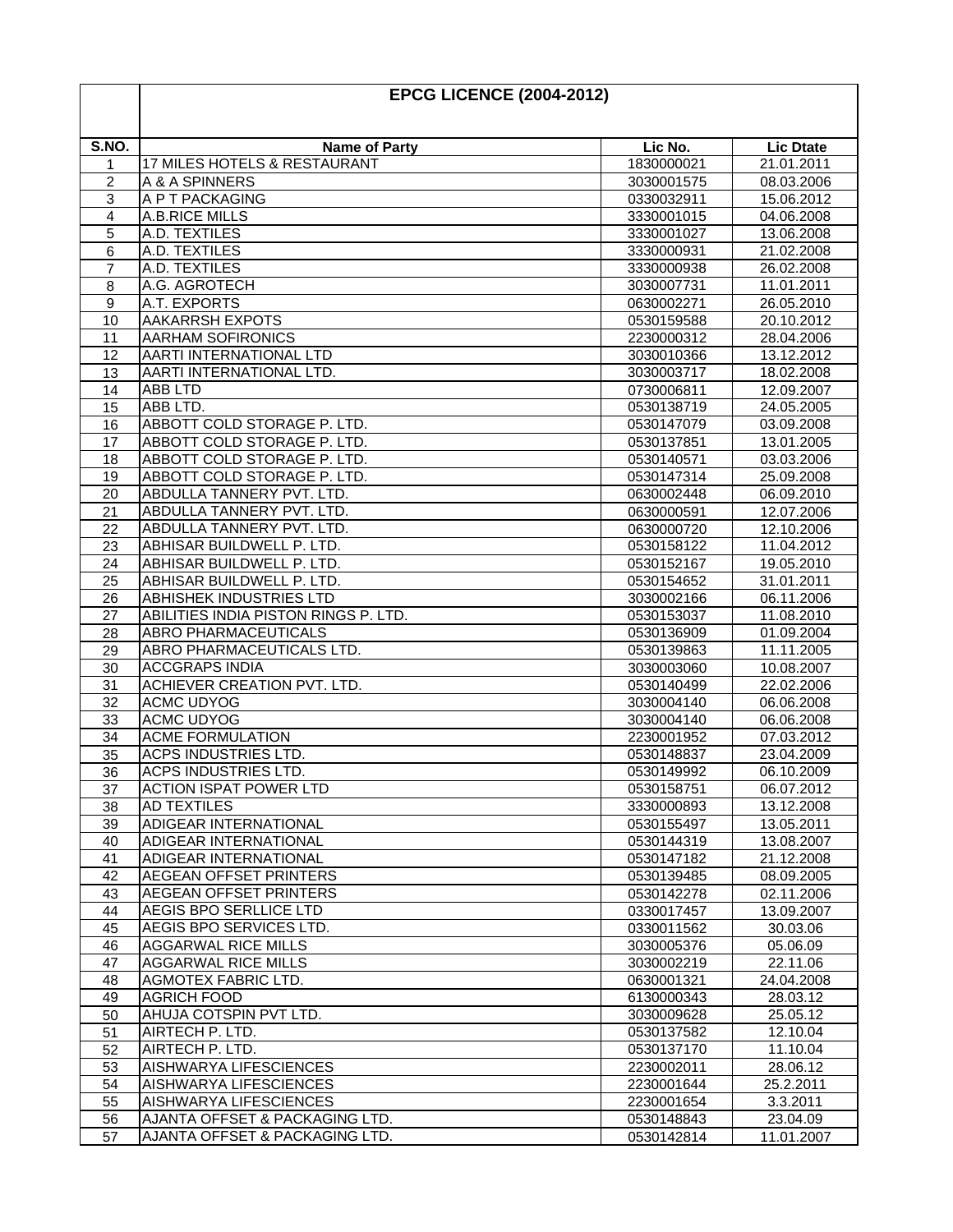| S.NO. | EPCG LICENCE (2004-2012) | | |
|---|---|---|---|
| | **Name of Party** | **Lic No.** | **Lic Dtate** |
| 1 | 17 MILES HOTELS & RESTAURANT | 1830000021 | 21.01.2011 |
| 2 | A & A SPINNERS | 3030001575 | 08.03.2006 |
| 3 | A P T PACKAGING | 0330032911 | 15.06.2012 |
| 4 | A.B.RICE MILLS | 3330001015 | 04.06.2008 |
| 5 | A.D. TEXTILES | 3330001027 | 13.06.2008 |
| 6 | A.D. TEXTILES | 3330000931 | 21.02.2008 |
| 7 | A.D. TEXTILES | 3330000938 | 26.02.2008 |
| 8 | A.G. AGROTECH | 3030007731 | 11.01.2011 |
| 9 | A.T. EXPORTS | 0630002271 | 26.05.2010 |
| 10 | AAKARRSH EXPOTS | 0530159588 | 20.10.2012 |
| 11 | AARHAM SOFIRONICS | 2230000312 | 28.04.2006 |
| 12 | AARTI INTERNATIONAL LTD | 3030010366 | 13.12.2012 |
| 13 | AARTI INTERNATIONAL LTD. | 3030003717 | 18.02.2008 |
| 14 | ABB LTD | 0730006811 | 12.09.2007 |
| 15 | ABB LTD. | 0530138719 | 24.05.2005 |
| 16 | ABBOTT COLD STORAGE P. LTD. | 0530147079 | 03.09.2008 |
| 17 | ABBOTT COLD STORAGE P. LTD. | 0530137851 | 13.01.2005 |
| 18 | ABBOTT COLD STORAGE P. LTD. | 0530140571 | 03.03.2006 |
| 19 | ABBOTT COLD STORAGE P. LTD. | 0530147314 | 25.09.2008 |
| 20 | ABDULLA TANNERY PVT. LTD. | 0630002448 | 06.09.2010 |
| 21 | ABDULLA TANNERY PVT. LTD. | 0630000591 | 12.07.2006 |
| 22 | ABDULLA TANNERY PVT. LTD. | 0630000720 | 12.10.2006 |
| 23 | ABHISAR BUILDWELL P. LTD. | 0530158122 | 11.04.2012 |
| 24 | ABHISAR BUILDWELL P. LTD. | 0530152167 | 19.05.2010 |
| 25 | ABHISAR BUILDWELL P. LTD. | 0530154652 | 31.01.2011 |
| 26 | ABHISHEK INDUSTRIES LTD | 3030002166 | 06.11.2006 |
| 27 | ABILITIES INDIA PISTON RINGS P. LTD. | 0530153037 | 11.08.2010 |
| 28 | ABRO PHARMACEUTICALS | 0530136909 | 01.09.2004 |
| 29 | ABRO PHARMACEUTICALS LTD. | 0530139863 | 11.11.2005 |
| 30 | ACCGRAPS INDIA | 3030003060 | 10.08.2007 |
| 31 | ACHIEVER CREATION PVT. LTD. | 0530140499 | 22.02.2006 |
| 32 | ACMC UDYOG | 3030004140 | 06.06.2008 |
| 33 | ACMC UDYOG | 3030004140 | 06.06.2008 |
| 34 | ACME FORMULATION | 2230001952 | 07.03.2012 |
| 35 | ACPS INDUSTRIES LTD. | 0530148837 | 23.04.2009 |
| 36 | ACPS INDUSTRIES LTD. | 0530149992 | 06.10.2009 |
| 37 | ACTION ISPAT POWER LTD | 0530158751 | 06.07.2012 |
| 38 | AD TEXTILES | 3330000893 | 13.12.2008 |
| 39 | ADIGEAR INTERNATIONAL | 0530155497 | 13.05.2011 |
| 40 | ADIGEAR INTERNATIONAL | 0530144319 | 13.08.2007 |
| 41 | ADIGEAR INTERNATIONAL | 0530147182 | 21.12.2008 |
| 42 | AEGEAN OFFSET PRINTERS | 0530139485 | 08.09.2005 |
| 43 | AEGEAN OFFSET PRINTERS | 0530142278 | 02.11.2006 |
| 44 | AEGIS BPO SERLLICE LTD | 0330017457 | 13.09.2007 |
| 45 | AEGIS BPO SERVICES LTD. | 0330011562 | 30.03.06 |
| 46 | AGGARWAL RICE MILLS | 3030005376 | 05.06.09 |
| 47 | AGGARWAL RICE MILLS | 3030002219 | 22.11.06 |
| 48 | AGMOTEX FABRIC LTD. | 0630001321 | 24.04.2008 |
| 49 | AGRICH FOOD | 6130000343 | 28.03.12 |
| 50 | AHUJA COTSPIN PVT LTD. | 3030009628 | 25.05.12 |
| 51 | AIRTECH P. LTD. | 0530137582 | 12.10.04 |
| 52 | AIRTECH P. LTD. | 0530137170 | 11.10.04 |
| 53 | AISHWARYA LIFESCIENCES | 2230002011 | 28.06.12 |
| 54 | AISHWARYA LIFESCIENCES | 2230001644 | 25.2.2011 |
| 55 | AISHWARYA LIFESCIENCES | 2230001654 | 3.3.2011 |
| 56 | AJANTA OFFSET & PACKAGING LTD. | 0530148843 | 23.04.09 |
| 57 | AJANTA OFFSET & PACKAGING LTD. | 0530142814 | 11.01.2007 |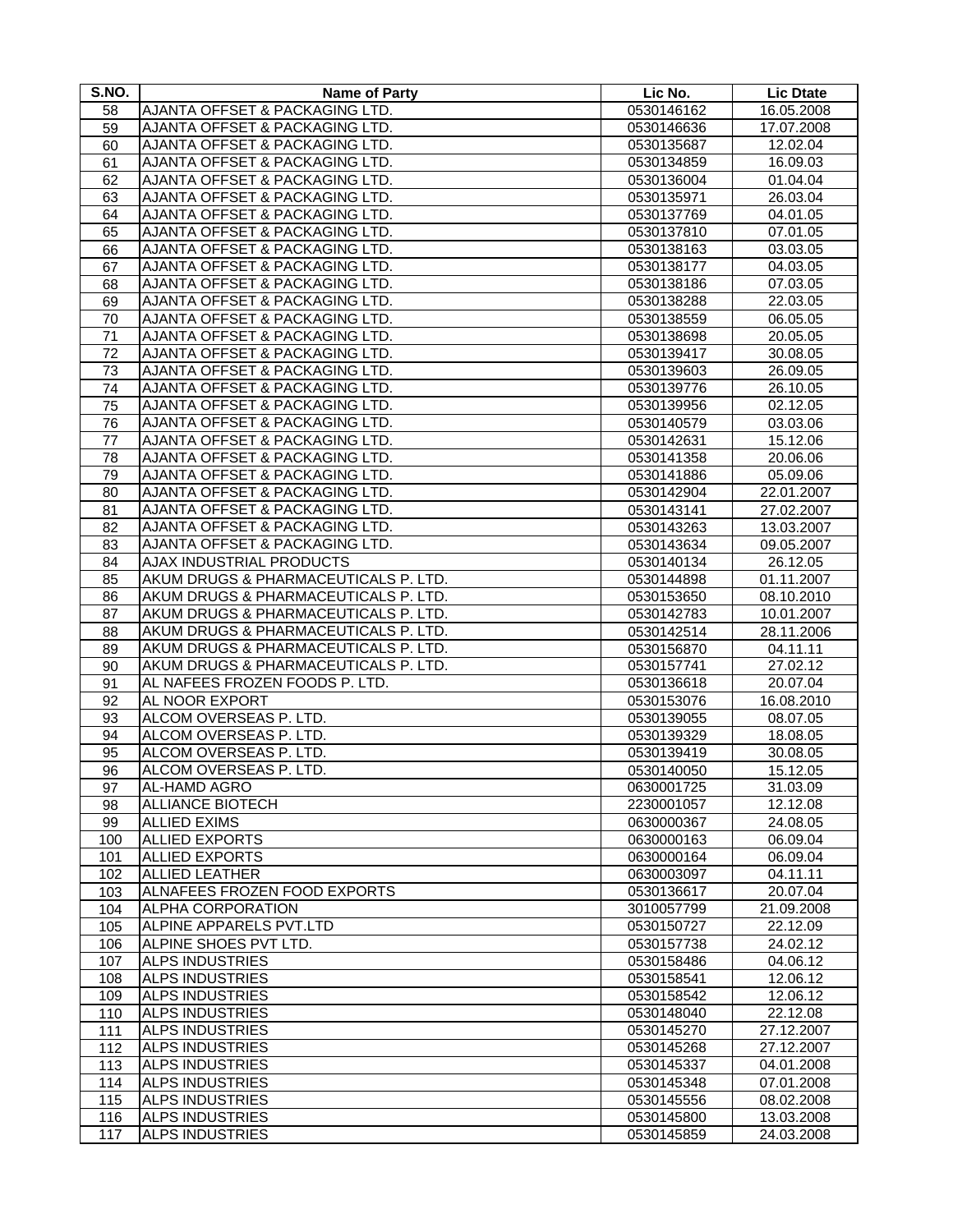| S.NO. | Name of Party | Lic No. | Lic Dtate |
|---|---|---|---|
| 58 | AJANTA OFFSET & PACKAGING LTD. | 0530146162 | 16.05.2008 |
| 59 | AJANTA OFFSET & PACKAGING LTD. | 0530146636 | 17.07.2008 |
| 60 | AJANTA OFFSET & PACKAGING LTD. | 0530135687 | 12.02.04 |
| 61 | AJANTA OFFSET & PACKAGING LTD. | 0530134859 | 16.09.03 |
| 62 | AJANTA OFFSET & PACKAGING LTD. | 0530136004 | 01.04.04 |
| 63 | AJANTA OFFSET & PACKAGING LTD. | 0530135971 | 26.03.04 |
| 64 | AJANTA OFFSET & PACKAGING LTD. | 0530137769 | 04.01.05 |
| 65 | AJANTA OFFSET & PACKAGING LTD. | 0530137810 | 07.01.05 |
| 66 | AJANTA OFFSET & PACKAGING LTD. | 0530138163 | 03.03.05 |
| 67 | AJANTA OFFSET & PACKAGING LTD. | 0530138177 | 04.03.05 |
| 68 | AJANTA OFFSET & PACKAGING LTD. | 0530138186 | 07.03.05 |
| 69 | AJANTA OFFSET & PACKAGING LTD. | 0530138288 | 22.03.05 |
| 70 | AJANTA OFFSET & PACKAGING LTD. | 0530138559 | 06.05.05 |
| 71 | AJANTA OFFSET & PACKAGING LTD. | 0530138698 | 20.05.05 |
| 72 | AJANTA OFFSET & PACKAGING LTD. | 0530139417 | 30.08.05 |
| 73 | AJANTA OFFSET & PACKAGING LTD. | 0530139603 | 26.09.05 |
| 74 | AJANTA OFFSET & PACKAGING LTD. | 0530139776 | 26.10.05 |
| 75 | AJANTA OFFSET & PACKAGING LTD. | 0530139956 | 02.12.05 |
| 76 | AJANTA OFFSET & PACKAGING LTD. | 0530140579 | 03.03.06 |
| 77 | AJANTA OFFSET & PACKAGING LTD. | 0530142631 | 15.12.06 |
| 78 | AJANTA OFFSET & PACKAGING LTD. | 0530141358 | 20.06.06 |
| 79 | AJANTA OFFSET & PACKAGING LTD. | 0530141886 | 05.09.06 |
| 80 | AJANTA OFFSET & PACKAGING LTD. | 0530142904 | 22.01.2007 |
| 81 | AJANTA OFFSET & PACKAGING LTD. | 0530143141 | 27.02.2007 |
| 82 | AJANTA OFFSET & PACKAGING LTD. | 0530143263 | 13.03.2007 |
| 83 | AJANTA OFFSET & PACKAGING LTD. | 0530143634 | 09.05.2007 |
| 84 | AJAX INDUSTRIAL PRODUCTS | 0530140134 | 26.12.05 |
| 85 | AKUM DRUGS & PHARMACEUTICALS P. LTD. | 0530144898 | 01.11.2007 |
| 86 | AKUM DRUGS & PHARMACEUTICALS P. LTD. | 0530153650 | 08.10.2010 |
| 87 | AKUM DRUGS & PHARMACEUTICALS P. LTD. | 0530142783 | 10.01.2007 |
| 88 | AKUM DRUGS & PHARMACEUTICALS P. LTD. | 0530142514 | 28.11.2006 |
| 89 | AKUM DRUGS & PHARMACEUTICALS P. LTD. | 0530156870 | 04.11.11 |
| 90 | AKUM DRUGS & PHARMACEUTICALS P. LTD. | 0530157741 | 27.02.12 |
| 91 | AL NAFEES FROZEN FOODS P. LTD. | 0530136618 | 20.07.04 |
| 92 | AL NOOR EXPORT | 0530153076 | 16.08.2010 |
| 93 | ALCOM OVERSEAS P. LTD. | 0530139055 | 08.07.05 |
| 94 | ALCOM OVERSEAS P. LTD. | 0530139329 | 18.08.05 |
| 95 | ALCOM OVERSEAS P. LTD. | 0530139419 | 30.08.05 |
| 96 | ALCOM OVERSEAS P. LTD. | 0530140050 | 15.12.05 |
| 97 | AL-HAMD AGRO | 0630001725 | 31.03.09 |
| 98 | ALLIANCE BIOTECH | 2230001057 | 12.12.08 |
| 99 | ALLIED EXIMS | 0630000367 | 24.08.05 |
| 100 | ALLIED EXPORTS | 0630000163 | 06.09.04 |
| 101 | ALLIED EXPORTS | 0630000164 | 06.09.04 |
| 102 | ALLIED LEATHER | 0630003097 | 04.11.11 |
| 103 | ALNAFEES FROZEN FOOD EXPORTS | 0530136617 | 20.07.04 |
| 104 | ALPHA CORPORATION | 3010057799 | 21.09.2008 |
| 105 | ALPINE APPARELS PVT.LTD | 0530150727 | 22.12.09 |
| 106 | ALPINE SHOES PVT LTD. | 0530157738 | 24.02.12 |
| 107 | ALPS INDUSTRIES | 0530158486 | 04.06.12 |
| 108 | ALPS INDUSTRIES | 0530158541 | 12.06.12 |
| 109 | ALPS INDUSTRIES | 0530158542 | 12.06.12 |
| 110 | ALPS INDUSTRIES | 0530148040 | 22.12.08 |
| 111 | ALPS INDUSTRIES | 0530145270 | 27.12.2007 |
| 112 | ALPS INDUSTRIES | 0530145268 | 27.12.2007 |
| 113 | ALPS INDUSTRIES | 0530145337 | 04.01.2008 |
| 114 | ALPS INDUSTRIES | 0530145348 | 07.01.2008 |
| 115 | ALPS INDUSTRIES | 0530145556 | 08.02.2008 |
| 116 | ALPS INDUSTRIES | 0530145800 | 13.03.2008 |
| 117 | ALPS INDUSTRIES | 0530145859 | 24.03.2008 |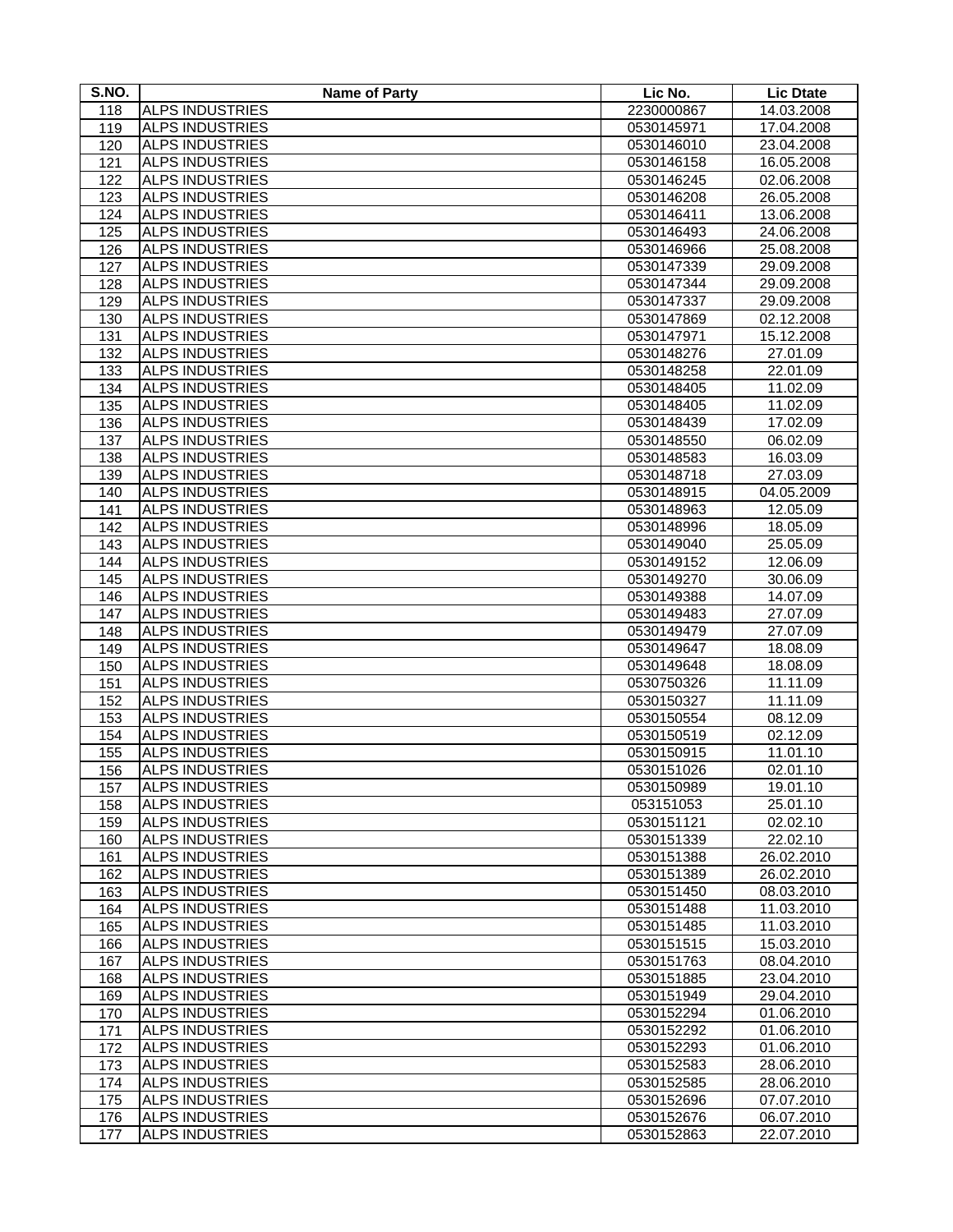| S.NO. | Name of Party | Lic No. | Lic Dtate |
|---|---|---|---|
| 118 | ALPS INDUSTRIES | 2230000867 | 14.03.2008 |
| 119 | ALPS INDUSTRIES | 0530145971 | 17.04.2008 |
| 120 | ALPS INDUSTRIES | 0530146010 | 23.04.2008 |
| 121 | ALPS INDUSTRIES | 0530146158 | 16.05.2008 |
| 122 | ALPS INDUSTRIES | 0530146245 | 02.06.2008 |
| 123 | ALPS INDUSTRIES | 0530146208 | 26.05.2008 |
| 124 | ALPS INDUSTRIES | 0530146411 | 13.06.2008 |
| 125 | ALPS INDUSTRIES | 0530146493 | 24.06.2008 |
| 126 | ALPS INDUSTRIES | 0530146966 | 25.08.2008 |
| 127 | ALPS INDUSTRIES | 0530147339 | 29.09.2008 |
| 128 | ALPS INDUSTRIES | 0530147344 | 29.09.2008 |
| 129 | ALPS INDUSTRIES | 0530147337 | 29.09.2008 |
| 130 | ALPS INDUSTRIES | 0530147869 | 02.12.2008 |
| 131 | ALPS INDUSTRIES | 0530147971 | 15.12.2008 |
| 132 | ALPS INDUSTRIES | 0530148276 | 27.01.09 |
| 133 | ALPS INDUSTRIES | 0530148258 | 22.01.09 |
| 134 | ALPS INDUSTRIES | 0530148405 | 11.02.09 |
| 135 | ALPS INDUSTRIES | 0530148405 | 11.02.09 |
| 136 | ALPS INDUSTRIES | 0530148439 | 17.02.09 |
| 137 | ALPS INDUSTRIES | 0530148550 | 06.02.09 |
| 138 | ALPS INDUSTRIES | 0530148583 | 16.03.09 |
| 139 | ALPS INDUSTRIES | 0530148718 | 27.03.09 |
| 140 | ALPS INDUSTRIES | 0530148915 | 04.05.2009 |
| 141 | ALPS INDUSTRIES | 0530148963 | 12.05.09 |
| 142 | ALPS INDUSTRIES | 0530148996 | 18.05.09 |
| 143 | ALPS INDUSTRIES | 0530149040 | 25.05.09 |
| 144 | ALPS INDUSTRIES | 0530149152 | 12.06.09 |
| 145 | ALPS INDUSTRIES | 0530149270 | 30.06.09 |
| 146 | ALPS INDUSTRIES | 0530149388 | 14.07.09 |
| 147 | ALPS INDUSTRIES | 0530149483 | 27.07.09 |
| 148 | ALPS INDUSTRIES | 0530149479 | 27.07.09 |
| 149 | ALPS INDUSTRIES | 0530149647 | 18.08.09 |
| 150 | ALPS INDUSTRIES | 0530149648 | 18.08.09 |
| 151 | ALPS INDUSTRIES | 0530750326 | 11.11.09 |
| 152 | ALPS INDUSTRIES | 0530150327 | 11.11.09 |
| 153 | ALPS INDUSTRIES | 0530150554 | 08.12.09 |
| 154 | ALPS INDUSTRIES | 0530150519 | 02.12.09 |
| 155 | ALPS INDUSTRIES | 0530150915 | 11.01.10 |
| 156 | ALPS INDUSTRIES | 0530151026 | 02.01.10 |
| 157 | ALPS INDUSTRIES | 0530150989 | 19.01.10 |
| 158 | ALPS INDUSTRIES | 053151053 | 25.01.10 |
| 159 | ALPS INDUSTRIES | 0530151121 | 02.02.10 |
| 160 | ALPS INDUSTRIES | 0530151339 | 22.02.10 |
| 161 | ALPS INDUSTRIES | 0530151388 | 26.02.2010 |
| 162 | ALPS INDUSTRIES | 0530151389 | 26.02.2010 |
| 163 | ALPS INDUSTRIES | 0530151450 | 08.03.2010 |
| 164 | ALPS INDUSTRIES | 0530151488 | 11.03.2010 |
| 165 | ALPS INDUSTRIES | 0530151485 | 11.03.2010 |
| 166 | ALPS INDUSTRIES | 0530151515 | 15.03.2010 |
| 167 | ALPS INDUSTRIES | 0530151763 | 08.04.2010 |
| 168 | ALPS INDUSTRIES | 0530151885 | 23.04.2010 |
| 169 | ALPS INDUSTRIES | 0530151949 | 29.04.2010 |
| 170 | ALPS INDUSTRIES | 0530152294 | 01.06.2010 |
| 171 | ALPS INDUSTRIES | 0530152292 | 01.06.2010 |
| 172 | ALPS INDUSTRIES | 0530152293 | 01.06.2010 |
| 173 | ALPS INDUSTRIES | 0530152583 | 28.06.2010 |
| 174 | ALPS INDUSTRIES | 0530152585 | 28.06.2010 |
| 175 | ALPS INDUSTRIES | 0530152696 | 07.07.2010 |
| 176 | ALPS INDUSTRIES | 0530152676 | 06.07.2010 |
| 177 | ALPS INDUSTRIES | 0530152863 | 22.07.2010 |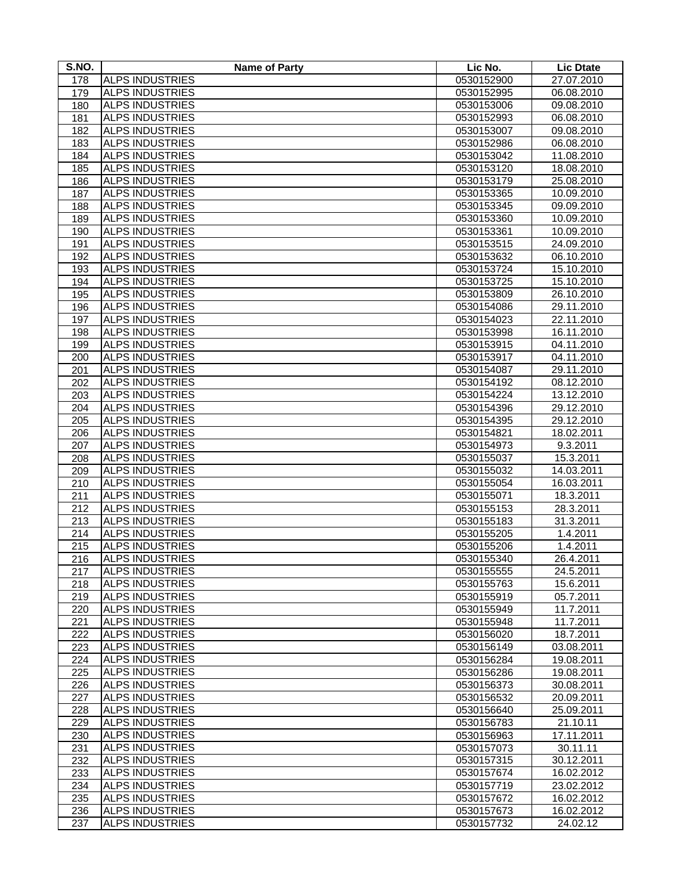| S.NO. | Name of Party | Lic No. | Lic Dtate |
|---|---|---|---|
| 178 | ALPS INDUSTRIES | 0530152900 | 27.07.2010 |
| 179 | ALPS INDUSTRIES | 0530152995 | 06.08.2010 |
| 180 | ALPS INDUSTRIES | 0530153006 | 09.08.2010 |
| 181 | ALPS INDUSTRIES | 0530152993 | 06.08.2010 |
| 182 | ALPS INDUSTRIES | 0530153007 | 09.08.2010 |
| 183 | ALPS INDUSTRIES | 0530152986 | 06.08.2010 |
| 184 | ALPS INDUSTRIES | 0530153042 | 11.08.2010 |
| 185 | ALPS INDUSTRIES | 0530153120 | 18.08.2010 |
| 186 | ALPS INDUSTRIES | 0530153179 | 25.08.2010 |
| 187 | ALPS INDUSTRIES | 0530153365 | 10.09.2010 |
| 188 | ALPS INDUSTRIES | 0530153345 | 09.09.2010 |
| 189 | ALPS INDUSTRIES | 0530153360 | 10.09.2010 |
| 190 | ALPS INDUSTRIES | 0530153361 | 10.09.2010 |
| 191 | ALPS INDUSTRIES | 0530153515 | 24.09.2010 |
| 192 | ALPS INDUSTRIES | 0530153632 | 06.10.2010 |
| 193 | ALPS INDUSTRIES | 0530153724 | 15.10.2010 |
| 194 | ALPS INDUSTRIES | 0530153725 | 15.10.2010 |
| 195 | ALPS INDUSTRIES | 0530153809 | 26.10.2010 |
| 196 | ALPS INDUSTRIES | 0530154086 | 29.11.2010 |
| 197 | ALPS INDUSTRIES | 0530154023 | 22.11.2010 |
| 198 | ALPS INDUSTRIES | 0530153998 | 16.11.2010 |
| 199 | ALPS INDUSTRIES | 0530153915 | 04.11.2010 |
| 200 | ALPS INDUSTRIES | 0530153917 | 04.11.2010 |
| 201 | ALPS INDUSTRIES | 0530154087 | 29.11.2010 |
| 202 | ALPS INDUSTRIES | 0530154192 | 08.12.2010 |
| 203 | ALPS INDUSTRIES | 0530154224 | 13.12.2010 |
| 204 | ALPS INDUSTRIES | 0530154396 | 29.12.2010 |
| 205 | ALPS INDUSTRIES | 0530154395 | 29.12.2010 |
| 206 | ALPS INDUSTRIES | 0530154821 | 18.02.2011 |
| 207 | ALPS INDUSTRIES | 0530154973 | 9.3.2011 |
| 208 | ALPS INDUSTRIES | 0530155037 | 15.3.2011 |
| 209 | ALPS INDUSTRIES | 0530155032 | 14.03.2011 |
| 210 | ALPS INDUSTRIES | 0530155054 | 16.03.2011 |
| 211 | ALPS INDUSTRIES | 0530155071 | 18.3.2011 |
| 212 | ALPS INDUSTRIES | 0530155153 | 28.3.2011 |
| 213 | ALPS INDUSTRIES | 0530155183 | 31.3.2011 |
| 214 | ALPS INDUSTRIES | 0530155205 | 1.4.2011 |
| 215 | ALPS INDUSTRIES | 0530155206 | 1.4.2011 |
| 216 | ALPS INDUSTRIES | 0530155340 | 26.4.2011 |
| 217 | ALPS INDUSTRIES | 0530155555 | 24.5.2011 |
| 218 | ALPS INDUSTRIES | 0530155763 | 15.6.2011 |
| 219 | ALPS INDUSTRIES | 0530155919 | 05.7.2011 |
| 220 | ALPS INDUSTRIES | 0530155949 | 11.7.2011 |
| 221 | ALPS INDUSTRIES | 0530155948 | 11.7.2011 |
| 222 | ALPS INDUSTRIES | 0530156020 | 18.7.2011 |
| 223 | ALPS INDUSTRIES | 0530156149 | 03.08.2011 |
| 224 | ALPS INDUSTRIES | 0530156284 | 19.08.2011 |
| 225 | ALPS INDUSTRIES | 0530156286 | 19.08.2011 |
| 226 | ALPS INDUSTRIES | 0530156373 | 30.08.2011 |
| 227 | ALPS INDUSTRIES | 0530156532 | 20.09.2011 |
| 228 | ALPS INDUSTRIES | 0530156640 | 25.09.2011 |
| 229 | ALPS INDUSTRIES | 0530156783 | 21.10.11 |
| 230 | ALPS INDUSTRIES | 0530156963 | 17.11.2011 |
| 231 | ALPS INDUSTRIES | 0530157073 | 30.11.11 |
| 232 | ALPS INDUSTRIES | 0530157315 | 30.12.2011 |
| 233 | ALPS INDUSTRIES | 0530157674 | 16.02.2012 |
| 234 | ALPS INDUSTRIES | 0530157719 | 23.02.2012 |
| 235 | ALPS INDUSTRIES | 0530157672 | 16.02.2012 |
| 236 | ALPS INDUSTRIES | 0530157673 | 16.02.2012 |
| 237 | ALPS INDUSTRIES | 0530157732 | 24.02.12 |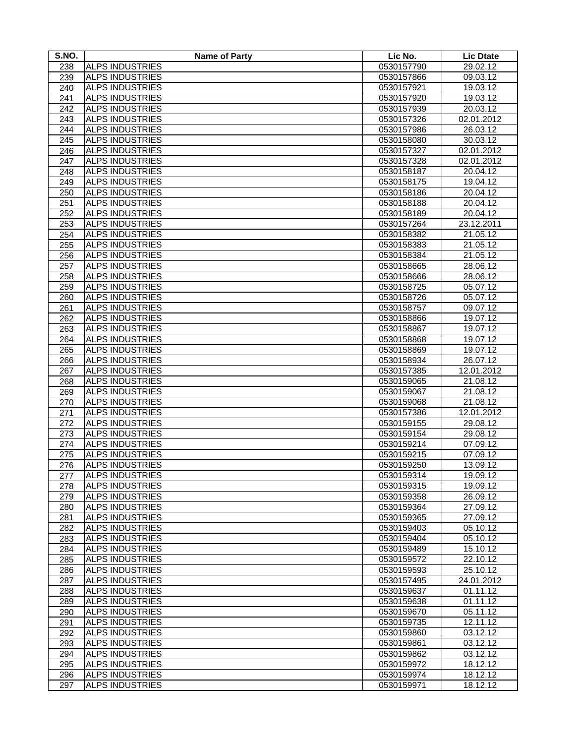| S.NO. | Name of Party | Lic No. | Lic Dtate |
|---|---|---|---|
| 238 | ALPS INDUSTRIES | 0530157790 | 29.02.12 |
| 239 | ALPS INDUSTRIES | 0530157866 | 09.03.12 |
| 240 | ALPS INDUSTRIES | 0530157921 | 19.03.12 |
| 241 | ALPS INDUSTRIES | 0530157920 | 19.03.12 |
| 242 | ALPS INDUSTRIES | 0530157939 | 20.03.12 |
| 243 | ALPS INDUSTRIES | 0530157326 | 02.01.2012 |
| 244 | ALPS INDUSTRIES | 0530157986 | 26.03.12 |
| 245 | ALPS INDUSTRIES | 0530158080 | 30.03.12 |
| 246 | ALPS INDUSTRIES | 0530157327 | 02.01.2012 |
| 247 | ALPS INDUSTRIES | 0530157328 | 02.01.2012 |
| 248 | ALPS INDUSTRIES | 0530158187 | 20.04.12 |
| 249 | ALPS INDUSTRIES | 0530158175 | 19.04.12 |
| 250 | ALPS INDUSTRIES | 0530158186 | 20.04.12 |
| 251 | ALPS INDUSTRIES | 0530158188 | 20.04.12 |
| 252 | ALPS INDUSTRIES | 0530158189 | 20.04.12 |
| 253 | ALPS INDUSTRIES | 0530157264 | 23.12.2011 |
| 254 | ALPS INDUSTRIES | 0530158382 | 21.05.12 |
| 255 | ALPS INDUSTRIES | 0530158383 | 21.05.12 |
| 256 | ALPS INDUSTRIES | 0530158384 | 21.05.12 |
| 257 | ALPS INDUSTRIES | 0530158665 | 28.06.12 |
| 258 | ALPS INDUSTRIES | 0530158666 | 28.06.12 |
| 259 | ALPS INDUSTRIES | 0530158725 | 05.07.12 |
| 260 | ALPS INDUSTRIES | 0530158726 | 05.07.12 |
| 261 | ALPS INDUSTRIES | 0530158757 | 09.07.12 |
| 262 | ALPS INDUSTRIES | 0530158866 | 19.07.12 |
| 263 | ALPS INDUSTRIES | 0530158867 | 19.07.12 |
| 264 | ALPS INDUSTRIES | 0530158868 | 19.07.12 |
| 265 | ALPS INDUSTRIES | 0530158869 | 19.07.12 |
| 266 | ALPS INDUSTRIES | 0530158934 | 26.07.12 |
| 267 | ALPS INDUSTRIES | 0530157385 | 12.01.2012 |
| 268 | ALPS INDUSTRIES | 0530159065 | 21.08.12 |
| 269 | ALPS INDUSTRIES | 0530159067 | 21.08.12 |
| 270 | ALPS INDUSTRIES | 0530159068 | 21.08.12 |
| 271 | ALPS INDUSTRIES | 0530157386 | 12.01.2012 |
| 272 | ALPS INDUSTRIES | 0530159155 | 29.08.12 |
| 273 | ALPS INDUSTRIES | 0530159154 | 29.08.12 |
| 274 | ALPS INDUSTRIES | 0530159214 | 07.09.12 |
| 275 | ALPS INDUSTRIES | 0530159215 | 07.09.12 |
| 276 | ALPS INDUSTRIES | 0530159250 | 13.09.12 |
| 277 | ALPS INDUSTRIES | 0530159314 | 19.09.12 |
| 278 | ALPS INDUSTRIES | 0530159315 | 19.09.12 |
| 279 | ALPS INDUSTRIES | 0530159358 | 26.09.12 |
| 280 | ALPS INDUSTRIES | 0530159364 | 27.09.12 |
| 281 | ALPS INDUSTRIES | 0530159365 | 27.09.12 |
| 282 | ALPS INDUSTRIES | 0530159403 | 05.10.12 |
| 283 | ALPS INDUSTRIES | 0530159404 | 05.10.12 |
| 284 | ALPS INDUSTRIES | 0530159489 | 15.10.12 |
| 285 | ALPS INDUSTRIES | 0530159572 | 22.10.12 |
| 286 | ALPS INDUSTRIES | 0530159593 | 25.10.12 |
| 287 | ALPS INDUSTRIES | 0530157495 | 24.01.2012 |
| 288 | ALPS INDUSTRIES | 0530159637 | 01.11.12 |
| 289 | ALPS INDUSTRIES | 0530159638 | 01.11.12 |
| 290 | ALPS INDUSTRIES | 0530159670 | 05.11.12 |
| 291 | ALPS INDUSTRIES | 0530159735 | 12.11.12 |
| 292 | ALPS INDUSTRIES | 0530159860 | 03.12.12 |
| 293 | ALPS INDUSTRIES | 0530159861 | 03.12.12 |
| 294 | ALPS INDUSTRIES | 0530159862 | 03.12.12 |
| 295 | ALPS INDUSTRIES | 0530159972 | 18.12.12 |
| 296 | ALPS INDUSTRIES | 0530159974 | 18.12.12 |
| 297 | ALPS INDUSTRIES | 0530159971 | 18.12.12 |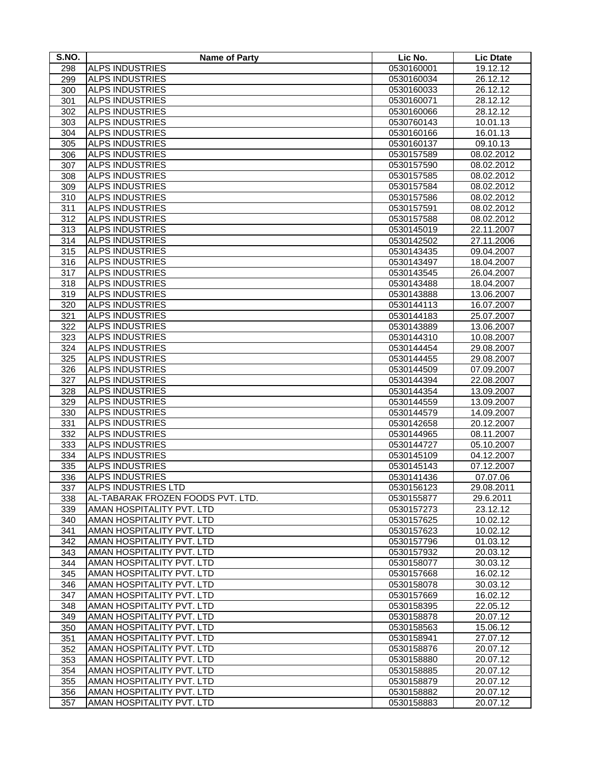| S.NO. | Name of Party | Lic No. | Lic Dtate |
|---|---|---|---|
| 298 | ALPS INDUSTRIES | 0530160001 | 19.12.12 |
| 299 | ALPS INDUSTRIES | 0530160034 | 26.12.12 |
| 300 | ALPS INDUSTRIES | 0530160033 | 26.12.12 |
| 301 | ALPS INDUSTRIES | 0530160071 | 28.12.12 |
| 302 | ALPS INDUSTRIES | 0530160066 | 28.12.12 |
| 303 | ALPS INDUSTRIES | 0530760143 | 10.01.13 |
| 304 | ALPS INDUSTRIES | 0530160166 | 16.01.13 |
| 305 | ALPS INDUSTRIES | 0530160137 | 09.10.13 |
| 306 | ALPS INDUSTRIES | 0530157589 | 08.02.2012 |
| 307 | ALPS INDUSTRIES | 0530157590 | 08.02.2012 |
| 308 | ALPS INDUSTRIES | 0530157585 | 08.02.2012 |
| 309 | ALPS INDUSTRIES | 0530157584 | 08.02.2012 |
| 310 | ALPS INDUSTRIES | 0530157586 | 08.02.2012 |
| 311 | ALPS INDUSTRIES | 0530157591 | 08.02.2012 |
| 312 | ALPS INDUSTRIES | 0530157588 | 08.02.2012 |
| 313 | ALPS INDUSTRIES | 0530145019 | 22.11.2007 |
| 314 | ALPS INDUSTRIES | 0530142502 | 27.11.2006 |
| 315 | ALPS INDUSTRIES | 0530143435 | 09.04.2007 |
| 316 | ALPS INDUSTRIES | 0530143497 | 18.04.2007 |
| 317 | ALPS INDUSTRIES | 0530143545 | 26.04.2007 |
| 318 | ALPS INDUSTRIES | 0530143488 | 18.04.2007 |
| 319 | ALPS INDUSTRIES | 0530143888 | 13.06.2007 |
| 320 | ALPS INDUSTRIES | 0530144113 | 16.07.2007 |
| 321 | ALPS INDUSTRIES | 0530144183 | 25.07.2007 |
| 322 | ALPS INDUSTRIES | 0530143889 | 13.06.2007 |
| 323 | ALPS INDUSTRIES | 0530144310 | 10.08.2007 |
| 324 | ALPS INDUSTRIES | 0530144454 | 29.08.2007 |
| 325 | ALPS INDUSTRIES | 0530144455 | 29.08.2007 |
| 326 | ALPS INDUSTRIES | 0530144509 | 07.09.2007 |
| 327 | ALPS INDUSTRIES | 0530144394 | 22.08.2007 |
| 328 | ALPS INDUSTRIES | 0530144354 | 13.09.2007 |
| 329 | ALPS INDUSTRIES | 0530144559 | 13.09.2007 |
| 330 | ALPS INDUSTRIES | 0530144579 | 14.09.2007 |
| 331 | ALPS INDUSTRIES | 0530142658 | 20.12.2007 |
| 332 | ALPS INDUSTRIES | 0530144965 | 08.11.2007 |
| 333 | ALPS INDUSTRIES | 0530144727 | 05.10.2007 |
| 334 | ALPS INDUSTRIES | 0530145109 | 04.12.2007 |
| 335 | ALPS INDUSTRIES | 0530145143 | 07.12.2007 |
| 336 | ALPS INDUSTRIES | 0530141436 | 07.07.06 |
| 337 | ALPS INDUSTRIES LTD | 0530156123 | 29.08.2011 |
| 338 | AL-TABARAK FROZEN FOODS PVT. LTD. | 0530155877 | 29.6.2011 |
| 339 | AMAN HOSPITALITY PVT. LTD | 0530157273 | 23.12.12 |
| 340 | AMAN HOSPITALITY PVT. LTD | 0530157625 | 10.02.12 |
| 341 | AMAN HOSPITALITY PVT. LTD | 0530157623 | 10.02.12 |
| 342 | AMAN HOSPITALITY PVT. LTD | 0530157796 | 01.03.12 |
| 343 | AMAN HOSPITALITY PVT. LTD | 0530157932 | 20.03.12 |
| 344 | AMAN HOSPITALITY PVT. LTD | 0530158077 | 30.03.12 |
| 345 | AMAN HOSPITALITY PVT. LTD | 0530157668 | 16.02.12 |
| 346 | AMAN HOSPITALITY PVT. LTD | 0530158078 | 30.03.12 |
| 347 | AMAN HOSPITALITY PVT. LTD | 0530157669 | 16.02.12 |
| 348 | AMAN HOSPITALITY PVT. LTD | 0530158395 | 22.05.12 |
| 349 | AMAN HOSPITALITY PVT. LTD | 0530158878 | 20.07.12 |
| 350 | AMAN HOSPITALITY PVT. LTD | 0530158563 | 15.06.12 |
| 351 | AMAN HOSPITALITY PVT. LTD | 0530158941 | 27.07.12 |
| 352 | AMAN HOSPITALITY PVT. LTD | 0530158876 | 20.07.12 |
| 353 | AMAN HOSPITALITY PVT. LTD | 0530158880 | 20.07.12 |
| 354 | AMAN HOSPITALITY PVT. LTD | 0530158885 | 20.07.12 |
| 355 | AMAN HOSPITALITY PVT. LTD | 0530158879 | 20.07.12 |
| 356 | AMAN HOSPITALITY PVT. LTD | 0530158882 | 20.07.12 |
| 357 | AMAN HOSPITALITY PVT. LTD | 0530158883 | 20.07.12 |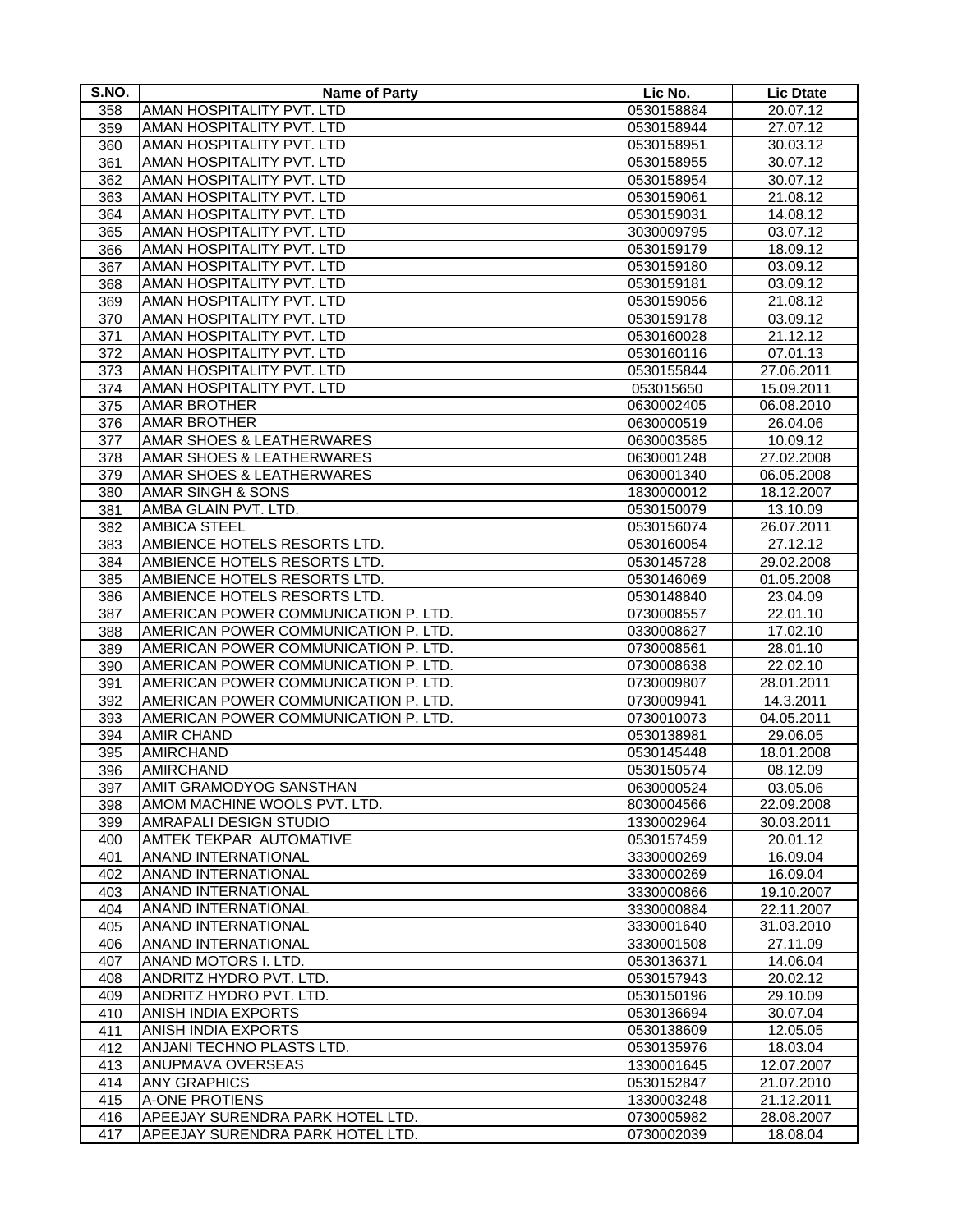| S.NO. | Name of Party | Lic No. | Lic Dtate |
|---|---|---|---|
| 358 | AMAN HOSPITALITY PVT. LTD | 0530158884 | 20.07.12 |
| 359 | AMAN HOSPITALITY PVT. LTD | 0530158944 | 27.07.12 |
| 360 | AMAN HOSPITALITY PVT. LTD | 0530158951 | 30.03.12 |
| 361 | AMAN HOSPITALITY PVT. LTD | 0530158955 | 30.07.12 |
| 362 | AMAN HOSPITALITY PVT. LTD | 0530158954 | 30.07.12 |
| 363 | AMAN HOSPITALITY PVT. LTD | 0530159061 | 21.08.12 |
| 364 | AMAN HOSPITALITY PVT. LTD | 0530159031 | 14.08.12 |
| 365 | AMAN HOSPITALITY PVT. LTD | 3030009795 | 03.07.12 |
| 366 | AMAN HOSPITALITY PVT. LTD | 0530159179 | 18.09.12 |
| 367 | AMAN HOSPITALITY PVT. LTD | 0530159180 | 03.09.12 |
| 368 | AMAN HOSPITALITY PVT. LTD | 0530159181 | 03.09.12 |
| 369 | AMAN HOSPITALITY PVT. LTD | 0530159056 | 21.08.12 |
| 370 | AMAN HOSPITALITY PVT. LTD | 0530159178 | 03.09.12 |
| 371 | AMAN HOSPITALITY PVT. LTD | 0530160028 | 21.12.12 |
| 372 | AMAN HOSPITALITY PVT. LTD | 0530160116 | 07.01.13 |
| 373 | AMAN HOSPITALITY PVT. LTD | 0530155844 | 27.06.2011 |
| 374 | AMAN HOSPITALITY PVT. LTD | 053015650 | 15.09.2011 |
| 375 | AMAR BROTHER | 0630002405 | 06.08.2010 |
| 376 | AMAR BROTHER | 0630000519 | 26.04.06 |
| 377 | AMAR SHOES & LEATHERWARES | 0630003585 | 10.09.12 |
| 378 | AMAR SHOES & LEATHERWARES | 0630001248 | 27.02.2008 |
| 379 | AMAR SHOES & LEATHERWARES | 0630001340 | 06.05.2008 |
| 380 | AMAR SINGH & SONS | 1830000012 | 18.12.2007 |
| 381 | AMBA GLAIN PVT. LTD. | 0530150079 | 13.10.09 |
| 382 | AMBICA STEEL | 0530156074 | 26.07.2011 |
| 383 | AMBIENCE HOTELS RESORTS LTD. | 0530160054 | 27.12.12 |
| 384 | AMBIENCE HOTELS RESORTS LTD. | 0530145728 | 29.02.2008 |
| 385 | AMBIENCE HOTELS RESORTS LTD. | 0530146069 | 01.05.2008 |
| 386 | AMBIENCE HOTELS RESORTS LTD. | 0530148840 | 23.04.09 |
| 387 | AMERICAN POWER COMMUNICATION P. LTD. | 0730008557 | 22.01.10 |
| 388 | AMERICAN POWER COMMUNICATION P. LTD. | 0330008627 | 17.02.10 |
| 389 | AMERICAN POWER COMMUNICATION P. LTD. | 0730008561 | 28.01.10 |
| 390 | AMERICAN POWER COMMUNICATION P. LTD. | 0730008638 | 22.02.10 |
| 391 | AMERICAN POWER COMMUNICATION P. LTD. | 0730009807 | 28.01.2011 |
| 392 | AMERICAN POWER COMMUNICATION P. LTD. | 0730009941 | 14.3.2011 |
| 393 | AMERICAN POWER COMMUNICATION P. LTD. | 0730010073 | 04.05.2011 |
| 394 | AMIR CHAND | 0530138981 | 29.06.05 |
| 395 | AMIRCHAND | 0530145448 | 18.01.2008 |
| 396 | AMIRCHAND | 0530150574 | 08.12.09 |
| 397 | AMIT GRAMODYOG SANSTHAN | 0630000524 | 03.05.06 |
| 398 | AMOM MACHINE WOOLS PVT. LTD. | 8030004566 | 22.09.2008 |
| 399 | AMRAPALI DESIGN STUDIO | 1330002964 | 30.03.2011 |
| 400 | AMTEK TEKPAR AUTOMATIVE | 0530157459 | 20.01.12 |
| 401 | ANAND INTERNATIONAL | 3330000269 | 16.09.04 |
| 402 | ANAND INTERNATIONAL | 3330000269 | 16.09.04 |
| 403 | ANAND INTERNATIONAL | 3330000866 | 19.10.2007 |
| 404 | ANAND INTERNATIONAL | 3330000884 | 22.11.2007 |
| 405 | ANAND INTERNATIONAL | 3330001640 | 31.03.2010 |
| 406 | ANAND INTERNATIONAL | 3330001508 | 27.11.09 |
| 407 | ANAND MOTORS I. LTD. | 0530136371 | 14.06.04 |
| 408 | ANDRITZ HYDRO PVT. LTD. | 0530157943 | 20.02.12 |
| 409 | ANDRITZ HYDRO PVT. LTD. | 0530150196 | 29.10.09 |
| 410 | ANISH INDIA EXPORTS | 0530136694 | 30.07.04 |
| 411 | ANISH INDIA EXPORTS | 0530138609 | 12.05.05 |
| 412 | ANJANI TECHNO PLASTS LTD. | 0530135976 | 18.03.04 |
| 413 | ANUPMAVA OVERSEAS | 1330001645 | 12.07.2007 |
| 414 | ANY GRAPHICS | 0530152847 | 21.07.2010 |
| 415 | A-ONE PROTIENS | 1330003248 | 21.12.2011 |
| 416 | APEEJAY SURENDRA PARK HOTEL LTD. | 0730005982 | 28.08.2007 |
| 417 | APEEJAY SURENDRA PARK HOTEL LTD. | 0730002039 | 18.08.04 |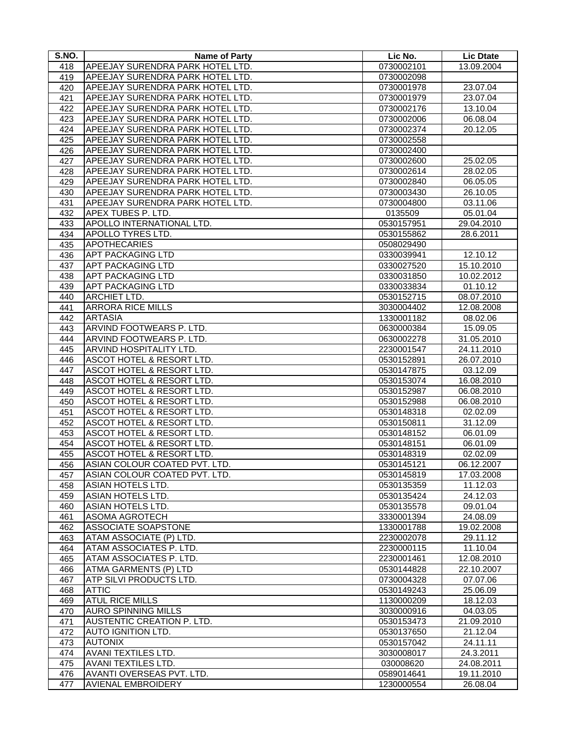| S.NO. | Name of Party | Lic No. | Lic Dtate |
|---|---|---|---|
| 418 | APEEJAY SURENDRA PARK HOTEL LTD. | 0730002101 | 13.09.2004 |
| 419 | APEEJAY SURENDRA PARK HOTEL LTD. | 0730002098 | |
| 420 | APEEJAY SURENDRA PARK HOTEL LTD. | 0730001978 | 23.07.04 |
| 421 | APEEJAY SURENDRA PARK HOTEL LTD. | 0730001979 | 23.07.04 |
| 422 | APEEJAY SURENDRA PARK HOTEL LTD. | 0730002176 | 13.10.04 |
| 423 | APEEJAY SURENDRA PARK HOTEL LTD. | 0730002006 | 06.08.04 |
| 424 | APEEJAY SURENDRA PARK HOTEL LTD. | 0730002374 | 20.12.05 |
| 425 | APEEJAY SURENDRA PARK HOTEL LTD. | 0730002558 | |
| 426 | APEEJAY SURENDRA PARK HOTEL LTD. | 0730002400 | |
| 427 | APEEJAY SURENDRA PARK HOTEL LTD. | 0730002600 | 25.02.05 |
| 428 | APEEJAY SURENDRA PARK HOTEL LTD. | 0730002614 | 28.02.05 |
| 429 | APEEJAY SURENDRA PARK HOTEL LTD. | 0730002840 | 06.05.05 |
| 430 | APEEJAY SURENDRA PARK HOTEL LTD. | 0730003430 | 26.10.05 |
| 431 | APEEJAY SURENDRA PARK HOTEL LTD. | 0730004800 | 03.11.06 |
| 432 | APEX TUBES P. LTD. | 0135509 | 05.01.04 |
| 433 | APOLLO INTERNATIONAL LTD. | 0530157951 | 29.04.2010 |
| 434 | APOLLO TYRES LTD. | 0530155862 | 28.6.2011 |
| 435 | APOTHECARIES | 0508029490 | |
| 436 | APT PACKAGING LTD | 0330039941 | 12.10.12 |
| 437 | APT PACKAGING LTD | 0330027520 | 15.10.2010 |
| 438 | APT PACKAGING LTD | 0330031850 | 10.02.2012 |
| 439 | APT PACKAGING LTD | 0330033834 | 01.10.12 |
| 440 | ARCHIET LTD. | 0530152715 | 08.07.2010 |
| 441 | ARRORA RICE MILLS | 3030004402 | 12.08.2008 |
| 442 | ARTASIA | 1330001182 | 08.02.06 |
| 443 | ARVIND FOOTWEARS P. LTD. | 0630000384 | 15.09.05 |
| 444 | ARVIND FOOTWEARS P. LTD. | 0630002278 | 31.05.2010 |
| 445 | ARVIND HOSPITALITY LTD. | 2230001547 | 24.11.2010 |
| 446 | ASCOT HOTEL & RESORT LTD. | 0530152891 | 26.07.2010 |
| 447 | ASCOT HOTEL & RESORT LTD. | 0530147875 | 03.12.09 |
| 448 | ASCOT HOTEL & RESORT LTD. | 0530153074 | 16.08.2010 |
| 449 | ASCOT HOTEL & RESORT LTD. | 0530152987 | 06.08.2010 |
| 450 | ASCOT HOTEL & RESORT LTD. | 0530152988 | 06.08.2010 |
| 451 | ASCOT HOTEL & RESORT LTD. | 0530148318 | 02.02.09 |
| 452 | ASCOT HOTEL & RESORT LTD. | 0530150811 | 31.12.09 |
| 453 | ASCOT HOTEL & RESORT LTD. | 0530148152 | 06.01.09 |
| 454 | ASCOT HOTEL & RESORT LTD. | 0530148151 | 06.01.09 |
| 455 | ASCOT HOTEL & RESORT LTD. | 0530148319 | 02.02.09 |
| 456 | ASIAN COLOUR COATED PVT. LTD. | 0530145121 | 06.12.2007 |
| 457 | ASIAN COLOUR COATED PVT. LTD. | 0530145819 | 17.03.2008 |
| 458 | ASIAN HOTELS LTD. | 0530135359 | 11.12.03 |
| 459 | ASIAN HOTELS LTD. | 0530135424 | 24.12.03 |
| 460 | ASIAN HOTELS LTD. | 0530135578 | 09.01.04 |
| 461 | ASOMA AGROTECH | 3330001394 | 24.08.09 |
| 462 | ASSOCIATE SOAPSTONE | 1330001788 | 19.02.2008 |
| 463 | ATAM ASSOCIATE (P) LTD. | 2230002078 | 29.11.12 |
| 464 | ATAM ASSOCIATES P. LTD. | 2230000115 | 11.10.04 |
| 465 | ATAM ASSOCIATES P. LTD. | 2230001461 | 12.08.2010 |
| 466 | ATMA GARMENTS (P) LTD | 0530144828 | 22.10.2007 |
| 467 | ATP SILVI PRODUCTS LTD. | 0730004328 | 07.07.06 |
| 468 | ATTIC | 0530149243 | 25.06.09 |
| 469 | ATUL RICE MILLS | 1130000209 | 18.12.03 |
| 470 | AURO SPINNING MILLS | 3030000916 | 04.03.05 |
| 471 | AUSTENTIC CREATION P. LTD. | 0530153473 | 21.09.2010 |
| 472 | AUTO IGNITION LTD. | 0530137650 | 21.12.04 |
| 473 | AUTONIX | 0530157042 | 24.11.11 |
| 474 | AVANI TEXTILES LTD. | 3030008017 | 24.3.2011 |
| 475 | AVANI TEXTILES LTD. | 030008620 | 24.08.2011 |
| 476 | AVANTI OVERSEAS PVT. LTD. | 0589014641 | 19.11.2010 |
| 477 | AVIENAL EMBROIDERY | 1230000554 | 26.08.04 |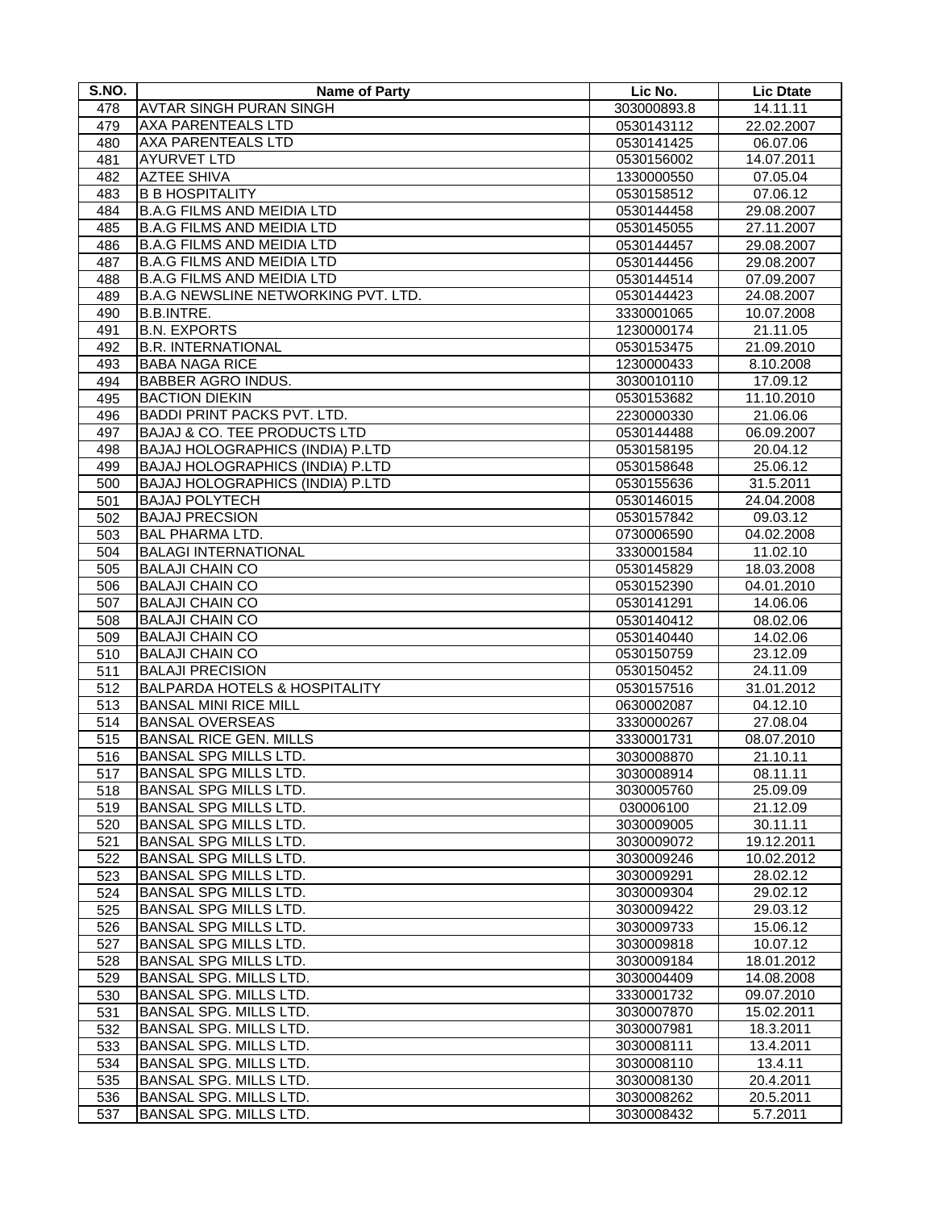| S.NO. | Name of Party | Lic No. | Lic Dtate |
|---|---|---|---|
| 478 | AVTAR SINGH PURAN SINGH | 303000893.8 | 14.11.11 |
| 479 | AXA PARENTEALS LTD | 0530143112 | 22.02.2007 |
| 480 | AXA PARENTEALS LTD | 0530141425 | 06.07.06 |
| 481 | AYURVET LTD | 0530156002 | 14.07.2011 |
| 482 | AZTEE SHIVA | 1330000550 | 07.05.04 |
| 483 | B B HOSPITALITY | 0530158512 | 07.06.12 |
| 484 | B.A.G FILMS AND MEIDIA LTD | 0530144458 | 29.08.2007 |
| 485 | B.A.G FILMS AND MEIDIA LTD | 0530145055 | 27.11.2007 |
| 486 | B.A.G FILMS AND MEIDIA LTD | 0530144457 | 29.08.2007 |
| 487 | B.A.G FILMS AND MEIDIA LTD | 0530144456 | 29.08.2007 |
| 488 | B.A.G FILMS AND MEIDIA LTD | 0530144514 | 07.09.2007 |
| 489 | B.A.G NEWSLINE NETWORKING PVT. LTD. | 0530144423 | 24.08.2007 |
| 490 | B.B.INTRE. | 3330001065 | 10.07.2008 |
| 491 | B.N. EXPORTS | 1230000174 | 21.11.05 |
| 492 | B.R. INTERNATIONAL | 0530153475 | 21.09.2010 |
| 493 | BABA NAGA RICE | 1230000433 | 8.10.2008 |
| 494 | BABBER AGRO INDUS. | 3030010110 | 17.09.12 |
| 495 | BACTION DIEKIN | 0530153682 | 11.10.2010 |
| 496 | BADDI PRINT PACKS PVT. LTD. | 2230000330 | 21.06.06 |
| 497 | BAJAJ & CO. TEE PRODUCTS LTD | 0530144488 | 06.09.2007 |
| 498 | BAJAJ HOLOGRAPHICS (INDIA) P.LTD | 0530158195 | 20.04.12 |
| 499 | BAJAJ HOLOGRAPHICS (INDIA) P.LTD | 0530158648 | 25.06.12 |
| 500 | BAJAJ HOLOGRAPHICS (INDIA) P.LTD | 0530155636 | 31.5.2011 |
| 501 | BAJAJ POLYTECH | 0530146015 | 24.04.2008 |
| 502 | BAJAJ PRECSION | 0530157842 | 09.03.12 |
| 503 | BAL PHARMA LTD. | 0730006590 | 04.02.2008 |
| 504 | BALAGI INTERNATIONAL | 3330001584 | 11.02.10 |
| 505 | BALAJI CHAIN CO | 0530145829 | 18.03.2008 |
| 506 | BALAJI CHAIN CO | 0530152390 | 04.01.2010 |
| 507 | BALAJI CHAIN CO | 0530141291 | 14.06.06 |
| 508 | BALAJI CHAIN CO | 0530140412 | 08.02.06 |
| 509 | BALAJI CHAIN CO | 0530140440 | 14.02.06 |
| 510 | BALAJI CHAIN CO | 0530150759 | 23.12.09 |
| 511 | BALAJI PRECISION | 0530150452 | 24.11.09 |
| 512 | BALPARDA HOTELS & HOSPITALITY | 0530157516 | 31.01.2012 |
| 513 | BANSAL MINI RICE MILL | 0630002087 | 04.12.10 |
| 514 | BANSAL OVERSEAS | 3330000267 | 27.08.04 |
| 515 | BANSAL RICE GEN. MILLS | 3330001731 | 08.07.2010 |
| 516 | BANSAL SPG MILLS LTD. | 3030008870 | 21.10.11 |
| 517 | BANSAL SPG MILLS LTD. | 3030008914 | 08.11.11 |
| 518 | BANSAL SPG MILLS LTD. | 3030005760 | 25.09.09 |
| 519 | BANSAL SPG MILLS LTD. | 030006100 | 21.12.09 |
| 520 | BANSAL SPG MILLS LTD. | 3030009005 | 30.11.11 |
| 521 | BANSAL SPG MILLS LTD. | 3030009072 | 19.12.2011 |
| 522 | BANSAL SPG MILLS LTD. | 3030009246 | 10.02.2012 |
| 523 | BANSAL SPG MILLS LTD. | 3030009291 | 28.02.12 |
| 524 | BANSAL SPG MILLS LTD. | 3030009304 | 29.02.12 |
| 525 | BANSAL SPG MILLS LTD. | 3030009422 | 29.03.12 |
| 526 | BANSAL SPG MILLS LTD. | 3030009733 | 15.06.12 |
| 527 | BANSAL SPG MILLS LTD. | 3030009818 | 10.07.12 |
| 528 | BANSAL SPG MILLS LTD. | 3030009184 | 18.01.2012 |
| 529 | BANSAL SPG. MILLS LTD. | 3030004409 | 14.08.2008 |
| 530 | BANSAL SPG. MILLS LTD. | 3330001732 | 09.07.2010 |
| 531 | BANSAL SPG. MILLS LTD. | 3030007870 | 15.02.2011 |
| 532 | BANSAL SPG. MILLS LTD. | 3030007981 | 18.3.2011 |
| 533 | BANSAL SPG. MILLS LTD. | 3030008111 | 13.4.2011 |
| 534 | BANSAL SPG. MILLS LTD. | 3030008110 | 13.4.11 |
| 535 | BANSAL SPG. MILLS LTD. | 3030008130 | 20.4.2011 |
| 536 | BANSAL SPG. MILLS LTD. | 3030008262 | 20.5.2011 |
| 537 | BANSAL SPG. MILLS LTD. | 3030008432 | 5.7.2011 |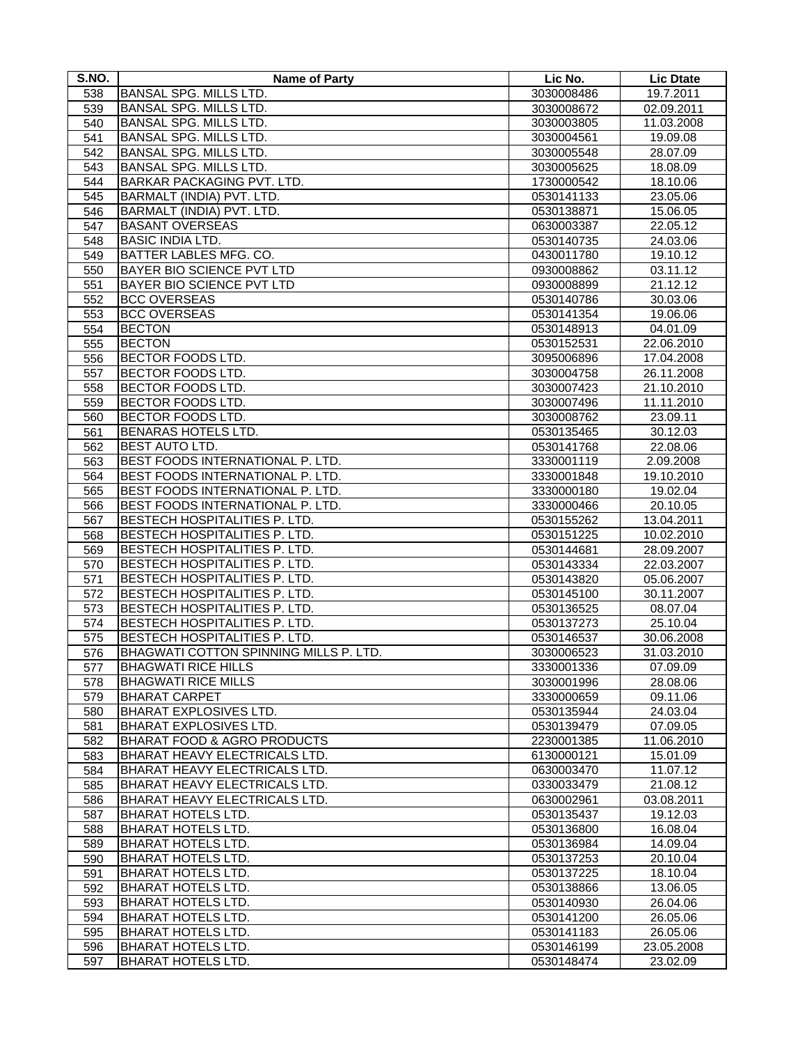| S.NO. | Name of Party | Lic No. | Lic Dtate |
|---|---|---|---|
| 538 | BANSAL SPG. MILLS LTD. | 3030008486 | 19.7.2011 |
| 539 | BANSAL SPG. MILLS LTD. | 3030008672 | 02.09.2011 |
| 540 | BANSAL SPG. MILLS LTD. | 3030003805 | 11.03.2008 |
| 541 | BANSAL SPG. MILLS LTD. | 3030004561 | 19.09.08 |
| 542 | BANSAL SPG. MILLS LTD. | 3030005548 | 28.07.09 |
| 543 | BANSAL SPG. MILLS LTD. | 3030005625 | 18.08.09 |
| 544 | BARKAR PACKAGING PVT. LTD. | 1730000542 | 18.10.06 |
| 545 | BARMALT (INDIA) PVT. LTD. | 0530141133 | 23.05.06 |
| 546 | BARMALT (INDIA) PVT. LTD. | 0530138871 | 15.06.05 |
| 547 | BASANT OVERSEAS | 0630003387 | 22.05.12 |
| 548 | BASIC INDIA LTD. | 0530140735 | 24.03.06 |
| 549 | BATTER LABLES MFG. CO. | 0430011780 | 19.10.12 |
| 550 | BAYER BIO SCIENCE PVT LTD | 0930008862 | 03.11.12 |
| 551 | BAYER BIO SCIENCE PVT LTD | 0930008899 | 21.12.12 |
| 552 | BCC OVERSEAS | 0530140786 | 30.03.06 |
| 553 | BCC OVERSEAS | 0530141354 | 19.06.06 |
| 554 | BECTON | 0530148913 | 04.01.09 |
| 555 | BECTON | 0530152531 | 22.06.2010 |
| 556 | BECTOR FOODS LTD. | 3095006896 | 17.04.2008 |
| 557 | BECTOR FOODS LTD. | 3030004758 | 26.11.2008 |
| 558 | BECTOR FOODS LTD. | 3030007423 | 21.10.2010 |
| 559 | BECTOR FOODS LTD. | 3030007496 | 11.11.2010 |
| 560 | BECTOR FOODS LTD. | 3030008762 | 23.09.11 |
| 561 | BENARAS HOTELS LTD. | 0530135465 | 30.12.03 |
| 562 | BEST AUTO LTD. | 0530141768 | 22.08.06 |
| 563 | BEST FOODS INTERNATIONAL P. LTD. | 3330001119 | 2.09.2008 |
| 564 | BEST FOODS INTERNATIONAL P. LTD. | 3330001848 | 19.10.2010 |
| 565 | BEST FOODS INTERNATIONAL P. LTD. | 3330000180 | 19.02.04 |
| 566 | BEST FOODS INTERNATIONAL P. LTD. | 3330000466 | 20.10.05 |
| 567 | BESTECH HOSPITALITIES P. LTD. | 0530155262 | 13.04.2011 |
| 568 | BESTECH HOSPITALITIES P. LTD. | 0530151225 | 10.02.2010 |
| 569 | BESTECH HOSPITALITIES P. LTD. | 0530144681 | 28.09.2007 |
| 570 | BESTECH HOSPITALITIES P. LTD. | 0530143334 | 22.03.2007 |
| 571 | BESTECH HOSPITALITIES P. LTD. | 0530143820 | 05.06.2007 |
| 572 | BESTECH HOSPITALITIES P. LTD. | 0530145100 | 30.11.2007 |
| 573 | BESTECH HOSPITALITIES P. LTD. | 0530136525 | 08.07.04 |
| 574 | BESTECH HOSPITALITIES P. LTD. | 0530137273 | 25.10.04 |
| 575 | BESTECH HOSPITALITIES P. LTD. | 0530146537 | 30.06.2008 |
| 576 | BHAGWATI COTTON SPINNING MILLS P. LTD. | 3030006523 | 31.03.2010 |
| 577 | BHAGWATI RICE HILLS | 3330001336 | 07.09.09 |
| 578 | BHAGWATI RICE MILLS | 3030001996 | 28.08.06 |
| 579 | BHARAT CARPET | 3330000659 | 09.11.06 |
| 580 | BHARAT EXPLOSIVES LTD. | 0530135944 | 24.03.04 |
| 581 | BHARAT EXPLOSIVES LTD. | 0530139479 | 07.09.05 |
| 582 | BHARAT FOOD & AGRO PRODUCTS | 2230001385 | 11.06.2010 |
| 583 | BHARAT HEAVY ELECTRICALS LTD. | 6130000121 | 15.01.09 |
| 584 | BHARAT HEAVY ELECTRICALS LTD. | 0630003470 | 11.07.12 |
| 585 | BHARAT HEAVY ELECTRICALS LTD. | 0330033479 | 21.08.12 |
| 586 | BHARAT HEAVY ELECTRICALS LTD. | 0630002961 | 03.08.2011 |
| 587 | BHARAT HOTELS LTD. | 0530135437 | 19.12.03 |
| 588 | BHARAT HOTELS LTD. | 0530136800 | 16.08.04 |
| 589 | BHARAT HOTELS LTD. | 0530136984 | 14.09.04 |
| 590 | BHARAT HOTELS LTD. | 0530137253 | 20.10.04 |
| 591 | BHARAT HOTELS LTD. | 0530137225 | 18.10.04 |
| 592 | BHARAT HOTELS LTD. | 0530138866 | 13.06.05 |
| 593 | BHARAT HOTELS LTD. | 0530140930 | 26.04.06 |
| 594 | BHARAT HOTELS LTD. | 0530141200 | 26.05.06 |
| 595 | BHARAT HOTELS LTD. | 0530141183 | 26.05.06 |
| 596 | BHARAT HOTELS LTD. | 0530146199 | 23.05.2008 |
| 597 | BHARAT HOTELS LTD. | 0530148474 | 23.02.09 |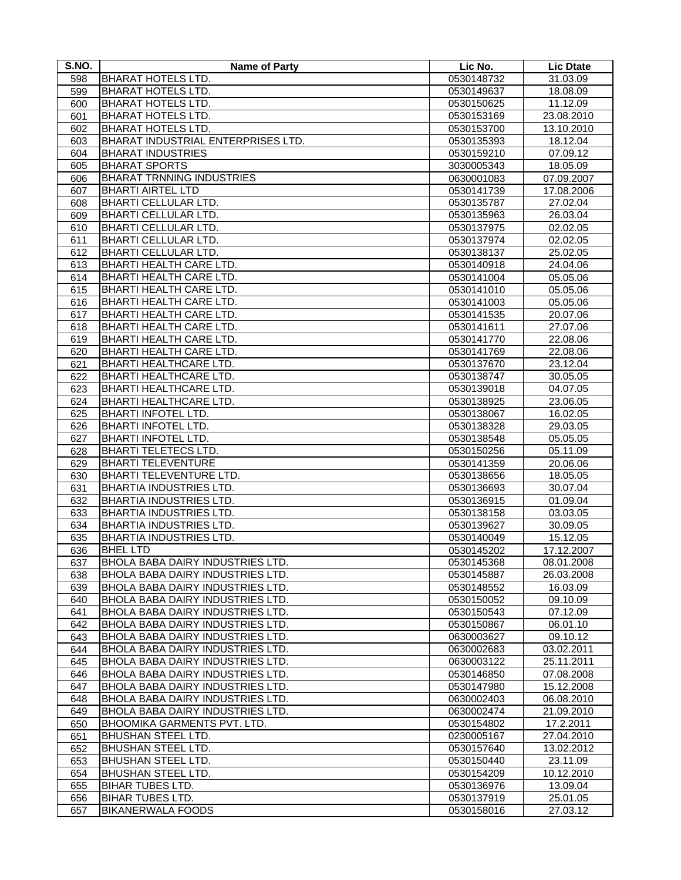| S.NO. | Name of Party | Lic No. | Lic Dtate |
|---|---|---|---|
| 598 | BHARAT HOTELS LTD. | 0530148732 | 31.03.09 |
| 599 | BHARAT HOTELS LTD. | 0530149637 | 18.08.09 |
| 600 | BHARAT HOTELS LTD. | 0530150625 | 11.12.09 |
| 601 | BHARAT HOTELS LTD. | 0530153169 | 23.08.2010 |
| 602 | BHARAT HOTELS LTD. | 0530153700 | 13.10.2010 |
| 603 | BHARAT INDUSTRIAL ENTERPRISES LTD. | 0530135393 | 18.12.04 |
| 604 | BHARAT INDUSTRIES | 0530159210 | 07.09.12 |
| 605 | BHARAT SPORTS | 3030005343 | 18.05.09 |
| 606 | BHARAT TRNNING INDUSTRIES | 0630001083 | 07.09.2007 |
| 607 | BHARTI AIRTEL LTD | 0530141739 | 17.08.2006 |
| 608 | BHARTI CELLULAR LTD. | 0530135787 | 27.02.04 |
| 609 | BHARTI CELLULAR LTD. | 0530135963 | 26.03.04 |
| 610 | BHARTI CELLULAR LTD. | 0530137975 | 02.02.05 |
| 611 | BHARTI CELLULAR LTD. | 0530137974 | 02.02.05 |
| 612 | BHARTI CELLULAR LTD. | 0530138137 | 25.02.05 |
| 613 | BHARTI HEALTH CARE LTD. | 0530140918 | 24.04.06 |
| 614 | BHARTI HEALTH CARE LTD. | 0530141004 | 05.05.06 |
| 615 | BHARTI HEALTH CARE LTD. | 0530141010 | 05.05.06 |
| 616 | BHARTI HEALTH CARE LTD. | 0530141003 | 05.05.06 |
| 617 | BHARTI HEALTH CARE LTD. | 0530141535 | 20.07.06 |
| 618 | BHARTI HEALTH CARE LTD. | 0530141611 | 27.07.06 |
| 619 | BHARTI HEALTH CARE LTD. | 0530141770 | 22.08.06 |
| 620 | BHARTI HEALTH CARE LTD. | 0530141769 | 22.08.06 |
| 621 | BHARTI HEALTHCARE LTD. | 0530137670 | 23.12.04 |
| 622 | BHARTI HEALTHCARE LTD. | 0530138747 | 30.05.05 |
| 623 | BHARTI HEALTHCARE LTD. | 0530139018 | 04.07.05 |
| 624 | BHARTI HEALTHCARE LTD. | 0530138925 | 23.06.05 |
| 625 | BHARTI INFOTEL LTD. | 0530138067 | 16.02.05 |
| 626 | BHARTI INFOTEL LTD. | 0530138328 | 29.03.05 |
| 627 | BHARTI INFOTEL LTD. | 0530138548 | 05.05.05 |
| 628 | BHARTI TELETECS LTD. | 0530150256 | 05.11.09 |
| 629 | BHARTI TELEVENTURE | 0530141359 | 20.06.06 |
| 630 | BHARTI TELEVENTURE LTD. | 0530138656 | 18.05.05 |
| 631 | BHARTIA INDUSTRIES LTD. | 0530136693 | 30.07.04 |
| 632 | BHARTIA INDUSTRIES LTD. | 0530136915 | 01.09.04 |
| 633 | BHARTIA INDUSTRIES LTD. | 0530138158 | 03.03.05 |
| 634 | BHARTIA INDUSTRIES LTD. | 0530139627 | 30.09.05 |
| 635 | BHARTIA INDUSTRIES LTD. | 0530140049 | 15.12.05 |
| 636 | BHEL LTD | 0530145202 | 17.12.2007 |
| 637 | BHOLA BABA DAIRY INDUSTRIES LTD. | 0530145368 | 08.01.2008 |
| 638 | BHOLA BABA DAIRY INDUSTRIES LTD. | 0530145887 | 26.03.2008 |
| 639 | BHOLA BABA DAIRY INDUSTRIES LTD. | 0530148552 | 16.03.09 |
| 640 | BHOLA BABA DAIRY INDUSTRIES LTD. | 0530150052 | 09.10.09 |
| 641 | BHOLA BABA DAIRY INDUSTRIES LTD. | 0530150543 | 07.12.09 |
| 642 | BHOLA BABA DAIRY INDUSTRIES LTD. | 0530150867 | 06.01.10 |
| 643 | BHOLA BABA DAIRY INDUSTRIES LTD. | 0630003627 | 09.10.12 |
| 644 | BHOLA BABA DAIRY INDUSTRIES LTD. | 0630002683 | 03.02.2011 |
| 645 | BHOLA BABA DAIRY INDUSTRIES LTD. | 0630003122 | 25.11.2011 |
| 646 | BHOLA BABA DAIRY INDUSTRIES LTD. | 0530146850 | 07.08.2008 |
| 647 | BHOLA BABA DAIRY INDUSTRIES LTD. | 0530147980 | 15.12.2008 |
| 648 | BHOLA BABA DAIRY INDUSTRIES LTD. | 0630002403 | 06.08.2010 |
| 649 | BHOLA BABA DAIRY INDUSTRIES LTD. | 0630002474 | 21.09.2010 |
| 650 | BHOOMIKA GARMENTS PVT. LTD. | 0530154802 | 17.2.2011 |
| 651 | BHUSHAN STEEL LTD. | 0230005167 | 27.04.2010 |
| 652 | BHUSHAN STEEL LTD. | 0530157640 | 13.02.2012 |
| 653 | BHUSHAN STEEL LTD. | 0530150440 | 23.11.09 |
| 654 | BHUSHAN STEEL LTD. | 0530154209 | 10.12.2010 |
| 655 | BIHAR TUBES LTD. | 0530136976 | 13.09.04 |
| 656 | BIHAR TUBES LTD. | 0530137919 | 25.01.05 |
| 657 | BIKANERWALA FOODS | 0530158016 | 27.03.12 |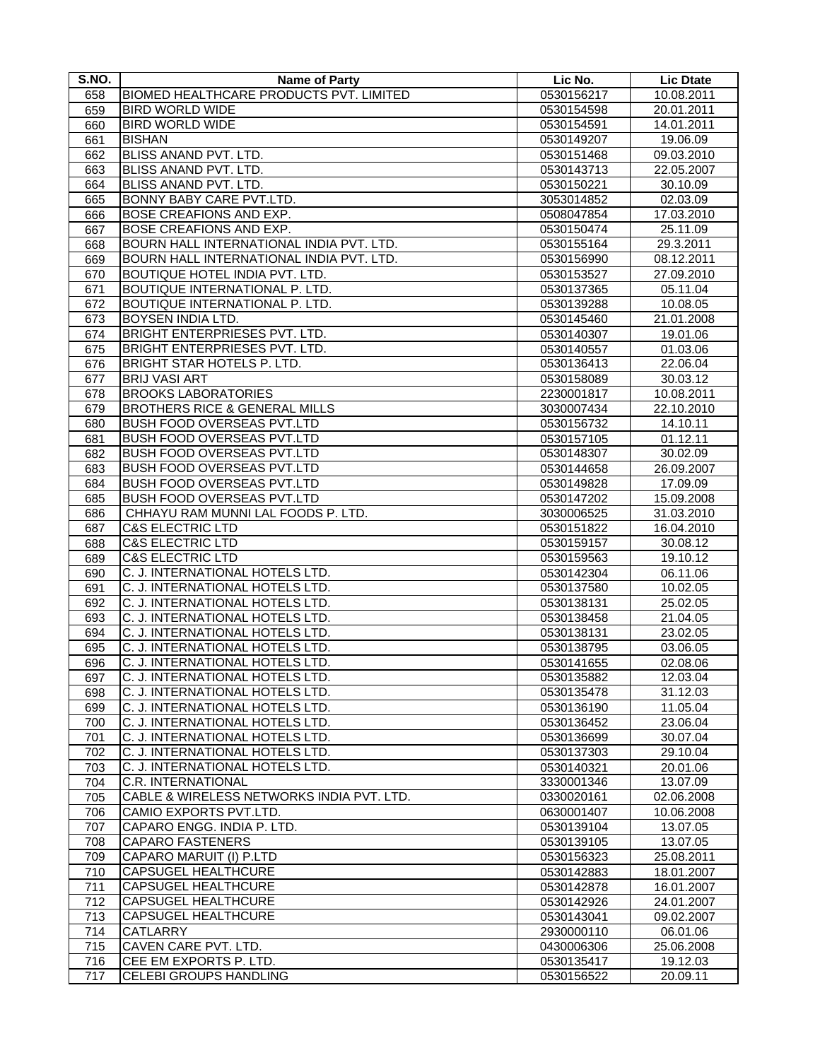| S.NO. | Name of Party | Lic No. | Lic Dtate |
|---|---|---|---|
| 658 | BIOMED HEALTHCARE PRODUCTS PVT. LIMITED | 0530156217 | 10.08.2011 |
| 659 | BIRD WORLD WIDE | 0530154598 | 20.01.2011 |
| 660 | BIRD WORLD WIDE | 0530154591 | 14.01.2011 |
| 661 | BISHAN | 0530149207 | 19.06.09 |
| 662 | BLISS ANAND PVT. LTD. | 0530151468 | 09.03.2010 |
| 663 | BLISS ANAND PVT. LTD. | 0530143713 | 22.05.2007 |
| 664 | BLISS ANAND PVT. LTD. | 0530150221 | 30.10.09 |
| 665 | BONNY BABY CARE PVT.LTD. | 3053014852 | 02.03.09 |
| 666 | BOSE CREAFIONS AND EXP. | 0508047854 | 17.03.2010 |
| 667 | BOSE CREAFIONS AND EXP. | 0530150474 | 25.11.09 |
| 668 | BOURN HALL INTERNATIONAL INDIA PVT. LTD. | 0530155164 | 29.3.2011 |
| 669 | BOURN HALL INTERNATIONAL INDIA PVT. LTD. | 0530156990 | 08.12.2011 |
| 670 | BOUTIQUE HOTEL INDIA PVT. LTD. | 0530153527 | 27.09.2010 |
| 671 | BOUTIQUE INTERNATIONAL P. LTD. | 0530137365 | 05.11.04 |
| 672 | BOUTIQUE INTERNATIONAL P. LTD. | 0530139288 | 10.08.05 |
| 673 | BOYSEN INDIA LTD. | 0530145460 | 21.01.2008 |
| 674 | BRIGHT ENTERPRIESES PVT. LTD. | 0530140307 | 19.01.06 |
| 675 | BRIGHT ENTERPRIESES PVT. LTD. | 0530140557 | 01.03.06 |
| 676 | BRIGHT STAR HOTELS P. LTD. | 0530136413 | 22.06.04 |
| 677 | BRIJ VASI ART | 0530158089 | 30.03.12 |
| 678 | BROOKS LABORATORIES | 2230001817 | 10.08.2011 |
| 679 | BROTHERS RICE & GENERAL MILLS | 3030007434 | 22.10.2010 |
| 680 | BUSH FOOD OVERSEAS PVT.LTD | 0530156732 | 14.10.11 |
| 681 | BUSH FOOD OVERSEAS PVT.LTD | 0530157105 | 01.12.11 |
| 682 | BUSH FOOD OVERSEAS PVT.LTD | 0530148307 | 30.02.09 |
| 683 | BUSH FOOD OVERSEAS PVT.LTD | 0530144658 | 26.09.2007 |
| 684 | BUSH FOOD OVERSEAS PVT.LTD | 0530149828 | 17.09.09 |
| 685 | BUSH FOOD OVERSEAS PVT.LTD | 0530147202 | 15.09.2008 |
| 686 | CHHAYU RAM MUNNI LAL FOODS P. LTD. | 3030006525 | 31.03.2010 |
| 687 | C&S ELECTRIC LTD | 0530151822 | 16.04.2010 |
| 688 | C&S ELECTRIC LTD | 0530159157 | 30.08.12 |
| 689 | C&S ELECTRIC LTD | 0530159563 | 19.10.12 |
| 690 | C. J. INTERNATIONAL HOTELS LTD. | 0530142304 | 06.11.06 |
| 691 | C. J. INTERNATIONAL HOTELS LTD. | 0530137580 | 10.02.05 |
| 692 | C. J. INTERNATIONAL HOTELS LTD. | 0530138131 | 25.02.05 |
| 693 | C. J. INTERNATIONAL HOTELS LTD. | 0530138458 | 21.04.05 |
| 694 | C. J. INTERNATIONAL HOTELS LTD. | 0530138131 | 23.02.05 |
| 695 | C. J. INTERNATIONAL HOTELS LTD. | 0530138795 | 03.06.05 |
| 696 | C. J. INTERNATIONAL HOTELS LTD. | 0530141655 | 02.08.06 |
| 697 | C. J. INTERNATIONAL HOTELS LTD. | 0530135882 | 12.03.04 |
| 698 | C. J. INTERNATIONAL HOTELS LTD. | 0530135478 | 31.12.03 |
| 699 | C. J. INTERNATIONAL HOTELS LTD. | 0530136190 | 11.05.04 |
| 700 | C. J. INTERNATIONAL HOTELS LTD. | 0530136452 | 23.06.04 |
| 701 | C. J. INTERNATIONAL HOTELS LTD. | 0530136699 | 30.07.04 |
| 702 | C. J. INTERNATIONAL HOTELS LTD. | 0530137303 | 29.10.04 |
| 703 | C. J. INTERNATIONAL HOTELS LTD. | 0530140321 | 20.01.06 |
| 704 | C.R. INTERNATIONAL | 3330001346 | 13.07.09 |
| 705 | CABLE & WIRELESS NETWORKS INDIA PVT. LTD. | 0330020161 | 02.06.2008 |
| 706 | CAMIO EXPORTS PVT.LTD. | 0630001407 | 10.06.2008 |
| 707 | CAPARO ENGG. INDIA P. LTD. | 0530139104 | 13.07.05 |
| 708 | CAPARO FASTENERS | 0530139105 | 13.07.05 |
| 709 | CAPARO MARUIT (I) P.LTD | 0530156323 | 25.08.2011 |
| 710 | CAPSUGEL HEALTHCURE | 0530142883 | 18.01.2007 |
| 711 | CAPSUGEL HEALTHCURE | 0530142878 | 16.01.2007 |
| 712 | CAPSUGEL HEALTHCURE | 0530142926 | 24.01.2007 |
| 713 | CAPSUGEL HEALTHCURE | 0530143041 | 09.02.2007 |
| 714 | CATLARRY | 2930000110 | 06.01.06 |
| 715 | CAVEN CARE PVT. LTD. | 0430006306 | 25.06.2008 |
| 716 | CEE EM EXPORTS P. LTD. | 0530135417 | 19.12.03 |
| 717 | CELEBI GROUPS HANDLING | 0530156522 | 20.09.11 |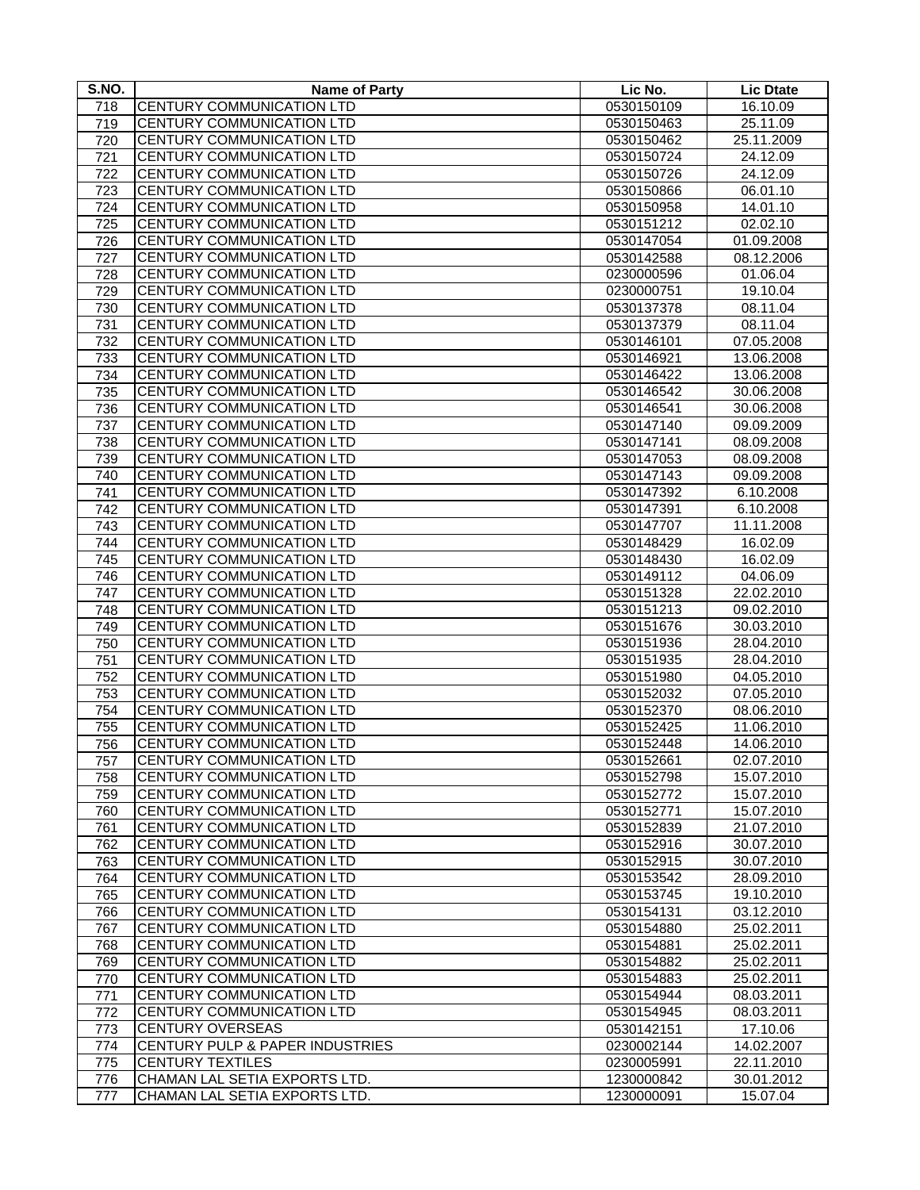| S.NO. | Name of Party | Lic No. | Lic Dtate |
|---|---|---|---|
| 718 | CENTURY COMMUNICATION LTD | 0530150109 | 16.10.09 |
| 719 | CENTURY COMMUNICATION LTD | 0530150463 | 25.11.09 |
| 720 | CENTURY COMMUNICATION LTD | 0530150462 | 25.11.2009 |
| 721 | CENTURY COMMUNICATION LTD | 0530150724 | 24.12.09 |
| 722 | CENTURY COMMUNICATION LTD | 0530150726 | 24.12.09 |
| 723 | CENTURY COMMUNICATION LTD | 0530150866 | 06.01.10 |
| 724 | CENTURY COMMUNICATION LTD | 0530150958 | 14.01.10 |
| 725 | CENTURY COMMUNICATION LTD | 0530151212 | 02.02.10 |
| 726 | CENTURY COMMUNICATION LTD | 0530147054 | 01.09.2008 |
| 727 | CENTURY COMMUNICATION LTD | 0530142588 | 08.12.2006 |
| 728 | CENTURY COMMUNICATION LTD | 0230000596 | 01.06.04 |
| 729 | CENTURY COMMUNICATION LTD | 0230000751 | 19.10.04 |
| 730 | CENTURY COMMUNICATION LTD | 0530137378 | 08.11.04 |
| 731 | CENTURY COMMUNICATION LTD | 0530137379 | 08.11.04 |
| 732 | CENTURY COMMUNICATION LTD | 0530146101 | 07.05.2008 |
| 733 | CENTURY COMMUNICATION LTD | 0530146921 | 13.06.2008 |
| 734 | CENTURY COMMUNICATION LTD | 0530146422 | 13.06.2008 |
| 735 | CENTURY COMMUNICATION LTD | 0530146542 | 30.06.2008 |
| 736 | CENTURY COMMUNICATION LTD | 0530146541 | 30.06.2008 |
| 737 | CENTURY COMMUNICATION LTD | 0530147140 | 09.09.2009 |
| 738 | CENTURY COMMUNICATION LTD | 0530147141 | 08.09.2008 |
| 739 | CENTURY COMMUNICATION LTD | 0530147053 | 08.09.2008 |
| 740 | CENTURY COMMUNICATION LTD | 0530147143 | 09.09.2008 |
| 741 | CENTURY COMMUNICATION LTD | 0530147392 | 6.10.2008 |
| 742 | CENTURY COMMUNICATION LTD | 0530147391 | 6.10.2008 |
| 743 | CENTURY COMMUNICATION LTD | 0530147707 | 11.11.2008 |
| 744 | CENTURY COMMUNICATION LTD | 0530148429 | 16.02.09 |
| 745 | CENTURY COMMUNICATION LTD | 0530148430 | 16.02.09 |
| 746 | CENTURY COMMUNICATION LTD | 0530149112 | 04.06.09 |
| 747 | CENTURY COMMUNICATION LTD | 0530151328 | 22.02.2010 |
| 748 | CENTURY COMMUNICATION LTD | 0530151213 | 09.02.2010 |
| 749 | CENTURY COMMUNICATION LTD | 0530151676 | 30.03.2010 |
| 750 | CENTURY COMMUNICATION LTD | 0530151936 | 28.04.2010 |
| 751 | CENTURY COMMUNICATION LTD | 0530151935 | 28.04.2010 |
| 752 | CENTURY COMMUNICATION LTD | 0530151980 | 04.05.2010 |
| 753 | CENTURY COMMUNICATION LTD | 0530152032 | 07.05.2010 |
| 754 | CENTURY COMMUNICATION LTD | 0530152370 | 08.06.2010 |
| 755 | CENTURY COMMUNICATION LTD | 0530152425 | 11.06.2010 |
| 756 | CENTURY COMMUNICATION LTD | 0530152448 | 14.06.2010 |
| 757 | CENTURY COMMUNICATION LTD | 0530152661 | 02.07.2010 |
| 758 | CENTURY COMMUNICATION LTD | 0530152798 | 15.07.2010 |
| 759 | CENTURY COMMUNICATION LTD | 0530152772 | 15.07.2010 |
| 760 | CENTURY COMMUNICATION LTD | 0530152771 | 15.07.2010 |
| 761 | CENTURY COMMUNICATION LTD | 0530152839 | 21.07.2010 |
| 762 | CENTURY COMMUNICATION LTD | 0530152916 | 30.07.2010 |
| 763 | CENTURY COMMUNICATION LTD | 0530152915 | 30.07.2010 |
| 764 | CENTURY COMMUNICATION LTD | 0530153542 | 28.09.2010 |
| 765 | CENTURY COMMUNICATION LTD | 0530153745 | 19.10.2010 |
| 766 | CENTURY COMMUNICATION LTD | 0530154131 | 03.12.2010 |
| 767 | CENTURY COMMUNICATION LTD | 0530154880 | 25.02.2011 |
| 768 | CENTURY COMMUNICATION LTD | 0530154881 | 25.02.2011 |
| 769 | CENTURY COMMUNICATION LTD | 0530154882 | 25.02.2011 |
| 770 | CENTURY COMMUNICATION LTD | 0530154883 | 25.02.2011 |
| 771 | CENTURY COMMUNICATION LTD | 0530154944 | 08.03.2011 |
| 772 | CENTURY COMMUNICATION LTD | 0530154945 | 08.03.2011 |
| 773 | CENTURY OVERSEAS | 0530142151 | 17.10.06 |
| 774 | CENTURY PULP & PAPER INDUSTRIES | 0230002144 | 14.02.2007 |
| 775 | CENTURY TEXTILES | 0230005991 | 22.11.2010 |
| 776 | CHAMAN LAL SETIA EXPORTS LTD. | 1230000842 | 30.01.2012 |
| 777 | CHAMAN LAL SETIA EXPORTS LTD. | 1230000091 | 15.07.04 |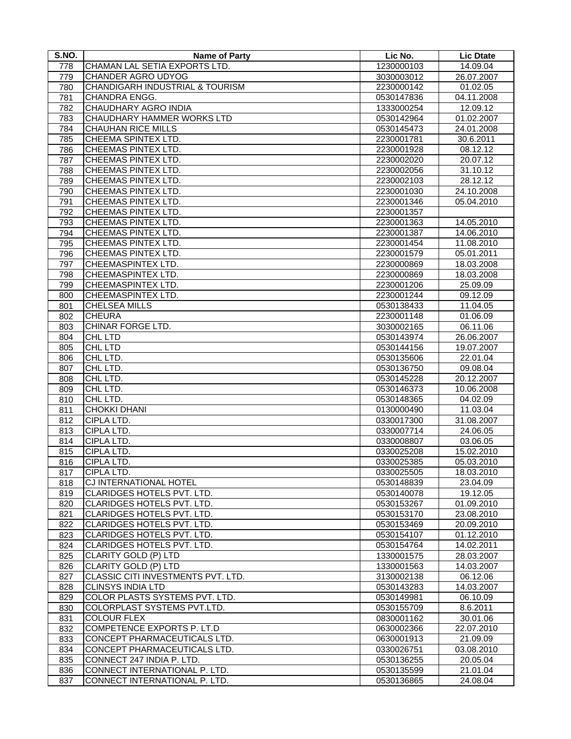| S.NO. | Name of Party | Lic No. | Lic Dtate |
|---|---|---|---|
| 778 | CHAMAN LAL SETIA EXPORTS LTD. | 1230000103 | 14.09.04 |
| 779 | CHANDER AGRO UDYOG | 3030003012 | 26.07.2007 |
| 780 | CHANDIGARH INDUSTRIAL & TOURISM | 2230000142 | 01.02.05 |
| 781 | CHANDRA ENGG. | 0530147836 | 04.11.2008 |
| 782 | CHAUDHARY AGRO INDIA | 1333000254 | 12.09.12 |
| 783 | CHAUDHARY HAMMER WORKS LTD | 0530142964 | 01.02.2007 |
| 784 | CHAUHAN RICE MILLS | 0530145473 | 24.01.2008 |
| 785 | CHEEMA SPINTEX LTD. | 2230001781 | 30.6.2011 |
| 786 | CHEEMAS PINTEX LTD. | 2230001928 | 08.12.12 |
| 787 | CHEEMAS PINTEX LTD. | 2230002020 | 20.07.12 |
| 788 | CHEEMAS PINTEX LTD. | 2230002056 | 31.10.12 |
| 789 | CHEEMAS PINTEX LTD. | 2230002103 | 28.12.12 |
| 790 | CHEEMAS PINTEX LTD. | 2230001030 | 24.10.2008 |
| 791 | CHEEMAS PINTEX LTD. | 2230001346 | 05.04.2010 |
| 792 | CHEEMAS PINTEX LTD. | 2230001357 | |
| 793 | CHEEMAS PINTEX LTD. | 2230001363 | 14.05.2010 |
| 794 | CHEEMAS PINTEX LTD. | 2230001387 | 14.06.2010 |
| 795 | CHEEMAS PINTEX LTD. | 2230001454 | 11.08.2010 |
| 796 | CHEEMAS PINTEX LTD. | 2230001579 | 05.01.2011 |
| 797 | CHEEMASPINTEX LTD. | 2230000869 | 18.03.2008 |
| 798 | CHEEMASPINTEX LTD. | 2230000869 | 18.03.2008 |
| 799 | CHEEMASPINTEX LTD. | 2230001206 | 25.09.09 |
| 800 | CHEEMASPINTEX LTD. | 2230001244 | 09.12.09 |
| 801 | CHELSEA MILLS | 0530138433 | 11.04.05 |
| 802 | CHEURA | 2230001148 | 01.06.09 |
| 803 | CHINAR FORGE LTD. | 3030002165 | 06.11.06 |
| 804 | CHL LTD | 0530143974 | 26.06.2007 |
| 805 | CHL LTD | 0530144156 | 19.07.2007 |
| 806 | CHL LTD. | 0530135606 | 22.01.04 |
| 807 | CHL LTD. | 0530136750 | 09.08.04 |
| 808 | CHL LTD. | 0530145228 | 20.12.2007 |
| 809 | CHL LTD. | 0530146373 | 10.06.2008 |
| 810 | CHL LTD. | 0530148365 | 04.02.09 |
| 811 | CHOKKI DHANI | 0130000490 | 11.03.04 |
| 812 | CIPLA LTD. | 0330017300 | 31.08.2007 |
| 813 | CIPLA LTD. | 0330007714 | 24.06.05 |
| 814 | CIPLA LTD. | 0330008807 | 03.06.05 |
| 815 | CIPLA LTD. | 0330025208 | 15.02.2010 |
| 816 | CIPLA LTD. | 0330025385 | 05.03.2010 |
| 817 | CIPLA LTD. | 0330025505 | 18.03.2010 |
| 818 | CJ INTERNATIONAL HOTEL | 0530148839 | 23.04.09 |
| 819 | CLARIDGES HOTELS PVT. LTD. | 0530140078 | 19.12.05 |
| 820 | CLARIDGES HOTELS PVT. LTD. | 0530153267 | 01.09.2010 |
| 821 | CLARIDGES HOTELS PVT. LTD. | 0530153170 | 23.08.2010 |
| 822 | CLARIDGES HOTELS PVT. LTD. | 0530153469 | 20.09.2010 |
| 823 | CLARIDGES HOTELS PVT. LTD. | 0530154107 | 01.12.2010 |
| 824 | CLARIDGES HOTELS PVT. LTD. | 0530154764 | 14.02.2011 |
| 825 | CLARITY GOLD (P) LTD | 1330001575 | 28.03.2007 |
| 826 | CLARITY GOLD (P) LTD | 1330001563 | 14.03.2007 |
| 827 | CLASSIC CITI INVESTMENTS PVT. LTD. | 3130002138 | 06.12.06 |
| 828 | CLINSYS INDIA LTD | 0530143283 | 14.03.2007 |
| 829 | COLOR PLASTS SYSTEMS PVT. LTD. | 0530149981 | 06.10.09 |
| 830 | COLORPLAST SYSTEMS PVT.LTD. | 0530155709 | 8.6.2011 |
| 831 | COLOUR FLEX | 0830001162 | 30.01.06 |
| 832 | COMPETENCE EXPORTS P. LT.D | 0630002366 | 22.07.2010 |
| 833 | CONCEPT PHARMACEUTICALS LTD. | 0630001913 | 21.09.09 |
| 834 | CONCEPT PHARMACEUTICALS LTD. | 0330026751 | 03.08.2010 |
| 835 | CONNECT 247 INDIA P. LTD. | 0530136255 | 20.05.04 |
| 836 | CONNECT INTERNATIONAL P. LTD. | 0530135599 | 21.01.04 |
| 837 | CONNECT INTERNATIONAL P. LTD. | 0530136865 | 24.08.04 |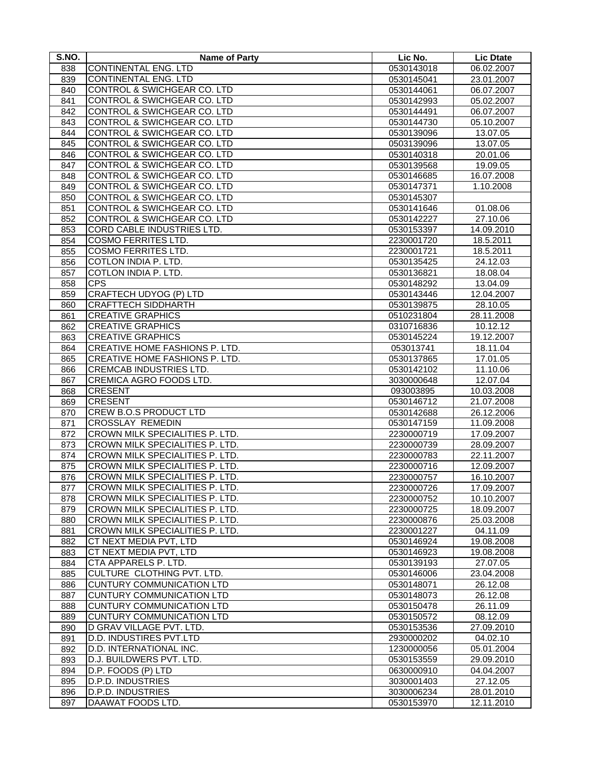| S.NO. | Name of Party | Lic No. | Lic Dtate |
|---|---|---|---|
| 838 | CONTINENTAL ENG. LTD | 0530143018 | 06.02.2007 |
| 839 | CONTINENTAL ENG. LTD | 0530145041 | 23.01.2007 |
| 840 | CONTROL & SWICHGEAR CO. LTD | 0530144061 | 06.07.2007 |
| 841 | CONTROL & SWICHGEAR CO. LTD | 0530142993 | 05.02.2007 |
| 842 | CONTROL & SWICHGEAR CO. LTD | 0530144491 | 06.07.2007 |
| 843 | CONTROL & SWICHGEAR CO. LTD | 0530144730 | 05.10.2007 |
| 844 | CONTROL & SWICHGEAR CO. LTD | 0530139096 | 13.07.05 |
| 845 | CONTROL & SWICHGEAR CO. LTD | 0503139096 | 13.07.05 |
| 846 | CONTROL & SWICHGEAR CO. LTD | 0530140318 | 20.01.06 |
| 847 | CONTROL & SWICHGEAR CO. LTD | 0530139568 | 19.09.05 |
| 848 | CONTROL & SWICHGEAR CO. LTD | 0530146685 | 16.07.2008 |
| 849 | CONTROL & SWICHGEAR CO. LTD | 0530147371 | 1.10.2008 |
| 850 | CONTROL & SWICHGEAR CO. LTD | 0530145307 | |
| 851 | CONTROL & SWICHGEAR CO. LTD | 0530141646 | 01.08.06 |
| 852 | CONTROL & SWICHGEAR CO. LTD | 0530142227 | 27.10.06 |
| 853 | CORD CABLE INDUSTRIES LTD. | 0530153397 | 14.09.2010 |
| 854 | COSMO FERRITES LTD. | 2230001720 | 18.5.2011 |
| 855 | COSMO FERRITES LTD. | 2230001721 | 18.5.2011 |
| 856 | COTLON INDIA P. LTD. | 0530135425 | 24.12.03 |
| 857 | COTLON INDIA P. LTD. | 0530136821 | 18.08.04 |
| 858 | CPS | 0530148292 | 13.04.09 |
| 859 | CRAFTECH UDYOG (P) LTD | 0530143446 | 12.04.2007 |
| 860 | CRAFTTECH SIDDHARTH | 0530139875 | 28.10.05 |
| 861 | CREATIVE GRAPHICS | 0510231804 | 28.11.2008 |
| 862 | CREATIVE GRAPHICS | 0310716836 | 10.12.12 |
| 863 | CREATIVE GRAPHICS | 0530145224 | 19.12.2007 |
| 864 | CREATIVE HOME FASHIONS P. LTD. | 053013741 | 18.11.04 |
| 865 | CREATIVE HOME FASHIONS P. LTD. | 0530137865 | 17.01.05 |
| 866 | CREMCAB INDUSTRIES LTD. | 0530142102 | 11.10.06 |
| 867 | CREMICA AGRO FOODS LTD. | 3030000648 | 12.07.04 |
| 868 | CRESENT | 093003895 | 10.03.2008 |
| 869 | CRESENT | 0530146712 | 21.07.2008 |
| 870 | CREW B.O.S PRODUCT LTD | 0530142688 | 26.12.2006 |
| 871 | CROSSLAY REMEDIN | 0530147159 | 11.09.2008 |
| 872 | CROWN MILK SPECIALITIES P. LTD. | 2230000719 | 17.09.2007 |
| 873 | CROWN MILK SPECIALITIES P. LTD. | 2230000739 | 28.09.2007 |
| 874 | CROWN MILK SPECIALITIES P. LTD. | 2230000783 | 22.11.2007 |
| 875 | CROWN MILK SPECIALITIES P. LTD. | 2230000716 | 12.09.2007 |
| 876 | CROWN MILK SPECIALITIES P. LTD. | 2230000757 | 16.10.2007 |
| 877 | CROWN MILK SPECIALITIES P. LTD. | 2230000726 | 17.09.2007 |
| 878 | CROWN MILK SPECIALITIES P. LTD. | 2230000752 | 10.10.2007 |
| 879 | CROWN MILK SPECIALITIES P. LTD. | 2230000725 | 18.09.2007 |
| 880 | CROWN MILK SPECIALITIES P. LTD. | 2230000876 | 25.03.2008 |
| 881 | CROWN MILK SPECIALITIES P. LTD. | 2230001227 | 04.11.09 |
| 882 | CT NEXT MEDIA PVT, LTD | 0530146924 | 19.08.2008 |
| 883 | CT NEXT MEDIA PVT, LTD | 0530146923 | 19.08.2008 |
| 884 | CTA APPARELS P. LTD. | 0530139193 | 27.07.05 |
| 885 | CULTURE CLOTHING PVT. LTD. | 0530146006 | 23.04.2008 |
| 886 | CUNTURY COMMUNICATION LTD | 0530148071 | 26.12.08 |
| 887 | CUNTURY COMMUNICATION LTD | 0530148073 | 26.12.08 |
| 888 | CUNTURY COMMUNICATION LTD | 0530150478 | 26.11.09 |
| 889 | CUNTURY COMMUNICATION LTD | 0530150572 | 08.12.09 |
| 890 | D GRAV VILLAGE PVT. LTD. | 0530153536 | 27.09.2010 |
| 891 | D.D. INDUSTIRES PVT.LTD | 2930000202 | 04.02.10 |
| 892 | D.D. INTERNATIONAL INC. | 1230000056 | 05.01.2004 |
| 893 | D.J. BUILDWERS PVT. LTD. | 0530153559 | 29.09.2010 |
| 894 | D.P. FOODS (P) LTD | 0630000910 | 04.04.2007 |
| 895 | D.P.D. INDUSTRIES | 3030001403 | 27.12.05 |
| 896 | D.P.D. INDUSTRIES | 3030006234 | 28.01.2010 |
| 897 | DAAWAT FOODS LTD. | 0530153970 | 12.11.2010 |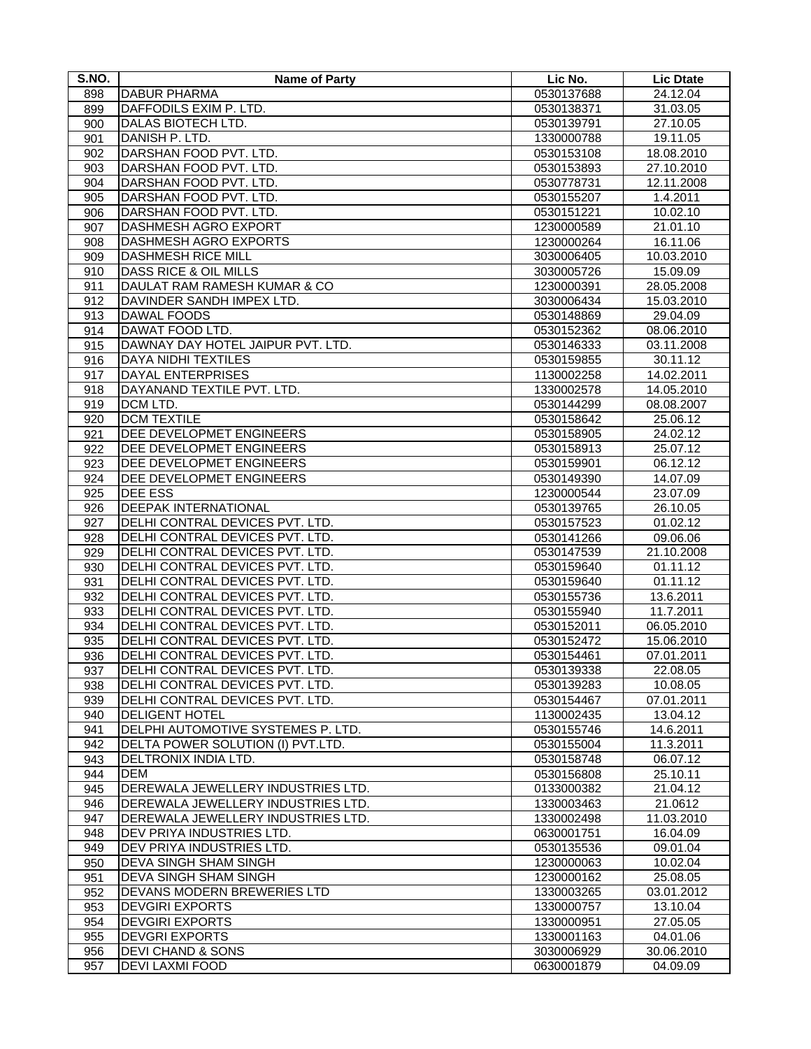| S.NO. | Name of Party | Lic No. | Lic Dtate |
|---|---|---|---|
| 898 | DABUR PHARMA | 0530137688 | 24.12.04 |
| 899 | DAFFODILS EXIM P. LTD. | 0530138371 | 31.03.05 |
| 900 | DALAS BIOTECH LTD. | 0530139791 | 27.10.05 |
| 901 | DANISH P. LTD. | 1330000788 | 19.11.05 |
| 902 | DARSHAN FOOD PVT. LTD. | 0530153108 | 18.08.2010 |
| 903 | DARSHAN FOOD PVT. LTD. | 0530153893 | 27.10.2010 |
| 904 | DARSHAN FOOD PVT. LTD. | 0530778731 | 12.11.2008 |
| 905 | DARSHAN FOOD PVT. LTD. | 0530155207 | 1.4.2011 |
| 906 | DARSHAN FOOD PVT. LTD. | 0530151221 | 10.02.10 |
| 907 | DASHMESH AGRO EXPORT | 1230000589 | 21.01.10 |
| 908 | DASHMESH AGRO EXPORTS | 1230000264 | 16.11.06 |
| 909 | DASHMESH RICE MILL | 3030006405 | 10.03.2010 |
| 910 | DASS RICE & OIL MILLS | 3030005726 | 15.09.09 |
| 911 | DAULAT RAM RAMESH KUMAR & CO | 1230000391 | 28.05.2008 |
| 912 | DAVINDER SANDH IMPEX LTD. | 3030006434 | 15.03.2010 |
| 913 | DAWAL FOODS | 0530148869 | 29.04.09 |
| 914 | DAWAT FOOD LTD. | 0530152362 | 08.06.2010 |
| 915 | DAWNAY DAY HOTEL JAIPUR PVT. LTD. | 0530146333 | 03.11.2008 |
| 916 | DAYA NIDHI TEXTILES | 0530159855 | 30.11.12 |
| 917 | DAYAL ENTERPRISES | 1130002258 | 14.02.2011 |
| 918 | DAYANAND TEXTILE PVT. LTD. | 1330002578 | 14.05.2010 |
| 919 | DCM LTD. | 0530144299 | 08.08.2007 |
| 920 | DCM TEXTILE | 0530158642 | 25.06.12 |
| 921 | DEE DEVELOPMET ENGINEERS | 0530158905 | 24.02.12 |
| 922 | DEE DEVELOPMET ENGINEERS | 0530158913 | 25.07.12 |
| 923 | DEE DEVELOPMET ENGINEERS | 0530159901 | 06.12.12 |
| 924 | DEE DEVELOPMET ENGINEERS | 0530149390 | 14.07.09 |
| 925 | DEE ESS | 1230000544 | 23.07.09 |
| 926 | DEEPAK INTERNATIONAL | 0530139765 | 26.10.05 |
| 927 | DELHI CONTRAL DEVICES PVT. LTD. | 0530157523 | 01.02.12 |
| 928 | DELHI CONTRAL DEVICES PVT. LTD. | 0530141266 | 09.06.06 |
| 929 | DELHI CONTRAL DEVICES PVT. LTD. | 0530147539 | 21.10.2008 |
| 930 | DELHI CONTRAL DEVICES PVT. LTD. | 0530159640 | 01.11.12 |
| 931 | DELHI CONTRAL DEVICES PVT. LTD. | 0530159640 | 01.11.12 |
| 932 | DELHI CONTRAL DEVICES PVT. LTD. | 0530155736 | 13.6.2011 |
| 933 | DELHI CONTRAL DEVICES PVT. LTD. | 0530155940 | 11.7.2011 |
| 934 | DELHI CONTRAL DEVICES PVT. LTD. | 0530152011 | 06.05.2010 |
| 935 | DELHI CONTRAL DEVICES PVT. LTD. | 0530152472 | 15.06.2010 |
| 936 | DELHI CONTRAL DEVICES PVT. LTD. | 0530154461 | 07.01.2011 |
| 937 | DELHI CONTRAL DEVICES PVT. LTD. | 0530139338 | 22.08.05 |
| 938 | DELHI CONTRAL DEVICES PVT. LTD. | 0530139283 | 10.08.05 |
| 939 | DELHI CONTRAL DEVICES PVT. LTD. | 0530154467 | 07.01.2011 |
| 940 | DELIGENT HOTEL | 1130002435 | 13.04.12 |
| 941 | DELPHI AUTOMOTIVE SYSTEMES P. LTD. | 0530155746 | 14.6.2011 |
| 942 | DELTA POWER SOLUTION (I) PVT.LTD. | 0530155004 | 11.3.2011 |
| 943 | DELTRONIX INDIA LTD. | 0530158748 | 06.07.12 |
| 944 | DEM | 0530156808 | 25.10.11 |
| 945 | DEREWALA JEWELLERY INDUSTRIES LTD. | 0133000382 | 21.04.12 |
| 946 | DEREWALA JEWELLERY INDUSTRIES LTD. | 1330003463 | 21.0612 |
| 947 | DEREWALA JEWELLERY INDUSTRIES LTD. | 1330002498 | 11.03.2010 |
| 948 | DEV PRIYA INDUSTRIES LTD. | 0630001751 | 16.04.09 |
| 949 | DEV PRIYA INDUSTRIES LTD. | 0530135536 | 09.01.04 |
| 950 | DEVA SINGH SHAM SINGH | 1230000063 | 10.02.04 |
| 951 | DEVA SINGH SHAM SINGH | 1230000162 | 25.08.05 |
| 952 | DEVANS MODERN BREWERIES LTD | 1330003265 | 03.01.2012 |
| 953 | DEVGIRI EXPORTS | 1330000757 | 13.10.04 |
| 954 | DEVGIRI EXPORTS | 1330000951 | 27.05.05 |
| 955 | DEVGRI EXPORTS | 1330001163 | 04.01.06 |
| 956 | DEVI CHAND & SONS | 3030006929 | 30.06.2010 |
| 957 | DEVI LAXMI FOOD | 0630001879 | 04.09.09 |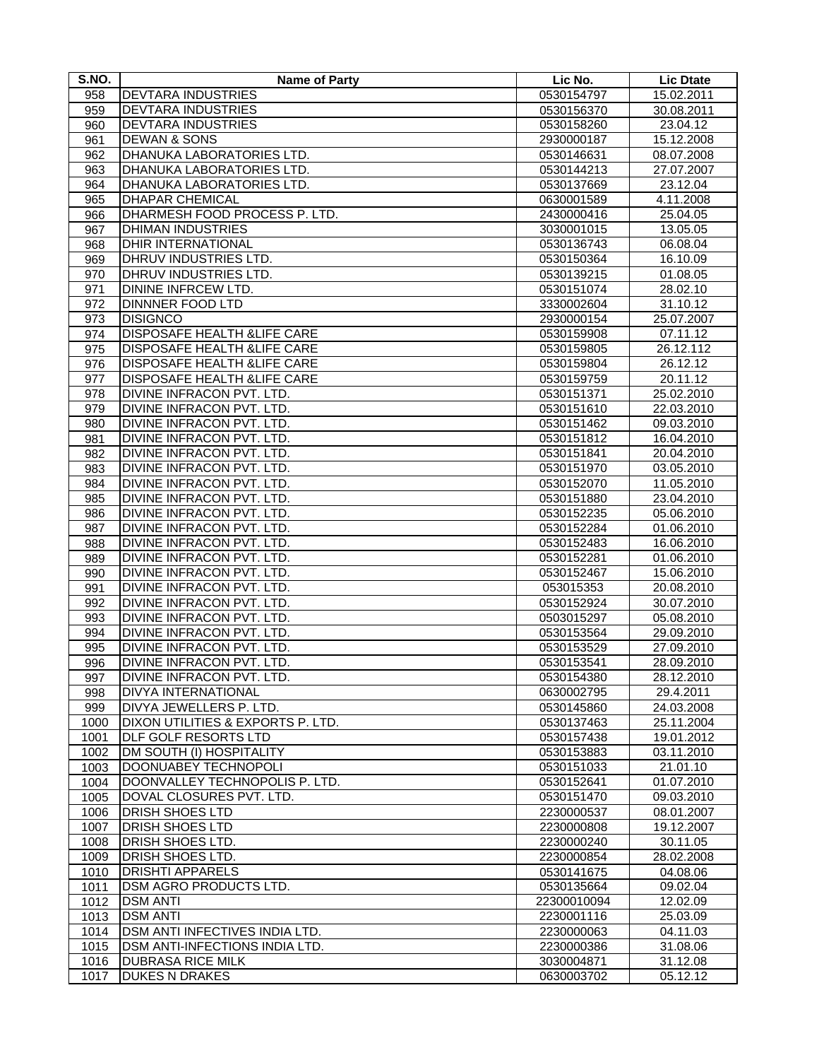| S.NO. | Name of Party | Lic No. | Lic Dtate |
|---|---|---|---|
| 958 | DEVTARA INDUSTRIES | 0530154797 | 15.02.2011 |
| 959 | DEVTARA INDUSTRIES | 0530156370 | 30.08.2011 |
| 960 | DEVTARA INDUSTRIES | 0530158260 | 23.04.12 |
| 961 | DEWAN & SONS | 2930000187 | 15.12.2008 |
| 962 | DHANUKA LABORATORIES LTD. | 0530146631 | 08.07.2008 |
| 963 | DHANUKA LABORATORIES LTD. | 0530144213 | 27.07.2007 |
| 964 | DHANUKA LABORATORIES LTD. | 0530137669 | 23.12.04 |
| 965 | DHAPAR CHEMICAL | 0630001589 | 4.11.2008 |
| 966 | DHARMESH FOOD PROCESS P. LTD. | 2430000416 | 25.04.05 |
| 967 | DHIMAN INDUSTRIES | 3030001015 | 13.05.05 |
| 968 | DHIR INTERNATIONAL | 0530136743 | 06.08.04 |
| 969 | DHRUV INDUSTRIES LTD. | 0530150364 | 16.10.09 |
| 970 | DHRUV INDUSTRIES LTD. | 0530139215 | 01.08.05 |
| 971 | DININE INFRCEW LTD. | 0530151074 | 28.02.10 |
| 972 | DINNNER FOOD LTD | 3330002604 | 31.10.12 |
| 973 | DISIGNCO | 2930000154 | 25.07.2007 |
| 974 | DISPOSAFE HEALTH &LIFE CARE | 0530159908 | 07.11.12 |
| 975 | DISPOSAFE HEALTH &LIFE CARE | 0530159805 | 26.12.112 |
| 976 | DISPOSAFE HEALTH &LIFE CARE | 0530159804 | 26.12.12 |
| 977 | DISPOSAFE HEALTH &LIFE CARE | 0530159759 | 20.11.12 |
| 978 | DIVINE INFRACON PVT. LTD. | 0530151371 | 25.02.2010 |
| 979 | DIVINE INFRACON PVT. LTD. | 0530151610 | 22.03.2010 |
| 980 | DIVINE INFRACON PVT. LTD. | 0530151462 | 09.03.2010 |
| 981 | DIVINE INFRACON PVT. LTD. | 0530151812 | 16.04.2010 |
| 982 | DIVINE INFRACON PVT. LTD. | 0530151841 | 20.04.2010 |
| 983 | DIVINE INFRACON PVT. LTD. | 0530151970 | 03.05.2010 |
| 984 | DIVINE INFRACON PVT. LTD. | 0530152070 | 11.05.2010 |
| 985 | DIVINE INFRACON PVT. LTD. | 0530151880 | 23.04.2010 |
| 986 | DIVINE INFRACON PVT. LTD. | 0530152235 | 05.06.2010 |
| 987 | DIVINE INFRACON PVT. LTD. | 0530152284 | 01.06.2010 |
| 988 | DIVINE INFRACON PVT. LTD. | 0530152483 | 16.06.2010 |
| 989 | DIVINE INFRACON PVT. LTD. | 0530152281 | 01.06.2010 |
| 990 | DIVINE INFRACON PVT. LTD. | 0530152467 | 15.06.2010 |
| 991 | DIVINE INFRACON PVT. LTD. | 053015353 | 20.08.2010 |
| 992 | DIVINE INFRACON PVT. LTD. | 0530152924 | 30.07.2010 |
| 993 | DIVINE INFRACON PVT. LTD. | 0503015297 | 05.08.2010 |
| 994 | DIVINE INFRACON PVT. LTD. | 0530153564 | 29.09.2010 |
| 995 | DIVINE INFRACON PVT. LTD. | 0530153529 | 27.09.2010 |
| 996 | DIVINE INFRACON PVT. LTD. | 0530153541 | 28.09.2010 |
| 997 | DIVINE INFRACON PVT. LTD. | 0530154380 | 28.12.2010 |
| 998 | DIVYA INTERNATIONAL | 0630002795 | 29.4.2011 |
| 999 | DIVYA JEWELLERS P. LTD. | 0530145860 | 24.03.2008 |
| 1000 | DIXON UTILITIES & EXPORTS P. LTD. | 0530137463 | 25.11.2004 |
| 1001 | DLF GOLF RESORTS LTD | 0530157438 | 19.01.2012 |
| 1002 | DM SOUTH (I) HOSPITALITY | 0530153883 | 03.11.2010 |
| 1003 | DOONUABEY TECHNOPOLI | 0530151033 | 21.01.10 |
| 1004 | DOONVALLEY TECHNOPOLIS P. LTD. | 0530152641 | 01.07.2010 |
| 1005 | DOVAL CLOSURES PVT. LTD. | 0530151470 | 09.03.2010 |
| 1006 | DRISH SHOES LTD | 2230000537 | 08.01.2007 |
| 1007 | DRISH SHOES LTD | 2230000808 | 19.12.2007 |
| 1008 | DRISH SHOES LTD. | 2230000240 | 30.11.05 |
| 1009 | DRISH SHOES LTD. | 2230000854 | 28.02.2008 |
| 1010 | DRISHTI APPARELS | 0530141675 | 04.08.06 |
| 1011 | DSM AGRO PRODUCTS LTD. | 0530135664 | 09.02.04 |
| 1012 | DSM ANTI | 22300010094 | 12.02.09 |
| 1013 | DSM ANTI | 2230001116 | 25.03.09 |
| 1014 | DSM ANTI INFECTIVES INDIA LTD. | 2230000063 | 04.11.03 |
| 1015 | DSM ANTI-INFECTIONS INDIA LTD. | 2230000386 | 31.08.06 |
| 1016 | DUBRASA RICE MILK | 3030004871 | 31.12.08 |
| 1017 | DUKES N DRAKES | 0630003702 | 05.12.12 |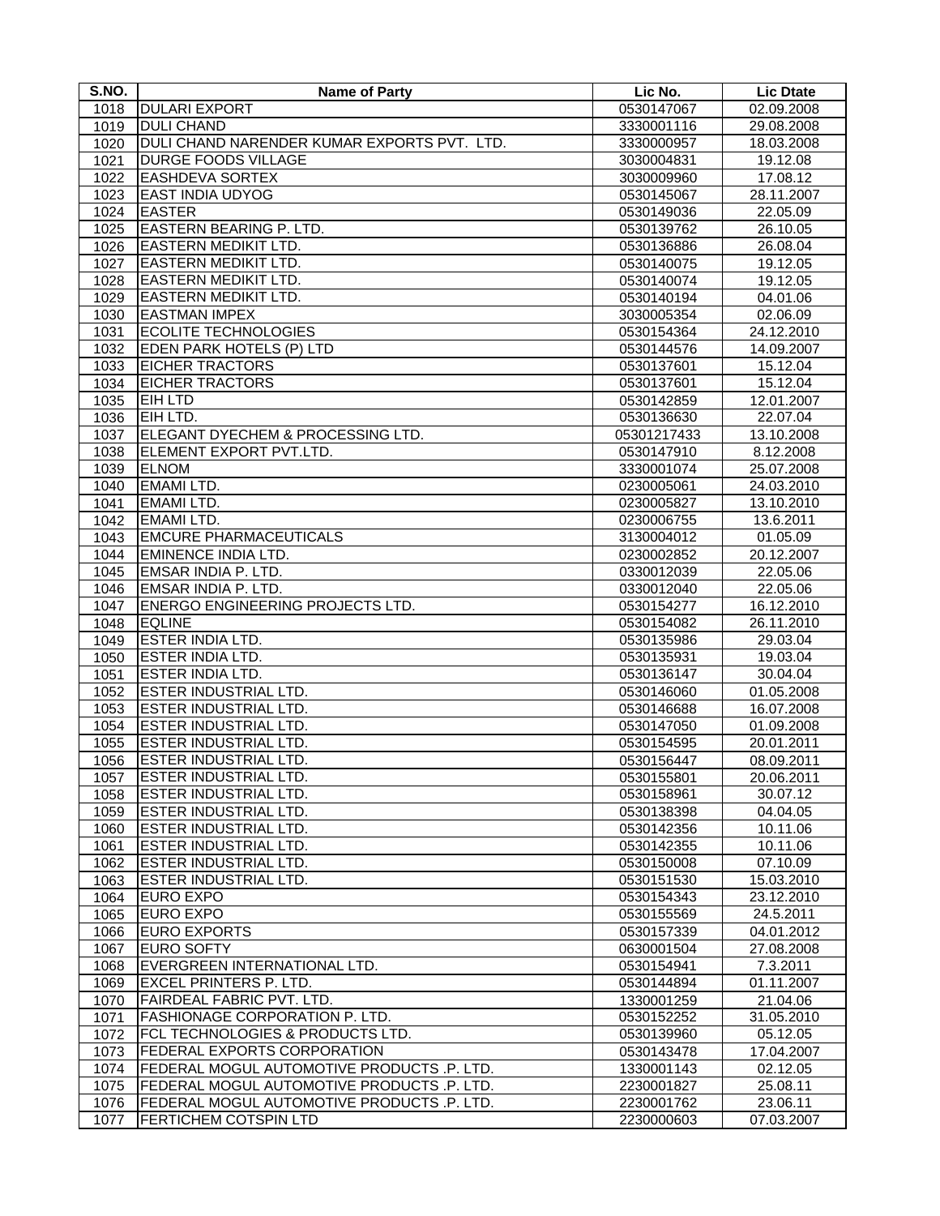| S.NO. | Name of Party | Lic No. | Lic Dtate |
|---|---|---|---|
| 1018 | DULARI EXPORT | 0530147067 | 02.09.2008 |
| 1019 | DULI CHAND | 3330001116 | 29.08.2008 |
| 1020 | DULI CHAND NARENDER KUMAR EXPORTS PVT. LTD. | 3330000957 | 18.03.2008 |
| 1021 | DURGE FOODS VILLAGE | 3030004831 | 19.12.08 |
| 1022 | EASHDEVA SORTEX | 3030009960 | 17.08.12 |
| 1023 | EAST INDIA UDYOG | 0530145067 | 28.11.2007 |
| 1024 | EASTER | 0530149036 | 22.05.09 |
| 1025 | EASTERN BEARING P. LTD. | 0530139762 | 26.10.05 |
| 1026 | EASTERN MEDIKIT LTD. | 0530136886 | 26.08.04 |
| 1027 | EASTERN MEDIKIT LTD. | 0530140075 | 19.12.05 |
| 1028 | EASTERN MEDIKIT LTD. | 0530140074 | 19.12.05 |
| 1029 | EASTERN MEDIKIT LTD. | 0530140194 | 04.01.06 |
| 1030 | EASTMAN IMPEX | 3030005354 | 02.06.09 |
| 1031 | ECOLITE TECHNOLOGIES | 0530154364 | 24.12.2010 |
| 1032 | EDEN PARK HOTELS (P) LTD | 0530144576 | 14.09.2007 |
| 1033 | EICHER TRACTORS | 0530137601 | 15.12.04 |
| 1034 | EICHER TRACTORS | 0530137601 | 15.12.04 |
| 1035 | EIH LTD | 0530142859 | 12.01.2007 |
| 1036 | EIH LTD. | 0530136630 | 22.07.04 |
| 1037 | ELEGANT DYECHEM & PROCESSING LTD. | 05301217433 | 13.10.2008 |
| 1038 | ELEMENT EXPORT PVT.LTD. | 0530147910 | 8.12.2008 |
| 1039 | ELNOM | 3330001074 | 25.07.2008 |
| 1040 | EMAMI LTD. | 0230005061 | 24.03.2010 |
| 1041 | EMAMI LTD. | 0230005827 | 13.10.2010 |
| 1042 | EMAMI LTD. | 0230006755 | 13.6.2011 |
| 1043 | EMCURE PHARMACEUTICALS | 3130004012 | 01.05.09 |
| 1044 | EMINENCE INDIA LTD. | 0230002852 | 20.12.2007 |
| 1045 | EMSAR INDIA P. LTD. | 0330012039 | 22.05.06 |
| 1046 | EMSAR INDIA P. LTD. | 0330012040 | 22.05.06 |
| 1047 | ENERGO ENGINEERING PROJECTS LTD. | 0530154277 | 16.12.2010 |
| 1048 | EQLINE | 0530154082 | 26.11.2010 |
| 1049 | ESTER INDIA LTD. | 0530135986 | 29.03.04 |
| 1050 | ESTER INDIA LTD. | 0530135931 | 19.03.04 |
| 1051 | ESTER INDIA LTD. | 0530136147 | 30.04.04 |
| 1052 | ESTER INDUSTRIAL LTD. | 0530146060 | 01.05.2008 |
| 1053 | ESTER INDUSTRIAL LTD. | 0530146688 | 16.07.2008 |
| 1054 | ESTER INDUSTRIAL LTD. | 0530147050 | 01.09.2008 |
| 1055 | ESTER INDUSTRIAL LTD. | 0530154595 | 20.01.2011 |
| 1056 | ESTER INDUSTRIAL LTD. | 0530156447 | 08.09.2011 |
| 1057 | ESTER INDUSTRIAL LTD. | 0530155801 | 20.06.2011 |
| 1058 | ESTER INDUSTRIAL LTD. | 0530158961 | 30.07.12 |
| 1059 | ESTER INDUSTRIAL LTD. | 0530138398 | 04.04.05 |
| 1060 | ESTER INDUSTRIAL LTD. | 0530142356 | 10.11.06 |
| 1061 | ESTER INDUSTRIAL LTD. | 0530142355 | 10.11.06 |
| 1062 | ESTER INDUSTRIAL LTD. | 0530150008 | 07.10.09 |
| 1063 | ESTER INDUSTRIAL LTD. | 0530151530 | 15.03.2010 |
| 1064 | EURO EXPO | 0530154343 | 23.12.2010 |
| 1065 | EURO EXPO | 0530155569 | 24.5.2011 |
| 1066 | EURO EXPORTS | 0530157339 | 04.01.2012 |
| 1067 | EURO SOFTY | 0630001504 | 27.08.2008 |
| 1068 | EVERGREEN INTERNATIONAL LTD. | 0530154941 | 7.3.2011 |
| 1069 | EXCEL PRINTERS P. LTD. | 0530144894 | 01.11.2007 |
| 1070 | FAIRDEAL FABRIC PVT. LTD. | 1330001259 | 21.04.06 |
| 1071 | FASHIONAGE CORPORATION P. LTD. | 0530152252 | 31.05.2010 |
| 1072 | FCL TECHNOLOGIES & PRODUCTS LTD. | 0530139960 | 05.12.05 |
| 1073 | FEDERAL EXPORTS CORPORATION | 0530143478 | 17.04.2007 |
| 1074 | FEDERAL MOGUL AUTOMOTIVE PRODUCTS .P. LTD. | 1330001143 | 02.12.05 |
| 1075 | FEDERAL MOGUL AUTOMOTIVE PRODUCTS .P. LTD. | 2230001827 | 25.08.11 |
| 1076 | FEDERAL MOGUL AUTOMOTIVE PRODUCTS .P. LTD. | 2230001762 | 23.06.11 |
| 1077 | FERTICHEM COTSPIN LTD | 2230000603 | 07.03.2007 |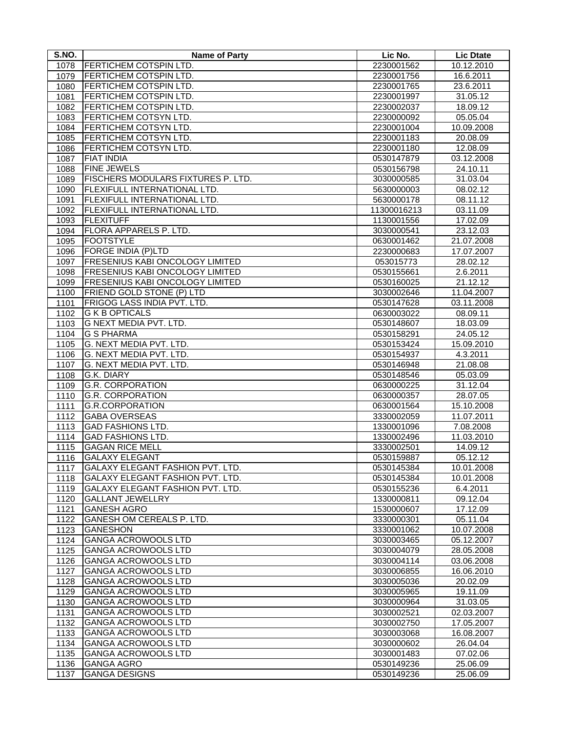| S.NO. | Name of Party | Lic No. | Lic Dtate |
|---|---|---|---|
| 1078 | FERTICHEM COTSPIN LTD. | 2230001562 | 10.12.2010 |
| 1079 | FERTICHEM COTSPIN LTD. | 2230001756 | 16.6.2011 |
| 1080 | FERTICHEM COTSPIN LTD. | 2230001765 | 23.6.2011 |
| 1081 | FERTICHEM COTSPIN LTD. | 2230001997 | 31.05.12 |
| 1082 | FERTICHEM COTSPIN LTD. | 2230002037 | 18.09.12 |
| 1083 | FERTICHEM COTSYN LTD. | 2230000092 | 05.05.04 |
| 1084 | FERTICHEM COTSYN LTD. | 2230001004 | 10.09.2008 |
| 1085 | FERTICHEM COTSYN LTD. | 2230001183 | 20.08.09 |
| 1086 | FERTICHEM COTSYN LTD. | 2230001180 | 12.08.09 |
| 1087 | FIAT INDIA | 0530147879 | 03.12.2008 |
| 1088 | FINE JEWELS | 0530156798 | 24.10.11 |
| 1089 | FISCHERS MODULARS FIXTURES P. LTD. | 3030000585 | 31.03.04 |
| 1090 | FLEXIFULL INTERNATIONAL LTD. | 5630000003 | 08.02.12 |
| 1091 | FLEXIFULL INTERNATIONAL LTD. | 5630000178 | 08.11.12 |
| 1092 | FLEXIFULL INTERNATIONAL LTD. | 11300016213 | 03.11.09 |
| 1093 | FLEXITUFF | 1130001556 | 17.02.09 |
| 1094 | FLORA APPARELS P. LTD. | 3030000541 | 23.12.03 |
| 1095 | FOOTSTYLE | 0630001462 | 21.07.2008 |
| 1096 | FORGE INDIA (P)LTD | 2230000683 | 17.07.2007 |
| 1097 | FRESENIUS KABI ONCOLOGY LIMITED | 053015773 | 28.02.12 |
| 1098 | FRESENIUS KABI ONCOLOGY LIMITED | 0530155661 | 2.6.2011 |
| 1099 | FRESENIUS KABI ONCOLOGY LIMITED | 0530160025 | 21.12.12 |
| 1100 | FRIEND GOLD STONE (P) LTD | 3030002646 | 11.04.2007 |
| 1101 | FRIGOG LASS INDIA PVT. LTD. | 0530147628 | 03.11.2008 |
| 1102 | G K B OPTICALS | 0630003022 | 08.09.11 |
| 1103 | G NEXT MEDIA PVT. LTD. | 0530148607 | 18.03.09 |
| 1104 | G S PHARMA | 0530158291 | 24.05.12 |
| 1105 | G. NEXT MEDIA PVT. LTD. | 0530153424 | 15.09.2010 |
| 1106 | G. NEXT MEDIA PVT. LTD. | 0530154937 | 4.3.2011 |
| 1107 | G. NEXT MEDIA PVT. LTD. | 0530146948 | 21.08.08 |
| 1108 | G.K. DIARY | 0530148546 | 05.03.09 |
| 1109 | G.R. CORPORATION | 0630000225 | 31.12.04 |
| 1110 | G.R. CORPORATION | 0630000357 | 28.07.05 |
| 1111 | G.R.CORPORATION | 0630001564 | 15.10.2008 |
| 1112 | GABA OVERSEAS | 3330002059 | 11.07.2011 |
| 1113 | GAD FASHIONS LTD. | 1330001096 | 7.08.2008 |
| 1114 | GAD FASHIONS LTD. | 1330002496 | 11.03.2010 |
| 1115 | GAGAN RICE MELL | 3330002501 | 14.09.12 |
| 1116 | GALAXY ELEGANT | 0530159887 | 05.12.12 |
| 1117 | GALAXY ELEGANT FASHION PVT. LTD. | 0530145384 | 10.01.2008 |
| 1118 | GALAXY ELEGANT FASHION PVT. LTD. | 0530145384 | 10.01.2008 |
| 1119 | GALAXY ELEGANT FASHION PVT. LTD. | 0530155236 | 6.4.2011 |
| 1120 | GALLANT JEWELLRY | 1330000811 | 09.12.04 |
| 1121 | GANESH AGRO | 1530000607 | 17.12.09 |
| 1122 | GANESH OM CEREALS P. LTD. | 3330000301 | 05.11.04 |
| 1123 | GANESHON | 3330001062 | 10.07.2008 |
| 1124 | GANGA ACROWOOLS LTD | 3030003465 | 05.12.2007 |
| 1125 | GANGA ACROWOOLS LTD | 3030004079 | 28.05.2008 |
| 1126 | GANGA ACROWOOLS LTD | 3030004114 | 03.06.2008 |
| 1127 | GANGA ACROWOOLS LTD | 3030006855 | 16.06.2010 |
| 1128 | GANGA ACROWOOLS LTD | 3030005036 | 20.02.09 |
| 1129 | GANGA ACROWOOLS LTD | 3030005965 | 19.11.09 |
| 1130 | GANGA ACROWOOLS LTD | 3030000964 | 31.03.05 |
| 1131 | GANGA ACROWOOLS LTD | 3030002521 | 02.03.2007 |
| 1132 | GANGA ACROWOOLS LTD | 3030002750 | 17.05.2007 |
| 1133 | GANGA ACROWOOLS LTD | 3030003068 | 16.08.2007 |
| 1134 | GANGA ACROWOOLS LTD | 3030000602 | 26.04.04 |
| 1135 | GANGA ACROWOOLS LTD | 3030001483 | 07.02.06 |
| 1136 | GANGA AGRO | 0530149236 | 25.06.09 |
| 1137 | GANGA DESIGNS | 0530149236 | 25.06.09 |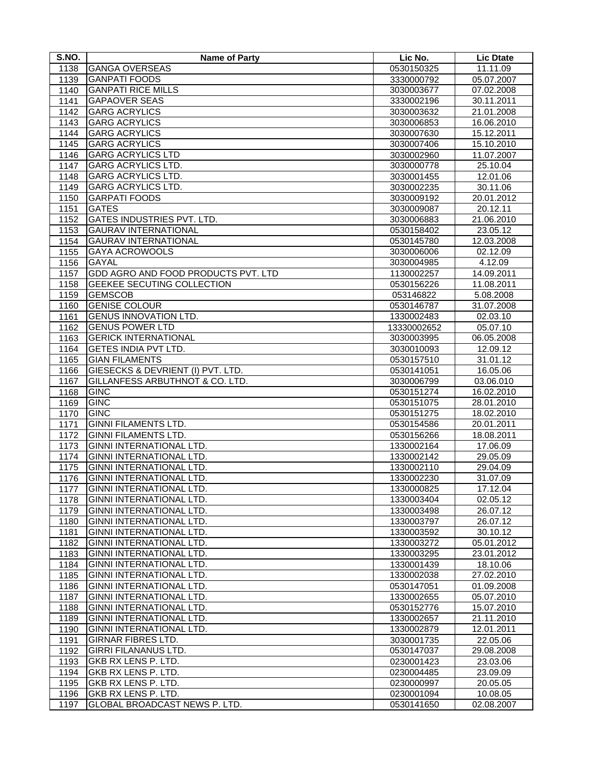| S.NO. | Name of Party | Lic No. | Lic Dtate |
|---|---|---|---|
| 1138 | GANGA OVERSEAS | 0530150325 | 11.11.09 |
| 1139 | GANPATI FOODS | 3330000792 | 05.07.2007 |
| 1140 | GANPATI RICE MILLS | 3030003677 | 07.02.2008 |
| 1141 | GAPAOVER SEAS | 3330002196 | 30.11.2011 |
| 1142 | GARG ACRYLICS | 3030003632 | 21.01.2008 |
| 1143 | GARG ACRYLICS | 3030006853 | 16.06.2010 |
| 1144 | GARG ACRYLICS | 3030007630 | 15.12.2011 |
| 1145 | GARG ACRYLICS | 3030007406 | 15.10.2010 |
| 1146 | GARG ACRYLICS LTD | 3030002960 | 11.07.2007 |
| 1147 | GARG ACRYLICS LTD. | 3030000778 | 25.10.04 |
| 1148 | GARG ACRYLICS LTD. | 3030001455 | 12.01.06 |
| 1149 | GARG ACRYLICS LTD. | 3030002235 | 30.11.06 |
| 1150 | GARPATI FOODS | 3030009192 | 20.01.2012 |
| 1151 | GATES | 3030009087 | 20.12.11 |
| 1152 | GATES INDUSTRIES PVT. LTD. | 3030006883 | 21.06.2010 |
| 1153 | GAURAV INTERNATIONAL | 0530158402 | 23.05.12 |
| 1154 | GAURAV INTERNATIONAL | 0530145780 | 12.03.2008 |
| 1155 | GAYA ACROWOOLS | 3030006006 | 02.12.09 |
| 1156 | GAYAL | 3030004985 | 4.12.09 |
| 1157 | GDD AGRO AND FOOD PRODUCTS PVT. LTD | 1130002257 | 14.09.2011 |
| 1158 | GEEKEE SECUTING COLLECTION | 0530156226 | 11.08.2011 |
| 1159 | GEMSCOB | 053146822 | 5.08.2008 |
| 1160 | GENISE COLOUR | 0530146787 | 31.07.2008 |
| 1161 | GENUS INNOVATION LTD. | 1330002483 | 02.03.10 |
| 1162 | GENUS POWER LTD | 13330002652 | 05.07.10 |
| 1163 | GERICK INTERNATIONAL | 3030003995 | 06.05.2008 |
| 1164 | GETES INDIA PVT LTD. | 3030010093 | 12.09.12 |
| 1165 | GIAN FILAMENTS | 0530157510 | 31.01.12 |
| 1166 | GIESECKS & DEVRIENT (I) PVT. LTD. | 0530141051 | 16.05.06 |
| 1167 | GILLANFESS ARBUTHNOT & CO. LTD. | 3030006799 | 03.06.010 |
| 1168 | GINC | 0530151274 | 16.02.2010 |
| 1169 | GINC | 0530151075 | 28.01.2010 |
| 1170 | GINC | 0530151275 | 18.02.2010 |
| 1171 | GINNI FILAMENTS LTD. | 0530154586 | 20.01.2011 |
| 1172 | GINNI FILAMENTS LTD. | 0530156266 | 18.08.2011 |
| 1173 | GINNI INTERNATIONAL LTD. | 1330002164 | 17.06.09 |
| 1174 | GINNI INTERNATIONAL LTD. | 1330002142 | 29.05.09 |
| 1175 | GINNI INTERNATIONAL LTD. | 1330002110 | 29.04.09 |
| 1176 | GINNI INTERNATIONAL LTD. | 1330002230 | 31.07.09 |
| 1177 | GINNI INTERNATIONAL LTD. | 1330000825 | 17.12.04 |
| 1178 | GINNI INTERNATIONAL LTD. | 1330003404 | 02.05.12 |
| 1179 | GINNI INTERNATIONAL LTD. | 1330003498 | 26.07.12 |
| 1180 | GINNI INTERNATIONAL LTD. | 1330003797 | 26.07.12 |
| 1181 | GINNI INTERNATIONAL LTD. | 1330003592 | 30.10.12 |
| 1182 | GINNI INTERNATIONAL LTD. | 1330003272 | 05.01.2012 |
| 1183 | GINNI INTERNATIONAL LTD. | 1330003295 | 23.01.2012 |
| 1184 | GINNI INTERNATIONAL LTD. | 1330001439 | 18.10.06 |
| 1185 | GINNI INTERNATIONAL LTD. | 1330002038 | 27.02.2010 |
| 1186 | GINNI INTERNATIONAL LTD. | 0530147051 | 01.09.2008 |
| 1187 | GINNI INTERNATIONAL LTD. | 1330002655 | 05.07.2010 |
| 1188 | GINNI INTERNATIONAL LTD. | 0530152776 | 15.07.2010 |
| 1189 | GINNI INTERNATIONAL LTD. | 1330002657 | 21.11.2010 |
| 1190 | GINNI INTERNATIONAL LTD. | 1330002879 | 12.01.2011 |
| 1191 | GIRNAR FIBRES LTD. | 3030001735 | 22.05.06 |
| 1192 | GIRRI FILANANUS LTD. | 0530147037 | 29.08.2008 |
| 1193 | GKB RX LENS P. LTD. | 0230001423 | 23.03.06 |
| 1194 | GKB RX LENS P. LTD. | 0230004485 | 23.09.09 |
| 1195 | GKB RX LENS P. LTD. | 0230000997 | 20.05.05 |
| 1196 | GKB RX LENS P. LTD. | 0230001094 | 10.08.05 |
| 1197 | GLOBAL BROADCAST NEWS P. LTD. | 0530141650 | 02.08.2007 |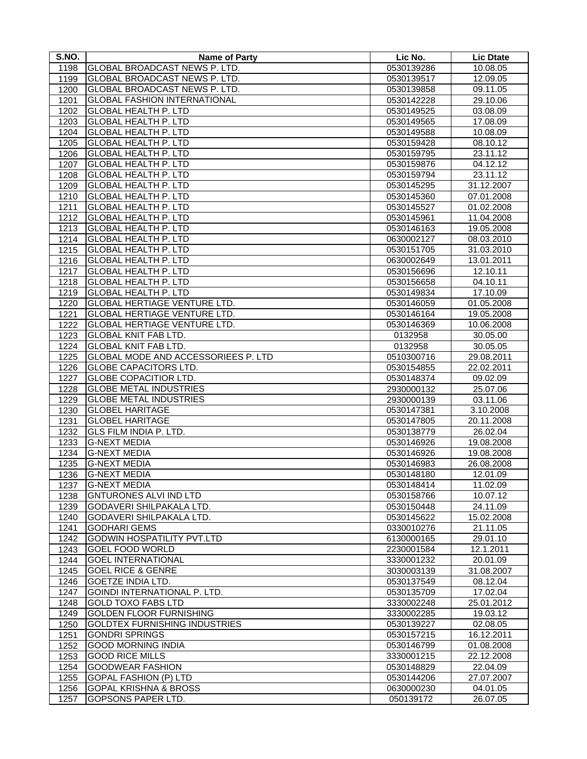| S.NO. | Name of Party | Lic No. | Lic Dtate |
|---|---|---|---|
| 1198 | GLOBAL BROADCAST NEWS P. LTD. | 0530139286 | 10.08.05 |
| 1199 | GLOBAL BROADCAST NEWS P. LTD. | 0530139517 | 12.09.05 |
| 1200 | GLOBAL BROADCAST NEWS P. LTD. | 0530139858 | 09.11.05 |
| 1201 | GLOBAL FASHION INTERNATIONAL | 0530142228 | 29.10.06 |
| 1202 | GLOBAL HEALTH P. LTD | 0530149525 | 03.08.09 |
| 1203 | GLOBAL HEALTH P. LTD | 0530149565 | 17.08.09 |
| 1204 | GLOBAL HEALTH P. LTD | 0530149588 | 10.08.09 |
| 1205 | GLOBAL HEALTH P. LTD | 0530159428 | 08.10.12 |
| 1206 | GLOBAL HEALTH P. LTD | 0530159795 | 23.11.12 |
| 1207 | GLOBAL HEALTH P. LTD | 0530159876 | 04.12.12 |
| 1208 | GLOBAL HEALTH P. LTD | 0530159794 | 23.11.12 |
| 1209 | GLOBAL HEALTH P. LTD | 0530145295 | 31.12.2007 |
| 1210 | GLOBAL HEALTH P. LTD | 0530145360 | 07.01.2008 |
| 1211 | GLOBAL HEALTH P. LTD | 0530145527 | 01.02.2008 |
| 1212 | GLOBAL HEALTH P. LTD | 0530145961 | 11.04.2008 |
| 1213 | GLOBAL HEALTH P. LTD | 0530146163 | 19.05.2008 |
| 1214 | GLOBAL HEALTH P. LTD | 0630002127 | 08.03.2010 |
| 1215 | GLOBAL HEALTH P. LTD | 0530151705 | 31.03.2010 |
| 1216 | GLOBAL HEALTH P. LTD | 0630002649 | 13.01.2011 |
| 1217 | GLOBAL HEALTH P. LTD | 0530156696 | 12.10.11 |
| 1218 | GLOBAL HEALTH P. LTD | 0530156658 | 04.10.11 |
| 1219 | GLOBAL HEALTH P. LTD | 0530149834 | 17.10.09 |
| 1220 | GLOBAL HERTIAGE VENTURE LTD. | 0530146059 | 01.05.2008 |
| 1221 | GLOBAL HERTIAGE VENTURE LTD. | 0530146164 | 19.05.2008 |
| 1222 | GLOBAL HERTIAGE VENTURE LTD. | 0530146369 | 10.06.2008 |
| 1223 | GLOBAL KNIT FAB LTD. | 0132958 | 30.05.00 |
| 1224 | GLOBAL KNIT FAB LTD. | 0132958 | 30.05.05 |
| 1225 | GLOBAL MODE AND ACCESSORIEES P. LTD | 0510300716 | 29.08.2011 |
| 1226 | GLOBE CAPACITORS LTD. | 0530154855 | 22.02.2011 |
| 1227 | GLOBE COPACITIOR LTD. | 0530148374 | 09.02.09 |
| 1228 | GLOBE METAL INDUSTRIES | 2930000132 | 25.07.06 |
| 1229 | GLOBE METAL INDUSTRIES | 2930000139 | 03.11.06 |
| 1230 | GLOBEL HARITAGE | 0530147381 | 3.10.2008 |
| 1231 | GLOBEL HARITAGE | 0530147805 | 20.11.2008 |
| 1232 | GLS FILM INDIA P. LTD. | 0530138779 | 26.02.04 |
| 1233 | G-NEXT MEDIA | 0530146926 | 19.08.2008 |
| 1234 | G-NEXT MEDIA | 0530146926 | 19.08.2008 |
| 1235 | G-NEXT MEDIA | 0530146983 | 26.08.2008 |
| 1236 | G-NEXT MEDIA | 0530148180 | 12.01.09 |
| 1237 | G-NEXT MEDIA | 0530148414 | 11.02.09 |
| 1238 | GNTURONES ALVI IND LTD | 0530158766 | 10.07.12 |
| 1239 | GODAVERI SHILPAKALA LTD. | 0530150448 | 24.11.09 |
| 1240 | GODAVERI SHILPAKALA LTD. | 0530145622 | 15.02.2008 |
| 1241 | GODHARI GEMS | 0330010276 | 21.11.05 |
| 1242 | GODWIN HOSPATILITY PVT.LTD | 6130000165 | 29.01.10 |
| 1243 | GOEL FOOD WORLD | 2230001584 | 12.1.2011 |
| 1244 | GOEL INTERNATIONAL | 3330001232 | 20.01.09 |
| 1245 | GOEL RICE & GENRE | 3030003139 | 31.08.2007 |
| 1246 | GOETZE INDIA LTD. | 0530137549 | 08.12.04 |
| 1247 | GOINDI INTERNATIONAL P. LTD. | 0530135709 | 17.02.04 |
| 1248 | GOLD TOXO FABS LTD | 3330002248 | 25.01.2012 |
| 1249 | GOLDEN FLOOR FURNISHING | 3330002285 | 19.03.12 |
| 1250 | GOLDTEX FURNISHING INDUSTRIES | 0530139227 | 02.08.05 |
| 1251 | GONDRI SPRINGS | 0530157215 | 16.12.2011 |
| 1252 | GOOD MORNING INDIA | 0530146799 | 01.08.2008 |
| 1253 | GOOD RICE MILLS | 3330001215 | 22.12.2008 |
| 1254 | GOODWEAR FASHION | 0530148829 | 22.04.09 |
| 1255 | GOPAL FASHION (P) LTD | 0530144206 | 27.07.2007 |
| 1256 | GOPAL KRISHNA & BROSS | 0630000230 | 04.01.05 |
| 1257 | GOPSONS PAPER LTD. | 050139172 | 26.07.05 |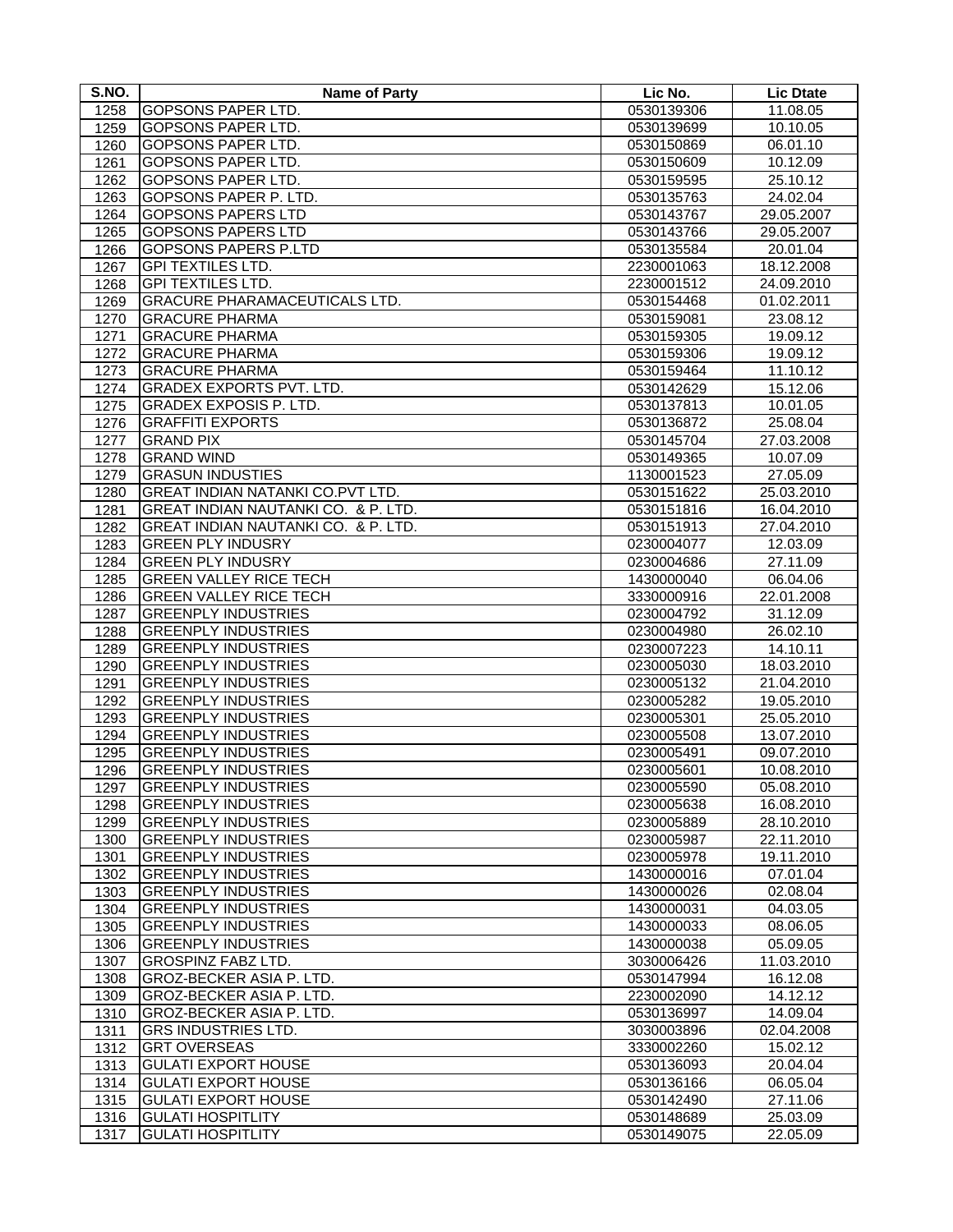| S.NO. | Name of Party | Lic No. | Lic Dtate |
|---|---|---|---|
| 1258 | GOPSONS PAPER LTD. | 0530139306 | 11.08.05 |
| 1259 | GOPSONS PAPER LTD. | 0530139699 | 10.10.05 |
| 1260 | GOPSONS PAPER LTD. | 0530150869 | 06.01.10 |
| 1261 | GOPSONS PAPER LTD. | 0530150609 | 10.12.09 |
| 1262 | GOPSONS PAPER LTD. | 0530159595 | 25.10.12 |
| 1263 | GOPSONS PAPER P. LTD. | 0530135763 | 24.02.04 |
| 1264 | GOPSONS PAPERS LTD | 0530143767 | 29.05.2007 |
| 1265 | GOPSONS PAPERS LTD | 0530143766 | 29.05.2007 |
| 1266 | GOPSONS PAPERS P.LTD | 0530135584 | 20.01.04 |
| 1267 | GPI TEXTILES LTD. | 2230001063 | 18.12.2008 |
| 1268 | GPI TEXTILES LTD. | 2230001512 | 24.09.2010 |
| 1269 | GRACURE PHARAMACEUTICALS LTD. | 0530154468 | 01.02.2011 |
| 1270 | GRACURE PHARMA | 0530159081 | 23.08.12 |
| 1271 | GRACURE PHARMA | 0530159305 | 19.09.12 |
| 1272 | GRACURE PHARMA | 0530159306 | 19.09.12 |
| 1273 | GRACURE PHARMA | 0530159464 | 11.10.12 |
| 1274 | GRADEX EXPORTS PVT. LTD. | 0530142629 | 15.12.06 |
| 1275 | GRADEX EXPOSIS P. LTD. | 0530137813 | 10.01.05 |
| 1276 | GRAFFITI EXPORTS | 0530136872 | 25.08.04 |
| 1277 | GRAND PIX | 0530145704 | 27.03.2008 |
| 1278 | GRAND WIND | 0530149365 | 10.07.09 |
| 1279 | GRASUN INDUSTIES | 1130001523 | 27.05.09 |
| 1280 | GREAT INDIAN NATANKI CO.PVT LTD. | 0530151622 | 25.03.2010 |
| 1281 | GREAT INDIAN NAUTANKI CO. & P. LTD. | 0530151816 | 16.04.2010 |
| 1282 | GREAT INDIAN NAUTANKI CO. & P. LTD. | 0530151913 | 27.04.2010 |
| 1283 | GREEN PLY INDUSRY | 0230004077 | 12.03.09 |
| 1284 | GREEN PLY INDUSRY | 0230004686 | 27.11.09 |
| 1285 | GREEN VALLEY RICE TECH | 1430000040 | 06.04.06 |
| 1286 | GREEN VALLEY RICE TECH | 3330000916 | 22.01.2008 |
| 1287 | GREENPLY INDUSTRIES | 0230004792 | 31.12.09 |
| 1288 | GREENPLY INDUSTRIES | 0230004980 | 26.02.10 |
| 1289 | GREENPLY INDUSTRIES | 0230007223 | 14.10.11 |
| 1290 | GREENPLY INDUSTRIES | 0230005030 | 18.03.2010 |
| 1291 | GREENPLY INDUSTRIES | 0230005132 | 21.04.2010 |
| 1292 | GREENPLY INDUSTRIES | 0230005282 | 19.05.2010 |
| 1293 | GREENPLY INDUSTRIES | 0230005301 | 25.05.2010 |
| 1294 | GREENPLY INDUSTRIES | 0230005508 | 13.07.2010 |
| 1295 | GREENPLY INDUSTRIES | 0230005491 | 09.07.2010 |
| 1296 | GREENPLY INDUSTRIES | 0230005601 | 10.08.2010 |
| 1297 | GREENPLY INDUSTRIES | 0230005590 | 05.08.2010 |
| 1298 | GREENPLY INDUSTRIES | 0230005638 | 16.08.2010 |
| 1299 | GREENPLY INDUSTRIES | 0230005889 | 28.10.2010 |
| 1300 | GREENPLY INDUSTRIES | 0230005987 | 22.11.2010 |
| 1301 | GREENPLY INDUSTRIES | 0230005978 | 19.11.2010 |
| 1302 | GREENPLY INDUSTRIES | 1430000016 | 07.01.04 |
| 1303 | GREENPLY INDUSTRIES | 1430000026 | 02.08.04 |
| 1304 | GREENPLY INDUSTRIES | 1430000031 | 04.03.05 |
| 1305 | GREENPLY INDUSTRIES | 1430000033 | 08.06.05 |
| 1306 | GREENPLY INDUSTRIES | 1430000038 | 05.09.05 |
| 1307 | GROSPINZ FABZ LTD. | 3030006426 | 11.03.2010 |
| 1308 | GROZ-BECKER ASIA P. LTD. | 0530147994 | 16.12.08 |
| 1309 | GROZ-BECKER ASIA P. LTD. | 2230002090 | 14.12.12 |
| 1310 | GROZ-BECKER ASIA P. LTD. | 0530136997 | 14.09.04 |
| 1311 | GRS INDUSTRIES LTD. | 3030003896 | 02.04.2008 |
| 1312 | GRT OVERSEAS | 3330002260 | 15.02.12 |
| 1313 | GULATI EXPORT HOUSE | 0530136093 | 20.04.04 |
| 1314 | GULATI EXPORT HOUSE | 0530136166 | 06.05.04 |
| 1315 | GULATI EXPORT HOUSE | 0530142490 | 27.11.06 |
| 1316 | GULATI HOSPITLITY | 0530148689 | 25.03.09 |
| 1317 | GULATI HOSPITLITY | 0530149075 | 22.05.09 |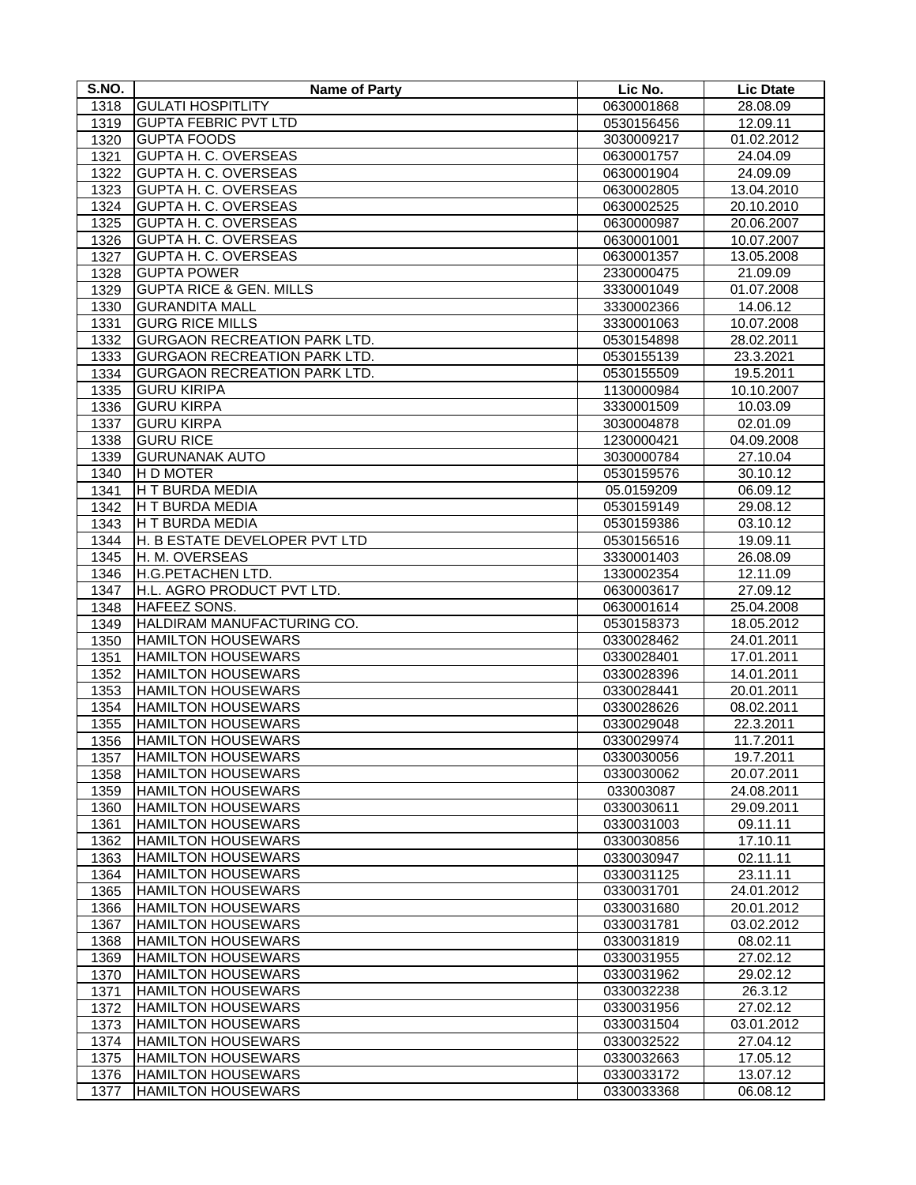| S.NO. | Name of Party | Lic No. | Lic Dtate |
|---|---|---|---|
| 1318 | GULATI HOSPITLITY | 0630001868 | 28.08.09 |
| 1319 | GUPTA FEBRIC PVT LTD | 0530156456 | 12.09.11 |
| 1320 | GUPTA FOODS | 3030009217 | 01.02.2012 |
| 1321 | GUPTA H. C. OVERSEAS | 0630001757 | 24.04.09 |
| 1322 | GUPTA H. C. OVERSEAS | 0630001904 | 24.09.09 |
| 1323 | GUPTA H. C. OVERSEAS | 0630002805 | 13.04.2010 |
| 1324 | GUPTA H. C. OVERSEAS | 0630002525 | 20.10.2010 |
| 1325 | GUPTA H. C. OVERSEAS | 0630000987 | 20.06.2007 |
| 1326 | GUPTA H. C. OVERSEAS | 0630001001 | 10.07.2007 |
| 1327 | GUPTA H. C. OVERSEAS | 0630001357 | 13.05.2008 |
| 1328 | GUPTA POWER | 2330000475 | 21.09.09 |
| 1329 | GUPTA RICE & GEN. MILLS | 3330001049 | 01.07.2008 |
| 1330 | GURANDITA MALL | 3330002366 | 14.06.12 |
| 1331 | GURG RICE MILLS | 3330001063 | 10.07.2008 |
| 1332 | GURGAON RECREATION PARK LTD. | 0530154898 | 28.02.2011 |
| 1333 | GURGAON RECREATION PARK LTD. | 0530155139 | 23.3.2021 |
| 1334 | GURGAON RECREATION PARK LTD. | 0530155509 | 19.5.2011 |
| 1335 | GURU KIRIPA | 1130000984 | 10.10.2007 |
| 1336 | GURU KIRPA | 3330001509 | 10.03.09 |
| 1337 | GURU KIRPA | 3030004878 | 02.01.09 |
| 1338 | GURU RICE | 1230000421 | 04.09.2008 |
| 1339 | GURUNANAK AUTO | 3030000784 | 27.10.04 |
| 1340 | H D MOTER | 0530159576 | 30.10.12 |
| 1341 | H T BURDA MEDIA | 05.0159209 | 06.09.12 |
| 1342 | H T BURDA MEDIA | 0530159149 | 29.08.12 |
| 1343 | H T BURDA MEDIA | 0530159386 | 03.10.12 |
| 1344 | H. B ESTATE DEVELOPER PVT LTD | 0530156516 | 19.09.11 |
| 1345 | H. M. OVERSEAS | 3330001403 | 26.08.09 |
| 1346 | H.G.PETACHEN LTD. | 1330002354 | 12.11.09 |
| 1347 | H.L. AGRO PRODUCT PVT LTD. | 0630003617 | 27.09.12 |
| 1348 | HAFEEZ SONS. | 0630001614 | 25.04.2008 |
| 1349 | HALDIRAM MANUFACTURING CO. | 0530158373 | 18.05.2012 |
| 1350 | HAMILTON HOUSEWARS | 0330028462 | 24.01.2011 |
| 1351 | HAMILTON HOUSEWARS | 0330028401 | 17.01.2011 |
| 1352 | HAMILTON HOUSEWARS | 0330028396 | 14.01.2011 |
| 1353 | HAMILTON HOUSEWARS | 0330028441 | 20.01.2011 |
| 1354 | HAMILTON HOUSEWARS | 0330028626 | 08.02.2011 |
| 1355 | HAMILTON HOUSEWARS | 0330029048 | 22.3.2011 |
| 1356 | HAMILTON HOUSEWARS | 0330029974 | 11.7.2011 |
| 1357 | HAMILTON HOUSEWARS | 0330030056 | 19.7.2011 |
| 1358 | HAMILTON HOUSEWARS | 0330030062 | 20.07.2011 |
| 1359 | HAMILTON HOUSEWARS | 033003087 | 24.08.2011 |
| 1360 | HAMILTON HOUSEWARS | 0330030611 | 29.09.2011 |
| 1361 | HAMILTON HOUSEWARS | 0330031003 | 09.11.11 |
| 1362 | HAMILTON HOUSEWARS | 0330030856 | 17.10.11 |
| 1363 | HAMILTON HOUSEWARS | 0330030947 | 02.11.11 |
| 1364 | HAMILTON HOUSEWARS | 0330031125 | 23.11.11 |
| 1365 | HAMILTON HOUSEWARS | 0330031701 | 24.01.2012 |
| 1366 | HAMILTON HOUSEWARS | 0330031680 | 20.01.2012 |
| 1367 | HAMILTON HOUSEWARS | 0330031781 | 03.02.2012 |
| 1368 | HAMILTON HOUSEWARS | 0330031819 | 08.02.11 |
| 1369 | HAMILTON HOUSEWARS | 0330031955 | 27.02.12 |
| 1370 | HAMILTON HOUSEWARS | 0330031962 | 29.02.12 |
| 1371 | HAMILTON HOUSEWARS | 0330032238 | 26.3.12 |
| 1372 | HAMILTON HOUSEWARS | 0330031956 | 27.02.12 |
| 1373 | HAMILTON HOUSEWARS | 0330031504 | 03.01.2012 |
| 1374 | HAMILTON HOUSEWARS | 0330032522 | 27.04.12 |
| 1375 | HAMILTON HOUSEWARS | 0330032663 | 17.05.12 |
| 1376 | HAMILTON HOUSEWARS | 0330033172 | 13.07.12 |
| 1377 | HAMILTON HOUSEWARS | 0330033368 | 06.08.12 |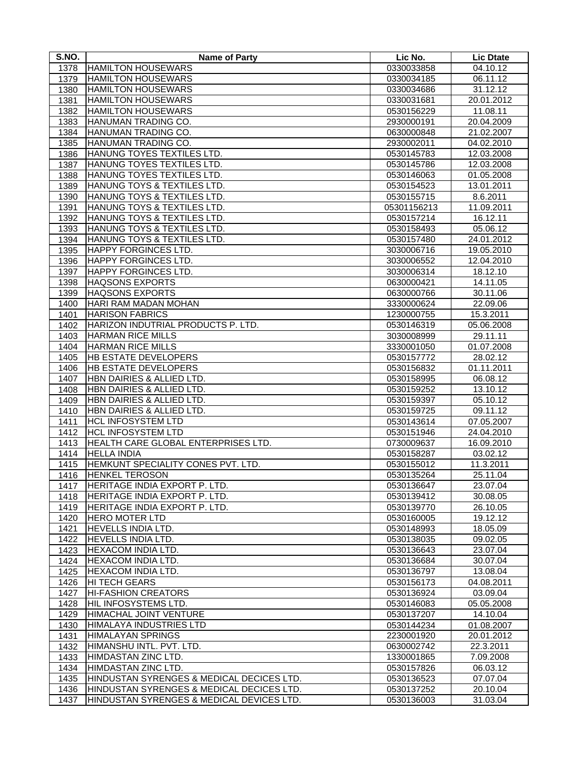| S.NO. | Name of Party | Lic No. | Lic Dtate |
|---|---|---|---|
| 1378 | HAMILTON HOUSEWARS | 0330033858 | 04.10.12 |
| 1379 | HAMILTON HOUSEWARS | 0330034185 | 06.11.12 |
| 1380 | HAMILTON HOUSEWARS | 0330034686 | 31.12.12 |
| 1381 | HAMILTON HOUSEWARS | 0330031681 | 20.01.2012 |
| 1382 | HAMILTON HOUSEWARS | 0530156229 | 11.08.11 |
| 1383 | HANUMAN TRADING CO. | 2930000191 | 20.04.2009 |
| 1384 | HANUMAN TRADING CO. | 0630000848 | 21.02.2007 |
| 1385 | HANUMAN TRADING CO. | 2930002011 | 04.02.2010 |
| 1386 | HANUNG TOYES TEXTILES LTD. | 0530145783 | 12.03.2008 |
| 1387 | HANUNG TOYES TEXTILES LTD. | 0530145786 | 12.03.2008 |
| 1388 | HANUNG TOYES TEXTILES LTD. | 0530146063 | 01.05.2008 |
| 1389 | HANUNG TOYS & TEXTILES LTD. | 0530154523 | 13.01.2011 |
| 1390 | HANUNG TOYS & TEXTILES LTD. | 0530155715 | 8.6.2011 |
| 1391 | HANUNG TOYS & TEXTILES LTD. | 05301156213 | 11.09.2011 |
| 1392 | HANUNG TOYS & TEXTILES LTD. | 0530157214 | 16.12.11 |
| 1393 | HANUNG TOYS & TEXTILES LTD. | 0530158493 | 05.06.12 |
| 1394 | HANUNG TOYS & TEXTILES LTD. | 0530157480 | 24.01.2012 |
| 1395 | HAPPY FORGINCES LTD. | 3030006716 | 19.05.2010 |
| 1396 | HAPPY FORGINCES LTD. | 3030006552 | 12.04.2010 |
| 1397 | HAPPY FORGINCES LTD. | 3030006314 | 18.12.10 |
| 1398 | HAQSONS EXPORTS | 0630000421 | 14.11.05 |
| 1399 | HAQSONS EXPORTS | 0630000766 | 30.11.06 |
| 1400 | HARI RAM MADAN MOHAN | 3330000624 | 22.09.06 |
| 1401 | HARISON FABRICS | 1230000755 | 15.3.2011 |
| 1402 | HARIZON INDUTRIAL PRODUCTS P. LTD. | 0530146319 | 05.06.2008 |
| 1403 | HARMAN RICE MILLS | 3030008999 | 29.11.11 |
| 1404 | HARMAN RICE MILLS | 3330001050 | 01.07.2008 |
| 1405 | HB ESTATE DEVELOPERS | 0530157772 | 28.02.12 |
| 1406 | HB ESTATE DEVELOPERS | 0530156832 | 01.11.2011 |
| 1407 | HBN DAIRIES & ALLIED LTD. | 0530158995 | 06.08.12 |
| 1408 | HBN DAIRIES & ALLIED LTD. | 0530159252 | 13.10.12 |
| 1409 | HBN DAIRIES & ALLIED LTD. | 0530159397 | 05.10.12 |
| 1410 | HBN DAIRIES & ALLIED LTD. | 0530159725 | 09.11.12 |
| 1411 | HCL INFOSYSTEM LTD | 0530143614 | 07.05.2007 |
| 1412 | HCL INFOSYSTEM LTD | 0530151946 | 24.04.2010 |
| 1413 | HEALTH CARE GLOBAL ENTERPRISES LTD. | 0730009637 | 16.09.2010 |
| 1414 | HELLA INDIA | 0530158287 | 03.02.12 |
| 1415 | HEMKUNT SPECIALITY CONES PVT. LTD. | 0530155012 | 11.3.2011 |
| 1416 | HENKEL TEROSON | 0530135264 | 25.11.04 |
| 1417 | HERITAGE INDIA EXPORT P. LTD. | 0530136647 | 23.07.04 |
| 1418 | HERITAGE INDIA EXPORT P. LTD. | 0530139412 | 30.08.05 |
| 1419 | HERITAGE INDIA EXPORT P. LTD. | 0530139770 | 26.10.05 |
| 1420 | HERO MOTER LTD | 0530160005 | 19.12.12 |
| 1421 | HEVELLS INDIA LTD. | 0530148993 | 18.05.09 |
| 1422 | HEVELLS INDIA LTD. | 0530138035 | 09.02.05 |
| 1423 | HEXACOM INDIA LTD. | 0530136643 | 23.07.04 |
| 1424 | HEXACOM INDIA LTD. | 0530136684 | 30.07.04 |
| 1425 | HEXACOM INDIA LTD. | 0530136797 | 13.08.04 |
| 1426 | HI TECH GEARS | 0530156173 | 04.08.2011 |
| 1427 | HI-FASHION CREATORS | 0530136924 | 03.09.04 |
| 1428 | HIL INFOSYSTEMS LTD. | 0530146083 | 05.05.2008 |
| 1429 | HIMACHAL JOINT VENTURE | 0530137207 | 14.10.04 |
| 1430 | HIMALAYA INDUSTRIES LTD | 0530144234 | 01.08.2007 |
| 1431 | HIMALAYAN SPRINGS | 2230001920 | 20.01.2012 |
| 1432 | HIMANSHU INTL. PVT. LTD. | 0630002742 | 22.3.2011 |
| 1433 | HIMDASTAN ZINC LTD. | 1330001865 | 7.09.2008 |
| 1434 | HIMDASTAN ZINC LTD. | 0530157826 | 06.03.12 |
| 1435 | HINDUSTAN SYRENGES & MEDICAL DECICES LTD. | 0530136523 | 07.07.04 |
| 1436 | HINDUSTAN SYRENGES & MEDICAL DECICES LTD. | 0530137252 | 20.10.04 |
| 1437 | HINDUSTAN SYRENGES & MEDICAL DEVICES LTD. | 0530136003 | 31.03.04 |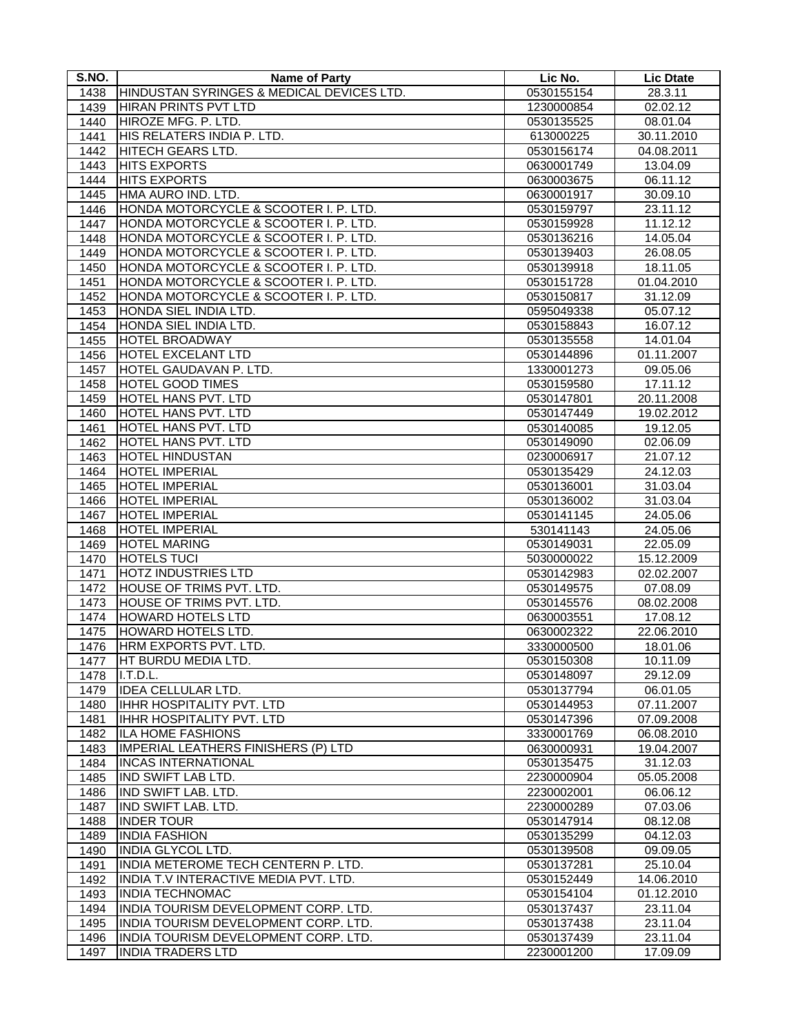| S.NO. | Name of Party | Lic No. | Lic Dtate |
|---|---|---|---|
| 1438 | HINDUSTAN SYRINGES & MEDICAL DEVICES LTD. | 0530155154 | 28.3.11 |
| 1439 | HIRAN PRINTS PVT LTD | 1230000854 | 02.02.12 |
| 1440 | HIROZE MFG. P. LTD. | 0530135525 | 08.01.04 |
| 1441 | HIS RELATERS INDIA P. LTD. | 613000225 | 30.11.2010 |
| 1442 | HITECH GEARS LTD. | 0530156174 | 04.08.2011 |
| 1443 | HITS EXPORTS | 0630001749 | 13.04.09 |
| 1444 | HITS EXPORTS | 0630003675 | 06.11.12 |
| 1445 | HMA AURO IND. LTD. | 0630001917 | 30.09.10 |
| 1446 | HONDA MOTORCYCLE & SCOOTER I. P. LTD. | 0530159797 | 23.11.12 |
| 1447 | HONDA MOTORCYCLE & SCOOTER I. P. LTD. | 0530159928 | 11.12.12 |
| 1448 | HONDA MOTORCYCLE & SCOOTER I. P. LTD. | 0530136216 | 14.05.04 |
| 1449 | HONDA MOTORCYCLE & SCOOTER I. P. LTD. | 0530139403 | 26.08.05 |
| 1450 | HONDA MOTORCYCLE & SCOOTER I. P. LTD. | 0530139918 | 18.11.05 |
| 1451 | HONDA MOTORCYCLE & SCOOTER I. P. LTD. | 0530151728 | 01.04.2010 |
| 1452 | HONDA MOTORCYCLE & SCOOTER I. P. LTD. | 0530150817 | 31.12.09 |
| 1453 | HONDA SIEL INDIA LTD. | 0595049338 | 05.07.12 |
| 1454 | HONDA SIEL INDIA LTD. | 0530158843 | 16.07.12 |
| 1455 | HOTEL BROADWAY | 0530135558 | 14.01.04 |
| 1456 | HOTEL EXCELANT LTD | 0530144896 | 01.11.2007 |
| 1457 | HOTEL GAUDAVAN P. LTD. | 1330001273 | 09.05.06 |
| 1458 | HOTEL GOOD TIMES | 0530159580 | 17.11.12 |
| 1459 | HOTEL HANS PVT. LTD | 0530147801 | 20.11.2008 |
| 1460 | HOTEL HANS PVT. LTD | 0530147449 | 19.02.2012 |
| 1461 | HOTEL HANS PVT. LTD | 0530140085 | 19.12.05 |
| 1462 | HOTEL HANS PVT. LTD | 0530149090 | 02.06.09 |
| 1463 | HOTEL HINDUSTAN | 0230006917 | 21.07.12 |
| 1464 | HOTEL IMPERIAL | 0530135429 | 24.12.03 |
| 1465 | HOTEL IMPERIAL | 0530136001 | 31.03.04 |
| 1466 | HOTEL IMPERIAL | 0530136002 | 31.03.04 |
| 1467 | HOTEL IMPERIAL | 0530141145 | 24.05.06 |
| 1468 | HOTEL IMPERIAL | 530141143 | 24.05.06 |
| 1469 | HOTEL MARING | 0530149031 | 22.05.09 |
| 1470 | HOTELS TUCI | 5030000022 | 15.12.2009 |
| 1471 | HOTZ INDUSTRIES LTD | 0530142983 | 02.02.2007 |
| 1472 | HOUSE OF TRIMS PVT. LTD. | 0530149575 | 07.08.09 |
| 1473 | HOUSE OF TRIMS PVT. LTD. | 0530145576 | 08.02.2008 |
| 1474 | HOWARD HOTELS LTD | 0630003551 | 17.08.12 |
| 1475 | HOWARD HOTELS LTD. | 0630002322 | 22.06.2010 |
| 1476 | HRM EXPORTS PVT. LTD. | 3330000500 | 18.01.06 |
| 1477 | HT BURDU MEDIA LTD. | 0530150308 | 10.11.09 |
| 1478 | I.T.D.L. | 0530148097 | 29.12.09 |
| 1479 | IDEA CELLULAR LTD. | 0530137794 | 06.01.05 |
| 1480 | IHHR HOSPITALITY PVT. LTD | 0530144953 | 07.11.2007 |
| 1481 | IHHR HOSPITALITY PVT. LTD | 0530147396 | 07.09.2008 |
| 1482 | ILA HOME FASHIONS | 3330001769 | 06.08.2010 |
| 1483 | IMPERIAL LEATHERS FINISHERS (P) LTD | 0630000931 | 19.04.2007 |
| 1484 | INCAS INTERNATIONAL | 0530135475 | 31.12.03 |
| 1485 | IND SWIFT LAB LTD. | 2230000904 | 05.05.2008 |
| 1486 | IND SWIFT LAB. LTD. | 2230002001 | 06.06.12 |
| 1487 | IND SWIFT LAB. LTD. | 2230000289 | 07.03.06 |
| 1488 | INDER TOUR | 0530147914 | 08.12.08 |
| 1489 | INDIA FASHION | 0530135299 | 04.12.03 |
| 1490 | INDIA GLYCOL LTD. | 0530139508 | 09.09.05 |
| 1491 | INDIA METEROME TECH CENTERN P. LTD. | 0530137281 | 25.10.04 |
| 1492 | INDIA T.V INTERACTIVE MEDIA PVT. LTD. | 0530152449 | 14.06.2010 |
| 1493 | INDIA TECHNOMAC | 0530154104 | 01.12.2010 |
| 1494 | INDIA TOURISM DEVELOPMENT CORP. LTD. | 0530137437 | 23.11.04 |
| 1495 | INDIA TOURISM DEVELOPMENT CORP. LTD. | 0530137438 | 23.11.04 |
| 1496 | INDIA TOURISM DEVELOPMENT CORP. LTD. | 0530137439 | 23.11.04 |
| 1497 | INDIA TRADERS LTD | 2230001200 | 17.09.09 |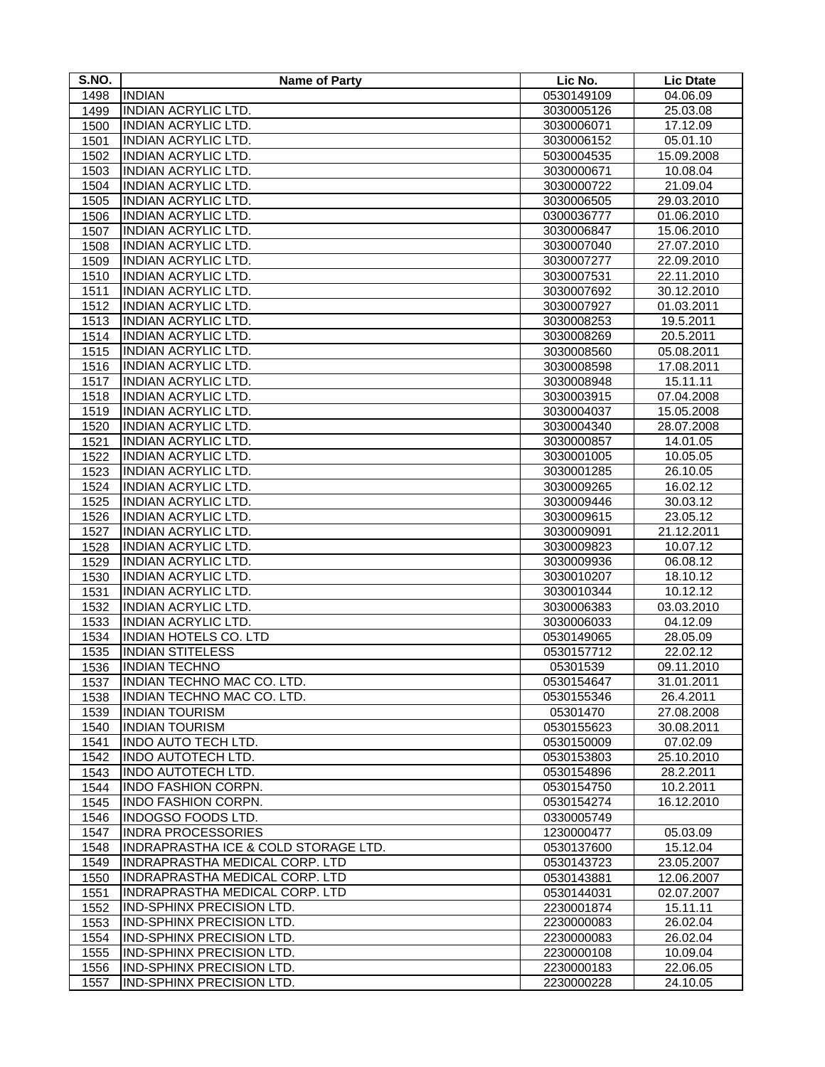| S.NO. | Name of Party | Lic No. | Lic Dtate |
|---|---|---|---|
| 1498 | INDIAN | 0530149109 | 04.06.09 |
| 1499 | INDIAN ACRYLIC LTD. | 3030005126 | 25.03.08 |
| 1500 | INDIAN ACRYLIC LTD. | 3030006071 | 17.12.09 |
| 1501 | INDIAN ACRYLIC LTD. | 3030006152 | 05.01.10 |
| 1502 | INDIAN ACRYLIC LTD. | 5030004535 | 15.09.2008 |
| 1503 | INDIAN ACRYLIC LTD. | 3030000671 | 10.08.04 |
| 1504 | INDIAN ACRYLIC LTD. | 3030000722 | 21.09.04 |
| 1505 | INDIAN ACRYLIC LTD. | 3030006505 | 29.03.2010 |
| 1506 | INDIAN ACRYLIC LTD. | 0300036777 | 01.06.2010 |
| 1507 | INDIAN ACRYLIC LTD. | 3030006847 | 15.06.2010 |
| 1508 | INDIAN ACRYLIC LTD. | 3030007040 | 27.07.2010 |
| 1509 | INDIAN ACRYLIC LTD. | 3030007277 | 22.09.2010 |
| 1510 | INDIAN ACRYLIC LTD. | 3030007531 | 22.11.2010 |
| 1511 | INDIAN ACRYLIC LTD. | 3030007692 | 30.12.2010 |
| 1512 | INDIAN ACRYLIC LTD. | 3030007927 | 01.03.2011 |
| 1513 | INDIAN ACRYLIC LTD. | 3030008253 | 19.5.2011 |
| 1514 | INDIAN ACRYLIC LTD. | 3030008269 | 20.5.2011 |
| 1515 | INDIAN ACRYLIC LTD. | 3030008560 | 05.08.2011 |
| 1516 | INDIAN ACRYLIC LTD. | 3030008598 | 17.08.2011 |
| 1517 | INDIAN ACRYLIC LTD. | 3030008948 | 15.11.11 |
| 1518 | INDIAN ACRYLIC LTD. | 3030003915 | 07.04.2008 |
| 1519 | INDIAN ACRYLIC LTD. | 3030004037 | 15.05.2008 |
| 1520 | INDIAN ACRYLIC LTD. | 3030004340 | 28.07.2008 |
| 1521 | INDIAN ACRYLIC LTD. | 3030000857 | 14.01.05 |
| 1522 | INDIAN ACRYLIC LTD. | 3030001005 | 10.05.05 |
| 1523 | INDIAN ACRYLIC LTD. | 3030001285 | 26.10.05 |
| 1524 | INDIAN ACRYLIC LTD. | 3030009265 | 16.02.12 |
| 1525 | INDIAN ACRYLIC LTD. | 3030009446 | 30.03.12 |
| 1526 | INDIAN ACRYLIC LTD. | 3030009615 | 23.05.12 |
| 1527 | INDIAN ACRYLIC LTD. | 3030009091 | 21.12.2011 |
| 1528 | INDIAN ACRYLIC LTD. | 3030009823 | 10.07.12 |
| 1529 | INDIAN ACRYLIC LTD. | 3030009936 | 06.08.12 |
| 1530 | INDIAN ACRYLIC LTD. | 3030010207 | 18.10.12 |
| 1531 | INDIAN ACRYLIC LTD. | 3030010344 | 10.12.12 |
| 1532 | INDIAN ACRYLIC LTD. | 3030006383 | 03.03.2010 |
| 1533 | INDIAN ACRYLIC LTD. | 3030006033 | 04.12.09 |
| 1534 | INDIAN HOTELS CO. LTD | 0530149065 | 28.05.09 |
| 1535 | INDIAN STITELESS | 0530157712 | 22.02.12 |
| 1536 | INDIAN TECHNO | 05301539 | 09.11.2010 |
| 1537 | INDIAN TECHNO MAC CO. LTD. | 0530154647 | 31.01.2011 |
| 1538 | INDIAN TECHNO MAC CO. LTD. | 0530155346 | 26.4.2011 |
| 1539 | INDIAN TOURISM | 05301470 | 27.08.2008 |
| 1540 | INDIAN TOURISM | 0530155623 | 30.08.2011 |
| 1541 | INDO AUTO TECH LTD. | 0530150009 | 07.02.09 |
| 1542 | INDO AUTOTECH LTD. | 0530153803 | 25.10.2010 |
| 1543 | INDO AUTOTECH LTD. | 0530154896 | 28.2.2011 |
| 1544 | INDO FASHION CORPN. | 0530154750 | 10.2.2011 |
| 1545 | INDO FASHION CORPN. | 0530154274 | 16.12.2010 |
| 1546 | INDOGSO FOODS LTD. | 0330005749 | |
| 1547 | INDRA PROCESSORIES | 1230000477 | 05.03.09 |
| 1548 | INDRAPRASTHA ICE & COLD STORAGE LTD. | 0530137600 | 15.12.04 |
| 1549 | INDRAPRASTHA MEDICAL CORP. LTD | 0530143723 | 23.05.2007 |
| 1550 | INDRAPRASTHA MEDICAL CORP. LTD | 0530143881 | 12.06.2007 |
| 1551 | INDRAPRASTHA MEDICAL CORP. LTD | 0530144031 | 02.07.2007 |
| 1552 | IND-SPHINX PRECISION LTD. | 2230001874 | 15.11.11 |
| 1553 | IND-SPHINX PRECISION LTD. | 2230000083 | 26.02.04 |
| 1554 | IND-SPHINX PRECISION LTD. | 2230000083 | 26.02.04 |
| 1555 | IND-SPHINX PRECISION LTD. | 2230000108 | 10.09.04 |
| 1556 | IND-SPHINX PRECISION LTD. | 2230000183 | 22.06.05 |
| 1557 | IND-SPHINX PRECISION LTD. | 2230000228 | 24.10.05 |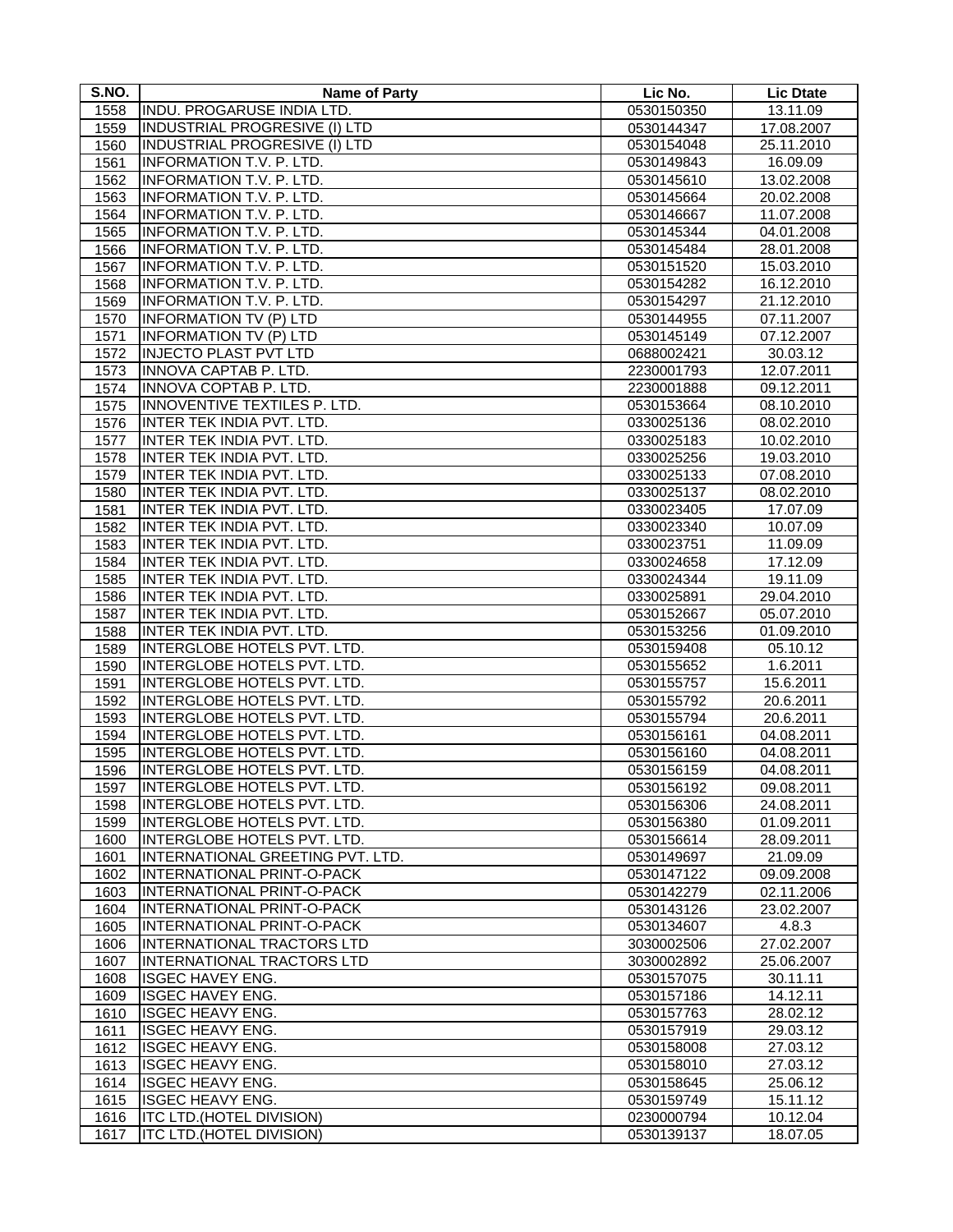| S.NO. | Name of Party | Lic No. | Lic Dtate |
|---|---|---|---|
| 1558 | INDU. PROGARUSE INDIA LTD. | 0530150350 | 13.11.09 |
| 1559 | INDUSTRIAL PROGRESIVE (I) LTD | 0530144347 | 17.08.2007 |
| 1560 | INDUSTRIAL PROGRESIVE (I) LTD | 0530154048 | 25.11.2010 |
| 1561 | INFORMATION T.V. P. LTD. | 0530149843 | 16.09.09 |
| 1562 | INFORMATION T.V. P. LTD. | 0530145610 | 13.02.2008 |
| 1563 | INFORMATION T.V. P. LTD. | 0530145664 | 20.02.2008 |
| 1564 | INFORMATION T.V. P. LTD. | 0530146667 | 11.07.2008 |
| 1565 | INFORMATION T.V. P. LTD. | 0530145344 | 04.01.2008 |
| 1566 | INFORMATION T.V. P. LTD. | 0530145484 | 28.01.2008 |
| 1567 | INFORMATION T.V. P. LTD. | 0530151520 | 15.03.2010 |
| 1568 | INFORMATION T.V. P. LTD. | 0530154282 | 16.12.2010 |
| 1569 | INFORMATION T.V. P. LTD. | 0530154297 | 21.12.2010 |
| 1570 | INFORMATION TV (P) LTD | 0530144955 | 07.11.2007 |
| 1571 | INFORMATION TV (P) LTD | 0530145149 | 07.12.2007 |
| 1572 | INJECTO PLAST PVT LTD | 0688002421 | 30.03.12 |
| 1573 | INNOVA CAPTAB P. LTD. | 2230001793 | 12.07.2011 |
| 1574 | INNOVA COPTAB P. LTD. | 2230001888 | 09.12.2011 |
| 1575 | INNOVENTIVE TEXTILES P. LTD. | 0530153664 | 08.10.2010 |
| 1576 | INTER TEK INDIA PVT. LTD. | 0330025136 | 08.02.2010 |
| 1577 | INTER TEK INDIA PVT. LTD. | 0330025183 | 10.02.2010 |
| 1578 | INTER TEK INDIA PVT. LTD. | 0330025256 | 19.03.2010 |
| 1579 | INTER TEK INDIA PVT. LTD. | 0330025133 | 07.08.2010 |
| 1580 | INTER TEK INDIA PVT. LTD. | 0330025137 | 08.02.2010 |
| 1581 | INTER TEK INDIA PVT. LTD. | 0330023405 | 17.07.09 |
| 1582 | INTER TEK INDIA PVT. LTD. | 0330023340 | 10.07.09 |
| 1583 | INTER TEK INDIA PVT. LTD. | 0330023751 | 11.09.09 |
| 1584 | INTER TEK INDIA PVT. LTD. | 0330024658 | 17.12.09 |
| 1585 | INTER TEK INDIA PVT. LTD. | 0330024344 | 19.11.09 |
| 1586 | INTER TEK INDIA PVT. LTD. | 0330025891 | 29.04.2010 |
| 1587 | INTER TEK INDIA PVT. LTD. | 0530152667 | 05.07.2010 |
| 1588 | INTER TEK INDIA PVT. LTD. | 0530153256 | 01.09.2010 |
| 1589 | INTERGLOBE HOTELS PVT. LTD. | 0530159408 | 05.10.12 |
| 1590 | INTERGLOBE HOTELS PVT. LTD. | 0530155652 | 1.6.2011 |
| 1591 | INTERGLOBE HOTELS PVT. LTD. | 0530155757 | 15.6.2011 |
| 1592 | INTERGLOBE HOTELS PVT. LTD. | 0530155792 | 20.6.2011 |
| 1593 | INTERGLOBE HOTELS PVT. LTD. | 0530155794 | 20.6.2011 |
| 1594 | INTERGLOBE HOTELS PVT. LTD. | 0530156161 | 04.08.2011 |
| 1595 | INTERGLOBE HOTELS PVT. LTD. | 0530156160 | 04.08.2011 |
| 1596 | INTERGLOBE HOTELS PVT. LTD. | 0530156159 | 04.08.2011 |
| 1597 | INTERGLOBE HOTELS PVT. LTD. | 0530156192 | 09.08.2011 |
| 1598 | INTERGLOBE HOTELS PVT. LTD. | 0530156306 | 24.08.2011 |
| 1599 | INTERGLOBE HOTELS PVT. LTD. | 0530156380 | 01.09.2011 |
| 1600 | INTERGLOBE HOTELS PVT. LTD. | 0530156614 | 28.09.2011 |
| 1601 | INTERNATIONAL GREETING PVT. LTD. | 0530149697 | 21.09.09 |
| 1602 | INTERNATIONAL PRINT-O-PACK | 0530147122 | 09.09.2008 |
| 1603 | INTERNATIONAL PRINT-O-PACK | 0530142279 | 02.11.2006 |
| 1604 | INTERNATIONAL PRINT-O-PACK | 0530143126 | 23.02.2007 |
| 1605 | INTERNATIONAL PRINT-O-PACK | 0530134607 | 4.8.3 |
| 1606 | INTERNATIONAL TRACTORS LTD | 3030002506 | 27.02.2007 |
| 1607 | INTERNATIONAL TRACTORS LTD | 3030002892 | 25.06.2007 |
| 1608 | ISGEC HAVEY ENG. | 0530157075 | 30.11.11 |
| 1609 | ISGEC HAVEY ENG. | 0530157186 | 14.12.11 |
| 1610 | ISGEC HEAVY ENG. | 0530157763 | 28.02.12 |
| 1611 | ISGEC HEAVY ENG. | 0530157919 | 29.03.12 |
| 1612 | ISGEC HEAVY ENG. | 0530158008 | 27.03.12 |
| 1613 | ISGEC HEAVY ENG. | 0530158010 | 27.03.12 |
| 1614 | ISGEC HEAVY ENG. | 0530158645 | 25.06.12 |
| 1615 | ISGEC HEAVY ENG. | 0530159749 | 15.11.12 |
| 1616 | ITC LTD.(HOTEL DIVISION) | 0230000794 | 10.12.04 |
| 1617 | ITC LTD.(HOTEL DIVISION) | 0530139137 | 18.07.05 |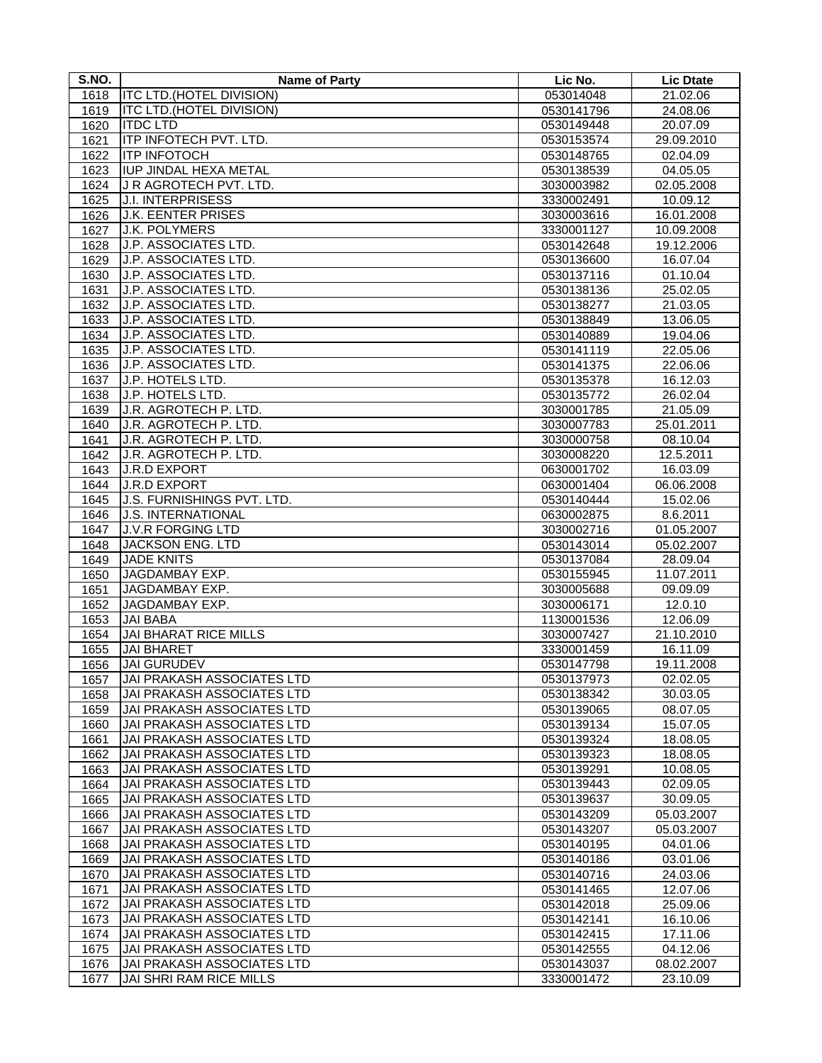| S.NO. | Name of Party | Lic No. | Lic Dtate |
|---|---|---|---|
| 1618 | ITC LTD.(HOTEL DIVISION) | 053014048 | 21.02.06 |
| 1619 | ITC LTD.(HOTEL DIVISION) | 0530141796 | 24.08.06 |
| 1620 | ITDC LTD | 0530149448 | 20.07.09 |
| 1621 | ITP INFOTECH PVT. LTD. | 0530153574 | 29.09.2010 |
| 1622 | ITP INFOTOCH | 0530148765 | 02.04.09 |
| 1623 | IUP JINDAL HEXA METAL | 0530138539 | 04.05.05 |
| 1624 | J R AGROTECH PVT. LTD. | 3030003982 | 02.05.2008 |
| 1625 | J.I. INTERPRISESS | 3330002491 | 10.09.12 |
| 1626 | J.K. EENTER PRISES | 3030003616 | 16.01.2008 |
| 1627 | J.K. POLYMERS | 3330001127 | 10.09.2008 |
| 1628 | J.P. ASSOCIATES LTD. | 0530142648 | 19.12.2006 |
| 1629 | J.P. ASSOCIATES LTD. | 0530136600 | 16.07.04 |
| 1630 | J.P. ASSOCIATES LTD. | 0530137116 | 01.10.04 |
| 1631 | J.P. ASSOCIATES LTD. | 0530138136 | 25.02.05 |
| 1632 | J.P. ASSOCIATES LTD. | 0530138277 | 21.03.05 |
| 1633 | J.P. ASSOCIATES LTD. | 0530138849 | 13.06.05 |
| 1634 | J.P. ASSOCIATES LTD. | 0530140889 | 19.04.06 |
| 1635 | J.P. ASSOCIATES LTD. | 0530141119 | 22.05.06 |
| 1636 | J.P. ASSOCIATES LTD. | 0530141375 | 22.06.06 |
| 1637 | J.P. HOTELS LTD. | 0530135378 | 16.12.03 |
| 1638 | J.P. HOTELS LTD. | 0530135772 | 26.02.04 |
| 1639 | J.R. AGROTECH P. LTD. | 3030001785 | 21.05.09 |
| 1640 | J.R. AGROTECH P. LTD. | 3030007783 | 25.01.2011 |
| 1641 | J.R. AGROTECH P. LTD. | 3030000758 | 08.10.04 |
| 1642 | J.R. AGROTECH P. LTD. | 3030008220 | 12.5.2011 |
| 1643 | J.R.D EXPORT | 0630001702 | 16.03.09 |
| 1644 | J.R.D EXPORT | 0630001404 | 06.06.2008 |
| 1645 | J.S. FURNISHINGS PVT. LTD. | 0530140444 | 15.02.06 |
| 1646 | J.S. INTERNATIONAL | 0630002875 | 8.6.2011 |
| 1647 | J.V.R FORGING LTD | 3030002716 | 01.05.2007 |
| 1648 | JACKSON ENG. LTD | 0530143014 | 05.02.2007 |
| 1649 | JADE KNITS | 0530137084 | 28.09.04 |
| 1650 | JAGDAMBAY EXP. | 0530155945 | 11.07.2011 |
| 1651 | JAGDAMBAY EXP. | 3030005688 | 09.09.09 |
| 1652 | JAGDAMBAY EXP. | 3030006171 | 12.0.10 |
| 1653 | JAI BABA | 1130001536 | 12.06.09 |
| 1654 | JAI BHARAT RICE MILLS | 3030007427 | 21.10.2010 |
| 1655 | JAI BHARET | 3330001459 | 16.11.09 |
| 1656 | JAI GURUDEV | 0530147798 | 19.11.2008 |
| 1657 | JAI PRAKASH ASSOCIATES LTD | 0530137973 | 02.02.05 |
| 1658 | JAI PRAKASH ASSOCIATES LTD | 0530138342 | 30.03.05 |
| 1659 | JAI PRAKASH ASSOCIATES LTD | 0530139065 | 08.07.05 |
| 1660 | JAI PRAKASH ASSOCIATES LTD | 0530139134 | 15.07.05 |
| 1661 | JAI PRAKASH ASSOCIATES LTD | 0530139324 | 18.08.05 |
| 1662 | JAI PRAKASH ASSOCIATES LTD | 0530139323 | 18.08.05 |
| 1663 | JAI PRAKASH ASSOCIATES LTD | 0530139291 | 10.08.05 |
| 1664 | JAI PRAKASH ASSOCIATES LTD | 0530139443 | 02.09.05 |
| 1665 | JAI PRAKASH ASSOCIATES LTD | 0530139637 | 30.09.05 |
| 1666 | JAI PRAKASH ASSOCIATES LTD | 0530143209 | 05.03.2007 |
| 1667 | JAI PRAKASH ASSOCIATES LTD | 0530143207 | 05.03.2007 |
| 1668 | JAI PRAKASH ASSOCIATES LTD | 0530140195 | 04.01.06 |
| 1669 | JAI PRAKASH ASSOCIATES LTD | 0530140186 | 03.01.06 |
| 1670 | JAI PRAKASH ASSOCIATES LTD | 0530140716 | 24.03.06 |
| 1671 | JAI PRAKASH ASSOCIATES LTD | 0530141465 | 12.07.06 |
| 1672 | JAI PRAKASH ASSOCIATES LTD | 0530142018 | 25.09.06 |
| 1673 | JAI PRAKASH ASSOCIATES LTD | 0530142141 | 16.10.06 |
| 1674 | JAI PRAKASH ASSOCIATES LTD | 0530142415 | 17.11.06 |
| 1675 | JAI PRAKASH ASSOCIATES LTD | 0530142555 | 04.12.06 |
| 1676 | JAI PRAKASH ASSOCIATES LTD | 0530143037 | 08.02.2007 |
| 1677 | JAI SHRI RAM RICE MILLS | 3330001472 | 23.10.09 |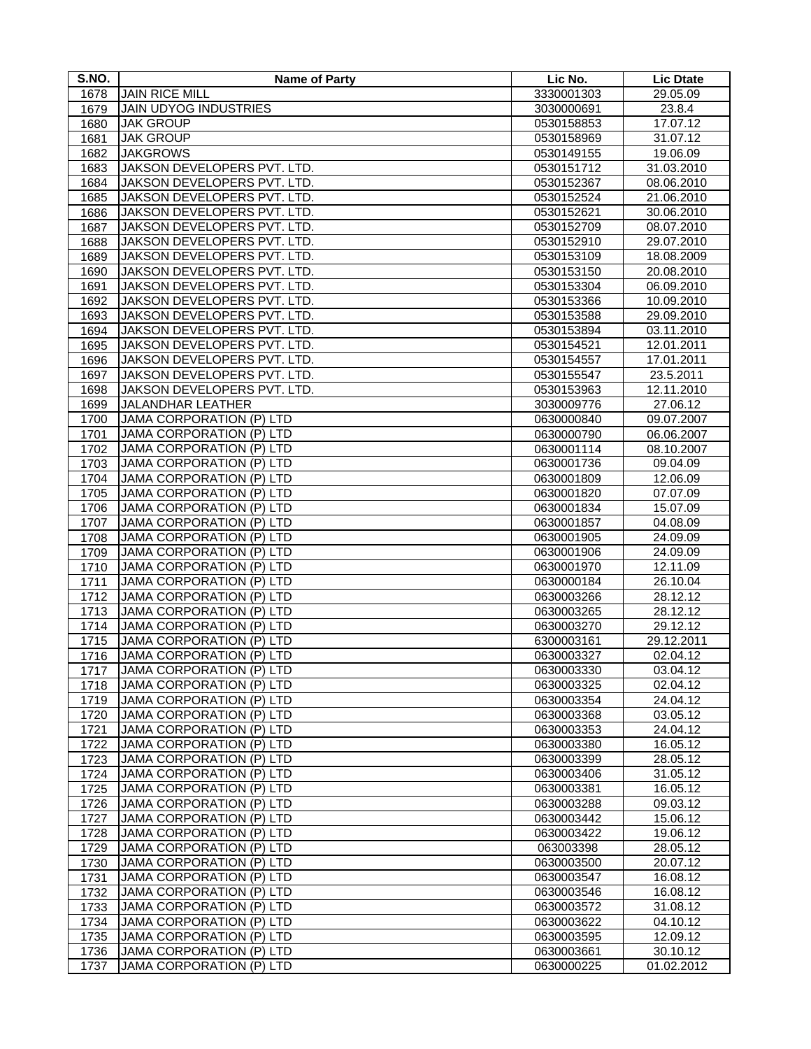| S.NO. | Name of Party | Lic No. | Lic Dtate |
|---|---|---|---|
| 1678 | JAIN RICE MILL | 3330001303 | 29.05.09 |
| 1679 | JAIN UDYOG INDUSTRIES | 3030000691 | 23.8.4 |
| 1680 | JAK GROUP | 0530158853 | 17.07.12 |
| 1681 | JAK GROUP | 0530158969 | 31.07.12 |
| 1682 | JAKGROWS | 0530149155 | 19.06.09 |
| 1683 | JAKSON DEVELOPERS PVT. LTD. | 0530151712 | 31.03.2010 |
| 1684 | JAKSON DEVELOPERS PVT. LTD. | 0530152367 | 08.06.2010 |
| 1685 | JAKSON DEVELOPERS PVT. LTD. | 0530152524 | 21.06.2010 |
| 1686 | JAKSON DEVELOPERS PVT. LTD. | 0530152621 | 30.06.2010 |
| 1687 | JAKSON DEVELOPERS PVT. LTD. | 0530152709 | 08.07.2010 |
| 1688 | JAKSON DEVELOPERS PVT. LTD. | 0530152910 | 29.07.2010 |
| 1689 | JAKSON DEVELOPERS PVT. LTD. | 0530153109 | 18.08.2009 |
| 1690 | JAKSON DEVELOPERS PVT. LTD. | 0530153150 | 20.08.2010 |
| 1691 | JAKSON DEVELOPERS PVT. LTD. | 0530153304 | 06.09.2010 |
| 1692 | JAKSON DEVELOPERS PVT. LTD. | 0530153366 | 10.09.2010 |
| 1693 | JAKSON DEVELOPERS PVT. LTD. | 0530153588 | 29.09.2010 |
| 1694 | JAKSON DEVELOPERS PVT. LTD. | 0530153894 | 03.11.2010 |
| 1695 | JAKSON DEVELOPERS PVT. LTD. | 0530154521 | 12.01.2011 |
| 1696 | JAKSON DEVELOPERS PVT. LTD. | 0530154557 | 17.01.2011 |
| 1697 | JAKSON DEVELOPERS PVT. LTD. | 0530155547 | 23.5.2011 |
| 1698 | JAKSON DEVELOPERS PVT. LTD. | 0530153963 | 12.11.2010 |
| 1699 | JALANDHAR LEATHER | 3030009776 | 27.06.12 |
| 1700 | JAMA CORPORATION (P) LTD | 0630000840 | 09.07.2007 |
| 1701 | JAMA CORPORATION (P) LTD | 0630000790 | 06.06.2007 |
| 1702 | JAMA CORPORATION (P) LTD | 0630001114 | 08.10.2007 |
| 1703 | JAMA CORPORATION (P) LTD | 0630001736 | 09.04.09 |
| 1704 | JAMA CORPORATION (P) LTD | 0630001809 | 12.06.09 |
| 1705 | JAMA CORPORATION (P) LTD | 0630001820 | 07.07.09 |
| 1706 | JAMA CORPORATION (P) LTD | 0630001834 | 15.07.09 |
| 1707 | JAMA CORPORATION (P) LTD | 0630001857 | 04.08.09 |
| 1708 | JAMA CORPORATION (P) LTD | 0630001905 | 24.09.09 |
| 1709 | JAMA CORPORATION (P) LTD | 0630001906 | 24.09.09 |
| 1710 | JAMA CORPORATION (P) LTD | 0630001970 | 12.11.09 |
| 1711 | JAMA CORPORATION (P) LTD | 0630000184 | 26.10.04 |
| 1712 | JAMA CORPORATION (P) LTD | 0630003266 | 28.12.12 |
| 1713 | JAMA CORPORATION (P) LTD | 0630003265 | 28.12.12 |
| 1714 | JAMA CORPORATION (P) LTD | 0630003270 | 29.12.12 |
| 1715 | JAMA CORPORATION (P) LTD | 6300003161 | 29.12.2011 |
| 1716 | JAMA CORPORATION (P) LTD | 0630003327 | 02.04.12 |
| 1717 | JAMA CORPORATION (P) LTD | 0630003330 | 03.04.12 |
| 1718 | JAMA CORPORATION (P) LTD | 0630003325 | 02.04.12 |
| 1719 | JAMA CORPORATION (P) LTD | 0630003354 | 24.04.12 |
| 1720 | JAMA CORPORATION (P) LTD | 0630003368 | 03.05.12 |
| 1721 | JAMA CORPORATION (P) LTD | 0630003353 | 24.04.12 |
| 1722 | JAMA CORPORATION (P) LTD | 0630003380 | 16.05.12 |
| 1723 | JAMA CORPORATION (P) LTD | 0630003399 | 28.05.12 |
| 1724 | JAMA CORPORATION (P) LTD | 0630003406 | 31.05.12 |
| 1725 | JAMA CORPORATION (P) LTD | 0630003381 | 16.05.12 |
| 1726 | JAMA CORPORATION (P) LTD | 0630003288 | 09.03.12 |
| 1727 | JAMA CORPORATION (P) LTD | 0630003442 | 15.06.12 |
| 1728 | JAMA CORPORATION (P) LTD | 0630003422 | 19.06.12 |
| 1729 | JAMA CORPORATION (P) LTD | 063003398 | 28.05.12 |
| 1730 | JAMA CORPORATION (P) LTD | 0630003500 | 20.07.12 |
| 1731 | JAMA CORPORATION (P) LTD | 0630003547 | 16.08.12 |
| 1732 | JAMA CORPORATION (P) LTD | 0630003546 | 16.08.12 |
| 1733 | JAMA CORPORATION (P) LTD | 0630003572 | 31.08.12 |
| 1734 | JAMA CORPORATION (P) LTD | 0630003622 | 04.10.12 |
| 1735 | JAMA CORPORATION (P) LTD | 0630003595 | 12.09.12 |
| 1736 | JAMA CORPORATION (P) LTD | 0630003661 | 30.10.12 |
| 1737 | JAMA CORPORATION (P) LTD | 0630000225 | 01.02.2012 |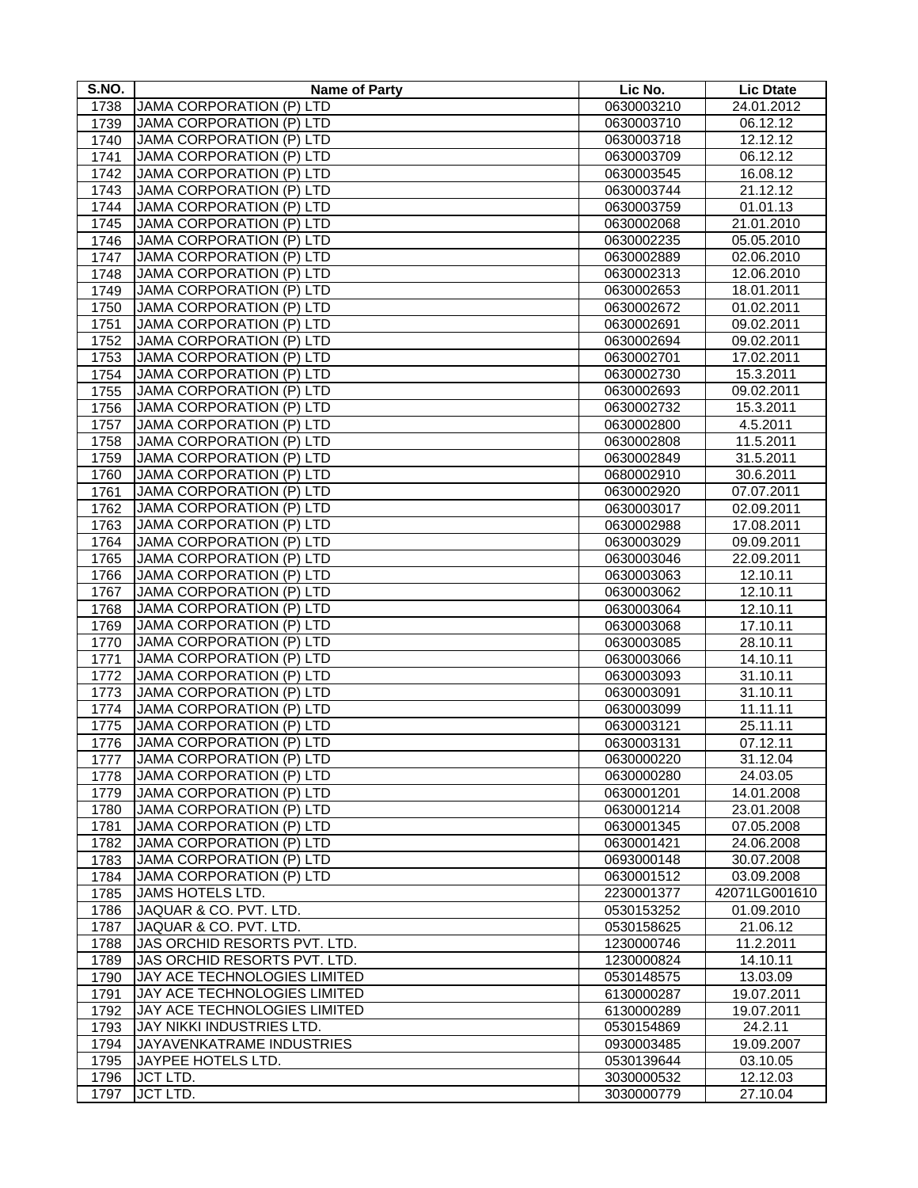| S.NO. | Name of Party | Lic No. | Lic Dtate |
|---|---|---|---|
| 1738 | JAMA CORPORATION (P) LTD | 0630003210 | 24.01.2012 |
| 1739 | JAMA CORPORATION (P) LTD | 0630003710 | 06.12.12 |
| 1740 | JAMA CORPORATION (P) LTD | 0630003718 | 12.12.12 |
| 1741 | JAMA CORPORATION (P) LTD | 0630003709 | 06.12.12 |
| 1742 | JAMA CORPORATION (P) LTD | 0630003545 | 16.08.12 |
| 1743 | JAMA CORPORATION (P) LTD | 0630003744 | 21.12.12 |
| 1744 | JAMA CORPORATION (P) LTD | 0630003759 | 01.01.13 |
| 1745 | JAMA CORPORATION (P) LTD | 0630002068 | 21.01.2010 |
| 1746 | JAMA CORPORATION (P) LTD | 0630002235 | 05.05.2010 |
| 1747 | JAMA CORPORATION (P) LTD | 0630002889 | 02.06.2010 |
| 1748 | JAMA CORPORATION (P) LTD | 0630002313 | 12.06.2010 |
| 1749 | JAMA CORPORATION (P) LTD | 0630002653 | 18.01.2011 |
| 1750 | JAMA CORPORATION (P) LTD | 0630002672 | 01.02.2011 |
| 1751 | JAMA CORPORATION (P) LTD | 0630002691 | 09.02.2011 |
| 1752 | JAMA CORPORATION (P) LTD | 0630002694 | 09.02.2011 |
| 1753 | JAMA CORPORATION (P) LTD | 0630002701 | 17.02.2011 |
| 1754 | JAMA CORPORATION (P) LTD | 0630002730 | 15.3.2011 |
| 1755 | JAMA CORPORATION (P) LTD | 0630002693 | 09.02.2011 |
| 1756 | JAMA CORPORATION (P) LTD | 0630002732 | 15.3.2011 |
| 1757 | JAMA CORPORATION (P) LTD | 0630002800 | 4.5.2011 |
| 1758 | JAMA CORPORATION (P) LTD | 0630002808 | 11.5.2011 |
| 1759 | JAMA CORPORATION (P) LTD | 0630002849 | 31.5.2011 |
| 1760 | JAMA CORPORATION (P) LTD | 0680002910 | 30.6.2011 |
| 1761 | JAMA CORPORATION (P) LTD | 0630002920 | 07.07.2011 |
| 1762 | JAMA CORPORATION (P) LTD | 0630003017 | 02.09.2011 |
| 1763 | JAMA CORPORATION (P) LTD | 0630002988 | 17.08.2011 |
| 1764 | JAMA CORPORATION (P) LTD | 0630003029 | 09.09.2011 |
| 1765 | JAMA CORPORATION (P) LTD | 0630003046 | 22.09.2011 |
| 1766 | JAMA CORPORATION (P) LTD | 0630003063 | 12.10.11 |
| 1767 | JAMA CORPORATION (P) LTD | 0630003062 | 12.10.11 |
| 1768 | JAMA CORPORATION (P) LTD | 0630003064 | 12.10.11 |
| 1769 | JAMA CORPORATION (P) LTD | 0630003068 | 17.10.11 |
| 1770 | JAMA CORPORATION (P) LTD | 0630003085 | 28.10.11 |
| 1771 | JAMA CORPORATION (P) LTD | 0630003066 | 14.10.11 |
| 1772 | JAMA CORPORATION (P) LTD | 0630003093 | 31.10.11 |
| 1773 | JAMA CORPORATION (P) LTD | 0630003091 | 31.10.11 |
| 1774 | JAMA CORPORATION (P) LTD | 0630003099 | 11.11.11 |
| 1775 | JAMA CORPORATION (P) LTD | 0630003121 | 25.11.11 |
| 1776 | JAMA CORPORATION (P) LTD | 0630003131 | 07.12.11 |
| 1777 | JAMA CORPORATION (P) LTD | 0630000220 | 31.12.04 |
| 1778 | JAMA CORPORATION (P) LTD | 0630000280 | 24.03.05 |
| 1779 | JAMA CORPORATION (P) LTD | 0630001201 | 14.01.2008 |
| 1780 | JAMA CORPORATION (P) LTD | 0630001214 | 23.01.2008 |
| 1781 | JAMA CORPORATION (P) LTD | 0630001345 | 07.05.2008 |
| 1782 | JAMA CORPORATION (P) LTD | 0630001421 | 24.06.2008 |
| 1783 | JAMA CORPORATION (P) LTD | 0693000148 | 30.07.2008 |
| 1784 | JAMA CORPORATION (P) LTD | 0630001512 | 03.09.2008 |
| 1785 | JAMS HOTELS LTD. | 2230001377 | 42071LG001610 |
| 1786 | JAQUAR & CO. PVT. LTD. | 0530153252 | 01.09.2010 |
| 1787 | JAQUAR & CO. PVT. LTD. | 0530158625 | 21.06.12 |
| 1788 | JAS ORCHID RESORTS PVT. LTD. | 1230000746 | 11.2.2011 |
| 1789 | JAS ORCHID RESORTS PVT. LTD. | 1230000824 | 14.10.11 |
| 1790 | JAY ACE TECHNOLOGIES LIMITED | 0530148575 | 13.03.09 |
| 1791 | JAY ACE TECHNOLOGIES LIMITED | 6130000287 | 19.07.2011 |
| 1792 | JAY ACE TECHNOLOGIES LIMITED | 6130000289 | 19.07.2011 |
| 1793 | JAY NIKKI INDUSTRIES LTD. | 0530154869 | 24.2.11 |
| 1794 | JAYAVENKATRAME INDUSTRIES | 0930003485 | 19.09.2007 |
| 1795 | JAYPEE HOTELS LTD. | 0530139644 | 03.10.05 |
| 1796 | JCT LTD. | 3030000532 | 12.12.03 |
| 1797 | JCT LTD. | 3030000779 | 27.10.04 |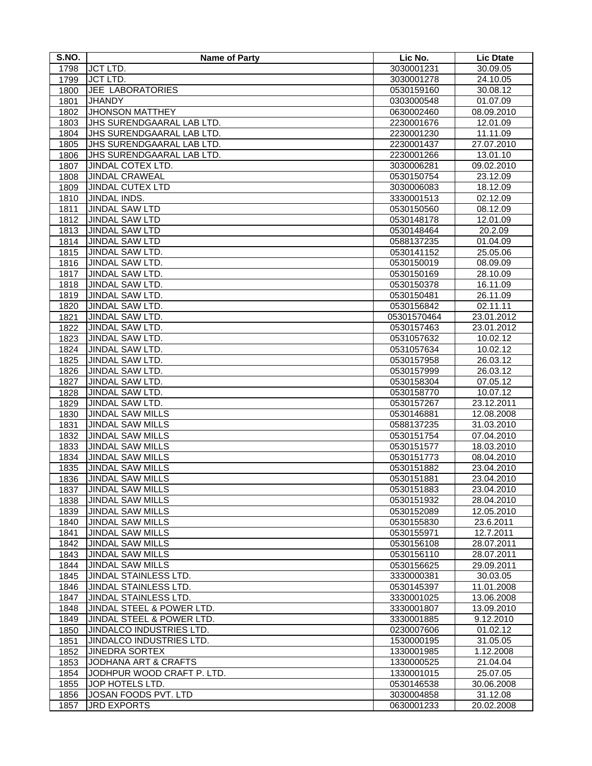| S.NO. | Name of Party | Lic No. | Lic Dtate |
|---|---|---|---|
| 1798 | JCT LTD. | 3030001231 | 30.09.05 |
| 1799 | JCT LTD. | 3030001278 | 24.10.05 |
| 1800 | JEE LABORATORIES | 0530159160 | 30.08.12 |
| 1801 | JHANDY | 0303000548 | 01.07.09 |
| 1802 | JHONSON MATTHEY | 0630002460 | 08.09.2010 |
| 1803 | JHS SURENDGAARAL LAB LTD. | 2230001676 | 12.01.09 |
| 1804 | JHS SURENDGAARAL LAB LTD. | 2230001230 | 11.11.09 |
| 1805 | JHS SURENDGAARAL LAB LTD. | 2230001437 | 27.07.2010 |
| 1806 | JHS SURENDGAARAL LAB LTD. | 2230001266 | 13.01.10 |
| 1807 | JINDAL COTEX LTD. | 3030006281 | 09.02.2010 |
| 1808 | JINDAL CRAWEAL | 0530150754 | 23.12.09 |
| 1809 | JINDAL CUTEX LTD | 3030006083 | 18.12.09 |
| 1810 | JINDAL INDS. | 3330001513 | 02.12.09 |
| 1811 | JINDAL SAW LTD | 0530150560 | 08.12.09 |
| 1812 | JINDAL SAW LTD | 0530148178 | 12.01.09 |
| 1813 | JINDAL SAW LTD | 0530148464 | 20.2.09 |
| 1814 | JINDAL SAW LTD | 0588137235 | 01.04.09 |
| 1815 | JINDAL SAW LTD. | 0530141152 | 25.05.06 |
| 1816 | JINDAL SAW LTD. | 0530150019 | 08.09.09 |
| 1817 | JINDAL SAW LTD. | 0530150169 | 28.10.09 |
| 1818 | JINDAL SAW LTD. | 0530150378 | 16.11.09 |
| 1819 | JINDAL SAW LTD. | 0530150481 | 26.11.09 |
| 1820 | JINDAL SAW LTD. | 0530156842 | 02.11.11 |
| 1821 | JINDAL SAW LTD. | 05301570464 | 23.01.2012 |
| 1822 | JINDAL SAW LTD. | 0530157463 | 23.01.2012 |
| 1823 | JINDAL SAW LTD. | 0531057632 | 10.02.12 |
| 1824 | JINDAL SAW LTD. | 0531057634 | 10.02.12 |
| 1825 | JINDAL SAW LTD. | 0530157958 | 26.03.12 |
| 1826 | JINDAL SAW LTD. | 0530157999 | 26.03.12 |
| 1827 | JINDAL SAW LTD. | 0530158304 | 07.05.12 |
| 1828 | JINDAL SAW LTD. | 0530158770 | 10.07.12 |
| 1829 | JINDAL SAW LTD. | 0530157267 | 23.12.2011 |
| 1830 | JINDAL SAW MILLS | 0530146881 | 12.08.2008 |
| 1831 | JINDAL SAW MILLS | 0588137235 | 31.03.2010 |
| 1832 | JINDAL SAW MILLS | 0530151754 | 07.04.2010 |
| 1833 | JINDAL SAW MILLS | 0530151577 | 18.03.2010 |
| 1834 | JINDAL SAW MILLS | 0530151773 | 08.04.2010 |
| 1835 | JINDAL SAW MILLS | 0530151882 | 23.04.2010 |
| 1836 | JINDAL SAW MILLS | 0530151881 | 23.04.2010 |
| 1837 | JINDAL SAW MILLS | 0530151883 | 23.04.2010 |
| 1838 | JINDAL SAW MILLS | 0530151932 | 28.04.2010 |
| 1839 | JINDAL SAW MILLS | 0530152089 | 12.05.2010 |
| 1840 | JINDAL SAW MILLS | 0530155830 | 23.6.2011 |
| 1841 | JINDAL SAW MILLS | 0530155971 | 12.7.2011 |
| 1842 | JINDAL SAW MILLS | 0530156108 | 28.07.2011 |
| 1843 | JINDAL SAW MILLS | 0530156110 | 28.07.2011 |
| 1844 | JINDAL SAW MILLS | 0530156625 | 29.09.2011 |
| 1845 | JINDAL STAINLESS LTD. | 3330000381 | 30.03.05 |
| 1846 | JINDAL STAINLESS LTD. | 0530145397 | 11.01.2008 |
| 1847 | JINDAL STAINLESS LTD. | 3330001025 | 13.06.2008 |
| 1848 | JINDAL STEEL & POWER LTD. | 3330001807 | 13.09.2010 |
| 1849 | JINDAL STEEL & POWER LTD. | 3330001885 | 9.12.2010 |
| 1850 | JINDALCO INDUSTRIES LTD. | 0230007606 | 01.02.12 |
| 1851 | JINDALCO INDUSTRIES LTD. | 1530000195 | 31.05.05 |
| 1852 | JINEDRA SORTEX | 1330001985 | 1.12.2008 |
| 1853 | JODHANA ART & CRAFTS | 1330000525 | 21.04.04 |
| 1854 | JODHPUR WOOD CRAFT P. LTD. | 1330001015 | 25.07.05 |
| 1855 | JOP HOTELS LTD. | 0530146538 | 30.06.2008 |
| 1856 | JOSAN FOODS PVT. LTD | 3030004858 | 31.12.08 |
| 1857 | JRD EXPORTS | 0630001233 | 20.02.2008 |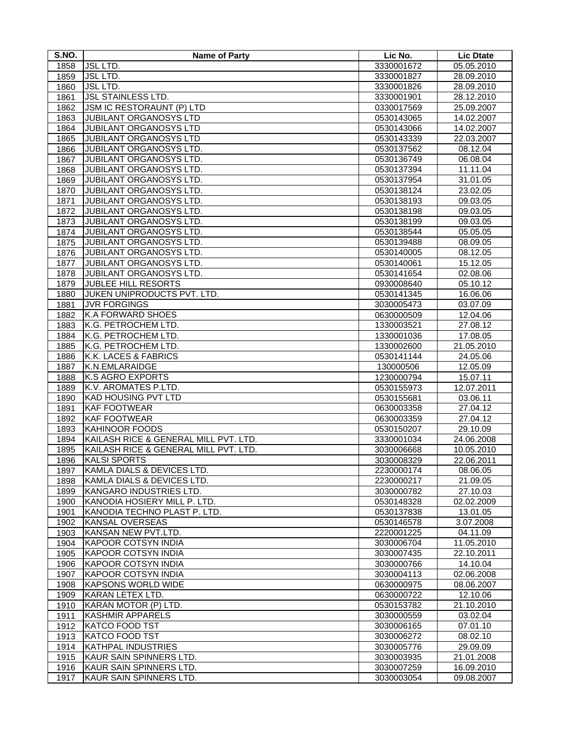| S.NO. | Name of Party | Lic No. | Lic Dtate |
|---|---|---|---|
| 1858 | JSL LTD. | 3330001672 | 05.05.2010 |
| 1859 | JSL LTD. | 3330001827 | 28.09.2010 |
| 1860 | JSL LTD. | 3330001826 | 28.09.2010 |
| 1861 | JSL STAINLESS LTD. | 3330001901 | 28.12.2010 |
| 1862 | JSM IC RESTORAUNT (P) LTD | 0330017569 | 25.09.2007 |
| 1863 | JUBILANT ORGANOSYS LTD | 0530143065 | 14.02.2007 |
| 1864 | JUBILANT ORGANOSYS LTD | 0530143066 | 14.02.2007 |
| 1865 | JUBILANT ORGANOSYS LTD | 0530143339 | 22.03.2007 |
| 1866 | JUBILANT ORGANOSYS LTD. | 0530137562 | 08.12.04 |
| 1867 | JUBILANT ORGANOSYS LTD. | 0530136749 | 06.08.04 |
| 1868 | JUBILANT ORGANOSYS LTD. | 0530137394 | 11.11.04 |
| 1869 | JUBILANT ORGANOSYS LTD. | 0530137954 | 31.01.05 |
| 1870 | JUBILANT ORGANOSYS LTD. | 0530138124 | 23.02.05 |
| 1871 | JUBILANT ORGANOSYS LTD. | 0530138193 | 09.03.05 |
| 1872 | JUBILANT ORGANOSYS LTD. | 0530138198 | 09.03.05 |
| 1873 | JUBILANT ORGANOSYS LTD. | 0530138199 | 09.03.05 |
| 1874 | JUBILANT ORGANOSYS LTD. | 0530138544 | 05.05.05 |
| 1875 | JUBILANT ORGANOSYS LTD. | 0530139488 | 08.09.05 |
| 1876 | JUBILANT ORGANOSYS LTD. | 0530140005 | 08.12.05 |
| 1877 | JUBILANT ORGANOSYS LTD. | 0530140061 | 15.12.05 |
| 1878 | JUBILANT ORGANOSYS LTD. | 0530141654 | 02.08.06 |
| 1879 | JUBLEE HILL RESORTS | 0930008640 | 05.10.12 |
| 1880 | JUKEN UNIPRODUCTS PVT. LTD. | 0530141345 | 16.06.06 |
| 1881 | JVR FORGINGS | 3030005473 | 03.07.09 |
| 1882 | K.A FORWARD SHOES | 0630000509 | 12.04.06 |
| 1883 | K.G. PETROCHEM LTD. | 1330003521 | 27.08.12 |
| 1884 | K.G. PETROCHEM LTD. | 1330001036 | 17.08.05 |
| 1885 | K.G. PETROCHEM LTD. | 1330002600 | 21.05.2010 |
| 1886 | K.K. LACES & FABRICS | 0530141144 | 24.05.06 |
| 1887 | K.N.EMLARAIDGE | 130000506 | 12.05.09 |
| 1888 | K.S AGRO EXPORTS | 1230000794 | 15.07.11 |
| 1889 | K.V. AROMATES P.LTD. | 0530155973 | 12.07.2011 |
| 1890 | KAD HOUSING PVT LTD | 0530155681 | 03.06.11 |
| 1891 | KAF FOOTWEAR | 0630003358 | 27.04.12 |
| 1892 | KAF FOOTWEAR | 0630003359 | 27.04.12 |
| 1893 | KAHINOOR FOODS | 0530150207 | 29.10.09 |
| 1894 | KAILASH RICE & GENERAL MILL PVT. LTD. | 3330001034 | 24.06.2008 |
| 1895 | KAILASH RICE & GENERAL MILL PVT. LTD. | 3030006668 | 10.05.2010 |
| 1896 | KALSI SPORTS | 3030008329 | 22.06.2011 |
| 1897 | KAMLA DIALS & DEVICES LTD. | 2230000174 | 08.06.05 |
| 1898 | KAMLA DIALS & DEVICES LTD. | 2230000217 | 21.09.05 |
| 1899 | KANGARO INDUSTRIES LTD. | 3030000782 | 27.10.03 |
| 1900 | KANODIA HOSIERY MILL P. LTD. | 0530148328 | 02.02.2009 |
| 1901 | KANODIA TECHNO PLAST P. LTD. | 0530137838 | 13.01.05 |
| 1902 | KANSAL OVERSEAS | 0530146578 | 3.07.2008 |
| 1903 | KANSAN NEW PVT.LTD. | 2220001225 | 04.11.09 |
| 1904 | KAPOOR COTSYN INDIA | 3030006704 | 11.05.2010 |
| 1905 | KAPOOR COTSYN INDIA | 3030007435 | 22.10.2011 |
| 1906 | KAPOOR COTSYN INDIA | 3030000766 | 14.10.04 |
| 1907 | KAPOOR COTSYN INDIA | 3030004113 | 02.06.2008 |
| 1908 | KAPSONS WORLD WIDE | 0630000975 | 08.06.2007 |
| 1909 | KARAN LETEX LTD. | 0630000722 | 12.10.06 |
| 1910 | KARAN MOTOR (P) LTD. | 0530153782 | 21.10.2010 |
| 1911 | KASHMIR APPARELS | 3030000559 | 03.02.04 |
| 1912 | KATCO FOOD TST | 3030006165 | 07.01.10 |
| 1913 | KATCO FOOD TST | 3030006272 | 08.02.10 |
| 1914 | KATHPAL INDUSTRIES | 3030005776 | 29.09.09 |
| 1915 | KAUR SAIN SPINNERS LTD. | 3030003935 | 21.01.2008 |
| 1916 | KAUR SAIN SPINNERS LTD. | 3030007259 | 16.09.2010 |
| 1917 | KAUR SAIN SPINNERS LTD. | 3030003054 | 09.08.2007 |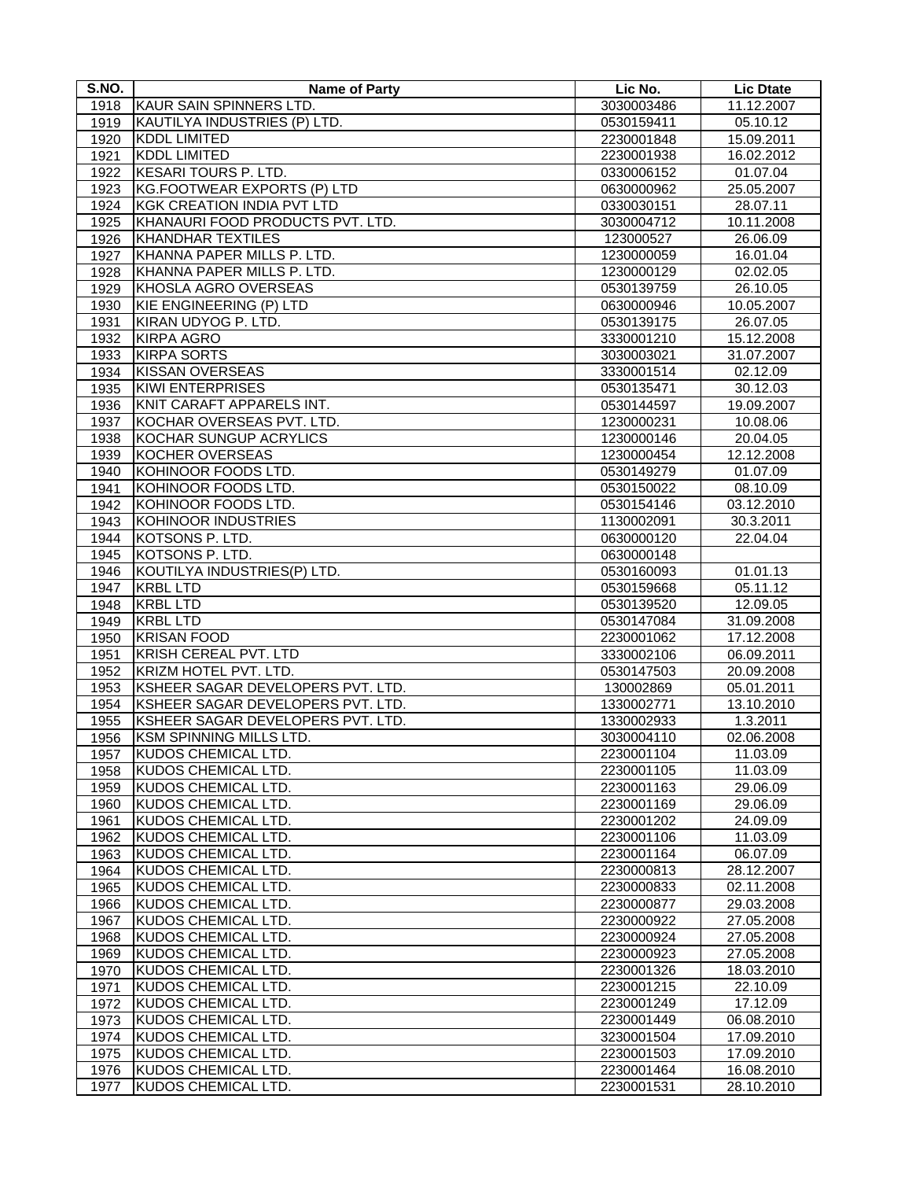| S.NO. | Name of Party | Lic No. | Lic Dtate |
|---|---|---|---|
| 1918 | KAUR SAIN SPINNERS LTD. | 3030003486 | 11.12.2007 |
| 1919 | KAUTILYA INDUSTRIES (P) LTD. | 0530159411 | 05.10.12 |
| 1920 | KDDL LIMITED | 2230001848 | 15.09.2011 |
| 1921 | KDDL LIMITED | 2230001938 | 16.02.2012 |
| 1922 | KESARI TOURS P. LTD. | 0330006152 | 01.07.04 |
| 1923 | KG.FOOTWEAR EXPORTS (P) LTD | 0630000962 | 25.05.2007 |
| 1924 | KGK CREATION INDIA PVT LTD | 0330030151 | 28.07.11 |
| 1925 | KHANAURI FOOD PRODUCTS PVT. LTD. | 3030004712 | 10.11.2008 |
| 1926 | KHANDHAR TEXTILES | 123000527 | 26.06.09 |
| 1927 | KHANNA PAPER MILLS P. LTD. | 1230000059 | 16.01.04 |
| 1928 | KHANNA PAPER MILLS P. LTD. | 1230000129 | 02.02.05 |
| 1929 | KHOSLA AGRO OVERSEAS | 0530139759 | 26.10.05 |
| 1930 | KIE ENGINEERING (P) LTD | 0630000946 | 10.05.2007 |
| 1931 | KIRAN UDYOG P. LTD. | 0530139175 | 26.07.05 |
| 1932 | KIRPA AGRO | 3330001210 | 15.12.2008 |
| 1933 | KIRPA SORTS | 3030003021 | 31.07.2007 |
| 1934 | KISSAN OVERSEAS | 3330001514 | 02.12.09 |
| 1935 | KIWI ENTERPRISES | 0530135471 | 30.12.03 |
| 1936 | KNIT CARAFT APPARELS INT. | 0530144597 | 19.09.2007 |
| 1937 | KOCHAR OVERSEAS PVT. LTD. | 1230000231 | 10.08.06 |
| 1938 | KOCHAR SUNGUP ACRYLICS | 1230000146 | 20.04.05 |
| 1939 | KOCHER OVERSEAS | 1230000454 | 12.12.2008 |
| 1940 | KOHINOOR FOODS LTD. | 0530149279 | 01.07.09 |
| 1941 | KOHINOOR FOODS LTD. | 0530150022 | 08.10.09 |
| 1942 | KOHINOOR FOODS LTD. | 0530154146 | 03.12.2010 |
| 1943 | KOHINOOR INDUSTRIES | 1130002091 | 30.3.2011 |
| 1944 | KOTSONS P. LTD. | 0630000120 | 22.04.04 |
| 1945 | KOTSONS P. LTD. | 0630000148 | |
| 1946 | KOUTILYA INDUSTRIES(P) LTD. | 0530160093 | 01.01.13 |
| 1947 | KRBL LTD | 0530159668 | 05.11.12 |
| 1948 | KRBL LTD | 0530139520 | 12.09.05 |
| 1949 | KRBL LTD | 0530147084 | 31.09.2008 |
| 1950 | KRISAN FOOD | 2230001062 | 17.12.2008 |
| 1951 | KRISH CEREAL PVT. LTD | 3330002106 | 06.09.2011 |
| 1952 | KRIZM HOTEL PVT. LTD. | 0530147503 | 20.09.2008 |
| 1953 | KSHEER SAGAR DEVELOPERS PVT. LTD. | 130002869 | 05.01.2011 |
| 1954 | KSHEER SAGAR DEVELOPERS PVT. LTD. | 1330002771 | 13.10.2010 |
| 1955 | KSHEER SAGAR DEVELOPERS PVT. LTD. | 1330002933 | 1.3.2011 |
| 1956 | KSM SPINNING MILLS LTD. | 3030004110 | 02.06.2008 |
| 1957 | KUDOS CHEMICAL LTD. | 2230001104 | 11.03.09 |
| 1958 | KUDOS CHEMICAL LTD. | 2230001105 | 11.03.09 |
| 1959 | KUDOS CHEMICAL LTD. | 2230001163 | 29.06.09 |
| 1960 | KUDOS CHEMICAL LTD. | 2230001169 | 29.06.09 |
| 1961 | KUDOS CHEMICAL LTD. | 2230001202 | 24.09.09 |
| 1962 | KUDOS CHEMICAL LTD. | 2230001106 | 11.03.09 |
| 1963 | KUDOS CHEMICAL LTD. | 2230001164 | 06.07.09 |
| 1964 | KUDOS CHEMICAL LTD. | 2230000813 | 28.12.2007 |
| 1965 | KUDOS CHEMICAL LTD. | 2230000833 | 02.11.2008 |
| 1966 | KUDOS CHEMICAL LTD. | 2230000877 | 29.03.2008 |
| 1967 | KUDOS CHEMICAL LTD. | 2230000922 | 27.05.2008 |
| 1968 | KUDOS CHEMICAL LTD. | 2230000924 | 27.05.2008 |
| 1969 | KUDOS CHEMICAL LTD. | 2230000923 | 27.05.2008 |
| 1970 | KUDOS CHEMICAL LTD. | 2230001326 | 18.03.2010 |
| 1971 | KUDOS CHEMICAL LTD. | 2230001215 | 22.10.09 |
| 1972 | KUDOS CHEMICAL LTD. | 2230001249 | 17.12.09 |
| 1973 | KUDOS CHEMICAL LTD. | 2230001449 | 06.08.2010 |
| 1974 | KUDOS CHEMICAL LTD. | 3230001504 | 17.09.2010 |
| 1975 | KUDOS CHEMICAL LTD. | 2230001503 | 17.09.2010 |
| 1976 | KUDOS CHEMICAL LTD. | 2230001464 | 16.08.2010 |
| 1977 | KUDOS CHEMICAL LTD. | 2230001531 | 28.10.2010 |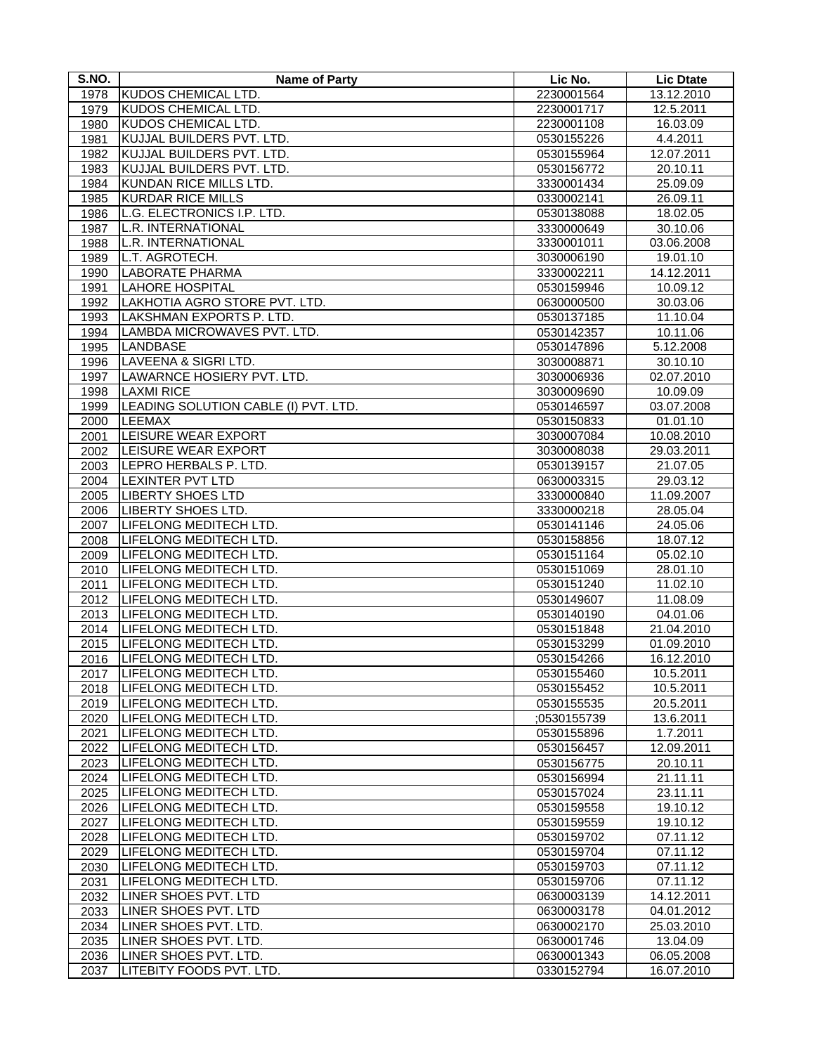| S.NO. | Name of Party | Lic No. | Lic Dtate |
|---|---|---|---|
| 1978 | KUDOS CHEMICAL LTD. | 2230001564 | 13.12.2010 |
| 1979 | KUDOS CHEMICAL LTD. | 2230001717 | 12.5.2011 |
| 1980 | KUDOS CHEMICAL LTD. | 2230001108 | 16.03.09 |
| 1981 | KUJJAL BUILDERS PVT. LTD. | 0530155226 | 4.4.2011 |
| 1982 | KUJJAL BUILDERS PVT. LTD. | 0530155964 | 12.07.2011 |
| 1983 | KUJJAL BUILDERS PVT. LTD. | 0530156772 | 20.10.11 |
| 1984 | KUNDAN RICE MILLS LTD. | 3330001434 | 25.09.09 |
| 1985 | KURDAR RICE MILLS | 0330002141 | 26.09.11 |
| 1986 | L.G. ELECTRONICS I.P. LTD. | 0530138088 | 18.02.05 |
| 1987 | L.R. INTERNATIONAL | 3330000649 | 30.10.06 |
| 1988 | L.R. INTERNATIONAL | 3330001011 | 03.06.2008 |
| 1989 | L.T. AGROTECH. | 3030006190 | 19.01.10 |
| 1990 | LABORATE PHARMA | 3330002211 | 14.12.2011 |
| 1991 | LAHORE HOSPITAL | 0530159946 | 10.09.12 |
| 1992 | LAKHOTIA AGRO STORE PVT. LTD. | 0630000500 | 30.03.06 |
| 1993 | LAKSHMAN EXPORTS P. LTD. | 0530137185 | 11.10.04 |
| 1994 | LAMBDA MICROWAVES PVT. LTD. | 0530142357 | 10.11.06 |
| 1995 | LANDBASE | 0530147896 | 5.12.2008 |
| 1996 | LAVEENA & SIGRI LTD. | 3030008871 | 30.10.10 |
| 1997 | LAWARNCE HOSIERY PVT. LTD. | 3030006936 | 02.07.2010 |
| 1998 | LAXMI RICE | 3030009690 | 10.09.09 |
| 1999 | LEADING SOLUTION CABLE (I) PVT. LTD. | 0530146597 | 03.07.2008 |
| 2000 | LEEMAX | 0530150833 | 01.01.10 |
| 2001 | LEISURE WEAR EXPORT | 3030007084 | 10.08.2010 |
| 2002 | LEISURE WEAR EXPORT | 3030008038 | 29.03.2011 |
| 2003 | LEPRO HERBALS P. LTD. | 0530139157 | 21.07.05 |
| 2004 | LEXINTER PVT LTD | 0630003315 | 29.03.12 |
| 2005 | LIBERTY SHOES LTD | 3330000840 | 11.09.2007 |
| 2006 | LIBERTY SHOES LTD. | 3330000218 | 28.05.04 |
| 2007 | LIFELONG MEDITECH LTD. | 0530141146 | 24.05.06 |
| 2008 | LIFELONG MEDITECH LTD. | 0530158856 | 18.07.12 |
| 2009 | LIFELONG MEDITECH LTD. | 0530151164 | 05.02.10 |
| 2010 | LIFELONG MEDITECH LTD. | 0530151069 | 28.01.10 |
| 2011 | LIFELONG MEDITECH LTD. | 0530151240 | 11.02.10 |
| 2012 | LIFELONG MEDITECH LTD. | 0530149607 | 11.08.09 |
| 2013 | LIFELONG MEDITECH LTD. | 0530140190 | 04.01.06 |
| 2014 | LIFELONG MEDITECH LTD. | 0530151848 | 21.04.2010 |
| 2015 | LIFELONG MEDITECH LTD. | 0530153299 | 01.09.2010 |
| 2016 | LIFELONG MEDITECH LTD. | 0530154266 | 16.12.2010 |
| 2017 | LIFELONG MEDITECH LTD. | 0530155460 | 10.5.2011 |
| 2018 | LIFELONG MEDITECH LTD. | 0530155452 | 10.5.2011 |
| 2019 | LIFELONG MEDITECH LTD. | 0530155535 | 20.5.2011 |
| 2020 | LIFELONG MEDITECH LTD. | ;0530155739 | 13.6.2011 |
| 2021 | LIFELONG MEDITECH LTD. | 0530155896 | 1.7.2011 |
| 2022 | LIFELONG MEDITECH LTD. | 0530156457 | 12.09.2011 |
| 2023 | LIFELONG MEDITECH LTD. | 0530156775 | 20.10.11 |
| 2024 | LIFELONG MEDITECH LTD. | 0530156994 | 21.11.11 |
| 2025 | LIFELONG MEDITECH LTD. | 0530157024 | 23.11.11 |
| 2026 | LIFELONG MEDITECH LTD. | 0530159558 | 19.10.12 |
| 2027 | LIFELONG MEDITECH LTD. | 0530159559 | 19.10.12 |
| 2028 | LIFELONG MEDITECH LTD. | 0530159702 | 07.11.12 |
| 2029 | LIFELONG MEDITECH LTD. | 0530159704 | 07.11.12 |
| 2030 | LIFELONG MEDITECH LTD. | 0530159703 | 07.11.12 |
| 2031 | LIFELONG MEDITECH LTD. | 0530159706 | 07.11.12 |
| 2032 | LINER SHOES PVT. LTD | 0630003139 | 14.12.2011 |
| 2033 | LINER SHOES PVT. LTD | 0630003178 | 04.01.2012 |
| 2034 | LINER SHOES PVT. LTD. | 0630002170 | 25.03.2010 |
| 2035 | LINER SHOES PVT. LTD. | 0630001746 | 13.04.09 |
| 2036 | LINER SHOES PVT. LTD. | 0630001343 | 06.05.2008 |
| 2037 | LITEBITY FOODS PVT. LTD. | 0330152794 | 16.07.2010 |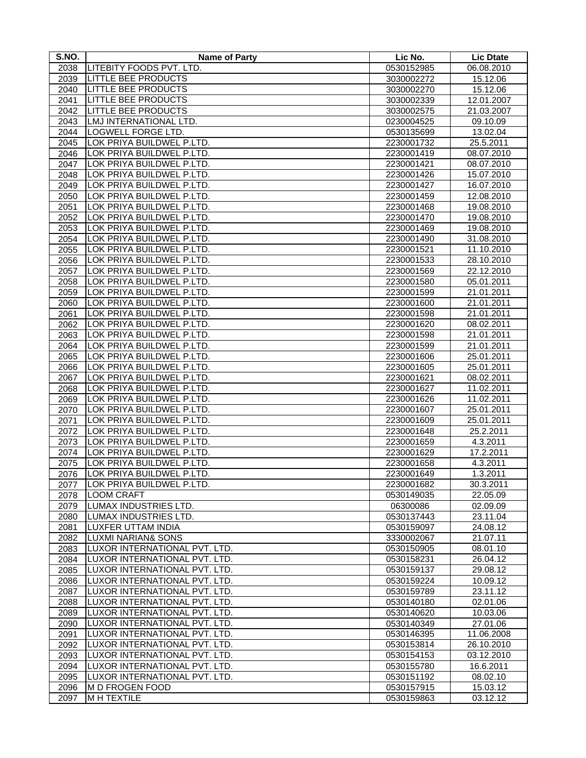| S.NO. | Name of Party | Lic No. | Lic Dtate |
|---|---|---|---|
| 2038 | LITEBITY FOODS PVT. LTD. | 0530152985 | 06.08.2010 |
| 2039 | LITTLE BEE PRODUCTS | 3030002272 | 15.12.06 |
| 2040 | LITTLE BEE PRODUCTS | 3030002270 | 15.12.06 |
| 2041 | LITTLE BEE PRODUCTS | 3030002339 | 12.01.2007 |
| 2042 | LITTLE BEE PRODUCTS | 3030002575 | 21.03.2007 |
| 2043 | LMJ INTERNATIONAL LTD. | 0230004525 | 09.10.09 |
| 2044 | LOGWELL FORGE LTD. | 0530135699 | 13.02.04 |
| 2045 | LOK PRIYA BUILDWEL P.LTD. | 2230001732 | 25.5.2011 |
| 2046 | LOK PRIYA BUILDWEL P.LTD. | 2230001419 | 08.07.2010 |
| 2047 | LOK PRIYA BUILDWEL P.LTD. | 2230001421 | 08.07.2010 |
| 2048 | LOK PRIYA BUILDWEL P.LTD. | 2230001426 | 15.07.2010 |
| 2049 | LOK PRIYA BUILDWEL P.LTD. | 2230001427 | 16.07.2010 |
| 2050 | LOK PRIYA BUILDWEL P.LTD. | 2230001459 | 12.08.2010 |
| 2051 | LOK PRIYA BUILDWEL P.LTD. | 2230001468 | 19.08.2010 |
| 2052 | LOK PRIYA BUILDWEL P.LTD. | 2230001470 | 19.08.2010 |
| 2053 | LOK PRIYA BUILDWEL P.LTD. | 2230001469 | 19.08.2010 |
| 2054 | LOK PRIYA BUILDWEL P.LTD. | 2230001490 | 31.08.2010 |
| 2055 | LOK PRIYA BUILDWEL P.LTD. | 2230001521 | 11.10.2010 |
| 2056 | LOK PRIYA BUILDWEL P.LTD. | 2230001533 | 28.10.2010 |
| 2057 | LOK PRIYA BUILDWEL P.LTD. | 2230001569 | 22.12.2010 |
| 2058 | LOK PRIYA BUILDWEL P.LTD. | 2230001580 | 05.01.2011 |
| 2059 | LOK PRIYA BUILDWEL P.LTD. | 2230001599 | 21.01.2011 |
| 2060 | LOK PRIYA BUILDWEL P.LTD. | 2230001600 | 21.01.2011 |
| 2061 | LOK PRIYA BUILDWEL P.LTD. | 2230001598 | 21.01.2011 |
| 2062 | LOK PRIYA BUILDWEL P.LTD. | 2230001620 | 08.02.2011 |
| 2063 | LOK PRIYA BUILDWEL P.LTD. | 2230001598 | 21.01.2011 |
| 2064 | LOK PRIYA BUILDWEL P.LTD. | 2230001599 | 21.01.2011 |
| 2065 | LOK PRIYA BUILDWEL P.LTD. | 2230001606 | 25.01.2011 |
| 2066 | LOK PRIYA BUILDWEL P.LTD. | 2230001605 | 25.01.2011 |
| 2067 | LOK PRIYA BUILDWEL P.LTD. | 2230001621 | 08.02.2011 |
| 2068 | LOK PRIYA BUILDWEL P.LTD. | 2230001627 | 11.02.2011 |
| 2069 | LOK PRIYA BUILDWEL P.LTD. | 2230001626 | 11.02.2011 |
| 2070 | LOK PRIYA BUILDWEL P.LTD. | 2230001607 | 25.01.2011 |
| 2071 | LOK PRIYA BUILDWEL P.LTD. | 2230001609 | 25.01.2011 |
| 2072 | LOK PRIYA BUILDWEL P.LTD. | 2230001648 | 25.2.2011 |
| 2073 | LOK PRIYA BUILDWEL P.LTD. | 2230001659 | 4.3.2011 |
| 2074 | LOK PRIYA BUILDWEL P.LTD. | 2230001629 | 17.2.2011 |
| 2075 | LOK PRIYA BUILDWEL P.LTD. | 2230001658 | 4.3.2011 |
| 2076 | LOK PRIYA BUILDWEL P.LTD. | 2230001649 | 1.3.2011 |
| 2077 | LOK PRIYA BUILDWEL P.LTD. | 2230001682 | 30.3.2011 |
| 2078 | LOOM CRAFT | 0530149035 | 22.05.09 |
| 2079 | LUMAX INDUSTRIES LTD. | 06300086 | 02.09.09 |
| 2080 | LUMAX INDUSTRIES LTD. | 0530137443 | 23.11.04 |
| 2081 | LUXFER UTTAM INDIA | 0530159097 | 24.08.12 |
| 2082 | LUXMI NARIAN& SONS | 3330002067 | 21.07.11 |
| 2083 | LUXOR INTERNATIONAL PVT. LTD. | 0530150905 | 08.01.10 |
| 2084 | LUXOR INTERNATIONAL PVT. LTD. | 0530158231 | 26.04.12 |
| 2085 | LUXOR INTERNATIONAL PVT. LTD. | 0530159137 | 29.08.12 |
| 2086 | LUXOR INTERNATIONAL PVT. LTD. | 0530159224 | 10.09.12 |
| 2087 | LUXOR INTERNATIONAL PVT. LTD. | 0530159789 | 23.11.12 |
| 2088 | LUXOR INTERNATIONAL PVT. LTD. | 0530140180 | 02.01.06 |
| 2089 | LUXOR INTERNATIONAL PVT. LTD. | 0530140620 | 10.03.06 |
| 2090 | LUXOR INTERNATIONAL PVT. LTD. | 0530140349 | 27.01.06 |
| 2091 | LUXOR INTERNATIONAL PVT. LTD. | 0530146395 | 11.06.2008 |
| 2092 | LUXOR INTERNATIONAL PVT. LTD. | 0530153814 | 26.10.2010 |
| 2093 | LUXOR INTERNATIONAL PVT. LTD. | 0530154153 | 03.12.2010 |
| 2094 | LUXOR INTERNATIONAL PVT. LTD. | 0530155780 | 16.6.2011 |
| 2095 | LUXOR INTERNATIONAL PVT. LTD. | 0530151192 | 08.02.10 |
| 2096 | M D FROGEN FOOD | 0530157915 | 15.03.12 |
| 2097 | M H TEXTILE | 0530159863 | 03.12.12 |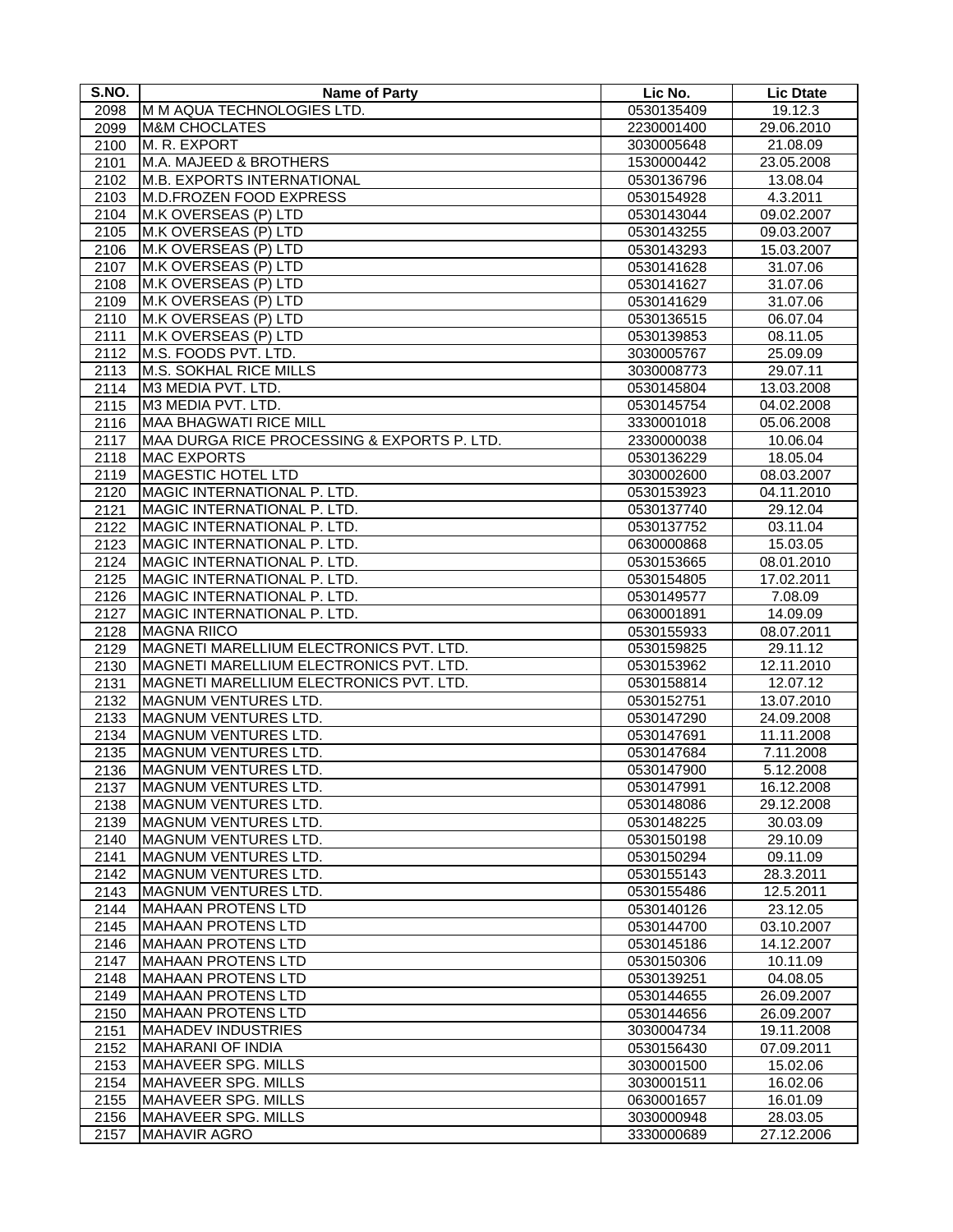| S.NO. | Name of Party | Lic No. | Lic Dtate |
|---|---|---|---|
| 2098 | M M AQUA TECHNOLOGIES LTD. | 0530135409 | 19.12.3 |
| 2099 | M&M CHOCLATES | 2230001400 | 29.06.2010 |
| 2100 | M. R. EXPORT | 3030005648 | 21.08.09 |
| 2101 | M.A. MAJEED & BROTHERS | 1530000442 | 23.05.2008 |
| 2102 | M.B. EXPORTS INTERNATIONAL | 0530136796 | 13.08.04 |
| 2103 | M.D.FROZEN FOOD EXPRESS | 0530154928 | 4.3.2011 |
| 2104 | M.K OVERSEAS (P) LTD | 0530143044 | 09.02.2007 |
| 2105 | M.K OVERSEAS (P) LTD | 0530143255 | 09.03.2007 |
| 2106 | M.K OVERSEAS (P) LTD | 0530143293 | 15.03.2007 |
| 2107 | M.K OVERSEAS (P) LTD | 0530141628 | 31.07.06 |
| 2108 | M.K OVERSEAS (P) LTD | 0530141627 | 31.07.06 |
| 2109 | M.K OVERSEAS (P) LTD | 0530141629 | 31.07.06 |
| 2110 | M.K OVERSEAS (P) LTD | 0530136515 | 06.07.04 |
| 2111 | M.K OVERSEAS (P) LTD | 0530139853 | 08.11.05 |
| 2112 | M.S. FOODS PVT. LTD. | 3030005767 | 25.09.09 |
| 2113 | M.S. SOKHAL RICE MILLS | 3030008773 | 29.07.11 |
| 2114 | M3 MEDIA PVT. LTD. | 0530145804 | 13.03.2008 |
| 2115 | M3 MEDIA PVT. LTD. | 0530145754 | 04.02.2008 |
| 2116 | MAA BHAGWATI RICE MILL | 3330001018 | 05.06.2008 |
| 2117 | MAA DURGA RICE PROCESSING & EXPORTS P. LTD. | 2330000038 | 10.06.04 |
| 2118 | MAC EXPORTS | 0530136229 | 18.05.04 |
| 2119 | MAGESTIC HOTEL LTD | 3030002600 | 08.03.2007 |
| 2120 | MAGIC INTERNATIONAL P. LTD. | 0530153923 | 04.11.2010 |
| 2121 | MAGIC INTERNATIONAL P. LTD. | 0530137740 | 29.12.04 |
| 2122 | MAGIC INTERNATIONAL P. LTD. | 0530137752 | 03.11.04 |
| 2123 | MAGIC INTERNATIONAL P. LTD. | 0630000868 | 15.03.05 |
| 2124 | MAGIC INTERNATIONAL P. LTD. | 0530153665 | 08.01.2010 |
| 2125 | MAGIC INTERNATIONAL P. LTD. | 0530154805 | 17.02.2011 |
| 2126 | MAGIC INTERNATIONAL P. LTD. | 0530149577 | 7.08.09 |
| 2127 | MAGIC INTERNATIONAL P. LTD. | 0630001891 | 14.09.09 |
| 2128 | MAGNA RIICO | 0530155933 | 08.07.2011 |
| 2129 | MAGNETI MARELLIUM ELECTRONICS PVT. LTD. | 0530159825 | 29.11.12 |
| 2130 | MAGNETI MARELLIUM ELECTRONICS PVT. LTD. | 0530153962 | 12.11.2010 |
| 2131 | MAGNETI MARELLIUM ELECTRONICS PVT. LTD. | 0530158814 | 12.07.12 |
| 2132 | MAGNUM VENTURES LTD. | 0530152751 | 13.07.2010 |
| 2133 | MAGNUM VENTURES LTD. | 0530147290 | 24.09.2008 |
| 2134 | MAGNUM VENTURES LTD. | 0530147691 | 11.11.2008 |
| 2135 | MAGNUM VENTURES LTD. | 0530147684 | 7.11.2008 |
| 2136 | MAGNUM VENTURES LTD. | 0530147900 | 5.12.2008 |
| 2137 | MAGNUM VENTURES LTD. | 0530147991 | 16.12.2008 |
| 2138 | MAGNUM VENTURES LTD. | 0530148086 | 29.12.2008 |
| 2139 | MAGNUM VENTURES LTD. | 0530148225 | 30.03.09 |
| 2140 | MAGNUM VENTURES LTD. | 0530150198 | 29.10.09 |
| 2141 | MAGNUM VENTURES LTD. | 0530150294 | 09.11.09 |
| 2142 | MAGNUM VENTURES LTD. | 0530155143 | 28.3.2011 |
| 2143 | MAGNUM VENTURES LTD. | 0530155486 | 12.5.2011 |
| 2144 | MAHAAN PROTENS LTD | 0530140126 | 23.12.05 |
| 2145 | MAHAAN PROTENS LTD | 0530144700 | 03.10.2007 |
| 2146 | MAHAAN PROTENS LTD | 0530145186 | 14.12.2007 |
| 2147 | MAHAAN PROTENS LTD | 0530150306 | 10.11.09 |
| 2148 | MAHAAN PROTENS LTD | 0530139251 | 04.08.05 |
| 2149 | MAHAAN PROTENS LTD | 0530144655 | 26.09.2007 |
| 2150 | MAHAAN PROTENS LTD | 0530144656 | 26.09.2007 |
| 2151 | MAHADEV INDUSTRIES | 3030004734 | 19.11.2008 |
| 2152 | MAHARANI OF INDIA | 0530156430 | 07.09.2011 |
| 2153 | MAHAVEER SPG. MILLS | 3030001500 | 15.02.06 |
| 2154 | MAHAVEER SPG. MILLS | 3030001511 | 16.02.06 |
| 2155 | MAHAVEER SPG. MILLS | 0630001657 | 16.01.09 |
| 2156 | MAHAVEER SPG. MILLS | 3030000948 | 28.03.05 |
| 2157 | MAHAVIR AGRO | 3330000689 | 27.12.2006 |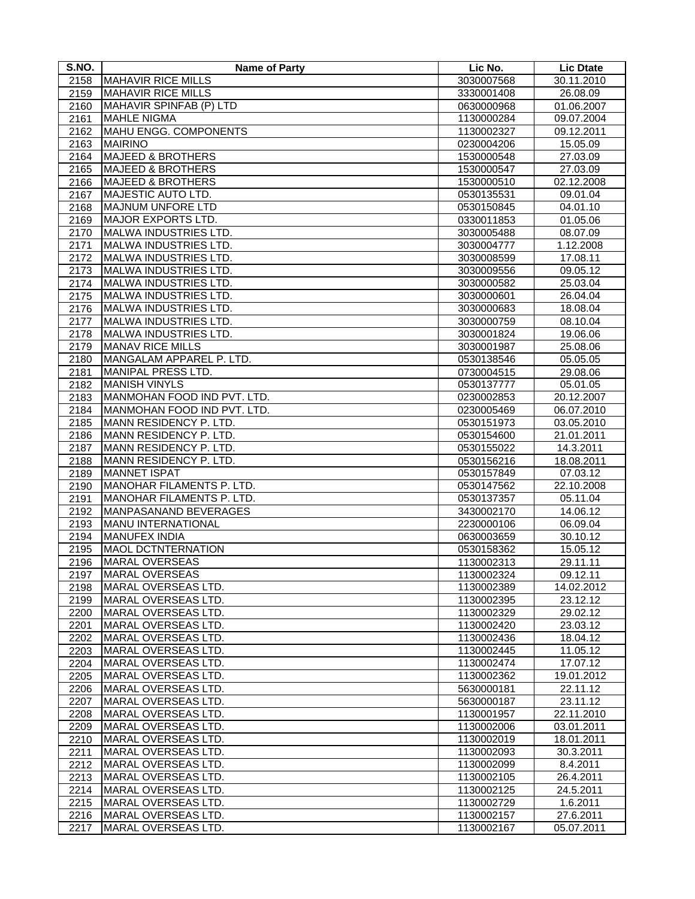| S.NO. | Name of Party | Lic No. | Lic Dtate |
|---|---|---|---|
| 2158 | MAHAVIR RICE MILLS | 3030007568 | 30.11.2010 |
| 2159 | MAHAVIR RICE MILLS | 3330001408 | 26.08.09 |
| 2160 | MAHAVIR SPINFAB (P) LTD | 0630000968 | 01.06.2007 |
| 2161 | MAHLE NIGMA | 1130000284 | 09.07.2004 |
| 2162 | MAHU ENGG. COMPONENTS | 1130002327 | 09.12.2011 |
| 2163 | MAIRINO | 0230004206 | 15.05.09 |
| 2164 | MAJEED & BROTHERS | 1530000548 | 27.03.09 |
| 2165 | MAJEED & BROTHERS | 1530000547 | 27.03.09 |
| 2166 | MAJEED & BROTHERS | 1530000510 | 02.12.2008 |
| 2167 | MAJESTIC AUTO LTD. | 0530135531 | 09.01.04 |
| 2168 | MAJNUM UNFORE LTD | 0530150845 | 04.01.10 |
| 2169 | MAJOR EXPORTS LTD. | 0330011853 | 01.05.06 |
| 2170 | MALWA INDUSTRIES LTD. | 3030005488 | 08.07.09 |
| 2171 | MALWA INDUSTRIES LTD. | 3030004777 | 1.12.2008 |
| 2172 | MALWA INDUSTRIES LTD. | 3030008599 | 17.08.11 |
| 2173 | MALWA INDUSTRIES LTD. | 3030009556 | 09.05.12 |
| 2174 | MALWA INDUSTRIES LTD. | 3030000582 | 25.03.04 |
| 2175 | MALWA INDUSTRIES LTD. | 3030000601 | 26.04.04 |
| 2176 | MALWA INDUSTRIES LTD. | 3030000683 | 18.08.04 |
| 2177 | MALWA INDUSTRIES LTD. | 3030000759 | 08.10.04 |
| 2178 | MALWA INDUSTRIES LTD. | 3030001824 | 19.06.06 |
| 2179 | MANAV RICE MILLS | 3030001987 | 25.08.06 |
| 2180 | MANGALAM APPAREL P. LTD. | 0530138546 | 05.05.05 |
| 2181 | MANIPAL PRESS LTD. | 0730004515 | 29.08.06 |
| 2182 | MANISH VINYLS | 0530137777 | 05.01.05 |
| 2183 | MANMOHAN FOOD IND PVT. LTD. | 0230002853 | 20.12.2007 |
| 2184 | MANMOHAN FOOD IND PVT. LTD. | 0230005469 | 06.07.2010 |
| 2185 | MANN RESIDENCY P. LTD. | 0530151973 | 03.05.2010 |
| 2186 | MANN RESIDENCY P. LTD. | 0530154600 | 21.01.2011 |
| 2187 | MANN RESIDENCY P. LTD. | 0530155022 | 14.3.2011 |
| 2188 | MANN RESIDENCY P. LTD. | 0530156216 | 18.08.2011 |
| 2189 | MANNET ISPAT | 0530157849 | 07.03.12 |
| 2190 | MANOHAR FILAMENTS P. LTD. | 0530147562 | 22.10.2008 |
| 2191 | MANOHAR FILAMENTS P. LTD. | 0530137357 | 05.11.04 |
| 2192 | MANPASANAND BEVERAGES | 3430002170 | 14.06.12 |
| 2193 | MANU INTERNATIONAL | 2230000106 | 06.09.04 |
| 2194 | MANUFEX INDIA | 0630003659 | 30.10.12 |
| 2195 | MAOL DCTNTERNATION | 0530158362 | 15.05.12 |
| 2196 | MARAL OVERSEAS | 1130002313 | 29.11.11 |
| 2197 | MARAL OVERSEAS | 1130002324 | 09.12.11 |
| 2198 | MARAL OVERSEAS LTD. | 1130002389 | 14.02.2012 |
| 2199 | MARAL OVERSEAS LTD. | 1130002395 | 23.12.12 |
| 2200 | MARAL OVERSEAS LTD. | 1130002329 | 29.02.12 |
| 2201 | MARAL OVERSEAS LTD. | 1130002420 | 23.03.12 |
| 2202 | MARAL OVERSEAS LTD. | 1130002436 | 18.04.12 |
| 2203 | MARAL OVERSEAS LTD. | 1130002445 | 11.05.12 |
| 2204 | MARAL OVERSEAS LTD. | 1130002474 | 17.07.12 |
| 2205 | MARAL OVERSEAS LTD. | 1130002362 | 19.01.2012 |
| 2206 | MARAL OVERSEAS LTD. | 5630000181 | 22.11.12 |
| 2207 | MARAL OVERSEAS LTD. | 5630000187 | 23.11.12 |
| 2208 | MARAL OVERSEAS LTD. | 1130001957 | 22.11.2010 |
| 2209 | MARAL OVERSEAS LTD. | 1130002006 | 03.01.2011 |
| 2210 | MARAL OVERSEAS LTD. | 1130002019 | 18.01.2011 |
| 2211 | MARAL OVERSEAS LTD. | 1130002093 | 30.3.2011 |
| 2212 | MARAL OVERSEAS LTD. | 1130002099 | 8.4.2011 |
| 2213 | MARAL OVERSEAS LTD. | 1130002105 | 26.4.2011 |
| 2214 | MARAL OVERSEAS LTD. | 1130002125 | 24.5.2011 |
| 2215 | MARAL OVERSEAS LTD. | 1130002729 | 1.6.2011 |
| 2216 | MARAL OVERSEAS LTD. | 1130002157 | 27.6.2011 |
| 2217 | MARAL OVERSEAS LTD. | 1130002167 | 05.07.2011 |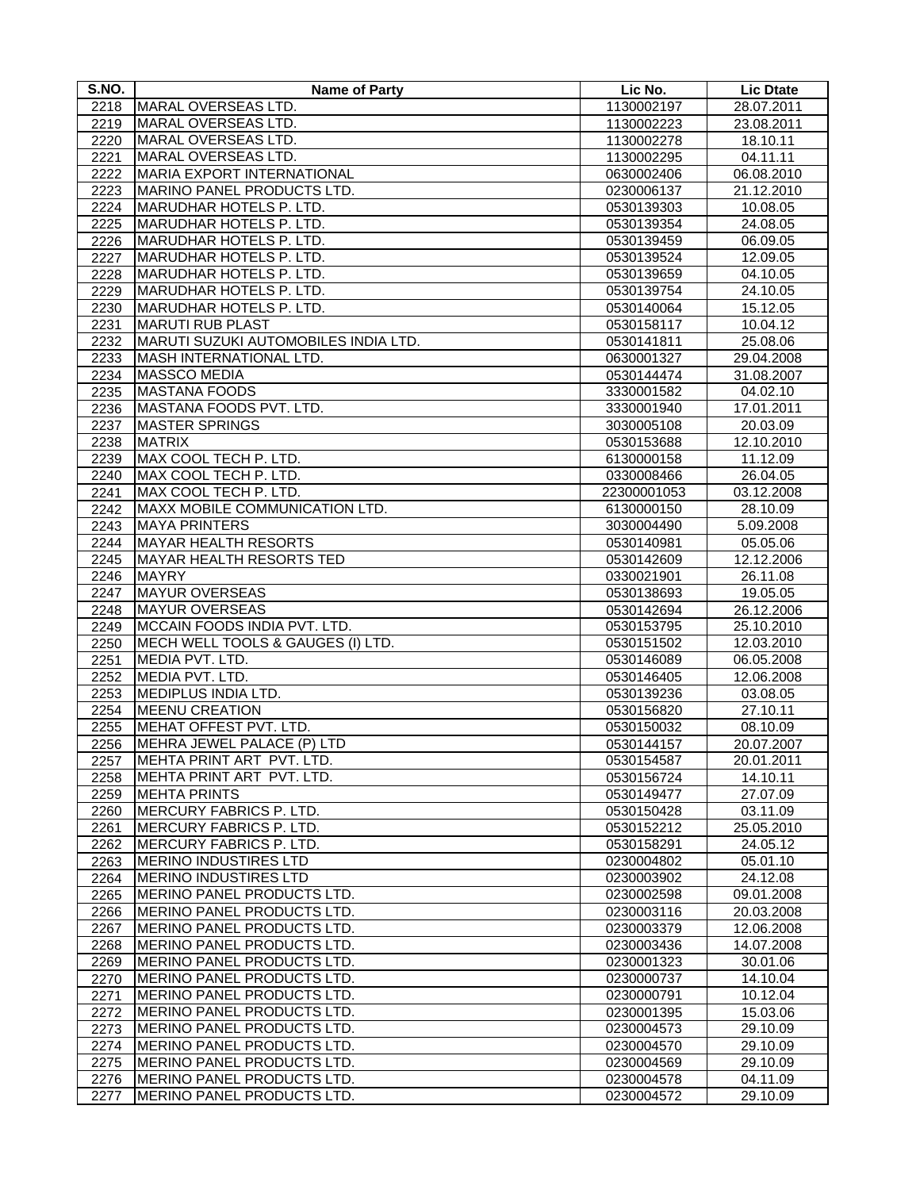| S.NO. | Name of Party | Lic No. | Lic Dtate |
|---|---|---|---|
| 2218 | MARAL OVERSEAS LTD. | 1130002197 | 28.07.2011 |
| 2219 | MARAL OVERSEAS LTD. | 1130002223 | 23.08.2011 |
| 2220 | MARAL OVERSEAS LTD. | 1130002278 | 18.10.11 |
| 2221 | MARAL OVERSEAS LTD. | 1130002295 | 04.11.11 |
| 2222 | MARIA EXPORT INTERNATIONAL | 0630002406 | 06.08.2010 |
| 2223 | MARINO PANEL PRODUCTS LTD. | 0230006137 | 21.12.2010 |
| 2224 | MARUDHAR HOTELS P. LTD. | 0530139303 | 10.08.05 |
| 2225 | MARUDHAR HOTELS P. LTD. | 0530139354 | 24.08.05 |
| 2226 | MARUDHAR HOTELS P. LTD. | 0530139459 | 06.09.05 |
| 2227 | MARUDHAR HOTELS P. LTD. | 0530139524 | 12.09.05 |
| 2228 | MARUDHAR HOTELS P. LTD. | 0530139659 | 04.10.05 |
| 2229 | MARUDHAR HOTELS P. LTD. | 0530139754 | 24.10.05 |
| 2230 | MARUDHAR HOTELS P. LTD. | 0530140064 | 15.12.05 |
| 2231 | MARUTI RUB PLAST | 0530158117 | 10.04.12 |
| 2232 | MARUTI SUZUKI AUTOMOBILES INDIA LTD. | 0530141811 | 25.08.06 |
| 2233 | MASH INTERNATIONAL LTD. | 0630001327 | 29.04.2008 |
| 2234 | MASSCO MEDIA | 0530144474 | 31.08.2007 |
| 2235 | MASTANA FOODS | 3330001582 | 04.02.10 |
| 2236 | MASTANA FOODS PVT. LTD. | 3330001940 | 17.01.2011 |
| 2237 | MASTER SPRINGS | 3030005108 | 20.03.09 |
| 2238 | MATRIX | 0530153688 | 12.10.2010 |
| 2239 | MAX COOL TECH P. LTD. | 6130000158 | 11.12.09 |
| 2240 | MAX COOL TECH P. LTD. | 0330008466 | 26.04.05 |
| 2241 | MAX COOL TECH P. LTD. | 22300001053 | 03.12.2008 |
| 2242 | MAXX MOBILE COMMUNICATION LTD. | 6130000150 | 28.10.09 |
| 2243 | MAYA PRINTERS | 3030004490 | 5.09.2008 |
| 2244 | MAYAR HEALTH RESORTS | 0530140981 | 05.05.06 |
| 2245 | MAYAR HEALTH RESORTS TED | 0530142609 | 12.12.2006 |
| 2246 | MAYRY | 0330021901 | 26.11.08 |
| 2247 | MAYUR OVERSEAS | 0530138693 | 19.05.05 |
| 2248 | MAYUR OVERSEAS | 0530142694 | 26.12.2006 |
| 2249 | MCCAIN FOODS INDIA PVT. LTD. | 0530153795 | 25.10.2010 |
| 2250 | MECH WELL TOOLS & GAUGES (I) LTD. | 0530151502 | 12.03.2010 |
| 2251 | MEDIA PVT. LTD. | 0530146089 | 06.05.2008 |
| 2252 | MEDIA PVT. LTD. | 0530146405 | 12.06.2008 |
| 2253 | MEDIPLUS INDIA LTD. | 0530139236 | 03.08.05 |
| 2254 | MEENU CREATION | 0530156820 | 27.10.11 |
| 2255 | MEHAT OFFEST PVT. LTD. | 0530150032 | 08.10.09 |
| 2256 | MEHRA JEWEL PALACE (P) LTD | 0530144157 | 20.07.2007 |
| 2257 | MEHTA PRINT ART PVT. LTD. | 0530154587 | 20.01.2011 |
| 2258 | MEHTA PRINT ART PVT. LTD. | 0530156724 | 14.10.11 |
| 2259 | MEHTA PRINTS | 0530149477 | 27.07.09 |
| 2260 | MERCURY FABRICS P. LTD. | 0530150428 | 03.11.09 |
| 2261 | MERCURY FABRICS P. LTD. | 0530152212 | 25.05.2010 |
| 2262 | MERCURY FABRICS P. LTD. | 0530158291 | 24.05.12 |
| 2263 | MERINO INDUSTIRES LTD | 0230004802 | 05.01.10 |
| 2264 | MERINO INDUSTIRES LTD | 0230003902 | 24.12.08 |
| 2265 | MERINO PANEL PRODUCTS LTD. | 0230002598 | 09.01.2008 |
| 2266 | MERINO PANEL PRODUCTS LTD. | 0230003116 | 20.03.2008 |
| 2267 | MERINO PANEL PRODUCTS LTD. | 0230003379 | 12.06.2008 |
| 2268 | MERINO PANEL PRODUCTS LTD. | 0230003436 | 14.07.2008 |
| 2269 | MERINO PANEL PRODUCTS LTD. | 0230001323 | 30.01.06 |
| 2270 | MERINO PANEL PRODUCTS LTD. | 0230000737 | 14.10.04 |
| 2271 | MERINO PANEL PRODUCTS LTD. | 0230000791 | 10.12.04 |
| 2272 | MERINO PANEL PRODUCTS LTD. | 0230001395 | 15.03.06 |
| 2273 | MERINO PANEL PRODUCTS LTD. | 0230004573 | 29.10.09 |
| 2274 | MERINO PANEL PRODUCTS LTD. | 0230004570 | 29.10.09 |
| 2275 | MERINO PANEL PRODUCTS LTD. | 0230004569 | 29.10.09 |
| 2276 | MERINO PANEL PRODUCTS LTD. | 0230004578 | 04.11.09 |
| 2277 | MERINO PANEL PRODUCTS LTD. | 0230004572 | 29.10.09 |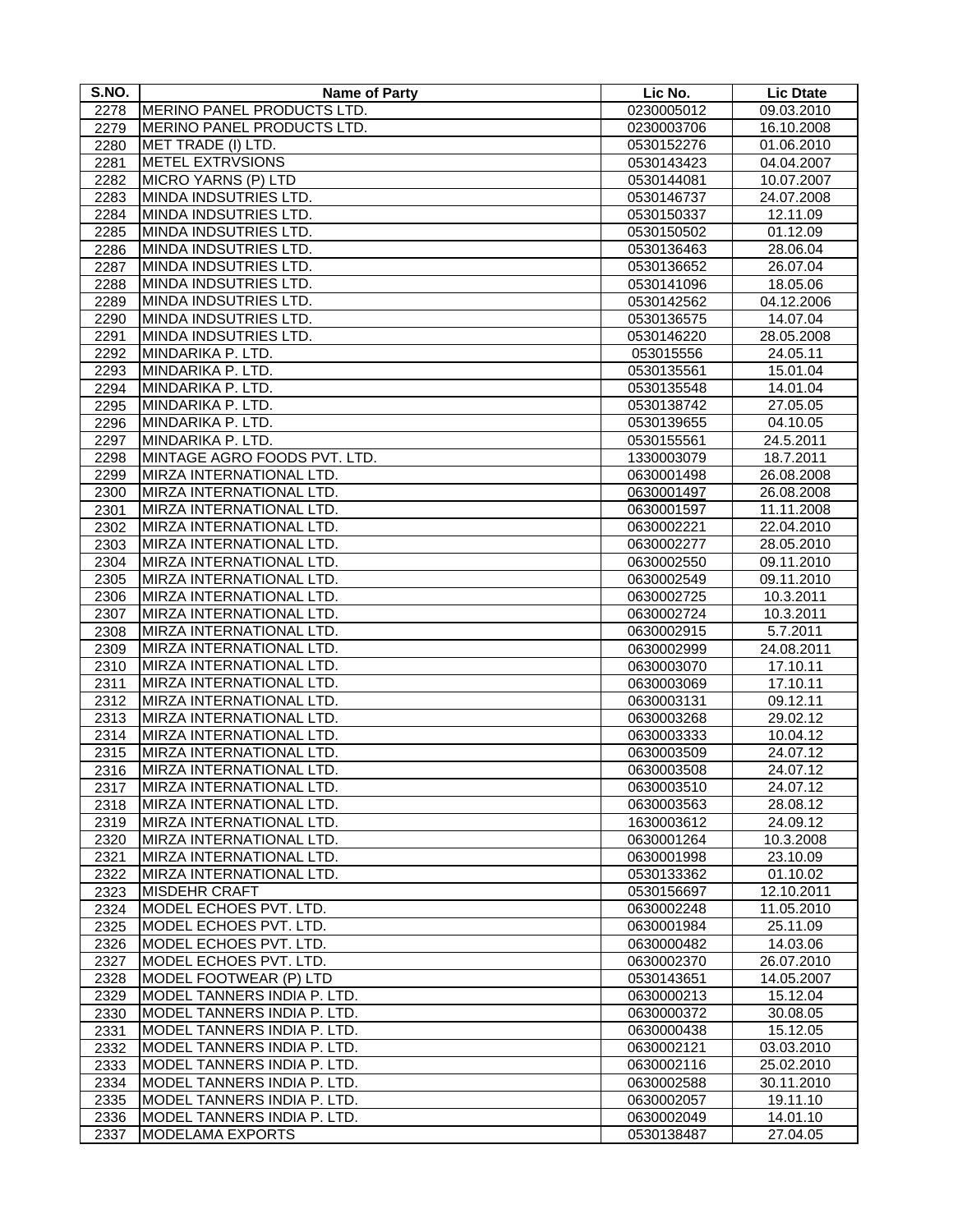| S.NO. | Name of Party | Lic No. | Lic Dtate |
|---|---|---|---|
| 2278 | MERINO PANEL PRODUCTS LTD. | 0230005012 | 09.03.2010 |
| 2279 | MERINO PANEL PRODUCTS LTD. | 0230003706 | 16.10.2008 |
| 2280 | MET TRADE (I) LTD. | 0530152276 | 01.06.2010 |
| 2281 | METEL EXTRVSIONS | 0530143423 | 04.04.2007 |
| 2282 | MICRO YARNS (P) LTD | 0530144081 | 10.07.2007 |
| 2283 | MINDA INDSUTRIES LTD. | 0530146737 | 24.07.2008 |
| 2284 | MINDA INDSUTRIES LTD. | 0530150337 | 12.11.09 |
| 2285 | MINDA INDSUTRIES LTD. | 0530150502 | 01.12.09 |
| 2286 | MINDA INDSUTRIES LTD. | 0530136463 | 28.06.04 |
| 2287 | MINDA INDSUTRIES LTD. | 0530136652 | 26.07.04 |
| 2288 | MINDA INDSUTRIES LTD. | 0530141096 | 18.05.06 |
| 2289 | MINDA INDSUTRIES LTD. | 0530142562 | 04.12.2006 |
| 2290 | MINDA INDSUTRIES LTD. | 0530136575 | 14.07.04 |
| 2291 | MINDA INDSUTRIES LTD. | 0530146220 | 28.05.2008 |
| 2292 | MINDARIKA P. LTD. | 053015556 | 24.05.11 |
| 2293 | MINDARIKA P. LTD. | 0530135561 | 15.01.04 |
| 2294 | MINDARIKA P. LTD. | 0530135548 | 14.01.04 |
| 2295 | MINDARIKA P. LTD. | 0530138742 | 27.05.05 |
| 2296 | MINDARIKA P. LTD. | 0530139655 | 04.10.05 |
| 2297 | MINDARIKA P. LTD. | 0530155561 | 24.5.2011 |
| 2298 | MINTAGE AGRO FOODS PVT. LTD. | 1330003079 | 18.7.2011 |
| 2299 | MIRZA INTERNATIONAL LTD. | 0630001498 | 26.08.2008 |
| 2300 | MIRZA INTERNATIONAL LTD. | 0630001497 | 26.08.2008 |
| 2301 | MIRZA INTERNATIONAL LTD. | 0630001597 | 11.11.2008 |
| 2302 | MIRZA INTERNATIONAL LTD. | 0630002221 | 22.04.2010 |
| 2303 | MIRZA INTERNATIONAL LTD. | 0630002277 | 28.05.2010 |
| 2304 | MIRZA INTERNATIONAL LTD. | 0630002550 | 09.11.2010 |
| 2305 | MIRZA INTERNATIONAL LTD. | 0630002549 | 09.11.2010 |
| 2306 | MIRZA INTERNATIONAL LTD. | 0630002725 | 10.3.2011 |
| 2307 | MIRZA INTERNATIONAL LTD. | 0630002724 | 10.3.2011 |
| 2308 | MIRZA INTERNATIONAL LTD. | 0630002915 | 5.7.2011 |
| 2309 | MIRZA INTERNATIONAL LTD. | 0630002999 | 24.08.2011 |
| 2310 | MIRZA INTERNATIONAL LTD. | 0630003070 | 17.10.11 |
| 2311 | MIRZA INTERNATIONAL LTD. | 0630003069 | 17.10.11 |
| 2312 | MIRZA INTERNATIONAL LTD. | 0630003131 | 09.12.11 |
| 2313 | MIRZA INTERNATIONAL LTD. | 0630003268 | 29.02.12 |
| 2314 | MIRZA INTERNATIONAL LTD. | 0630003333 | 10.04.12 |
| 2315 | MIRZA INTERNATIONAL LTD. | 0630003509 | 24.07.12 |
| 2316 | MIRZA INTERNATIONAL LTD. | 0630003508 | 24.07.12 |
| 2317 | MIRZA INTERNATIONAL LTD. | 0630003510 | 24.07.12 |
| 2318 | MIRZA INTERNATIONAL LTD. | 0630003563 | 28.08.12 |
| 2319 | MIRZA INTERNATIONAL LTD. | 1630003612 | 24.09.12 |
| 2320 | MIRZA INTERNATIONAL LTD. | 0630001264 | 10.3.2008 |
| 2321 | MIRZA INTERNATIONAL LTD. | 0630001998 | 23.10.09 |
| 2322 | MIRZA INTERNATIONAL LTD. | 0530133362 | 01.10.02 |
| 2323 | MISDEHR CRAFT | 0530156697 | 12.10.2011 |
| 2324 | MODEL ECHOES PVT. LTD. | 0630002248 | 11.05.2010 |
| 2325 | MODEL ECHOES PVT. LTD. | 0630001984 | 25.11.09 |
| 2326 | MODEL ECHOES PVT. LTD. | 0630000482 | 14.03.06 |
| 2327 | MODEL ECHOES PVT. LTD. | 0630002370 | 26.07.2010 |
| 2328 | MODEL FOOTWEAR (P) LTD | 0530143651 | 14.05.2007 |
| 2329 | MODEL TANNERS INDIA P. LTD. | 0630000213 | 15.12.04 |
| 2330 | MODEL TANNERS INDIA P. LTD. | 0630000372 | 30.08.05 |
| 2331 | MODEL TANNERS INDIA P. LTD. | 0630000438 | 15.12.05 |
| 2332 | MODEL TANNERS INDIA P. LTD. | 0630002121 | 03.03.2010 |
| 2333 | MODEL TANNERS INDIA P. LTD. | 0630002116 | 25.02.2010 |
| 2334 | MODEL TANNERS INDIA P. LTD. | 0630002588 | 30.11.2010 |
| 2335 | MODEL TANNERS INDIA P. LTD. | 0630002057 | 19.11.10 |
| 2336 | MODEL TANNERS INDIA P. LTD. | 0630002049 | 14.01.10 |
| 2337 | MODELAMA EXPORTS | 0530138487 | 27.04.05 |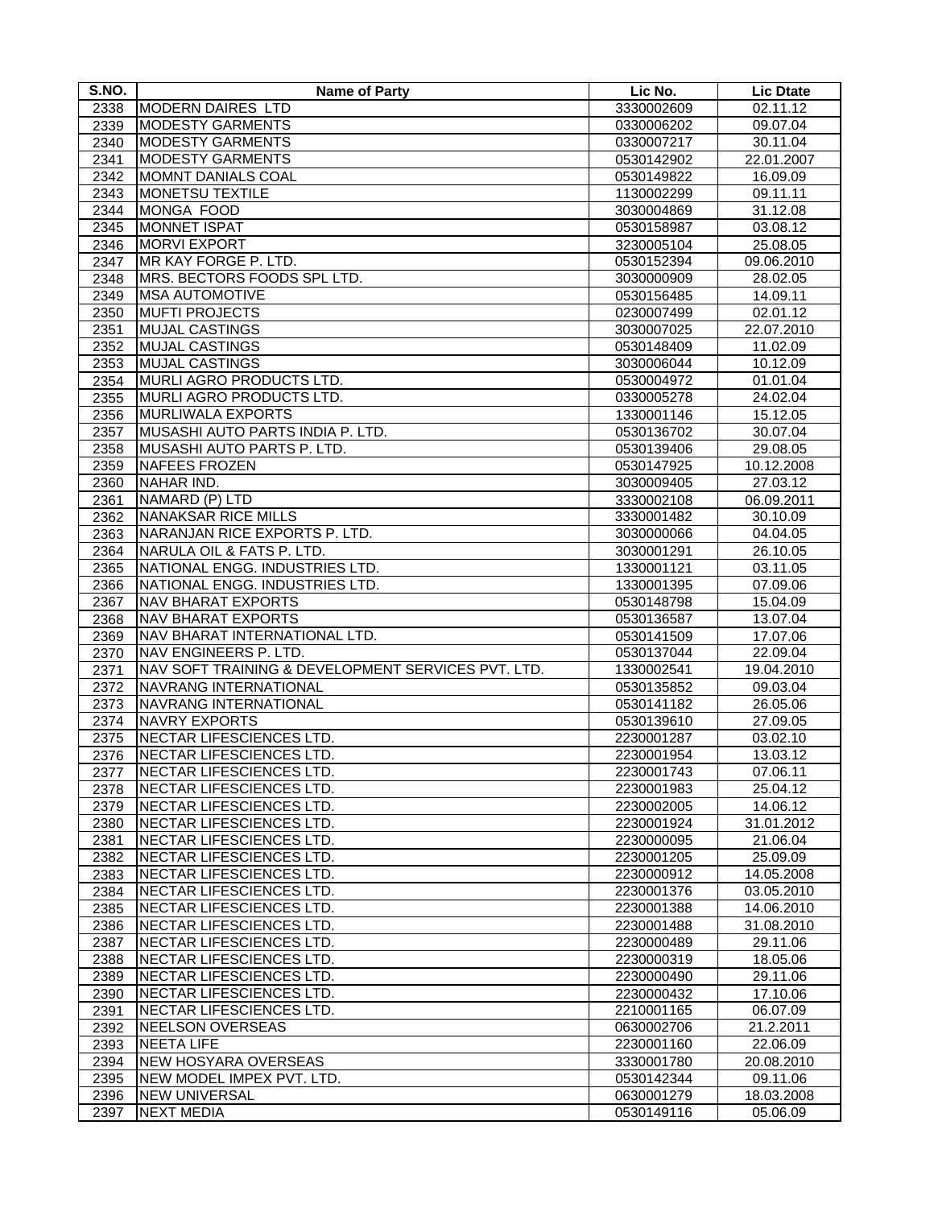| S.NO. | Name of Party | Lic No. | Lic Dtate |
|---|---|---|---|
| 2338 | MODERN DAIRES LTD | 3330002609 | 02.11.12 |
| 2339 | MODESTY GARMENTS | 0330006202 | 09.07.04 |
| 2340 | MODESTY GARMENTS | 0330007217 | 30.11.04 |
| 2341 | MODESTY GARMENTS | 0530142902 | 22.01.2007 |
| 2342 | MOMNT DANIALS COAL | 0530149822 | 16.09.09 |
| 2343 | MONETSU TEXTILE | 1130002299 | 09.11.11 |
| 2344 | MONGA FOOD | 3030004869 | 31.12.08 |
| 2345 | MONNET ISPAT | 0530158987 | 03.08.12 |
| 2346 | MORVI EXPORT | 3230005104 | 25.08.05 |
| 2347 | MR KAY FORGE P. LTD. | 0530152394 | 09.06.2010 |
| 2348 | MRS. BECTORS FOODS SPL LTD. | 3030000909 | 28.02.05 |
| 2349 | MSA AUTOMOTIVE | 0530156485 | 14.09.11 |
| 2350 | MUFTI PROJECTS | 0230007499 | 02.01.12 |
| 2351 | MUJAL CASTINGS | 3030007025 | 22.07.2010 |
| 2352 | MUJAL CASTINGS | 0530148409 | 11.02.09 |
| 2353 | MUJAL CASTINGS | 3030006044 | 10.12.09 |
| 2354 | MURLI AGRO PRODUCTS LTD. | 0530004972 | 01.01.04 |
| 2355 | MURLI AGRO PRODUCTS LTD. | 0330005278 | 24.02.04 |
| 2356 | MURLIWALA EXPORTS | 1330001146 | 15.12.05 |
| 2357 | MUSASHI AUTO PARTS INDIA P. LTD. | 0530136702 | 30.07.04 |
| 2358 | MUSASHI AUTO PARTS P. LTD. | 0530139406 | 29.08.05 |
| 2359 | NAFEES FROZEN | 0530147925 | 10.12.2008 |
| 2360 | NAHAR IND. | 3030009405 | 27.03.12 |
| 2361 | NAMARD (P) LTD | 3330002108 | 06.09.2011 |
| 2362 | NANAKSAR RICE MILLS | 3330001482 | 30.10.09 |
| 2363 | NARANJAN RICE EXPORTS P. LTD. | 3030000066 | 04.04.05 |
| 2364 | NARULA OIL & FATS P. LTD. | 3030001291 | 26.10.05 |
| 2365 | NATIONAL ENGG. INDUSTRIES LTD. | 1330001121 | 03.11.05 |
| 2366 | NATIONAL ENGG. INDUSTRIES LTD. | 1330001395 | 07.09.06 |
| 2367 | NAV BHARAT EXPORTS | 0530148798 | 15.04.09 |
| 2368 | NAV BHARAT EXPORTS | 0530136587 | 13.07.04 |
| 2369 | NAV BHARAT INTERNATIONAL LTD. | 0530141509 | 17.07.06 |
| 2370 | NAV ENGINEERS P. LTD. | 0530137044 | 22.09.04 |
| 2371 | NAV SOFT TRAINING & DEVELOPMENT SERVICES PVT. LTD. | 1330002541 | 19.04.2010 |
| 2372 | NAVRANG INTERNATIONAL | 0530135852 | 09.03.04 |
| 2373 | NAVRANG INTERNATIONAL | 0530141182 | 26.05.06 |
| 2374 | NAVRY EXPORTS | 0530139610 | 27.09.05 |
| 2375 | NECTAR LIFESCIENCES LTD. | 2230001287 | 03.02.10 |
| 2376 | NECTAR LIFESCIENCES LTD. | 2230001954 | 13.03.12 |
| 2377 | NECTAR LIFESCIENCES LTD. | 2230001743 | 07.06.11 |
| 2378 | NECTAR LIFESCIENCES LTD. | 2230001983 | 25.04.12 |
| 2379 | NECTAR LIFESCIENCES LTD. | 2230002005 | 14.06.12 |
| 2380 | NECTAR LIFESCIENCES LTD. | 2230001924 | 31.01.2012 |
| 2381 | NECTAR LIFESCIENCES LTD. | 2230000095 | 21.06.04 |
| 2382 | NECTAR LIFESCIENCES LTD. | 2230001205 | 25.09.09 |
| 2383 | NECTAR LIFESCIENCES LTD. | 2230000912 | 14.05.2008 |
| 2384 | NECTAR LIFESCIENCES LTD. | 2230001376 | 03.05.2010 |
| 2385 | NECTAR LIFESCIENCES LTD. | 2230001388 | 14.06.2010 |
| 2386 | NECTAR LIFESCIENCES LTD. | 2230001488 | 31.08.2010 |
| 2387 | NECTAR LIFESCIENCES LTD. | 2230000489 | 29.11.06 |
| 2388 | NECTAR LIFESCIENCES LTD. | 2230000319 | 18.05.06 |
| 2389 | NECTAR LIFESCIENCES LTD. | 2230000490 | 29.11.06 |
| 2390 | NECTAR LIFESCIENCES LTD. | 2230000432 | 17.10.06 |
| 2391 | NECTAR LIFESCIENCES LTD. | 2210001165 | 06.07.09 |
| 2392 | NEELSON OVERSEAS | 0630002706 | 21.2.2011 |
| 2393 | NEETA LIFE | 2230001160 | 22.06.09 |
| 2394 | NEW HOSYARA OVERSEAS | 3330001780 | 20.08.2010 |
| 2395 | NEW MODEL IMPEX PVT. LTD. | 0530142344 | 09.11.06 |
| 2396 | NEW UNIVERSAL | 0630001279 | 18.03.2008 |
| 2397 | NEXT MEDIA | 0530149116 | 05.06.09 |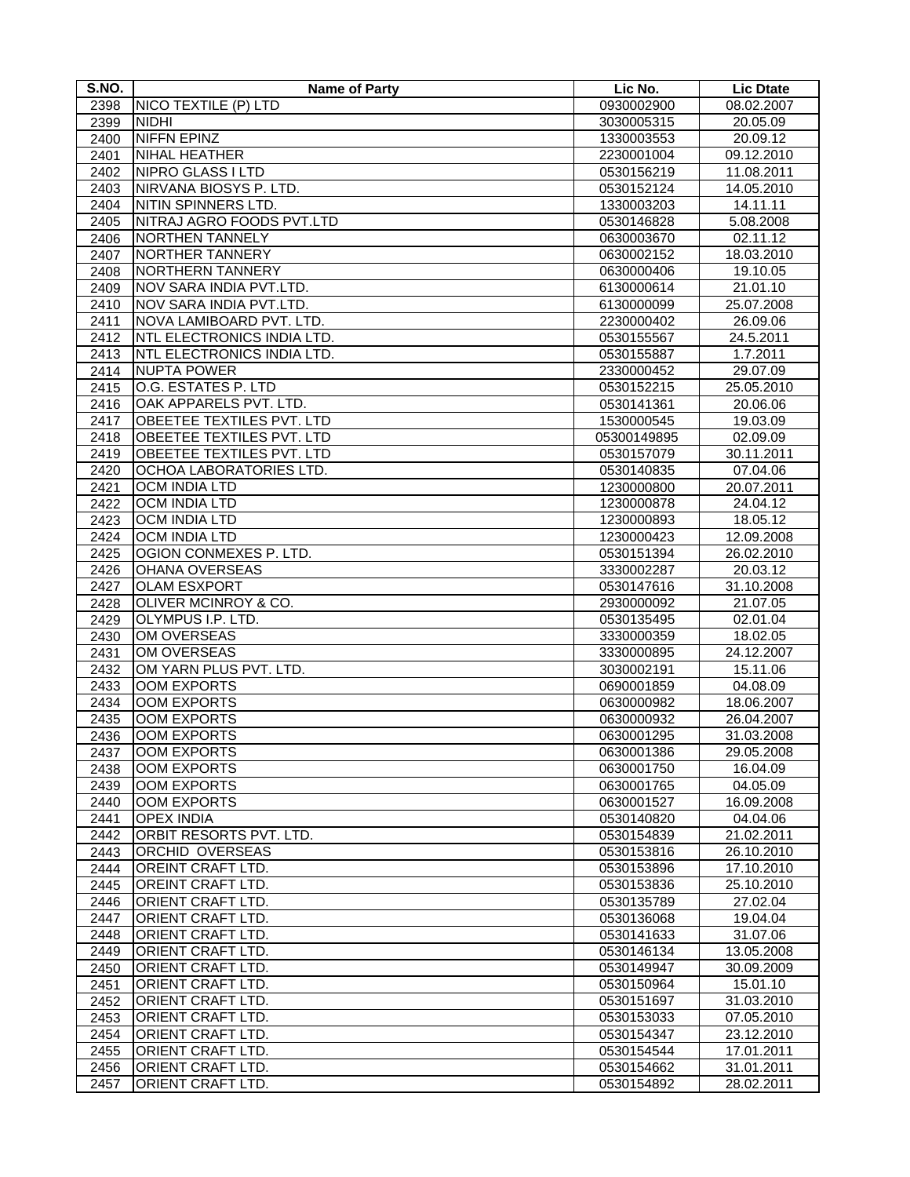| S.NO. | Name of Party | Lic No. | Lic Dtate |
|---|---|---|---|
| 2398 | NICO TEXTILE (P) LTD | 0930002900 | 08.02.2007 |
| 2399 | NIDHI | 3030005315 | 20.05.09 |
| 2400 | NIFFN EPINZ | 1330003553 | 20.09.12 |
| 2401 | NIHAL HEATHER | 2230001004 | 09.12.2010 |
| 2402 | NIPRO GLASS I LTD | 0530156219 | 11.08.2011 |
| 2403 | NIRVANA BIOSYS P. LTD. | 0530152124 | 14.05.2010 |
| 2404 | NITIN SPINNERS LTD. | 1330003203 | 14.11.11 |
| 2405 | NITRAJ AGRO FOODS PVT.LTD | 0530146828 | 5.08.2008 |
| 2406 | NORTHEN TANNELY | 0630003670 | 02.11.12 |
| 2407 | NORTHER TANNERY | 0630002152 | 18.03.2010 |
| 2408 | NORTHERN TANNERY | 0630000406 | 19.10.05 |
| 2409 | NOV SARA INDIA PVT.LTD. | 6130000614 | 21.01.10 |
| 2410 | NOV SARA INDIA PVT.LTD. | 6130000099 | 25.07.2008 |
| 2411 | NOVA LAMIBOARD PVT. LTD. | 2230000402 | 26.09.06 |
| 2412 | NTL ELECTRONICS INDIA LTD. | 0530155567 | 24.5.2011 |
| 2413 | NTL ELECTRONICS INDIA LTD. | 0530155887 | 1.7.2011 |
| 2414 | NUPTA POWER | 2330000452 | 29.07.09 |
| 2415 | O.G. ESTATES P. LTD | 0530152215 | 25.05.2010 |
| 2416 | OAK APPARELS PVT. LTD. | 0530141361 | 20.06.06 |
| 2417 | OBEETEE TEXTILES PVT. LTD | 1530000545 | 19.03.09 |
| 2418 | OBEETEE TEXTILES PVT. LTD | 05300149895 | 02.09.09 |
| 2419 | OBEETEE TEXTILES PVT. LTD | 0530157079 | 30.11.2011 |
| 2420 | OCHOA LABORATORIES LTD. | 0530140835 | 07.04.06 |
| 2421 | OCM INDIA LTD | 1230000800 | 20.07.2011 |
| 2422 | OCM INDIA LTD | 1230000878 | 24.04.12 |
| 2423 | OCM INDIA LTD | 1230000893 | 18.05.12 |
| 2424 | OCM INDIA LTD | 1230000423 | 12.09.2008 |
| 2425 | OGION CONMEXES P. LTD. | 0530151394 | 26.02.2010 |
| 2426 | OHANA OVERSEAS | 3330002287 | 20.03.12 |
| 2427 | OLAM ESXPORT | 0530147616 | 31.10.2008 |
| 2428 | OLIVER MCINROY & CO. | 2930000092 | 21.07.05 |
| 2429 | OLYMPUS I.P. LTD. | 0530135495 | 02.01.04 |
| 2430 | OM OVERSEAS | 3330000359 | 18.02.05 |
| 2431 | OM OVERSEAS | 3330000895 | 24.12.2007 |
| 2432 | OM YARN PLUS PVT. LTD. | 3030002191 | 15.11.06 |
| 2433 | OOM EXPORTS | 0690001859 | 04.08.09 |
| 2434 | OOM EXPORTS | 0630000982 | 18.06.2007 |
| 2435 | OOM EXPORTS | 0630000932 | 26.04.2007 |
| 2436 | OOM EXPORTS | 0630001295 | 31.03.2008 |
| 2437 | OOM EXPORTS | 0630001386 | 29.05.2008 |
| 2438 | OOM EXPORTS | 0630001750 | 16.04.09 |
| 2439 | OOM EXPORTS | 0630001765 | 04.05.09 |
| 2440 | OOM EXPORTS | 0630001527 | 16.09.2008 |
| 2441 | OPEX INDIA | 0530140820 | 04.04.06 |
| 2442 | ORBIT RESORTS PVT. LTD. | 0530154839 | 21.02.2011 |
| 2443 | ORCHID OVERSEAS | 0530153816 | 26.10.2010 |
| 2444 | OREINT CRAFT LTD. | 0530153896 | 17.10.2010 |
| 2445 | OREINT CRAFT LTD. | 0530153836 | 25.10.2010 |
| 2446 | ORIENT CRAFT LTD. | 0530135789 | 27.02.04 |
| 2447 | ORIENT CRAFT LTD. | 0530136068 | 19.04.04 |
| 2448 | ORIENT CRAFT LTD. | 0530141633 | 31.07.06 |
| 2449 | ORIENT CRAFT LTD. | 0530146134 | 13.05.2008 |
| 2450 | ORIENT CRAFT LTD. | 0530149947 | 30.09.2009 |
| 2451 | ORIENT CRAFT LTD. | 0530150964 | 15.01.10 |
| 2452 | ORIENT CRAFT LTD. | 0530151697 | 31.03.2010 |
| 2453 | ORIENT CRAFT LTD. | 0530153033 | 07.05.2010 |
| 2454 | ORIENT CRAFT LTD. | 0530154347 | 23.12.2010 |
| 2455 | ORIENT CRAFT LTD. | 0530154544 | 17.01.2011 |
| 2456 | ORIENT CRAFT LTD. | 0530154662 | 31.01.2011 |
| 2457 | ORIENT CRAFT LTD. | 0530154892 | 28.02.2011 |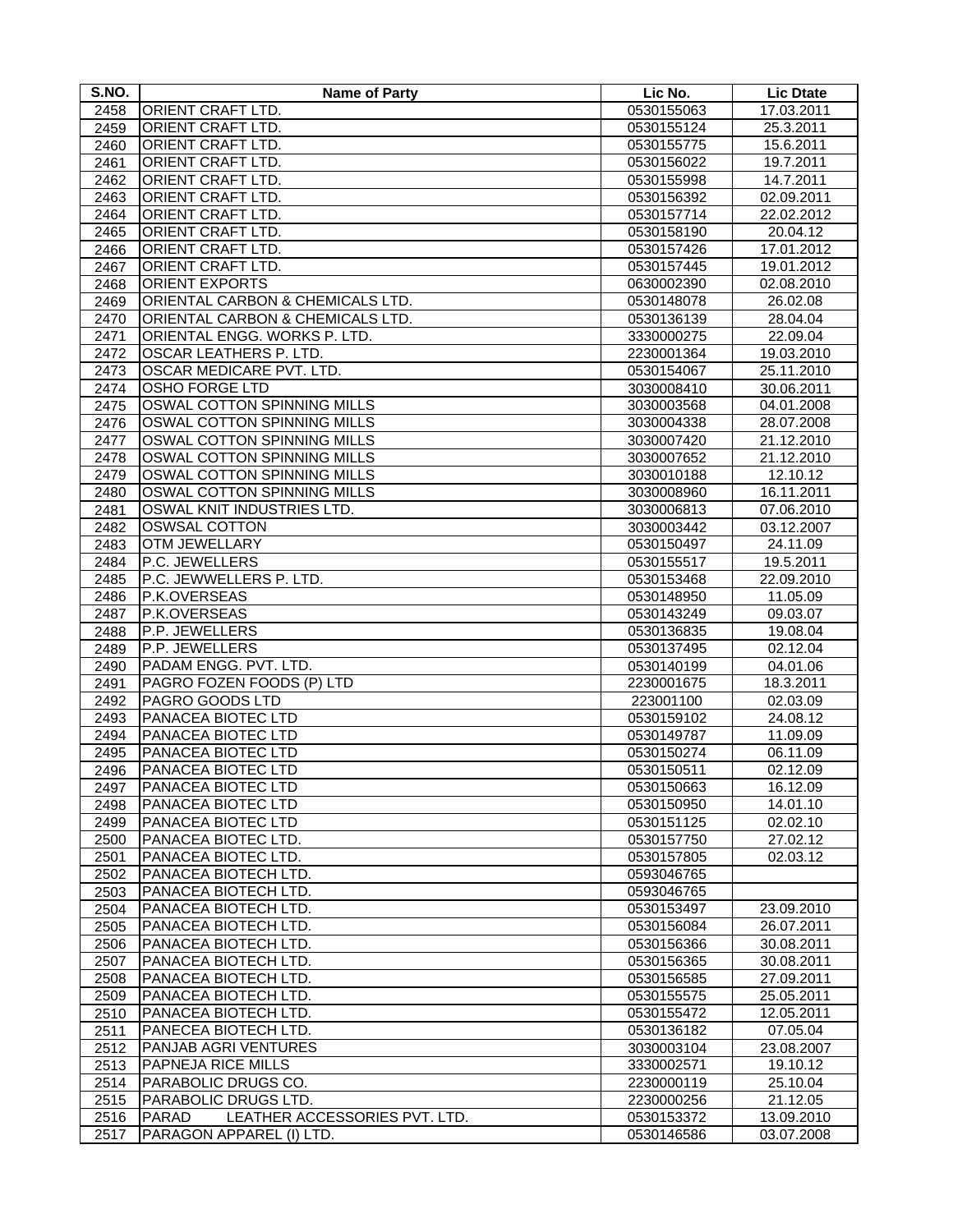| S.NO. | Name of Party | Lic No. | Lic Dtate |
|---|---|---|---|
| 2458 | ORIENT CRAFT LTD. | 0530155063 | 17.03.2011 |
| 2459 | ORIENT CRAFT LTD. | 0530155124 | 25.3.2011 |
| 2460 | ORIENT CRAFT LTD. | 0530155775 | 15.6.2011 |
| 2461 | ORIENT CRAFT LTD. | 0530156022 | 19.7.2011 |
| 2462 | ORIENT CRAFT LTD. | 0530155998 | 14.7.2011 |
| 2463 | ORIENT CRAFT LTD. | 0530156392 | 02.09.2011 |
| 2464 | ORIENT CRAFT LTD. | 0530157714 | 22.02.2012 |
| 2465 | ORIENT CRAFT LTD. | 0530158190 | 20.04.12 |
| 2466 | ORIENT CRAFT LTD. | 0530157426 | 17.01.2012 |
| 2467 | ORIENT CRAFT LTD. | 0530157445 | 19.01.2012 |
| 2468 | ORIENT EXPORTS | 0630002390 | 02.08.2010 |
| 2469 | ORIENTAL CARBON & CHEMICALS LTD. | 0530148078 | 26.02.08 |
| 2470 | ORIENTAL CARBON & CHEMICALS LTD. | 0530136139 | 28.04.04 |
| 2471 | ORIENTAL ENGG. WORKS P. LTD. | 3330000275 | 22.09.04 |
| 2472 | OSCAR LEATHERS P. LTD. | 2230001364 | 19.03.2010 |
| 2473 | OSCAR MEDICARE PVT. LTD. | 0530154067 | 25.11.2010 |
| 2474 | OSHO FORGE LTD | 3030008410 | 30.06.2011 |
| 2475 | OSWAL COTTON SPINNING MILLS | 3030003568 | 04.01.2008 |
| 2476 | OSWAL COTTON SPINNING MILLS | 3030004338 | 28.07.2008 |
| 2477 | OSWAL COTTON SPINNING MILLS | 3030007420 | 21.12.2010 |
| 2478 | OSWAL COTTON SPINNING MILLS | 3030007652 | 21.12.2010 |
| 2479 | OSWAL COTTON SPINNING MILLS | 3030010188 | 12.10.12 |
| 2480 | OSWAL COTTON SPINNING MILLS | 3030008960 | 16.11.2011 |
| 2481 | OSWAL KNIT INDUSTRIES LTD. | 3030006813 | 07.06.2010 |
| 2482 | OSWSAL COTTON | 3030003442 | 03.12.2007 |
| 2483 | OTM JEWELLARY | 0530150497 | 24.11.09 |
| 2484 | P.C. JEWELLERS | 0530155517 | 19.5.2011 |
| 2485 | P.C. JEWWELLERS P. LTD. | 0530153468 | 22.09.2010 |
| 2486 | P.K.OVERSEAS | 0530148950 | 11.05.09 |
| 2487 | P.K.OVERSEAS | 0530143249 | 09.03.07 |
| 2488 | P.P. JEWELLERS | 0530136835 | 19.08.04 |
| 2489 | P.P. JEWELLERS | 0530137495 | 02.12.04 |
| 2490 | PADAM ENGG. PVT. LTD. | 0530140199 | 04.01.06 |
| 2491 | PAGRO FOZEN FOODS (P) LTD | 2230001675 | 18.3.2011 |
| 2492 | PAGRO GOODS LTD | 223001100 | 02.03.09 |
| 2493 | PANACEA BIOTEC LTD | 0530159102 | 24.08.12 |
| 2494 | PANACEA BIOTEC LTD | 0530149787 | 11.09.09 |
| 2495 | PANACEA BIOTEC LTD | 0530150274 | 06.11.09 |
| 2496 | PANACEA BIOTEC LTD | 0530150511 | 02.12.09 |
| 2497 | PANACEA BIOTEC LTD | 0530150663 | 16.12.09 |
| 2498 | PANACEA BIOTEC LTD | 0530150950 | 14.01.10 |
| 2499 | PANACEA BIOTEC LTD | 0530151125 | 02.02.10 |
| 2500 | PANACEA BIOTEC LTD. | 0530157750 | 27.02.12 |
| 2501 | PANACEA BIOTEC LTD. | 0530157805 | 02.03.12 |
| 2502 | PANACEA BIOTECH LTD. | 0593046765 | |
| 2503 | PANACEA BIOTECH LTD. | 0593046765 | |
| 2504 | PANACEA BIOTECH LTD. | 0530153497 | 23.09.2010 |
| 2505 | PANACEA BIOTECH LTD. | 0530156084 | 26.07.2011 |
| 2506 | PANACEA BIOTECH LTD. | 0530156366 | 30.08.2011 |
| 2507 | PANACEA BIOTECH LTD. | 0530156365 | 30.08.2011 |
| 2508 | PANACEA BIOTECH LTD. | 0530156585 | 27.09.2011 |
| 2509 | PANACEA BIOTECH LTD. | 0530155575 | 25.05.2011 |
| 2510 | PANACEA BIOTECH LTD. | 0530155472 | 12.05.2011 |
| 2511 | PANECEA BIOTECH LTD. | 0530136182 | 07.05.04 |
| 2512 | PANJAB AGRI VENTURES | 3030003104 | 23.08.2007 |
| 2513 | PAPNEJA RICE MILLS | 3330002571 | 19.10.12 |
| 2514 | PARABOLIC DRUGS CO. | 2230000119 | 25.10.04 |
| 2515 | PARABOLIC DRUGS LTD. | 2230000256 | 21.12.05 |
| 2516 | PARAD LEATHER ACCESSORIES PVT. LTD. | 0530153372 | 13.09.2010 |
| 2517 | PARAGON APPAREL (I) LTD. | 0530146586 | 03.07.2008 |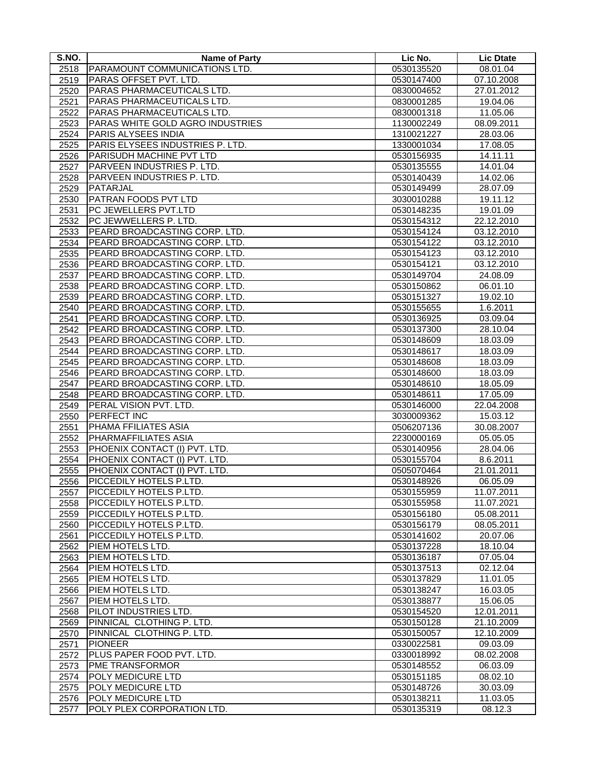| S.NO. | Name of Party | Lic No. | Lic Dtate |
|---|---|---|---|
| 2518 | PARAMOUNT COMMUNICATIONS LTD. | 0530135520 | 08.01.04 |
| 2519 | PARAS OFFSET PVT. LTD. | 0530147400 | 07.10.2008 |
| 2520 | PARAS PHARMACEUTICALS LTD. | 0830004652 | 27.01.2012 |
| 2521 | PARAS PHARMACEUTICALS LTD. | 0830001285 | 19.04.06 |
| 2522 | PARAS PHARMACEUTICALS LTD. | 0830001318 | 11.05.06 |
| 2523 | PARAS WHITE GOLD AGRO INDUSTRIES | 1130002249 | 08.09.2011 |
| 2524 | PARIS ALYSEES INDIA | 1310021227 | 28.03.06 |
| 2525 | PARIS ELYSEES INDUSTRIES P. LTD. | 1330001034 | 17.08.05 |
| 2526 | PARISUDH MACHINE PVT LTD | 0530156935 | 14.11.11 |
| 2527 | PARVEEN INDUSTRIES P. LTD. | 0530135555 | 14.01.04 |
| 2528 | PARVEEN INDUSTRIES P. LTD. | 0530140439 | 14.02.06 |
| 2529 | PATARJAL | 0530149499 | 28.07.09 |
| 2530 | PATRAN FOODS PVT LTD | 3030010288 | 19.11.12 |
| 2531 | PC JEWELLERS PVT.LTD | 0530148235 | 19.01.09 |
| 2532 | PC JEWWELLERS P. LTD. | 0530154312 | 22.12.2010 |
| 2533 | PEARD BROADCASTING CORP. LTD. | 0530154124 | 03.12.2010 |
| 2534 | PEARD BROADCASTING CORP. LTD. | 0530154122 | 03.12.2010 |
| 2535 | PEARD BROADCASTING CORP. LTD. | 0530154123 | 03.12.2010 |
| 2536 | PEARD BROADCASTING CORP. LTD. | 0530154121 | 03.12.2010 |
| 2537 | PEARD BROADCASTING CORP. LTD. | 0530149704 | 24.08.09 |
| 2538 | PEARD BROADCASTING CORP. LTD. | 0530150862 | 06.01.10 |
| 2539 | PEARD BROADCASTING CORP. LTD. | 0530151327 | 19.02.10 |
| 2540 | PEARD BROADCASTING CORP. LTD. | 0530155655 | 1.6.2011 |
| 2541 | PEARD BROADCASTING CORP. LTD. | 0530136925 | 03.09.04 |
| 2542 | PEARD BROADCASTING CORP. LTD. | 0530137300 | 28.10.04 |
| 2543 | PEARD BROADCASTING CORP. LTD. | 0530148609 | 18.03.09 |
| 2544 | PEARD BROADCASTING CORP. LTD. | 0530148617 | 18.03.09 |
| 2545 | PEARD BROADCASTING CORP. LTD. | 0530148608 | 18.03.09 |
| 2546 | PEARD BROADCASTING CORP. LTD. | 0530148600 | 18.03.09 |
| 2547 | PEARD BROADCASTING CORP. LTD. | 0530148610 | 18.05.09 |
| 2548 | PEARD BROADCASTING CORP. LTD. | 0530148611 | 17.05.09 |
| 2549 | PERAL VISION PVT. LTD. | 0530146000 | 22.04.2008 |
| 2550 | PERFECT INC | 3030009362 | 15.03.12 |
| 2551 | PHAMA FFILIATES ASIA | 0506207136 | 30.08.2007 |
| 2552 | PHARMAFFILIATES ASIA | 2230000169 | 05.05.05 |
| 2553 | PHOENIX CONTACT (I) PVT. LTD. | 0530140956 | 28.04.06 |
| 2554 | PHOENIX CONTACT (I) PVT. LTD. | 0530155704 | 8.6.2011 |
| 2555 | PHOENIX CONTACT (I) PVT. LTD. | 0505070464 | 21.01.2011 |
| 2556 | PICCEDILY HOTELS P.LTD. | 0530148926 | 06.05.09 |
| 2557 | PICCEDILY HOTELS P.LTD. | 0530155959 | 11.07.2011 |
| 2558 | PICCEDILY HOTELS P.LTD. | 0530155958 | 11.07.2021 |
| 2559 | PICCEDILY HOTELS P.LTD. | 0530156180 | 05.08.2011 |
| 2560 | PICCEDILY HOTELS P.LTD. | 0530156179 | 08.05.2011 |
| 2561 | PICCEDILY HOTELS P.LTD. | 0530141602 | 20.07.06 |
| 2562 | PIEM HOTELS LTD. | 0530137228 | 18.10.04 |
| 2563 | PIEM HOTELS LTD. | 0530136187 | 07.05.04 |
| 2564 | PIEM HOTELS LTD. | 0530137513 | 02.12.04 |
| 2565 | PIEM HOTELS LTD. | 0530137829 | 11.01.05 |
| 2566 | PIEM HOTELS LTD. | 0530138247 | 16.03.05 |
| 2567 | PIEM HOTELS LTD. | 0530138877 | 15.06.05 |
| 2568 | PILOT INDUSTRIES LTD. | 0530154520 | 12.01.2011 |
| 2569 | PINNICAL CLOTHING P. LTD. | 0530150128 | 21.10.2009 |
| 2570 | PINNICAL CLOTHING P. LTD. | 0530150057 | 12.10.2009 |
| 2571 | PIONEER | 0330022581 | 09.03.09 |
| 2572 | PLUS PAPER FOOD PVT. LTD. | 0330018992 | 08.02.2008 |
| 2573 | PME TRANSFORMOR | 0530148552 | 06.03.09 |
| 2574 | POLY MEDICURE LTD | 0530151185 | 08.02.10 |
| 2575 | POLY MEDICURE LTD | 0530148726 | 30.03.09 |
| 2576 | POLY MEDICURE LTD | 0530138211 | 11.03.05 |
| 2577 | POLY PLEX CORPORATION LTD. | 0530135319 | 08.12.3 |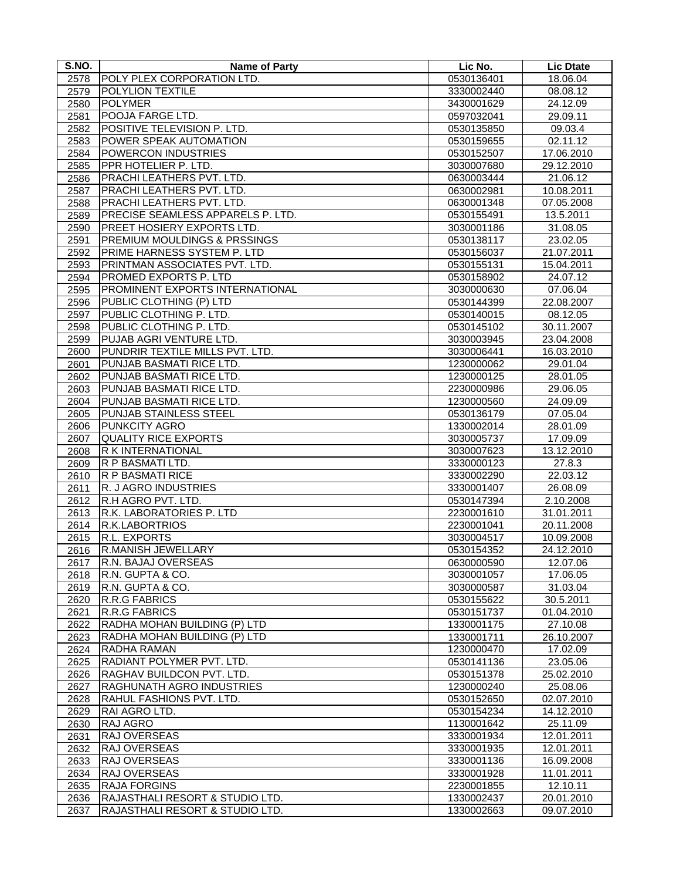| S.NO. | Name of Party | Lic No. | Lic Dtate |
|---|---|---|---|
| 2578 | POLY PLEX CORPORATION LTD. | 0530136401 | 18.06.04 |
| 2579 | POLYLION TEXTILE | 3330002440 | 08.08.12 |
| 2580 | POLYMER | 3430001629 | 24.12.09 |
| 2581 | POOJA FARGE LTD. | 0597032041 | 29.09.11 |
| 2582 | POSITIVE TELEVISION P. LTD. | 0530135850 | 09.03.4 |
| 2583 | POWER SPEAK AUTOMATION | 0530159655 | 02.11.12 |
| 2584 | POWERCON INDUSTRIES | 0530152507 | 17.06.2010 |
| 2585 | PPR HOTELIER P. LTD. | 3030007680 | 29.12.2010 |
| 2586 | PRACHI LEATHERS PVT. LTD. | 0630003444 | 21.06.12 |
| 2587 | PRACHI LEATHERS PVT. LTD. | 0630002981 | 10.08.2011 |
| 2588 | PRACHI LEATHERS PVT. LTD. | 0630001348 | 07.05.2008 |
| 2589 | PRECISE SEAMLESS APPARELS P. LTD. | 0530155491 | 13.5.2011 |
| 2590 | PREET HOSIERY EXPORTS LTD. | 3030001186 | 31.08.05 |
| 2591 | PREMIUM MOULDINGS & PRSSINGS | 0530138117 | 23.02.05 |
| 2592 | PRIME HARNESS SYSTEM P. LTD | 0530156037 | 21.07.2011 |
| 2593 | PRINTMAN ASSOCIATES PVT. LTD. | 0530155131 | 15.04.2011 |
| 2594 | PROMED EXPORTS P. LTD | 0530158902 | 24.07.12 |
| 2595 | PROMINENT EXPORTS INTERNATIONAL | 3030000630 | 07.06.04 |
| 2596 | PUBLIC CLOTHING (P) LTD | 0530144399 | 22.08.2007 |
| 2597 | PUBLIC CLOTHING P. LTD. | 0530140015 | 08.12.05 |
| 2598 | PUBLIC CLOTHING P. LTD. | 0530145102 | 30.11.2007 |
| 2599 | PUJAB AGRI VENTURE LTD. | 3030003945 | 23.04.2008 |
| 2600 | PUNDRIR TEXTILE MILLS PVT. LTD. | 3030006441 | 16.03.2010 |
| 2601 | PUNJAB BASMATI RICE LTD. | 1230000062 | 29.01.04 |
| 2602 | PUNJAB BASMATI RICE LTD. | 1230000125 | 28.01.05 |
| 2603 | PUNJAB BASMATI RICE LTD. | 2230000986 | 29.06.05 |
| 2604 | PUNJAB BASMATI RICE LTD. | 1230000560 | 24.09.09 |
| 2605 | PUNJAB STAINLESS STEEL | 0530136179 | 07.05.04 |
| 2606 | PUNKCITY AGRO | 1330002014 | 28.01.09 |
| 2607 | QUALITY RICE EXPORTS | 3030005737 | 17.09.09 |
| 2608 | R K INTERNATIONAL | 3030007623 | 13.12.2010 |
| 2609 | R P BASMATI LTD. | 3330000123 | 27.8.3 |
| 2610 | R P BASMATI RICE | 3330002290 | 22.03.12 |
| 2611 | R. J AGRO INDUSTRIES | 3330001407 | 26.08.09 |
| 2612 | R.H AGRO PVT. LTD. | 0530147394 | 2.10.2008 |
| 2613 | R.K. LABORATORIES P. LTD | 2230001610 | 31.01.2011 |
| 2614 | R.K.LABORTRIOS | 2230001041 | 20.11.2008 |
| 2615 | R.L. EXPORTS | 3030004517 | 10.09.2008 |
| 2616 | R.MANISH JEWELLARY | 0530154352 | 24.12.2010 |
| 2617 | R.N. BAJAJ OVERSEAS | 0630000590 | 12.07.06 |
| 2618 | R.N. GUPTA & CO. | 3030001057 | 17.06.05 |
| 2619 | R.N. GUPTA & CO. | 3030000587 | 31.03.04 |
| 2620 | R.R.G FABRICS | 0530155622 | 30.5.2011 |
| 2621 | R.R.G FABRICS | 0530151737 | 01.04.2010 |
| 2622 | RADHA MOHAN BUILDING (P) LTD | 1330001175 | 27.10.08 |
| 2623 | RADHA MOHAN BUILDING (P) LTD | 1330001711 | 26.10.2007 |
| 2624 | RADHA RAMAN | 1230000470 | 17.02.09 |
| 2625 | RADIANT POLYMER PVT. LTD. | 0530141136 | 23.05.06 |
| 2626 | RAGHAV BUILDCON PVT. LTD. | 0530151378 | 25.02.2010 |
| 2627 | RAGHUNATH AGRO INDUSTRIES | 1230000240 | 25.08.06 |
| 2628 | RAHUL FASHIONS PVT. LTD. | 0530152650 | 02.07.2010 |
| 2629 | RAI AGRO LTD. | 0530154234 | 14.12.2010 |
| 2630 | RAJ AGRO | 1130001642 | 25.11.09 |
| 2631 | RAJ OVERSEAS | 3330001934 | 12.01.2011 |
| 2632 | RAJ OVERSEAS | 3330001935 | 12.01.2011 |
| 2633 | RAJ OVERSEAS | 3330001136 | 16.09.2008 |
| 2634 | RAJ OVERSEAS | 3330001928 | 11.01.2011 |
| 2635 | RAJA FORGINS | 2230001855 | 12.10.11 |
| 2636 | RAJASTHALI RESORT & STUDIO LTD. | 1330002437 | 20.01.2010 |
| 2637 | RAJASTHALI RESORT & STUDIO LTD. | 1330002663 | 09.07.2010 |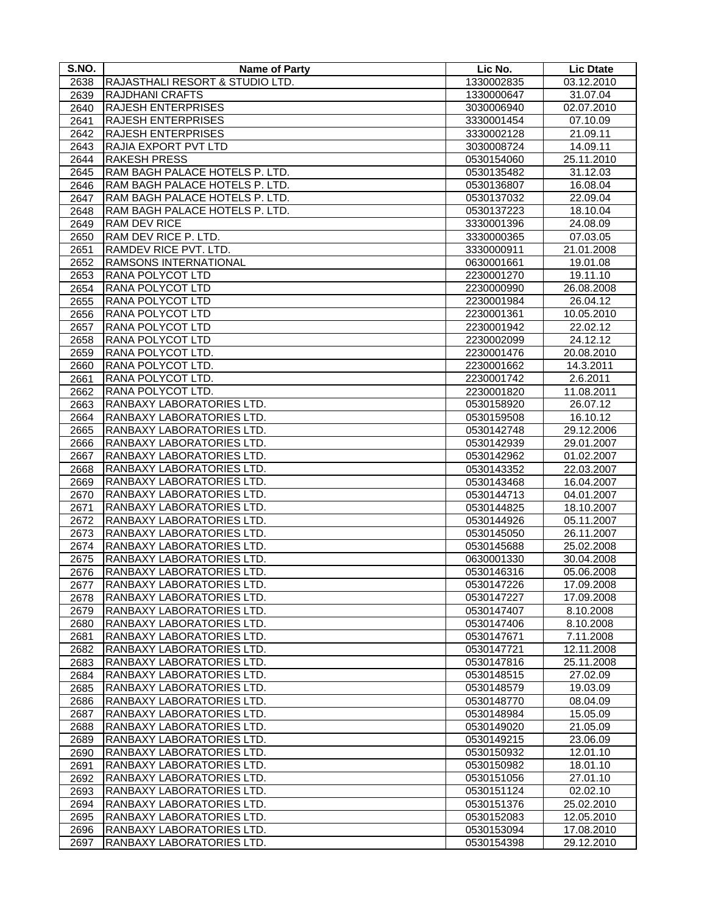| S.NO. | Name of Party | Lic No. | Lic Dtate |
|---|---|---|---|
| 2638 | RAJASTHALI RESORT & STUDIO LTD. | 1330002835 | 03.12.2010 |
| 2639 | RAJDHANI CRAFTS | 1330000647 | 31.07.04 |
| 2640 | RAJESH ENTERPRISES | 3030006940 | 02.07.2010 |
| 2641 | RAJESH ENTERPRISES | 3330001454 | 07.10.09 |
| 2642 | RAJESH ENTERPRISES | 3330002128 | 21.09.11 |
| 2643 | RAJIA EXPORT PVT LTD | 3030008724 | 14.09.11 |
| 2644 | RAKESH PRESS | 0530154060 | 25.11.2010 |
| 2645 | RAM BAGH PALACE HOTELS P. LTD. | 0530135482 | 31.12.03 |
| 2646 | RAM BAGH PALACE HOTELS P. LTD. | 0530136807 | 16.08.04 |
| 2647 | RAM BAGH PALACE HOTELS P. LTD. | 0530137032 | 22.09.04 |
| 2648 | RAM BAGH PALACE HOTELS P. LTD. | 0530137223 | 18.10.04 |
| 2649 | RAM DEV RICE | 3330001396 | 24.08.09 |
| 2650 | RAM DEV RICE P. LTD. | 3330000365 | 07.03.05 |
| 2651 | RAMDEV RICE PVT. LTD. | 3330000911 | 21.01.2008 |
| 2652 | RAMSONS INTERNATIONAL | 0630001661 | 19.01.08 |
| 2653 | RANA POLYCOT LTD | 2230001270 | 19.11.10 |
| 2654 | RANA POLYCOT LTD | 2230000990 | 26.08.2008 |
| 2655 | RANA POLYCOT LTD | 2230001984 | 26.04.12 |
| 2656 | RANA POLYCOT LTD | 2230001361 | 10.05.2010 |
| 2657 | RANA POLYCOT LTD | 2230001942 | 22.02.12 |
| 2658 | RANA POLYCOT LTD | 2230002099 | 24.12.12 |
| 2659 | RANA POLYCOT LTD. | 2230001476 | 20.08.2010 |
| 2660 | RANA POLYCOT LTD. | 2230001662 | 14.3.2011 |
| 2661 | RANA POLYCOT LTD. | 2230001742 | 2.6.2011 |
| 2662 | RANA POLYCOT LTD. | 2230001820 | 11.08.2011 |
| 2663 | RANBAXY LABORATORIES LTD. | 0530158920 | 26.07.12 |
| 2664 | RANBAXY LABORATORIES LTD. | 0530159508 | 16.10.12 |
| 2665 | RANBAXY LABORATORIES LTD. | 0530142748 | 29.12.2006 |
| 2666 | RANBAXY LABORATORIES LTD. | 0530142939 | 29.01.2007 |
| 2667 | RANBAXY LABORATORIES LTD. | 0530142962 | 01.02.2007 |
| 2668 | RANBAXY LABORATORIES LTD. | 0530143352 | 22.03.2007 |
| 2669 | RANBAXY LABORATORIES LTD. | 0530143468 | 16.04.2007 |
| 2670 | RANBAXY LABORATORIES LTD. | 0530144713 | 04.01.2007 |
| 2671 | RANBAXY LABORATORIES LTD. | 0530144825 | 18.10.2007 |
| 2672 | RANBAXY LABORATORIES LTD. | 0530144926 | 05.11.2007 |
| 2673 | RANBAXY LABORATORIES LTD. | 0530145050 | 26.11.2007 |
| 2674 | RANBAXY LABORATORIES LTD. | 0530145688 | 25.02.2008 |
| 2675 | RANBAXY LABORATORIES LTD. | 0630001330 | 30.04.2008 |
| 2676 | RANBAXY LABORATORIES LTD. | 0530146316 | 05.06.2008 |
| 2677 | RANBAXY LABORATORIES LTD. | 0530147226 | 17.09.2008 |
| 2678 | RANBAXY LABORATORIES LTD. | 0530147227 | 17.09.2008 |
| 2679 | RANBAXY LABORATORIES LTD. | 0530147407 | 8.10.2008 |
| 2680 | RANBAXY LABORATORIES LTD. | 0530147406 | 8.10.2008 |
| 2681 | RANBAXY LABORATORIES LTD. | 0530147671 | 7.11.2008 |
| 2682 | RANBAXY LABORATORIES LTD. | 0530147721 | 12.11.2008 |
| 2683 | RANBAXY LABORATORIES LTD. | 0530147816 | 25.11.2008 |
| 2684 | RANBAXY LABORATORIES LTD. | 0530148515 | 27.02.09 |
| 2685 | RANBAXY LABORATORIES LTD. | 0530148579 | 19.03.09 |
| 2686 | RANBAXY LABORATORIES LTD. | 0530148770 | 08.04.09 |
| 2687 | RANBAXY LABORATORIES LTD. | 0530148984 | 15.05.09 |
| 2688 | RANBAXY LABORATORIES LTD. | 0530149020 | 21.05.09 |
| 2689 | RANBAXY LABORATORIES LTD. | 0530149215 | 23.06.09 |
| 2690 | RANBAXY LABORATORIES LTD. | 0530150932 | 12.01.10 |
| 2691 | RANBAXY LABORATORIES LTD. | 0530150982 | 18.01.10 |
| 2692 | RANBAXY LABORATORIES LTD. | 0530151056 | 27.01.10 |
| 2693 | RANBAXY LABORATORIES LTD. | 0530151124 | 02.02.10 |
| 2694 | RANBAXY LABORATORIES LTD. | 0530151376 | 25.02.2010 |
| 2695 | RANBAXY LABORATORIES LTD. | 0530152083 | 12.05.2010 |
| 2696 | RANBAXY LABORATORIES LTD. | 0530153094 | 17.08.2010 |
| 2697 | RANBAXY LABORATORIES LTD. | 0530154398 | 29.12.2010 |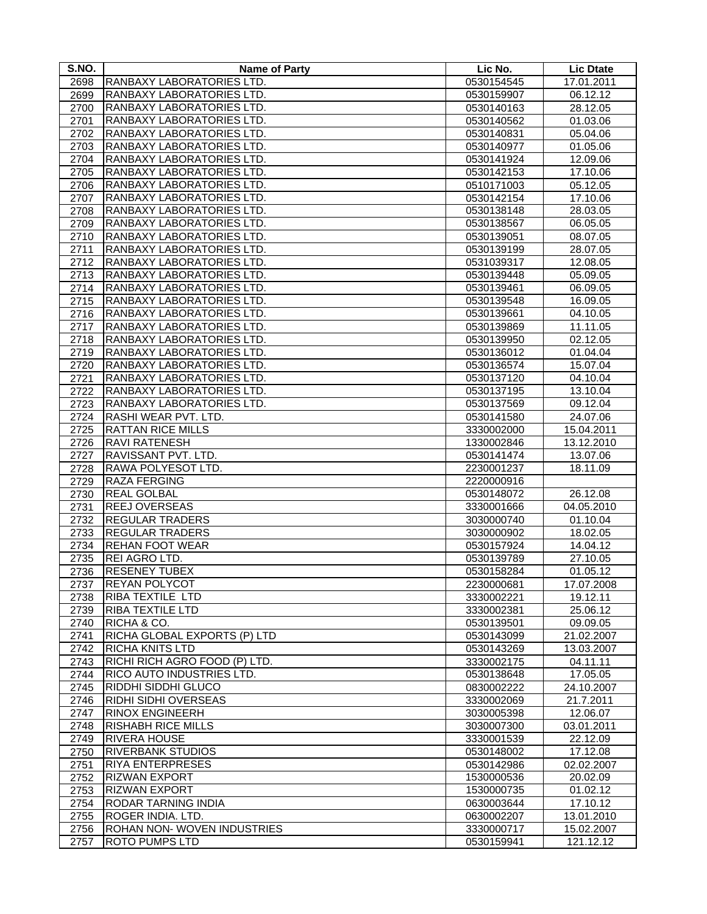| S.NO. | Name of Party | Lic No. | Lic Dtate |
|---|---|---|---|
| 2698 | RANBAXY LABORATORIES LTD. | 0530154545 | 17.01.2011 |
| 2699 | RANBAXY LABORATORIES LTD. | 0530159907 | 06.12.12 |
| 2700 | RANBAXY LABORATORIES LTD. | 0530140163 | 28.12.05 |
| 2701 | RANBAXY LABORATORIES LTD. | 0530140562 | 01.03.06 |
| 2702 | RANBAXY LABORATORIES LTD. | 0530140831 | 05.04.06 |
| 2703 | RANBAXY LABORATORIES LTD. | 0530140977 | 01.05.06 |
| 2704 | RANBAXY LABORATORIES LTD. | 0530141924 | 12.09.06 |
| 2705 | RANBAXY LABORATORIES LTD. | 0530142153 | 17.10.06 |
| 2706 | RANBAXY LABORATORIES LTD. | 0510171003 | 05.12.05 |
| 2707 | RANBAXY LABORATORIES LTD. | 0530142154 | 17.10.06 |
| 2708 | RANBAXY LABORATORIES LTD. | 0530138148 | 28.03.05 |
| 2709 | RANBAXY LABORATORIES LTD. | 0530138567 | 06.05.05 |
| 2710 | RANBAXY LABORATORIES LTD. | 0530139051 | 08.07.05 |
| 2711 | RANBAXY LABORATORIES LTD. | 0530139199 | 28.07.05 |
| 2712 | RANBAXY LABORATORIES LTD. | 0531039317 | 12.08.05 |
| 2713 | RANBAXY LABORATORIES LTD. | 0530139448 | 05.09.05 |
| 2714 | RANBAXY LABORATORIES LTD. | 0530139461 | 06.09.05 |
| 2715 | RANBAXY LABORATORIES LTD. | 0530139548 | 16.09.05 |
| 2716 | RANBAXY LABORATORIES LTD. | 0530139661 | 04.10.05 |
| 2717 | RANBAXY LABORATORIES LTD. | 0530139869 | 11.11.05 |
| 2718 | RANBAXY LABORATORIES LTD. | 0530139950 | 02.12.05 |
| 2719 | RANBAXY LABORATORIES LTD. | 0530136012 | 01.04.04 |
| 2720 | RANBAXY LABORATORIES LTD. | 0530136574 | 15.07.04 |
| 2721 | RANBAXY LABORATORIES LTD. | 0530137120 | 04.10.04 |
| 2722 | RANBAXY LABORATORIES LTD. | 0530137195 | 13.10.04 |
| 2723 | RANBAXY LABORATORIES LTD. | 0530137569 | 09.12.04 |
| 2724 | RASHI WEAR PVT. LTD. | 0530141580 | 24.07.06 |
| 2725 | RATTAN RICE MILLS | 3330002000 | 15.04.2011 |
| 2726 | RAVI RATENESH | 1330002846 | 13.12.2010 |
| 2727 | RAVISSANT PVT. LTD. | 0530141474 | 13.07.06 |
| 2728 | RAWA POLYESOT LTD. | 2230001237 | 18.11.09 |
| 2729 | RAZA FERGING | 2220000916 | |
| 2730 | REAL GOLBAL | 0530148072 | 26.12.08 |
| 2731 | REEJ OVERSEAS | 3330001666 | 04.05.2010 |
| 2732 | REGULAR TRADERS | 3030000740 | 01.10.04 |
| 2733 | REGULAR TRADERS | 3030000902 | 18.02.05 |
| 2734 | REHAN FOOT WEAR | 0530157924 | 14.04.12 |
| 2735 | REI AGRO LTD. | 0530139789 | 27.10.05 |
| 2736 | RESENEY TUBEX | 0530158284 | 01.05.12 |
| 2737 | REYAN POLYCOT | 2230000681 | 17.07.2008 |
| 2738 | RIBA TEXTILE LTD | 3330002221 | 19.12.11 |
| 2739 | RIBA TEXTILE LTD | 3330002381 | 25.06.12 |
| 2740 | RICHA & CO. | 0530139501 | 09.09.05 |
| 2741 | RICHA GLOBAL EXPORTS (P) LTD | 0530143099 | 21.02.2007 |
| 2742 | RICHA KNITS LTD | 0530143269 | 13.03.2007 |
| 2743 | RICHI RICH AGRO FOOD (P) LTD. | 3330002175 | 04.11.11 |
| 2744 | RICO AUTO INDUSTRIES LTD. | 0530138648 | 17.05.05 |
| 2745 | RIDDHI SIDDHI GLUCO | 0830002222 | 24.10.2007 |
| 2746 | RIDHI SIDHI OVERSEAS | 3330002069 | 21.7.2011 |
| 2747 | RINOX ENGINEERH | 3030005398 | 12.06.07 |
| 2748 | RISHABH RICE MILLS | 3030007300 | 03.01.2011 |
| 2749 | RIVERA HOUSE | 3330001539 | 22.12.09 |
| 2750 | RIVERBANK STUDIOS | 0530148002 | 17.12.08 |
| 2751 | RIYA ENTERPRESES | 0530142986 | 02.02.2007 |
| 2752 | RIZWAN EXPORT | 1530000536 | 20.02.09 |
| 2753 | RIZWAN EXPORT | 1530000735 | 01.02.12 |
| 2754 | RODAR TARNING INDIA | 0630003644 | 17.10.12 |
| 2755 | ROGER INDIA. LTD. | 0630002207 | 13.01.2010 |
| 2756 | ROHAN NON- WOVEN INDUSTRIES | 3330000717 | 15.02.2007 |
| 2757 | ROTO PUMPS LTD | 0530159941 | 121.12.12 |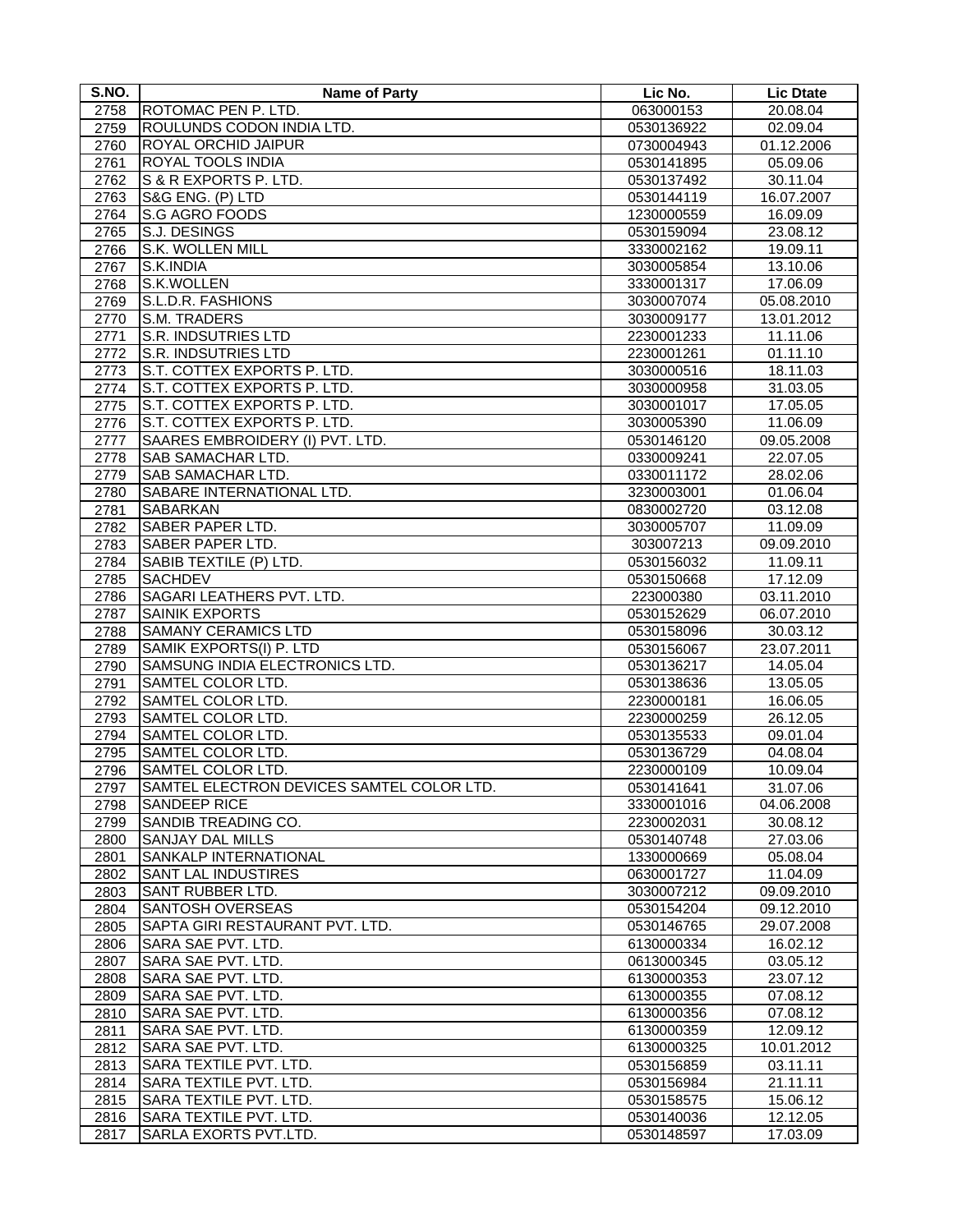| S.NO. | Name of Party | Lic No. | Lic Dtate |
|---|---|---|---|
| 2758 | ROTOMAC PEN P. LTD. | 063000153 | 20.08.04 |
| 2759 | ROULUNDS CODON INDIA LTD. | 0530136922 | 02.09.04 |
| 2760 | ROYAL ORCHID JAIPUR | 0730004943 | 01.12.2006 |
| 2761 | ROYAL TOOLS INDIA | 0530141895 | 05.09.06 |
| 2762 | S & R EXPORTS P. LTD. | 0530137492 | 30.11.04 |
| 2763 | S&G ENG. (P) LTD | 0530144119 | 16.07.2007 |
| 2764 | S.G AGRO FOODS | 1230000559 | 16.09.09 |
| 2765 | S.J. DESINGS | 0530159094 | 23.08.12 |
| 2766 | S.K. WOLLEN MILL | 3330002162 | 19.09.11 |
| 2767 | S.K.INDIA | 3030005854 | 13.10.06 |
| 2768 | S.K.WOLLEN | 3330001317 | 17.06.09 |
| 2769 | S.L.D.R. FASHIONS | 3030007074 | 05.08.2010 |
| 2770 | S.M. TRADERS | 3030009177 | 13.01.2012 |
| 2771 | S.R. INDSUTRIES LTD | 2230001233 | 11.11.06 |
| 2772 | S.R. INDSUTRIES LTD | 2230001261 | 01.11.10 |
| 2773 | S.T. COTTEX EXPORTS P. LTD. | 3030000516 | 18.11.03 |
| 2774 | S.T. COTTEX EXPORTS P. LTD. | 3030000958 | 31.03.05 |
| 2775 | S.T. COTTEX EXPORTS P. LTD. | 3030001017 | 17.05.05 |
| 2776 | S.T. COTTEX EXPORTS P. LTD. | 3030005390 | 11.06.09 |
| 2777 | SAARES EMBROIDERY (I) PVT. LTD. | 0530146120 | 09.05.2008 |
| 2778 | SAB SAMACHAR LTD. | 0330009241 | 22.07.05 |
| 2779 | SAB SAMACHAR LTD. | 0330011172 | 28.02.06 |
| 2780 | SABARE INTERNATIONAL LTD. | 3230003001 | 01.06.04 |
| 2781 | SABARKAN | 0830002720 | 03.12.08 |
| 2782 | SABER PAPER LTD. | 3030005707 | 11.09.09 |
| 2783 | SABER PAPER LTD. | 303007213 | 09.09.2010 |
| 2784 | SABIB TEXTILE (P) LTD. | 0530156032 | 11.09.11 |
| 2785 | SACHDEV | 0530150668 | 17.12.09 |
| 2786 | SAGARI LEATHERS PVT. LTD. | 223000380 | 03.11.2010 |
| 2787 | SAINIK EXPORTS | 0530152629 | 06.07.2010 |
| 2788 | SAMANY CERAMICS LTD | 0530158096 | 30.03.12 |
| 2789 | SAMIK EXPORTS(I) P. LTD | 0530156067 | 23.07.2011 |
| 2790 | SAMSUNG INDIA ELECTRONICS LTD. | 0530136217 | 14.05.04 |
| 2791 | SAMTEL COLOR LTD. | 0530138636 | 13.05.05 |
| 2792 | SAMTEL COLOR LTD. | 2230000181 | 16.06.05 |
| 2793 | SAMTEL COLOR LTD. | 2230000259 | 26.12.05 |
| 2794 | SAMTEL COLOR LTD. | 0530135533 | 09.01.04 |
| 2795 | SAMTEL COLOR LTD. | 0530136729 | 04.08.04 |
| 2796 | SAMTEL COLOR LTD. | 2230000109 | 10.09.04 |
| 2797 | SAMTEL ELECTRON DEVICES SAMTEL COLOR LTD. | 0530141641 | 31.07.06 |
| 2798 | SANDEEP RICE | 3330001016 | 04.06.2008 |
| 2799 | SANDIB TREADING CO. | 2230002031 | 30.08.12 |
| 2800 | SANJAY DAL MILLS | 0530140748 | 27.03.06 |
| 2801 | SANKALP INTERNATIONAL | 1330000669 | 05.08.04 |
| 2802 | SANT LAL INDUSTIRES | 0630001727 | 11.04.09 |
| 2803 | SANT RUBBER LTD. | 3030007212 | 09.09.2010 |
| 2804 | SANTOSH OVERSEAS | 0530154204 | 09.12.2010 |
| 2805 | SAPTA GIRI RESTAURANT PVT. LTD. | 0530146765 | 29.07.2008 |
| 2806 | SARA SAE PVT. LTD. | 6130000334 | 16.02.12 |
| 2807 | SARA SAE PVT. LTD. | 0613000345 | 03.05.12 |
| 2808 | SARA SAE PVT. LTD. | 6130000353 | 23.07.12 |
| 2809 | SARA SAE PVT. LTD. | 6130000355 | 07.08.12 |
| 2810 | SARA SAE PVT. LTD. | 6130000356 | 07.08.12 |
| 2811 | SARA SAE PVT. LTD. | 6130000359 | 12.09.12 |
| 2812 | SARA SAE PVT. LTD. | 6130000325 | 10.01.2012 |
| 2813 | SARA TEXTILE PVT. LTD. | 0530156859 | 03.11.11 |
| 2814 | SARA TEXTILE PVT. LTD. | 0530156984 | 21.11.11 |
| 2815 | SARA TEXTILE PVT. LTD. | 0530158575 | 15.06.12 |
| 2816 | SARA TEXTILE PVT. LTD. | 0530140036 | 12.12.05 |
| 2817 | SARLA EXORTS PVT.LTD. | 0530148597 | 17.03.09 |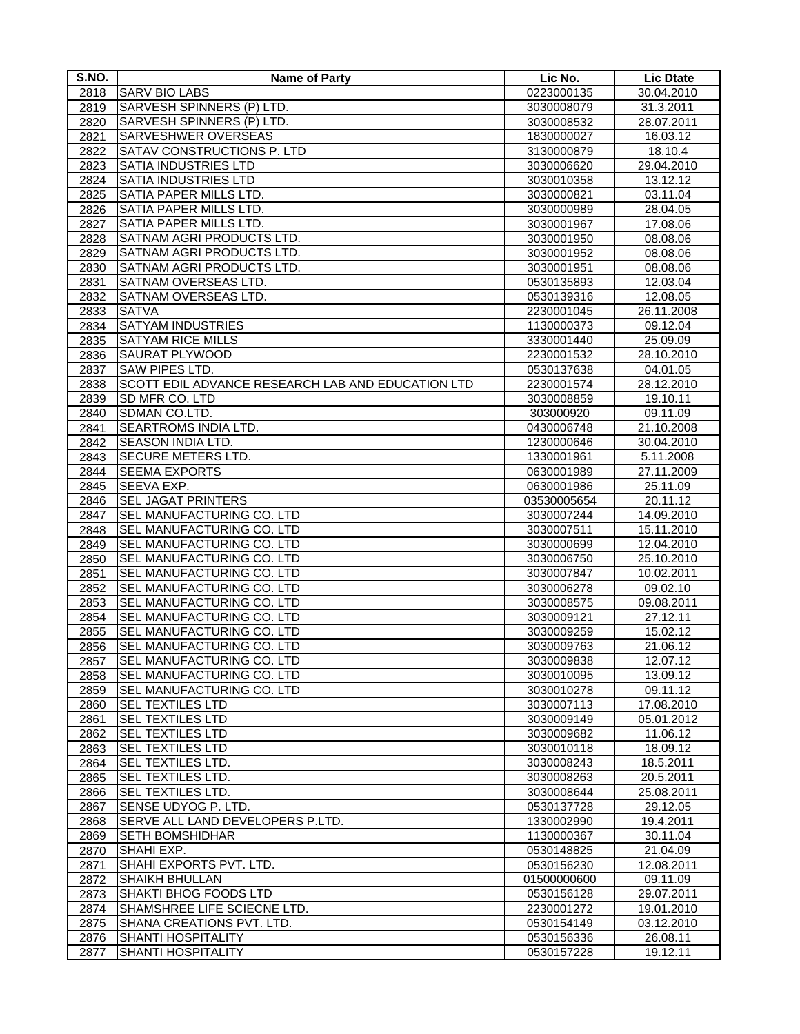| S.NO. | Name of Party | Lic No. | Lic Dtate |
|---|---|---|---|
| 2818 | SARV BIO LABS | 0223000135 | 30.04.2010 |
| 2819 | SARVESH SPINNERS (P) LTD. | 3030008079 | 31.3.2011 |
| 2820 | SARVESH SPINNERS (P) LTD. | 3030008532 | 28.07.2011 |
| 2821 | SARVESHWER OVERSEAS | 1830000027 | 16.03.12 |
| 2822 | SATAV CONSTRUCTIONS P. LTD | 3130000879 | 18.10.4 |
| 2823 | SATIA INDUSTRIES LTD | 3030006620 | 29.04.2010 |
| 2824 | SATIA INDUSTRIES LTD | 3030010358 | 13.12.12 |
| 2825 | SATIA PAPER MILLS LTD. | 3030000821 | 03.11.04 |
| 2826 | SATIA PAPER MILLS LTD. | 3030000989 | 28.04.05 |
| 2827 | SATIA PAPER MILLS LTD. | 3030001967 | 17.08.06 |
| 2828 | SATNAM AGRI PRODUCTS LTD. | 3030001950 | 08.08.06 |
| 2829 | SATNAM AGRI PRODUCTS LTD. | 3030001952 | 08.08.06 |
| 2830 | SATNAM AGRI PRODUCTS LTD. | 3030001951 | 08.08.06 |
| 2831 | SATNAM OVERSEAS LTD. | 0530135893 | 12.03.04 |
| 2832 | SATNAM OVERSEAS LTD. | 0530139316 | 12.08.05 |
| 2833 | SATVA | 2230001045 | 26.11.2008 |
| 2834 | SATYAM INDUSTRIES | 1130000373 | 09.12.04 |
| 2835 | SATYAM RICE MILLS | 3330001440 | 25.09.09 |
| 2836 | SAURAT PLYWOOD | 2230001532 | 28.10.2010 |
| 2837 | SAW PIPES LTD. | 0530137638 | 04.01.05 |
| 2838 | SCOTT EDIL ADVANCE RESEARCH LAB AND EDUCATION LTD | 2230001574 | 28.12.2010 |
| 2839 | SD MFR CO. LTD | 3030008859 | 19.10.11 |
| 2840 | SDMAN CO.LTD. | 303000920 | 09.11.09 |
| 2841 | SEARTROMS INDIA LTD. | 0430006748 | 21.10.2008 |
| 2842 | SEASON INDIA LTD. | 1230000646 | 30.04.2010 |
| 2843 | SECURE METERS LTD. | 1330001961 | 5.11.2008 |
| 2844 | SEEMA EXPORTS | 0630001989 | 27.11.2009 |
| 2845 | SEEVA EXP. | 0630001986 | 25.11.09 |
| 2846 | SEL JAGAT PRINTERS | 03530005654 | 20.11.12 |
| 2847 | SEL MANUFACTURING CO. LTD | 3030007244 | 14.09.2010 |
| 2848 | SEL MANUFACTURING CO. LTD | 3030007511 | 15.11.2010 |
| 2849 | SEL MANUFACTURING CO. LTD | 3030000699 | 12.04.2010 |
| 2850 | SEL MANUFACTURING CO. LTD | 3030006750 | 25.10.2010 |
| 2851 | SEL MANUFACTURING CO. LTD | 3030007847 | 10.02.2011 |
| 2852 | SEL MANUFACTURING CO. LTD | 3030006278 | 09.02.10 |
| 2853 | SEL MANUFACTURING CO. LTD | 3030008575 | 09.08.2011 |
| 2854 | SEL MANUFACTURING CO. LTD | 3030009121 | 27.12.11 |
| 2855 | SEL MANUFACTURING CO. LTD | 3030009259 | 15.02.12 |
| 2856 | SEL MANUFACTURING CO. LTD | 3030009763 | 21.06.12 |
| 2857 | SEL MANUFACTURING CO. LTD | 3030009838 | 12.07.12 |
| 2858 | SEL MANUFACTURING CO. LTD | 3030010095 | 13.09.12 |
| 2859 | SEL MANUFACTURING CO. LTD | 3030010278 | 09.11.12 |
| 2860 | SEL TEXTILES LTD | 3030007113 | 17.08.2010 |
| 2861 | SEL TEXTILES LTD | 3030009149 | 05.01.2012 |
| 2862 | SEL TEXTILES LTD | 3030009682 | 11.06.12 |
| 2863 | SEL TEXTILES LTD | 3030010118 | 18.09.12 |
| 2864 | SEL TEXTILES LTD. | 3030008243 | 18.5.2011 |
| 2865 | SEL TEXTILES LTD. | 3030008263 | 20.5.2011 |
| 2866 | SEL TEXTILES LTD. | 3030008644 | 25.08.2011 |
| 2867 | SENSE UDYOG P. LTD. | 0530137728 | 29.12.05 |
| 2868 | SERVE ALL LAND DEVELOPERS P.LTD. | 1330002990 | 19.4.2011 |
| 2869 | SETH BOMSHIDHAR | 1130000367 | 30.11.04 |
| 2870 | SHAHI EXP. | 0530148825 | 21.04.09 |
| 2871 | SHAHI EXPORTS PVT. LTD. | 0530156230 | 12.08.2011 |
| 2872 | SHAIKH BHULLAN | 01500000600 | 09.11.09 |
| 2873 | SHAKTI BHOG FOODS LTD | 0530156128 | 29.07.2011 |
| 2874 | SHAMSHREE LIFE SCIECNE LTD. | 2230001272 | 19.01.2010 |
| 2875 | SHANA CREATIONS PVT. LTD. | 0530154149 | 03.12.2010 |
| 2876 | SHANTI HOSPITALITY | 0530156336 | 26.08.11 |
| 2877 | SHANTI HOSPITALITY | 0530157228 | 19.12.11 |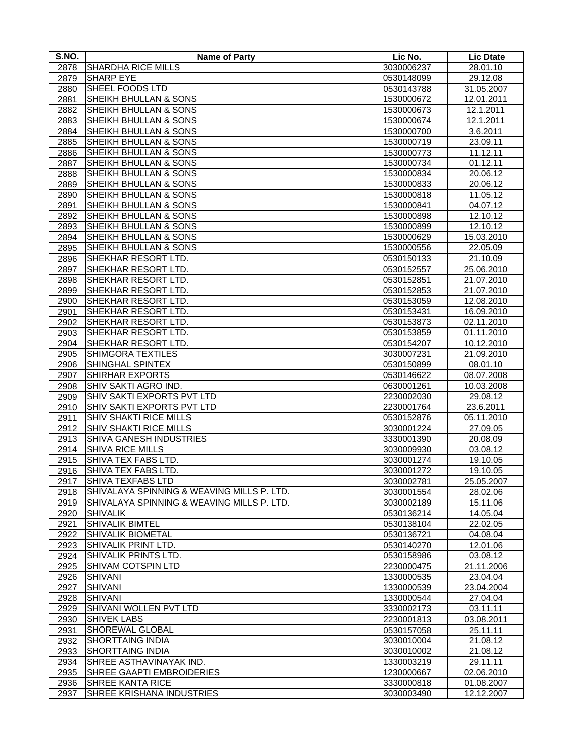| S.NO. | Name of Party | Lic No. | Lic Dtate |
|---|---|---|---|
| 2878 | SHARDHA RICE MILLS | 3030006237 | 28.01.10 |
| 2879 | SHARP EYE | 0530148099 | 29.12.08 |
| 2880 | SHEEL FOODS LTD | 0530143788 | 31.05.2007 |
| 2881 | SHEIKH BHULLAN & SONS | 1530000672 | 12.01.2011 |
| 2882 | SHEIKH BHULLAN & SONS | 1530000673 | 12.1.2011 |
| 2883 | SHEIKH BHULLAN & SONS | 1530000674 | 12.1.2011 |
| 2884 | SHEIKH BHULLAN & SONS | 1530000700 | 3.6.2011 |
| 2885 | SHEIKH BHULLAN & SONS | 1530000719 | 23.09.11 |
| 2886 | SHEIKH BHULLAN & SONS | 1530000773 | 11.12.11 |
| 2887 | SHEIKH BHULLAN & SONS | 1530000734 | 01.12.11 |
| 2888 | SHEIKH BHULLAN & SONS | 1530000834 | 20.06.12 |
| 2889 | SHEIKH BHULLAN & SONS | 1530000833 | 20.06.12 |
| 2890 | SHEIKH BHULLAN & SONS | 1530000818 | 11.05.12 |
| 2891 | SHEIKH BHULLAN & SONS | 1530000841 | 04.07.12 |
| 2892 | SHEIKH BHULLAN & SONS | 1530000898 | 12.10.12 |
| 2893 | SHEIKH BHULLAN & SONS | 1530000899 | 12.10.12 |
| 2894 | SHEIKH BHULLAN & SONS | 1530000629 | 15.03.2010 |
| 2895 | SHEIKH BHULLAN & SONS | 1530000556 | 22.05.09 |
| 2896 | SHEKHAR RESORT LTD. | 0530150133 | 21.10.09 |
| 2897 | SHEKHAR RESORT LTD. | 0530152557 | 25.06.2010 |
| 2898 | SHEKHAR RESORT LTD. | 0530152851 | 21.07.2010 |
| 2899 | SHEKHAR RESORT LTD. | 0530152853 | 21.07.2010 |
| 2900 | SHEKHAR RESORT LTD. | 0530153059 | 12.08.2010 |
| 2901 | SHEKHAR RESORT LTD. | 0530153431 | 16.09.2010 |
| 2902 | SHEKHAR RESORT LTD. | 0530153873 | 02.11.2010 |
| 2903 | SHEKHAR RESORT LTD. | 0530153859 | 01.11.2010 |
| 2904 | SHEKHAR RESORT LTD. | 0530154207 | 10.12.2010 |
| 2905 | SHIMGORA TEXTILES | 3030007231 | 21.09.2010 |
| 2906 | SHINGHAL SPINTEX | 0530150899 | 08.01.10 |
| 2907 | SHIRHAR EXPORTS | 0530146622 | 08.07.2008 |
| 2908 | SHIV SAKTI AGRO IND. | 0630001261 | 10.03.2008 |
| 2909 | SHIV SAKTI EXPORTS PVT LTD | 2230002030 | 29.08.12 |
| 2910 | SHIV SAKTI EXPORTS PVT LTD | 2230001764 | 23.6.2011 |
| 2911 | SHIV SHAKTI RICE MILLS | 0530152876 | 05.11.2010 |
| 2912 | SHIV SHAKTI RICE MILLS | 3030001224 | 27.09.05 |
| 2913 | SHIVA GANESH INDUSTRIES | 3330001390 | 20.08.09 |
| 2914 | SHIVA RICE MILLS | 3030009930 | 03.08.12 |
| 2915 | SHIVA TEX FABS LTD. | 3030001274 | 19.10.05 |
| 2916 | SHIVA TEX FABS LTD. | 3030001272 | 19.10.05 |
| 2917 | SHIVA TEXFABS LTD | 3030002781 | 25.05.2007 |
| 2918 | SHIVALAYA SPINNING & WEAVING MILLS P. LTD. | 3030001554 | 28.02.06 |
| 2919 | SHIVALAYA SPINNING & WEAVING MILLS P. LTD. | 3030002189 | 15.11.06 |
| 2920 | SHIVALIK | 0530136214 | 14.05.04 |
| 2921 | SHIVALIK BIMTEL | 0530138104 | 22.02.05 |
| 2922 | SHIVALIK BIOMETAL | 0530136721 | 04.08.04 |
| 2923 | SHIVALIK PRINT LTD. | 0530140270 | 12.01.06 |
| 2924 | SHIVALIK PRINTS LTD. | 0530158986 | 03.08.12 |
| 2925 | SHIVAM COTSPIN LTD | 2230000475 | 21.11.2006 |
| 2926 | SHIVANI | 1330000535 | 23.04.04 |
| 2927 | SHIVANI | 1330000539 | 23.04.2004 |
| 2928 | SHIVANI | 1330000544 | 27.04.04 |
| 2929 | SHIVANI WOLLEN PVT LTD | 3330002173 | 03.11.11 |
| 2930 | SHIVEK LABS | 2230001813 | 03.08.2011 |
| 2931 | SHOREWAL GLOBAL | 0530157058 | 25.11.11 |
| 2932 | SHORTTAING INDIA | 3030010004 | 21.08.12 |
| 2933 | SHORTTAING INDIA | 3030010002 | 21.08.12 |
| 2934 | SHREE ASTHAVINAYAK IND. | 1330003219 | 29.11.11 |
| 2935 | SHREE GAAPTI EMBROIDERIES | 1230000667 | 02.06.2010 |
| 2936 | SHREE KANTA RICE | 3330000818 | 01.08.2007 |
| 2937 | SHREE KRISHANA INDUSTRIES | 3030003490 | 12.12.2007 |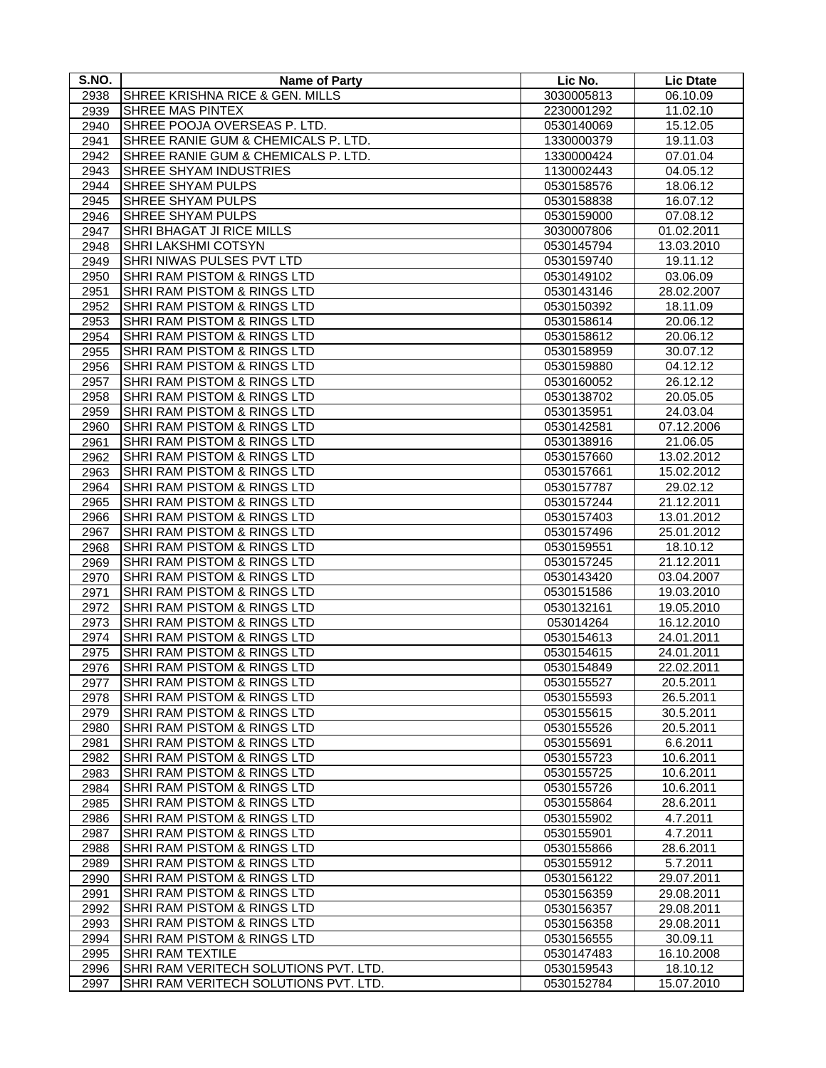| S.NO. | Name of Party | Lic No. | Lic Dtate |
|---|---|---|---|
| 2938 | SHREE KRISHNA RICE & GEN. MILLS | 3030005813 | 06.10.09 |
| 2939 | SHREE MAS PINTEX | 2230001292 | 11.02.10 |
| 2940 | SHREE POOJA OVERSEAS P. LTD. | 0530140069 | 15.12.05 |
| 2941 | SHREE RANIE GUM & CHEMICALS P. LTD. | 1330000379 | 19.11.03 |
| 2942 | SHREE RANIE GUM & CHEMICALS P. LTD. | 1330000424 | 07.01.04 |
| 2943 | SHREE SHYAM INDUSTRIES | 1130002443 | 04.05.12 |
| 2944 | SHREE SHYAM PULPS | 0530158576 | 18.06.12 |
| 2945 | SHREE SHYAM PULPS | 0530158838 | 16.07.12 |
| 2946 | SHREE SHYAM PULPS | 0530159000 | 07.08.12 |
| 2947 | SHRI BHAGAT JI RICE MILLS | 3030007806 | 01.02.2011 |
| 2948 | SHRI LAKSHMI COTSYN | 0530145794 | 13.03.2010 |
| 2949 | SHRI NIWAS PULSES PVT LTD | 0530159740 | 19.11.12 |
| 2950 | SHRI RAM PISTOM & RINGS LTD | 0530149102 | 03.06.09 |
| 2951 | SHRI RAM PISTOM & RINGS LTD | 0530143146 | 28.02.2007 |
| 2952 | SHRI RAM PISTOM & RINGS LTD | 0530150392 | 18.11.09 |
| 2953 | SHRI RAM PISTOM & RINGS LTD | 0530158614 | 20.06.12 |
| 2954 | SHRI RAM PISTOM & RINGS LTD | 0530158612 | 20.06.12 |
| 2955 | SHRI RAM PISTOM & RINGS LTD | 0530158959 | 30.07.12 |
| 2956 | SHRI RAM PISTOM & RINGS LTD | 0530159880 | 04.12.12 |
| 2957 | SHRI RAM PISTOM & RINGS LTD | 0530160052 | 26.12.12 |
| 2958 | SHRI RAM PISTOM & RINGS LTD | 0530138702 | 20.05.05 |
| 2959 | SHRI RAM PISTOM & RINGS LTD | 0530135951 | 24.03.04 |
| 2960 | SHRI RAM PISTOM & RINGS LTD | 0530142581 | 07.12.2006 |
| 2961 | SHRI RAM PISTOM & RINGS LTD | 0530138916 | 21.06.05 |
| 2962 | SHRI RAM PISTOM & RINGS LTD | 0530157660 | 13.02.2012 |
| 2963 | SHRI RAM PISTOM & RINGS LTD | 0530157661 | 15.02.2012 |
| 2964 | SHRI RAM PISTOM & RINGS LTD | 0530157787 | 29.02.12 |
| 2965 | SHRI RAM PISTOM & RINGS LTD | 0530157244 | 21.12.2011 |
| 2966 | SHRI RAM PISTOM & RINGS LTD | 0530157403 | 13.01.2012 |
| 2967 | SHRI RAM PISTOM & RINGS LTD | 0530157496 | 25.01.2012 |
| 2968 | SHRI RAM PISTOM & RINGS LTD | 0530159551 | 18.10.12 |
| 2969 | SHRI RAM PISTOM & RINGS LTD | 0530157245 | 21.12.2011 |
| 2970 | SHRI RAM PISTOM & RINGS LTD | 0530143420 | 03.04.2007 |
| 2971 | SHRI RAM PISTOM & RINGS LTD | 0530151586 | 19.03.2010 |
| 2972 | SHRI RAM PISTOM & RINGS LTD | 0530132161 | 19.05.2010 |
| 2973 | SHRI RAM PISTOM & RINGS LTD | 053014264 | 16.12.2010 |
| 2974 | SHRI RAM PISTOM & RINGS LTD | 0530154613 | 24.01.2011 |
| 2975 | SHRI RAM PISTOM & RINGS LTD | 0530154615 | 24.01.2011 |
| 2976 | SHRI RAM PISTOM & RINGS LTD | 0530154849 | 22.02.2011 |
| 2977 | SHRI RAM PISTOM & RINGS LTD | 0530155527 | 20.5.2011 |
| 2978 | SHRI RAM PISTOM & RINGS LTD | 0530155593 | 26.5.2011 |
| 2979 | SHRI RAM PISTOM & RINGS LTD | 0530155615 | 30.5.2011 |
| 2980 | SHRI RAM PISTOM & RINGS LTD | 0530155526 | 20.5.2011 |
| 2981 | SHRI RAM PISTOM & RINGS LTD | 0530155691 | 6.6.2011 |
| 2982 | SHRI RAM PISTOM & RINGS LTD | 0530155723 | 10.6.2011 |
| 2983 | SHRI RAM PISTOM & RINGS LTD | 0530155725 | 10.6.2011 |
| 2984 | SHRI RAM PISTOM & RINGS LTD | 0530155726 | 10.6.2011 |
| 2985 | SHRI RAM PISTOM & RINGS LTD | 0530155864 | 28.6.2011 |
| 2986 | SHRI RAM PISTOM & RINGS LTD | 0530155902 | 4.7.2011 |
| 2987 | SHRI RAM PISTOM & RINGS LTD | 0530155901 | 4.7.2011 |
| 2988 | SHRI RAM PISTOM & RINGS LTD | 0530155866 | 28.6.2011 |
| 2989 | SHRI RAM PISTOM & RINGS LTD | 0530155912 | 5.7.2011 |
| 2990 | SHRI RAM PISTOM & RINGS LTD | 0530156122 | 29.07.2011 |
| 2991 | SHRI RAM PISTOM & RINGS LTD | 0530156359 | 29.08.2011 |
| 2992 | SHRI RAM PISTOM & RINGS LTD | 0530156357 | 29.08.2011 |
| 2993 | SHRI RAM PISTOM & RINGS LTD | 0530156358 | 29.08.2011 |
| 2994 | SHRI RAM PISTOM & RINGS LTD | 0530156555 | 30.09.11 |
| 2995 | SHRI RAM TEXTILE | 0530147483 | 16.10.2008 |
| 2996 | SHRI RAM VERITECH SOLUTIONS PVT. LTD. | 0530159543 | 18.10.12 |
| 2997 | SHRI RAM VERITECH SOLUTIONS PVT. LTD. | 0530152784 | 15.07.2010 |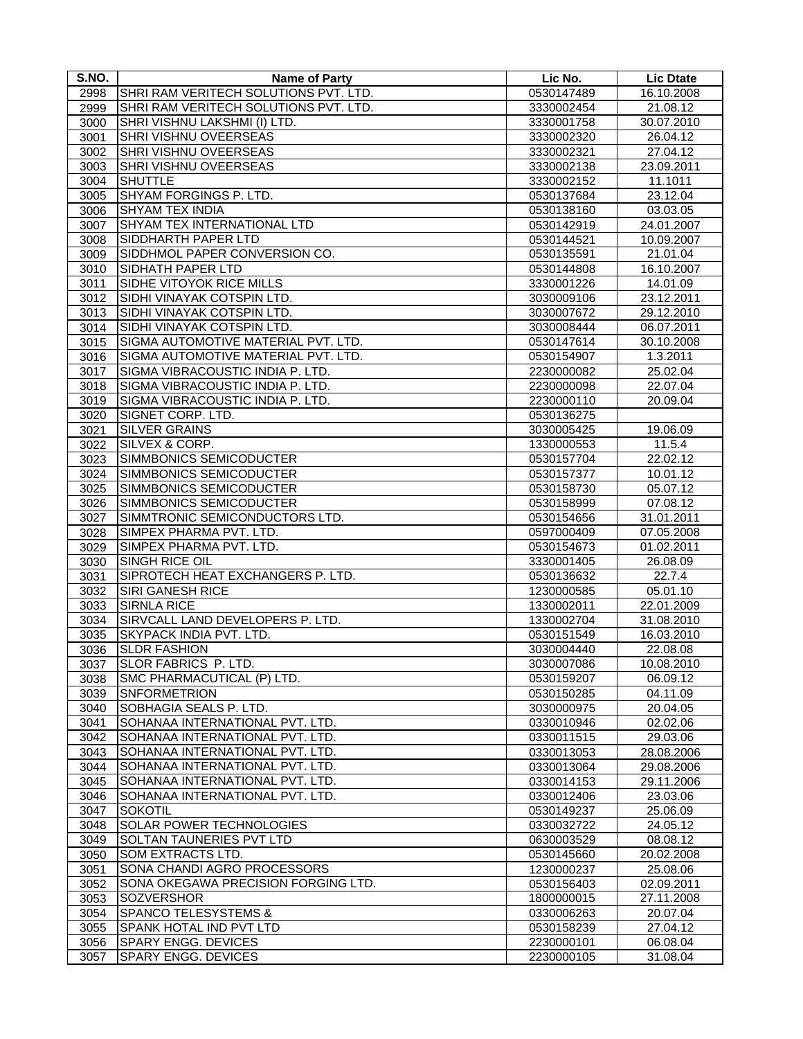| S.NO. | Name of Party | Lic No. | Lic Dtate |
|---|---|---|---|
| 2998 | SHRI RAM VERITECH SOLUTIONS PVT. LTD. | 0530147489 | 16.10.2008 |
| 2999 | SHRI RAM VERITECH SOLUTIONS PVT. LTD. | 3330002454 | 21.08.12 |
| 3000 | SHRI VISHNU LAKSHMI (I) LTD. | 3330001758 | 30.07.2010 |
| 3001 | SHRI VISHNU OVEERSEAS | 3330002320 | 26.04.12 |
| 3002 | SHRI VISHNU OVEERSEAS | 3330002321 | 27.04.12 |
| 3003 | SHRI VISHNU OVEERSEAS | 3330002138 | 23.09.2011 |
| 3004 | SHUTTLE | 3330002152 | 11.1011 |
| 3005 | SHYAM FORGINGS P. LTD. | 0530137684 | 23.12.04 |
| 3006 | SHYAM TEX INDIA | 0530138160 | 03.03.05 |
| 3007 | SHYAM TEX INTERNATIONAL LTD | 0530142919 | 24.01.2007 |
| 3008 | SIDDHARTH PAPER LTD | 0530144521 | 10.09.2007 |
| 3009 | SIDDHMOL PAPER CONVERSION CO. | 0530135591 | 21.01.04 |
| 3010 | SIDHATH PAPER LTD | 0530144808 | 16.10.2007 |
| 3011 | SIDHE VITOYOK RICE MILLS | 3330001226 | 14.01.09 |
| 3012 | SIDHI VINAYAK COTSPIN LTD. | 3030009106 | 23.12.2011 |
| 3013 | SIDHI VINAYAK COTSPIN LTD. | 3030007672 | 29.12.2010 |
| 3014 | SIDHI VINAYAK COTSPIN LTD. | 3030008444 | 06.07.2011 |
| 3015 | SIGMA AUTOMOTIVE MATERIAL PVT. LTD. | 0530147614 | 30.10.2008 |
| 3016 | SIGMA AUTOMOTIVE MATERIAL PVT. LTD. | 0530154907 | 1.3.2011 |
| 3017 | SIGMA VIBRACOUSTIC INDIA P. LTD. | 2230000082 | 25.02.04 |
| 3018 | SIGMA VIBRACOUSTIC INDIA P. LTD. | 2230000098 | 22.07.04 |
| 3019 | SIGMA VIBRACOUSTIC INDIA P. LTD. | 2230000110 | 20.09.04 |
| 3020 | SIGNET CORP. LTD. | 0530136275 | |
| 3021 | SILVER GRAINS | 3030005425 | 19.06.09 |
| 3022 | SILVEX & CORP. | 1330000553 | 11.5.4 |
| 3023 | SIMMBONICS SEMICODUCTER | 0530157704 | 22.02.12 |
| 3024 | SIMMBONICS SEMICODUCTER | 0530157377 | 10.01.12 |
| 3025 | SIMMBONICS SEMICODUCTER | 0530158730 | 05.07.12 |
| 3026 | SIMMBONICS SEMICODUCTER | 0530158999 | 07.08.12 |
| 3027 | SIMMTRONIC SEMICONDUCTORS LTD. | 0530154656 | 31.01.2011 |
| 3028 | SIMPEX PHARMA PVT. LTD. | 0597000409 | 07.05.2008 |
| 3029 | SIMPEX PHARMA PVT. LTD. | 0530154673 | 01.02.2011 |
| 3030 | SINGH RICE OIL | 3330001405 | 26.08.09 |
| 3031 | SIPROTECH HEAT EXCHANGERS P. LTD. | 0530136632 | 22.7.4 |
| 3032 | SIRI GANESH RICE | 1230000585 | 05.01.10 |
| 3033 | SIRNLA RICE | 1330002011 | 22.01.2009 |
| 3034 | SIRVCALL LAND DEVELOPERS P. LTD. | 1330002704 | 31.08.2010 |
| 3035 | SKYPACK INDIA PVT. LTD. | 0530151549 | 16.03.2010 |
| 3036 | SLDR FASHION | 3030004440 | 22.08.08 |
| 3037 | SLOR FABRICS P. LTD. | 3030007086 | 10.08.2010 |
| 3038 | SMC PHARMACUTICAL (P) LTD. | 0530159207 | 06.09.12 |
| 3039 | SNFORMETRION | 0530150285 | 04.11.09 |
| 3040 | SOBHAGIA SEALS P. LTD. | 3030000975 | 20.04.05 |
| 3041 | SOHANAA INTERNATIONAL PVT. LTD. | 0330010946 | 02.02.06 |
| 3042 | SOHANAA INTERNATIONAL PVT. LTD. | 0330011515 | 29.03.06 |
| 3043 | SOHANAA INTERNATIONAL PVT. LTD. | 0330013053 | 28.08.2006 |
| 3044 | SOHANAA INTERNATIONAL PVT. LTD. | 0330013064 | 29.08.2006 |
| 3045 | SOHANAA INTERNATIONAL PVT. LTD. | 0330014153 | 29.11.2006 |
| 3046 | SOHANAA INTERNATIONAL PVT. LTD. | 0330012406 | 23.03.06 |
| 3047 | SOKOTIL | 0530149237 | 25.06.09 |
| 3048 | SOLAR POWER TECHNOLOGIES | 0330032722 | 24.05.12 |
| 3049 | SOLTAN TAUNERIES PVT LTD | 0630003529 | 08.08.12 |
| 3050 | SOM EXTRACTS LTD. | 0530145660 | 20.02.2008 |
| 3051 | SONA CHANDI AGRO PROCESSORS | 1230000237 | 25.08.06 |
| 3052 | SONA OKEGAWA PRECISION FORGING LTD. | 0530156403 | 02.09.2011 |
| 3053 | SOZVERSHOR | 1800000015 | 27.11.2008 |
| 3054 | SPANCO TELESYSTEMS & | 0330006263 | 20.07.04 |
| 3055 | SPANK HOTAL IND PVT LTD | 0530158239 | 27.04.12 |
| 3056 | SPARY ENGG. DEVICES | 2230000101 | 06.08.04 |
| 3057 | SPARY ENGG. DEVICES | 2230000105 | 31.08.04 |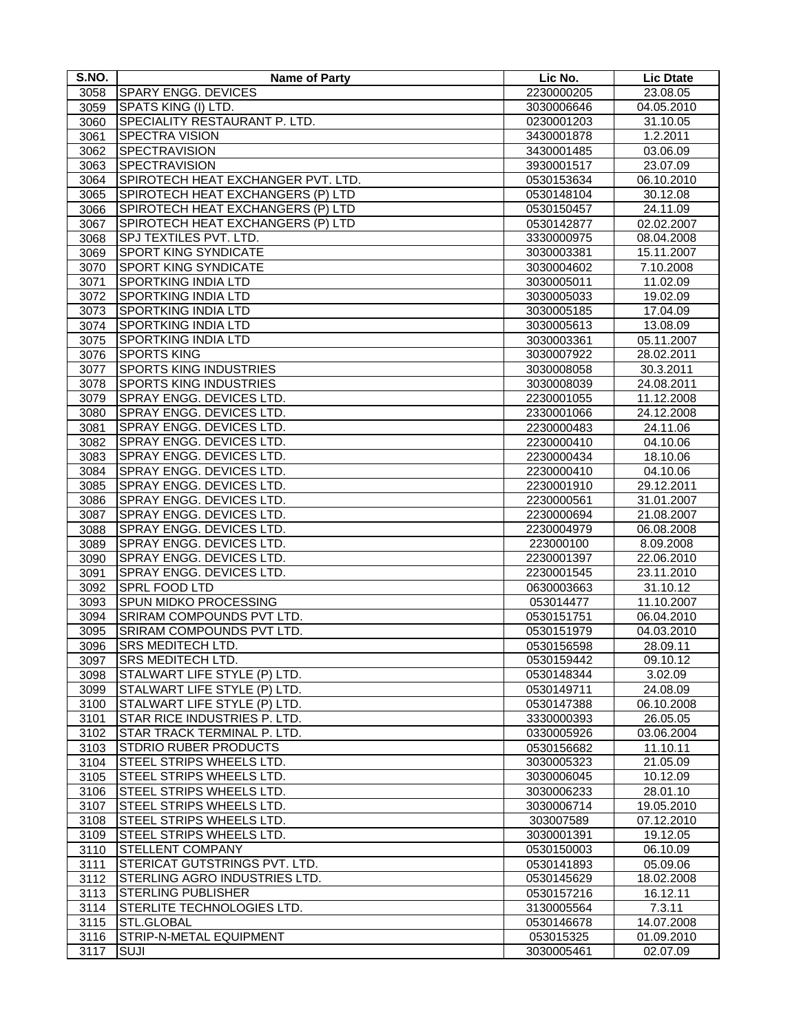| S.NO. | Name of Party | Lic No. | Lic Dtate |
|---|---|---|---|
| 3058 | SPARY ENGG. DEVICES | 2230000205 | 23.08.05 |
| 3059 | SPATS KING (I) LTD. | 3030006646 | 04.05.2010 |
| 3060 | SPECIALITY RESTAURANT P. LTD. | 0230001203 | 31.10.05 |
| 3061 | SPECTRA VISION | 3430001878 | 1.2.2011 |
| 3062 | SPECTRAVISION | 3430001485 | 03.06.09 |
| 3063 | SPECTRAVISION | 3930001517 | 23.07.09 |
| 3064 | SPIROTECH HEAT EXCHANGER PVT. LTD. | 0530153634 | 06.10.2010 |
| 3065 | SPIROTECH HEAT EXCHANGERS (P) LTD | 0530148104 | 30.12.08 |
| 3066 | SPIROTECH HEAT EXCHANGERS (P) LTD | 0530150457 | 24.11.09 |
| 3067 | SPIROTECH HEAT EXCHANGERS (P) LTD | 0530142877 | 02.02.2007 |
| 3068 | SPJ TEXTILES PVT. LTD. | 3330000975 | 08.04.2008 |
| 3069 | SPORT KING SYNDICATE | 3030003381 | 15.11.2007 |
| 3070 | SPORT KING SYNDICATE | 3030004602 | 7.10.2008 |
| 3071 | SPORTKING INDIA LTD | 3030005011 | 11.02.09 |
| 3072 | SPORTKING INDIA LTD | 3030005033 | 19.02.09 |
| 3073 | SPORTKING INDIA LTD | 3030005185 | 17.04.09 |
| 3074 | SPORTKING INDIA LTD | 3030005613 | 13.08.09 |
| 3075 | SPORTKING INDIA LTD | 3030003361 | 05.11.2007 |
| 3076 | SPORTS KING | 3030007922 | 28.02.2011 |
| 3077 | SPORTS KING INDUSTRIES | 3030008058 | 30.3.2011 |
| 3078 | SPORTS KING INDUSTRIES | 3030008039 | 24.08.2011 |
| 3079 | SPRAY ENGG. DEVICES LTD. | 2230001055 | 11.12.2008 |
| 3080 | SPRAY ENGG. DEVICES LTD. | 2330001066 | 24.12.2008 |
| 3081 | SPRAY ENGG. DEVICES LTD. | 2230000483 | 24.11.06 |
| 3082 | SPRAY ENGG. DEVICES LTD. | 2230000410 | 04.10.06 |
| 3083 | SPRAY ENGG. DEVICES LTD. | 2230000434 | 18.10.06 |
| 3084 | SPRAY ENGG. DEVICES LTD. | 2230000410 | 04.10.06 |
| 3085 | SPRAY ENGG. DEVICES LTD. | 2230001910 | 29.12.2011 |
| 3086 | SPRAY ENGG. DEVICES LTD. | 2230000561 | 31.01.2007 |
| 3087 | SPRAY ENGG. DEVICES LTD. | 2230000694 | 21.08.2007 |
| 3088 | SPRAY ENGG. DEVICES LTD. | 2230004979 | 06.08.2008 |
| 3089 | SPRAY ENGG. DEVICES LTD. | 223000100 | 8.09.2008 |
| 3090 | SPRAY ENGG. DEVICES LTD. | 2230001397 | 22.06.2010 |
| 3091 | SPRAY ENGG. DEVICES LTD. | 2230001545 | 23.11.2010 |
| 3092 | SPRL FOOD LTD | 0630003663 | 31.10.12 |
| 3093 | SPUN MIDKO PROCESSING | 053014477 | 11.10.2007 |
| 3094 | SRIRAM COMPOUNDS PVT LTD. | 0530151751 | 06.04.2010 |
| 3095 | SRIRAM COMPOUNDS PVT LTD. | 0530151979 | 04.03.2010 |
| 3096 | SRS MEDITECH LTD. | 0530156598 | 28.09.11 |
| 3097 | SRS MEDITECH LTD. | 0530159442 | 09.10.12 |
| 3098 | STALWART LIFE STYLE (P) LTD. | 0530148344 | 3.02.09 |
| 3099 | STALWART LIFE STYLE (P) LTD. | 0530149711 | 24.08.09 |
| 3100 | STALWART LIFE STYLE (P) LTD. | 0530147388 | 06.10.2008 |
| 3101 | STAR RICE INDUSTRIES P. LTD. | 3330000393 | 26.05.05 |
| 3102 | STAR TRACK TERMINAL P. LTD. | 0330005926 | 03.06.2004 |
| 3103 | STDRIO RUBER PRODUCTS | 0530156682 | 11.10.11 |
| 3104 | STEEL STRIPS WHEELS LTD. | 3030005323 | 21.05.09 |
| 3105 | STEEL STRIPS WHEELS LTD. | 3030006045 | 10.12.09 |
| 3106 | STEEL STRIPS WHEELS LTD. | 3030006233 | 28.01.10 |
| 3107 | STEEL STRIPS WHEELS LTD. | 3030006714 | 19.05.2010 |
| 3108 | STEEL STRIPS WHEELS LTD. | 303007589 | 07.12.2010 |
| 3109 | STEEL STRIPS WHEELS LTD. | 3030001391 | 19.12.05 |
| 3110 | STELLENT COMPANY | 0530150003 | 06.10.09 |
| 3111 | STERICAT GUTSTRINGS PVT. LTD. | 0530141893 | 05.09.06 |
| 3112 | STERLING AGRO INDUSTRIES LTD. | 0530145629 | 18.02.2008 |
| 3113 | STERLING PUBLISHER | 0530157216 | 16.12.11 |
| 3114 | STERLITE TECHNOLOGIES LTD. | 3130005564 | 7.3.11 |
| 3115 | STL.GLOBAL | 0530146678 | 14.07.2008 |
| 3116 | STRIP-N-METAL EQUIPMENT | 053015325 | 01.09.2010 |
| 3117 | SUJI | 3030005461 | 02.07.09 |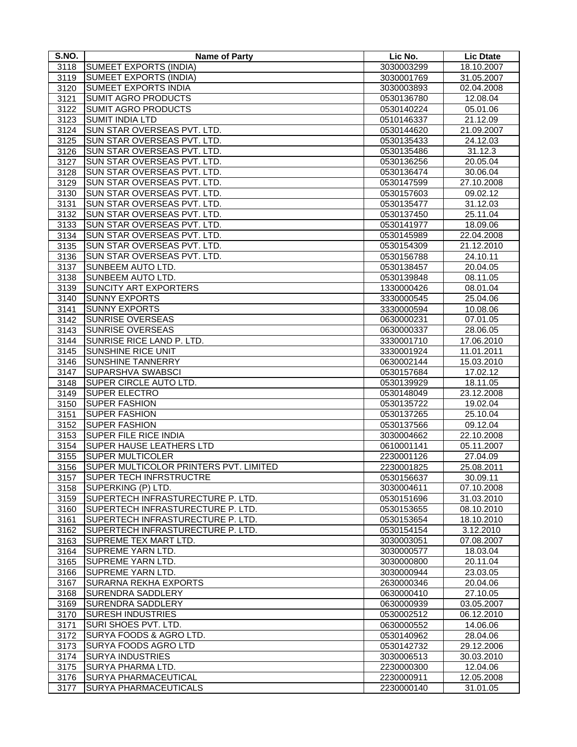| S.NO. | Name of Party | Lic No. | Lic Dtate |
|---|---|---|---|
| 3118 | SUMEET EXPORTS (INDIA) | 3030003299 | 18.10.2007 |
| 3119 | SUMEET EXPORTS (INDIA) | 3030001769 | 31.05.2007 |
| 3120 | SUMEET EXPORTS INDIA | 3030003893 | 02.04.2008 |
| 3121 | SUMIT AGRO PRODUCTS | 0530136780 | 12.08.04 |
| 3122 | SUMIT AGRO PRODUCTS | 0530140224 | 05.01.06 |
| 3123 | SUMIT INDIA LTD | 0510146337 | 21.12.09 |
| 3124 | SUN STAR OVERSEAS PVT. LTD. | 0530144620 | 21.09.2007 |
| 3125 | SUN STAR OVERSEAS PVT. LTD. | 0530135433 | 24.12.03 |
| 3126 | SUN STAR OVERSEAS PVT. LTD. | 0530135486 | 31.12.3 |
| 3127 | SUN STAR OVERSEAS PVT. LTD. | 0530136256 | 20.05.04 |
| 3128 | SUN STAR OVERSEAS PVT. LTD. | 0530136474 | 30.06.04 |
| 3129 | SUN STAR OVERSEAS PVT. LTD. | 0530147599 | 27.10.2008 |
| 3130 | SUN STAR OVERSEAS PVT. LTD. | 0530157603 | 09.02.12 |
| 3131 | SUN STAR OVERSEAS PVT. LTD. | 0530135477 | 31.12.03 |
| 3132 | SUN STAR OVERSEAS PVT. LTD. | 0530137450 | 25.11.04 |
| 3133 | SUN STAR OVERSEAS PVT. LTD. | 0530141977 | 18.09.06 |
| 3134 | SUN STAR OVERSEAS PVT. LTD. | 0530145989 | 22.04.2008 |
| 3135 | SUN STAR OVERSEAS PVT. LTD. | 0530154309 | 21.12.2010 |
| 3136 | SUN STAR OVERSEAS PVT. LTD. | 0530156788 | 24.10.11 |
| 3137 | SUNBEEM AUTO LTD. | 0530138457 | 20.04.05 |
| 3138 | SUNBEEM AUTO LTD. | 0530139848 | 08.11.05 |
| 3139 | SUNCITY ART EXPORTERS | 1330000426 | 08.01.04 |
| 3140 | SUNNY EXPORTS | 3330000545 | 25.04.06 |
| 3141 | SUNNY EXPORTS | 3330000594 | 10.08.06 |
| 3142 | SUNRISE OVERSEAS | 0630000231 | 07.01.05 |
| 3143 | SUNRISE OVERSEAS | 0630000337 | 28.06.05 |
| 3144 | SUNRISE RICE LAND P. LTD. | 3330001710 | 17.06.2010 |
| 3145 | SUNSHINE RICE UNIT | 3330001924 | 11.01.2011 |
| 3146 | SUNSHINE TANNERRY | 0630002144 | 15.03.2010 |
| 3147 | SUPARSHVA SWABSCI | 0530157684 | 17.02.12 |
| 3148 | SUPER CIRCLE AUTO LTD. | 0530139929 | 18.11.05 |
| 3149 | SUPER ELECTRO | 0530148049 | 23.12.2008 |
| 3150 | SUPER FASHION | 0530135722 | 19.02.04 |
| 3151 | SUPER FASHION | 0530137265 | 25.10.04 |
| 3152 | SUPER FASHION | 0530137566 | 09.12.04 |
| 3153 | SUPER FILE RICE INDIA | 3030004662 | 22.10.2008 |
| 3154 | SUPER HAUSE LEATHERS LTD | 0610001141 | 05.11.2007 |
| 3155 | SUPER MULTICOLER | 2230001126 | 27.04.09 |
| 3156 | SUPER MULTICOLOR PRINTERS PVT. LIMITED | 2230001825 | 25.08.2011 |
| 3157 | SUPER TECH INFRSTRUCTRE | 0530156637 | 30.09.11 |
| 3158 | SUPERKING (P) LTD. | 3030004611 | 07.10.2008 |
| 3159 | SUPERTECH INFRASTURECTURE P. LTD. | 0530151696 | 31.03.2010 |
| 3160 | SUPERTECH INFRASTURECTURE P. LTD. | 0530153655 | 08.10.2010 |
| 3161 | SUPERTECH INFRASTURECTURE P. LTD. | 0530153654 | 18.10.2010 |
| 3162 | SUPERTECH INFRASTURECTURE P. LTD. | 0530154154 | 3.12.2010 |
| 3163 | SUPREME TEX MART LTD. | 3030003051 | 07.08.2007 |
| 3164 | SUPREME YARN LTD. | 3030000577 | 18.03.04 |
| 3165 | SUPREME YARN LTD. | 3030000800 | 20.11.04 |
| 3166 | SUPREME YARN LTD. | 3030000944 | 23.03.05 |
| 3167 | SURARNA REKHA EXPORTS | 2630000346 | 20.04.06 |
| 3168 | SURENDRA SADDLERY | 0630000410 | 27.10.05 |
| 3169 | SURENDRA SADDLERY | 0630000939 | 03.05.2007 |
| 3170 | SURESH INDUSTRIES | 0530002512 | 06.12.2010 |
| 3171 | SURI SHOES PVT. LTD. | 0630000552 | 14.06.06 |
| 3172 | SURYA FOODS & AGRO LTD. | 0530140962 | 28.04.06 |
| 3173 | SURYA FOODS AGRO LTD | 0530142732 | 29.12.2006 |
| 3174 | SURYA INDUSTRIES | 3030006513 | 30.03.2010 |
| 3175 | SURYA PHARMA LTD. | 2230000300 | 12.04.06 |
| 3176 | SURYA PHARMACEUTICAL | 2230000911 | 12.05.2008 |
| 3177 | SURYA PHARMACEUTICALS | 2230000140 | 31.01.05 |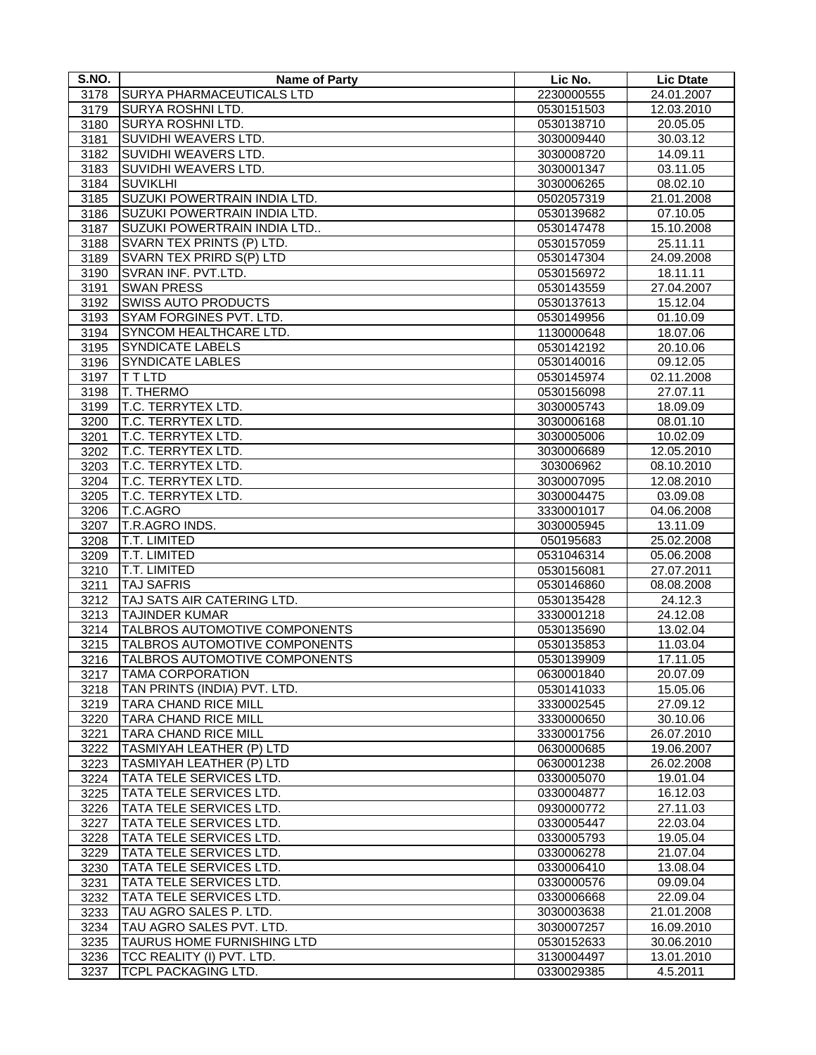| S.NO. | Name of Party | Lic No. | Lic Dtate |
|---|---|---|---|
| 3178 | SURYA PHARMACEUTICALS LTD | 2230000555 | 24.01.2007 |
| 3179 | SURYA ROSHNI LTD. | 0530151503 | 12.03.2010 |
| 3180 | SURYA ROSHNI LTD. | 0530138710 | 20.05.05 |
| 3181 | SUVIDHI WEAVERS LTD. | 3030009440 | 30.03.12 |
| 3182 | SUVIDHI WEAVERS LTD. | 3030008720 | 14.09.11 |
| 3183 | SUVIDHI WEAVERS LTD. | 3030001347 | 03.11.05 |
| 3184 | SUVIKLHI | 3030006265 | 08.02.10 |
| 3185 | SUZUKI POWERTRAIN INDIA LTD. | 0502057319 | 21.01.2008 |
| 3186 | SUZUKI POWERTRAIN INDIA LTD. | 0530139682 | 07.10.05 |
| 3187 | SUZUKI POWERTRAIN INDIA LTD.. | 0530147478 | 15.10.2008 |
| 3188 | SVARN TEX PRINTS (P) LTD. | 0530157059 | 25.11.11 |
| 3189 | SVARN TEX PRIRD S(P) LTD | 0530147304 | 24.09.2008 |
| 3190 | SVRAN INF. PVT.LTD. | 0530156972 | 18.11.11 |
| 3191 | SWAN PRESS | 0530143559 | 27.04.2007 |
| 3192 | SWISS AUTO PRODUCTS | 0530137613 | 15.12.04 |
| 3193 | SYAM FORGINES PVT. LTD. | 0530149956 | 01.10.09 |
| 3194 | SYNCOM HEALTHCARE LTD. | 1130000648 | 18.07.06 |
| 3195 | SYNDICATE LABELS | 0530142192 | 20.10.06 |
| 3196 | SYNDICATE LABLES | 0530140016 | 09.12.05 |
| 3197 | T T LTD | 0530145974 | 02.11.2008 |
| 3198 | T. THERMO | 0530156098 | 27.07.11 |
| 3199 | T.C. TERRYTEX LTD. | 3030005743 | 18.09.09 |
| 3200 | T.C. TERRYTEX LTD. | 3030006168 | 08.01.10 |
| 3201 | T.C. TERRYTEX LTD. | 3030005006 | 10.02.09 |
| 3202 | T.C. TERRYTEX LTD. | 3030006689 | 12.05.2010 |
| 3203 | T.C. TERRYTEX LTD. | 303006962 | 08.10.2010 |
| 3204 | T.C. TERRYTEX LTD. | 3030007095 | 12.08.2010 |
| 3205 | T.C. TERRYTEX LTD. | 3030004475 | 03.09.08 |
| 3206 | T.C.AGRO | 3330001017 | 04.06.2008 |
| 3207 | T.R.AGRO INDS. | 3030005945 | 13.11.09 |
| 3208 | T.T. LIMITED | 050195683 | 25.02.2008 |
| 3209 | T.T. LIMITED | 0531046314 | 05.06.2008 |
| 3210 | T.T. LIMITED | 0530156081 | 27.07.2011 |
| 3211 | TAJ SAFRIS | 0530146860 | 08.08.2008 |
| 3212 | TAJ SATS AIR CATERING LTD. | 0530135428 | 24.12.3 |
| 3213 | TAJINDER KUMAR | 3330001218 | 24.12.08 |
| 3214 | TALBROS AUTOMOTIVE COMPONENTS | 0530135690 | 13.02.04 |
| 3215 | TALBROS AUTOMOTIVE COMPONENTS | 0530135853 | 11.03.04 |
| 3216 | TALBROS AUTOMOTIVE COMPONENTS | 0530139909 | 17.11.05 |
| 3217 | TAMA CORPORATION | 0630001840 | 20.07.09 |
| 3218 | TAN PRINTS (INDIA) PVT. LTD. | 0530141033 | 15.05.06 |
| 3219 | TARA CHAND RICE MILL | 3330002545 | 27.09.12 |
| 3220 | TARA CHAND RICE MILL | 3330000650 | 30.10.06 |
| 3221 | TARA CHAND RICE MILL | 3330001756 | 26.07.2010 |
| 3222 | TASMIYAH LEATHER (P) LTD | 0630000685 | 19.06.2007 |
| 3223 | TASMIYAH LEATHER (P) LTD | 0630001238 | 26.02.2008 |
| 3224 | TATA TELE SERVICES LTD. | 0330005070 | 19.01.04 |
| 3225 | TATA TELE SERVICES LTD. | 0330004877 | 16.12.03 |
| 3226 | TATA TELE SERVICES LTD. | 0930000772 | 27.11.03 |
| 3227 | TATA TELE SERVICES LTD. | 0330005447 | 22.03.04 |
| 3228 | TATA TELE SERVICES LTD. | 0330005793 | 19.05.04 |
| 3229 | TATA TELE SERVICES LTD. | 0330006278 | 21.07.04 |
| 3230 | TATA TELE SERVICES LTD. | 0330006410 | 13.08.04 |
| 3231 | TATA TELE SERVICES LTD. | 0330000576 | 09.09.04 |
| 3232 | TATA TELE SERVICES LTD. | 0330006668 | 22.09.04 |
| 3233 | TAU AGRO SALES P. LTD. | 3030003638 | 21.01.2008 |
| 3234 | TAU AGRO SALES PVT. LTD. | 3030007257 | 16.09.2010 |
| 3235 | TAURUS HOME FURNISHING LTD | 0530152633 | 30.06.2010 |
| 3236 | TCC REALITY (I) PVT. LTD. | 3130004497 | 13.01.2010 |
| 3237 | TCPL PACKAGING LTD. | 0330029385 | 4.5.2011 |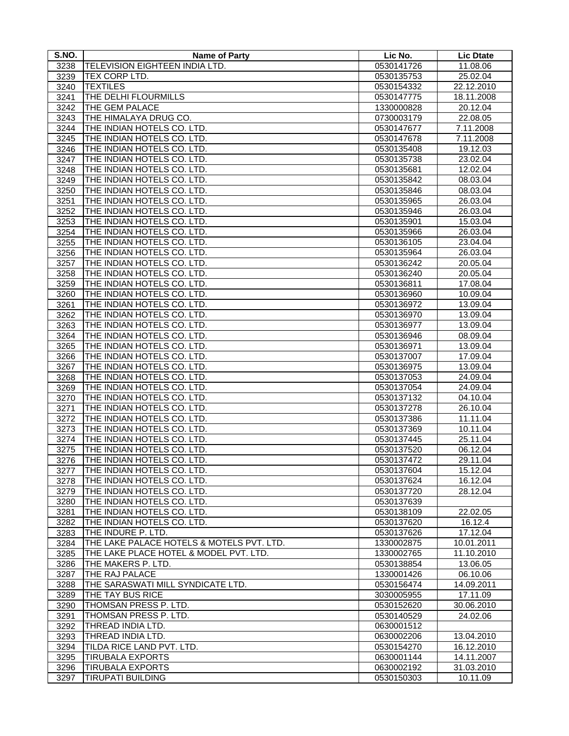| S.NO. | Name of Party | Lic No. | Lic Dtate |
|---|---|---|---|
| 3238 | TELEVISION EIGHTEEN INDIA LTD. | 0530141726 | 11.08.06 |
| 3239 | TEX CORP LTD. | 0530135753 | 25.02.04 |
| 3240 | TEXTILES | 0530154332 | 22.12.2010 |
| 3241 | THE DELHI FLOURMILLS | 0530147775 | 18.11.2008 |
| 3242 | THE GEM PALACE | 1330000828 | 20.12.04 |
| 3243 | THE HIMALAYA DRUG CO. | 0730003179 | 22.08.05 |
| 3244 | THE INDIAN HOTELS CO. LTD. | 0530147677 | 7.11.2008 |
| 3245 | THE INDIAN HOTELS CO. LTD. | 0530147678 | 7.11.2008 |
| 3246 | THE INDIAN HOTELS CO. LTD. | 0530135408 | 19.12.03 |
| 3247 | THE INDIAN HOTELS CO. LTD. | 0530135738 | 23.02.04 |
| 3248 | THE INDIAN HOTELS CO. LTD. | 0530135681 | 12.02.04 |
| 3249 | THE INDIAN HOTELS CO. LTD. | 0530135842 | 08.03.04 |
| 3250 | THE INDIAN HOTELS CO. LTD. | 0530135846 | 08.03.04 |
| 3251 | THE INDIAN HOTELS CO. LTD. | 0530135965 | 26.03.04 |
| 3252 | THE INDIAN HOTELS CO. LTD. | 0530135946 | 26.03.04 |
| 3253 | THE INDIAN HOTELS CO. LTD. | 0530135901 | 15.03.04 |
| 3254 | THE INDIAN HOTELS CO. LTD. | 0530135966 | 26.03.04 |
| 3255 | THE INDIAN HOTELS CO. LTD. | 0530136105 | 23.04.04 |
| 3256 | THE INDIAN HOTELS CO. LTD. | 0530135964 | 26.03.04 |
| 3257 | THE INDIAN HOTELS CO. LTD. | 0530136242 | 20.05.04 |
| 3258 | THE INDIAN HOTELS CO. LTD. | 0530136240 | 20.05.04 |
| 3259 | THE INDIAN HOTELS CO. LTD. | 0530136811 | 17.08.04 |
| 3260 | THE INDIAN HOTELS CO. LTD. | 0530136960 | 10.09.04 |
| 3261 | THE INDIAN HOTELS CO. LTD. | 0530136972 | 13.09.04 |
| 3262 | THE INDIAN HOTELS CO. LTD. | 0530136970 | 13.09.04 |
| 3263 | THE INDIAN HOTELS CO. LTD. | 0530136977 | 13.09.04 |
| 3264 | THE INDIAN HOTELS CO. LTD. | 0530136946 | 08.09.04 |
| 3265 | THE INDIAN HOTELS CO. LTD. | 0530136971 | 13.09.04 |
| 3266 | THE INDIAN HOTELS CO. LTD. | 0530137007 | 17.09.04 |
| 3267 | THE INDIAN HOTELS CO. LTD. | 0530136975 | 13.09.04 |
| 3268 | THE INDIAN HOTELS CO. LTD. | 0530137053 | 24.09.04 |
| 3269 | THE INDIAN HOTELS CO. LTD. | 0530137054 | 24.09.04 |
| 3270 | THE INDIAN HOTELS CO. LTD. | 0530137132 | 04.10.04 |
| 3271 | THE INDIAN HOTELS CO. LTD. | 0530137278 | 26.10.04 |
| 3272 | THE INDIAN HOTELS CO. LTD. | 0530137386 | 11.11.04 |
| 3273 | THE INDIAN HOTELS CO. LTD. | 0530137369 | 10.11.04 |
| 3274 | THE INDIAN HOTELS CO. LTD. | 0530137445 | 25.11.04 |
| 3275 | THE INDIAN HOTELS CO. LTD. | 0530137520 | 06.12.04 |
| 3276 | THE INDIAN HOTELS CO. LTD. | 0530137472 | 29.11.04 |
| 3277 | THE INDIAN HOTELS CO. LTD. | 0530137604 | 15.12.04 |
| 3278 | THE INDIAN HOTELS CO. LTD. | 0530137624 | 16.12.04 |
| 3279 | THE INDIAN HOTELS CO. LTD. | 0530137720 | 28.12.04 |
| 3280 | THE INDIAN HOTELS CO. LTD. | 0530137639 | |
| 3281 | THE INDIAN HOTELS CO. LTD. | 0530138109 | 22.02.05 |
| 3282 | THE INDIAN HOTELS CO. LTD. | 0530137620 | 16.12.4 |
| 3283 | THE INDURE P. LTD. | 0530137626 | 17.12.04 |
| 3284 | THE LAKE PALACE HOTELS & MOTELS PVT. LTD. | 1330002875 | 10.01.2011 |
| 3285 | THE LAKE PLACE HOTEL & MODEL PVT. LTD. | 1330002765 | 11.10.2010 |
| 3286 | THE MAKERS P. LTD. | 0530138854 | 13.06.05 |
| 3287 | THE RAJ PALACE | 1330001426 | 06.10.06 |
| 3288 | THE SARASWATI MILL SYNDICATE LTD. | 0530156474 | 14.09.2011 |
| 3289 | THE TAY BUS RICE | 3030005955 | 17.11.09 |
| 3290 | THOMSAN PRESS P. LTD. | 0530152620 | 30.06.2010 |
| 3291 | THOMSAN PRESS P. LTD. | 0530140529 | 24.02.06 |
| 3292 | THREAD INDIA LTD. | 0630001512 | |
| 3293 | THREAD INDIA LTD. | 0630002206 | 13.04.2010 |
| 3294 | TILDA RICE LAND PVT. LTD. | 0530154270 | 16.12.2010 |
| 3295 | TIRUBALA EXPORTS | 0630001144 | 14.11.2007 |
| 3296 | TIRUBALA EXPORTS | 0630002192 | 31.03.2010 |
| 3297 | TIRUPATI BUILDING | 0530150303 | 10.11.09 |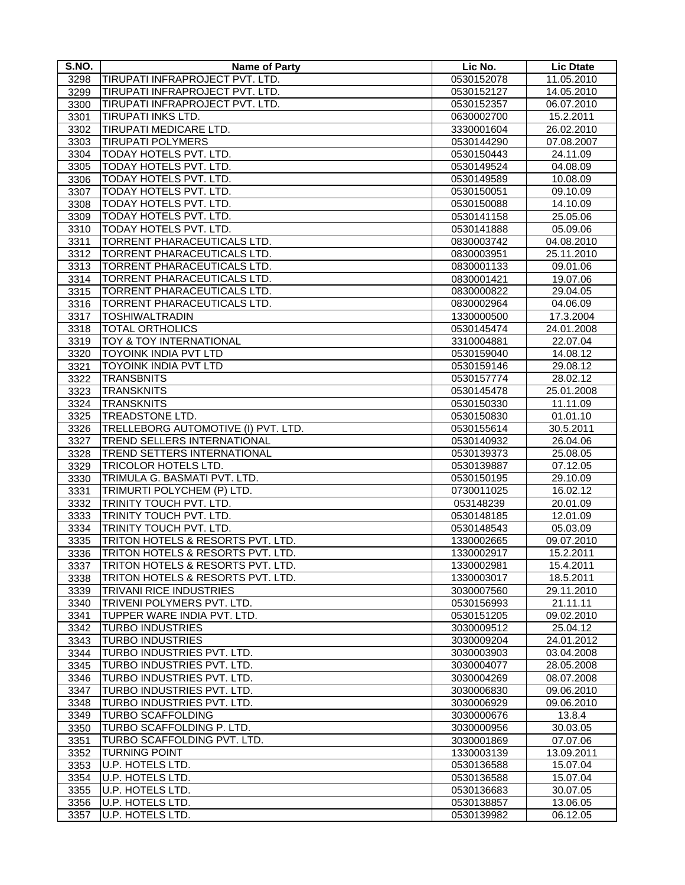| S.NO. | Name of Party | Lic No. | Lic Dtate |
|---|---|---|---|
| 3298 | TIRUPATI INFRAPROJECT PVT. LTD. | 0530152078 | 11.05.2010 |
| 3299 | TIRUPATI INFRAPROJECT PVT. LTD. | 0530152127 | 14.05.2010 |
| 3300 | TIRUPATI INFRAPROJECT PVT. LTD. | 0530152357 | 06.07.2010 |
| 3301 | TIRUPATI INKS LTD. | 0630002700 | 15.2.2011 |
| 3302 | TIRUPATI MEDICARE LTD. | 3330001604 | 26.02.2010 |
| 3303 | TIRUPATI POLYMERS | 0530144290 | 07.08.2007 |
| 3304 | TODAY HOTELS PVT. LTD. | 0530150443 | 24.11.09 |
| 3305 | TODAY HOTELS PVT. LTD. | 0530149524 | 04.08.09 |
| 3306 | TODAY HOTELS PVT. LTD. | 0530149589 | 10.08.09 |
| 3307 | TODAY HOTELS PVT. LTD. | 0530150051 | 09.10.09 |
| 3308 | TODAY HOTELS PVT. LTD. | 0530150088 | 14.10.09 |
| 3309 | TODAY HOTELS PVT. LTD. | 0530141158 | 25.05.06 |
| 3310 | TODAY HOTELS PVT. LTD. | 0530141888 | 05.09.06 |
| 3311 | TORRENT PHARACEUTICALS LTD. | 0830003742 | 04.08.2010 |
| 3312 | TORRENT PHARACEUTICALS LTD. | 0830003951 | 25.11.2010 |
| 3313 | TORRENT PHARACEUTICALS LTD. | 0830001133 | 09.01.06 |
| 3314 | TORRENT PHARACEUTICALS LTD. | 0830001421 | 19.07.06 |
| 3315 | TORRENT PHARACEUTICALS LTD. | 0830000822 | 29.04.05 |
| 3316 | TORRENT PHARACEUTICALS LTD. | 0830002964 | 04.06.09 |
| 3317 | TOSHIWALTRADIN | 1330000500 | 17.3.2004 |
| 3318 | TOTAL ORTHOLICS | 0530145474 | 24.01.2008 |
| 3319 | TOY & TOY INTERNATIONAL | 3310004881 | 22.07.04 |
| 3320 | TOYOINK INDIA PVT LTD | 0530159040 | 14.08.12 |
| 3321 | TOYOINK INDIA PVT LTD | 0530159146 | 29.08.12 |
| 3322 | TRANSBNITS | 0530157774 | 28.02.12 |
| 3323 | TRANSKNITS | 0530145478 | 25.01.2008 |
| 3324 | TRANSKNITS | 0530150330 | 11.11.09 |
| 3325 | TREADSTONE LTD. | 0530150830 | 01.01.10 |
| 3326 | TRELLEBORG AUTOMOTIVE (I) PVT. LTD. | 0530155614 | 30.5.2011 |
| 3327 | TREND SELLERS INTERNATIONAL | 0530140932 | 26.04.06 |
| 3328 | TREND SETTERS INTERNATIONAL | 0530139373 | 25.08.05 |
| 3329 | TRICOLOR HOTELS LTD. | 0530139887 | 07.12.05 |
| 3330 | TRIMULA G. BASMATI PVT. LTD. | 0530150195 | 29.10.09 |
| 3331 | TRIMURTI POLYCHEM (P) LTD. | 0730011025 | 16.02.12 |
| 3332 | TRINITY TOUCH PVT. LTD. | 053148239 | 20.01.09 |
| 3333 | TRINITY TOUCH PVT. LTD. | 0530148185 | 12.01.09 |
| 3334 | TRINITY TOUCH PVT. LTD. | 0530148543 | 05.03.09 |
| 3335 | TRITON HOTELS & RESORTS PVT. LTD. | 1330002665 | 09.07.2010 |
| 3336 | TRITON HOTELS & RESORTS PVT. LTD. | 1330002917 | 15.2.2011 |
| 3337 | TRITON HOTELS & RESORTS PVT. LTD. | 1330002981 | 15.4.2011 |
| 3338 | TRITON HOTELS & RESORTS PVT. LTD. | 1330003017 | 18.5.2011 |
| 3339 | TRIVANI RICE INDUSTRIES | 3030007560 | 29.11.2010 |
| 3340 | TRIVENI POLYMERS PVT. LTD. | 0530156993 | 21.11.11 |
| 3341 | TUPPER WARE INDIA PVT. LTD. | 0530151205 | 09.02.2010 |
| 3342 | TURBO INDUSTRIES | 3030009512 | 25.04.12 |
| 3343 | TURBO INDUSTRIES | 3030009204 | 24.01.2012 |
| 3344 | TURBO INDUSTRIES PVT. LTD. | 3030003903 | 03.04.2008 |
| 3345 | TURBO INDUSTRIES PVT. LTD. | 3030004077 | 28.05.2008 |
| 3346 | TURBO INDUSTRIES PVT. LTD. | 3030004269 | 08.07.2008 |
| 3347 | TURBO INDUSTRIES PVT. LTD. | 3030006830 | 09.06.2010 |
| 3348 | TURBO INDUSTRIES PVT. LTD. | 3030006929 | 09.06.2010 |
| 3349 | TURBO SCAFFOLDING | 3030000676 | 13.8.4 |
| 3350 | TURBO SCAFFOLDING P. LTD. | 3030000956 | 30.03.05 |
| 3351 | TURBO SCAFFOLDING PVT. LTD. | 3030001869 | 07.07.06 |
| 3352 | TURNING POINT | 1330003139 | 13.09.2011 |
| 3353 | U.P. HOTELS LTD. | 0530136588 | 15.07.04 |
| 3354 | U.P. HOTELS LTD. | 0530136588 | 15.07.04 |
| 3355 | U.P. HOTELS LTD. | 0530136683 | 30.07.05 |
| 3356 | U.P. HOTELS LTD. | 0530138857 | 13.06.05 |
| 3357 | U.P. HOTELS LTD. | 0530139982 | 06.12.05 |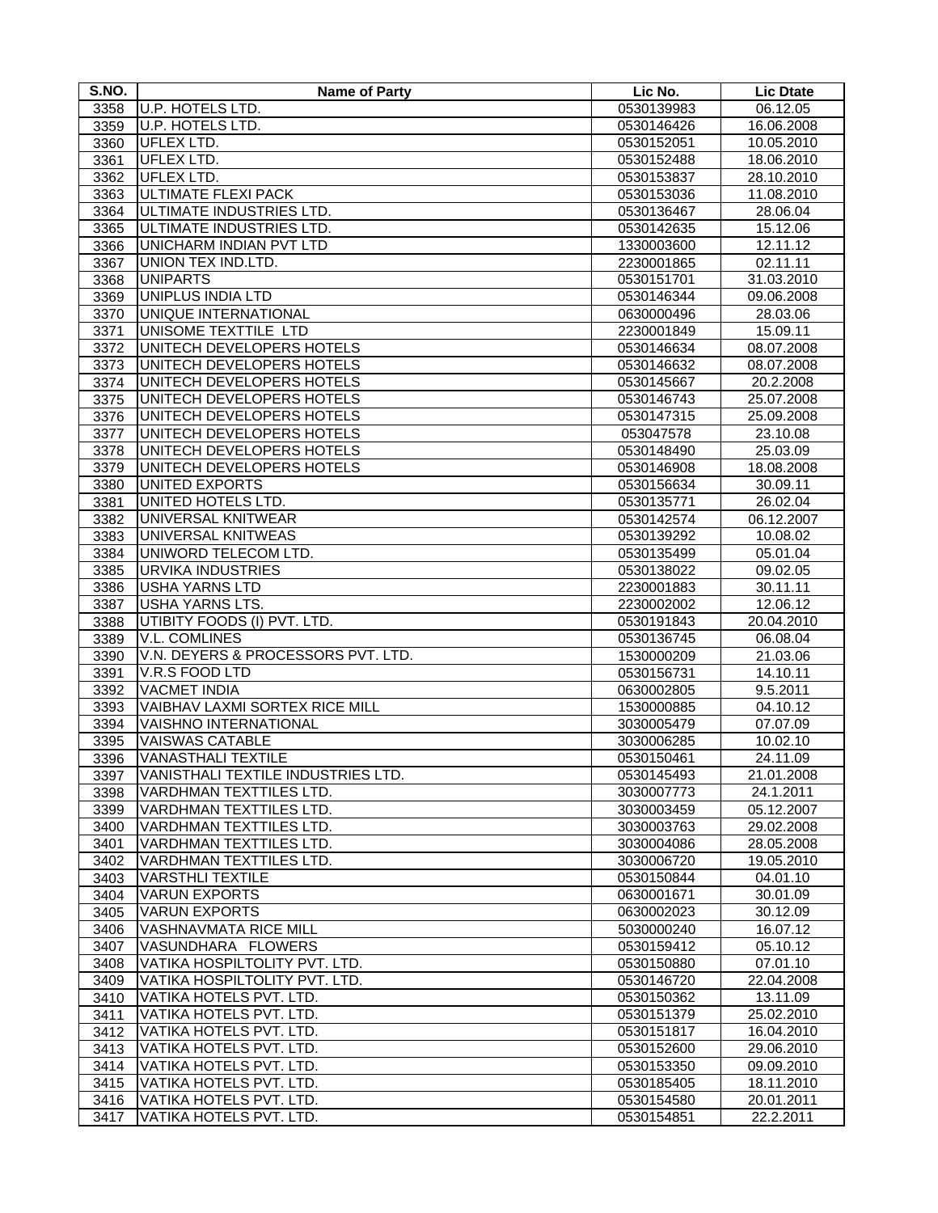| S.NO. | Name of Party | Lic No. | Lic Dtate |
|---|---|---|---|
| 3358 | U.P. HOTELS LTD. | 0530139983 | 06.12.05 |
| 3359 | U.P. HOTELS LTD. | 0530146426 | 16.06.2008 |
| 3360 | UFLEX LTD. | 0530152051 | 10.05.2010 |
| 3361 | UFLEX LTD. | 0530152488 | 18.06.2010 |
| 3362 | UFLEX LTD. | 0530153837 | 28.10.2010 |
| 3363 | ULTIMATE FLEXI PACK | 0530153036 | 11.08.2010 |
| 3364 | ULTIMATE INDUSTRIES LTD. | 0530136467 | 28.06.04 |
| 3365 | ULTIMATE INDUSTRIES LTD. | 0530142635 | 15.12.06 |
| 3366 | UNICHARM INDIAN PVT LTD | 1330003600 | 12.11.12 |
| 3367 | UNION TEX IND.LTD. | 2230001865 | 02.11.11 |
| 3368 | UNIPARTS | 0530151701 | 31.03.2010 |
| 3369 | UNIPLUS INDIA LTD | 0530146344 | 09.06.2008 |
| 3370 | UNIQUE INTERNATIONAL | 0630000496 | 28.03.06 |
| 3371 | UNISOME TEXTTILE LTD | 2230001849 | 15.09.11 |
| 3372 | UNITECH DEVELOPERS HOTELS | 0530146634 | 08.07.2008 |
| 3373 | UNITECH DEVELOPERS HOTELS | 0530146632 | 08.07.2008 |
| 3374 | UNITECH DEVELOPERS HOTELS | 0530145667 | 20.2.2008 |
| 3375 | UNITECH DEVELOPERS HOTELS | 0530146743 | 25.07.2008 |
| 3376 | UNITECH DEVELOPERS HOTELS | 0530147315 | 25.09.2008 |
| 3377 | UNITECH DEVELOPERS HOTELS | 053047578 | 23.10.08 |
| 3378 | UNITECH DEVELOPERS HOTELS | 0530148490 | 25.03.09 |
| 3379 | UNITECH DEVELOPERS HOTELS | 0530146908 | 18.08.2008 |
| 3380 | UNITED EXPORTS | 0530156634 | 30.09.11 |
| 3381 | UNITED HOTELS LTD. | 0530135771 | 26.02.04 |
| 3382 | UNIVERSAL KNITWEAR | 0530142574 | 06.12.2007 |
| 3383 | UNIVERSAL KNITWEAS | 0530139292 | 10.08.02 |
| 3384 | UNIWORD TELECOM LTD. | 0530135499 | 05.01.04 |
| 3385 | URVIKA INDUSTRIES | 0530138022 | 09.02.05 |
| 3386 | USHA YARNS LTD | 2230001883 | 30.11.11 |
| 3387 | USHA YARNS LTS. | 2230002002 | 12.06.12 |
| 3388 | UTIBITY FOODS (I) PVT. LTD. | 0530191843 | 20.04.2010 |
| 3389 | V.L. COMLINES | 0530136745 | 06.08.04 |
| 3390 | V.N. DEYERS & PROCESSORS PVT. LTD. | 1530000209 | 21.03.06 |
| 3391 | V.R.S FOOD LTD | 0530156731 | 14.10.11 |
| 3392 | VACMET INDIA | 0630002805 | 9.5.2011 |
| 3393 | VAIBHAV LAXMI SORTEX RICE MILL | 1530000885 | 04.10.12 |
| 3394 | VAISHNO INTERNATIONAL | 3030005479 | 07.07.09 |
| 3395 | VAISWAS CATABLE | 3030006285 | 10.02.10 |
| 3396 | VANASTHALI TEXTILE | 0530150461 | 24.11.09 |
| 3397 | VANISTHALI TEXTILE INDUSTRIES LTD. | 0530145493 | 21.01.2008 |
| 3398 | VARDHMAN TEXTTILES LTD. | 3030007773 | 24.1.2011 |
| 3399 | VARDHMAN TEXTTILES LTD. | 3030003459 | 05.12.2007 |
| 3400 | VARDHMAN TEXTTILES LTD. | 3030003763 | 29.02.2008 |
| 3401 | VARDHMAN TEXTTILES LTD. | 3030004086 | 28.05.2008 |
| 3402 | VARDHMAN TEXTTILES LTD. | 3030006720 | 19.05.2010 |
| 3403 | VARSTHLI TEXTILE | 0530150844 | 04.01.10 |
| 3404 | VARUN EXPORTS | 0630001671 | 30.01.09 |
| 3405 | VARUN EXPORTS | 0630002023 | 30.12.09 |
| 3406 | VASHNAVMATA RICE MILL | 5030000240 | 16.07.12 |
| 3407 | VASUNDHARA FLOWERS | 0530159412 | 05.10.12 |
| 3408 | VATIKA HOSPILTOLITY PVT. LTD. | 0530150880 | 07.01.10 |
| 3409 | VATIKA HOSPILTOLITY PVT. LTD. | 0530146720 | 22.04.2008 |
| 3410 | VATIKA HOTELS PVT. LTD. | 0530150362 | 13.11.09 |
| 3411 | VATIKA HOTELS PVT. LTD. | 0530151379 | 25.02.2010 |
| 3412 | VATIKA HOTELS PVT. LTD. | 0530151817 | 16.04.2010 |
| 3413 | VATIKA HOTELS PVT. LTD. | 0530152600 | 29.06.2010 |
| 3414 | VATIKA HOTELS PVT. LTD. | 0530153350 | 09.09.2010 |
| 3415 | VATIKA HOTELS PVT. LTD. | 0530185405 | 18.11.2010 |
| 3416 | VATIKA HOTELS PVT. LTD. | 0530154580 | 20.01.2011 |
| 3417 | VATIKA HOTELS PVT. LTD. | 0530154851 | 22.2.2011 |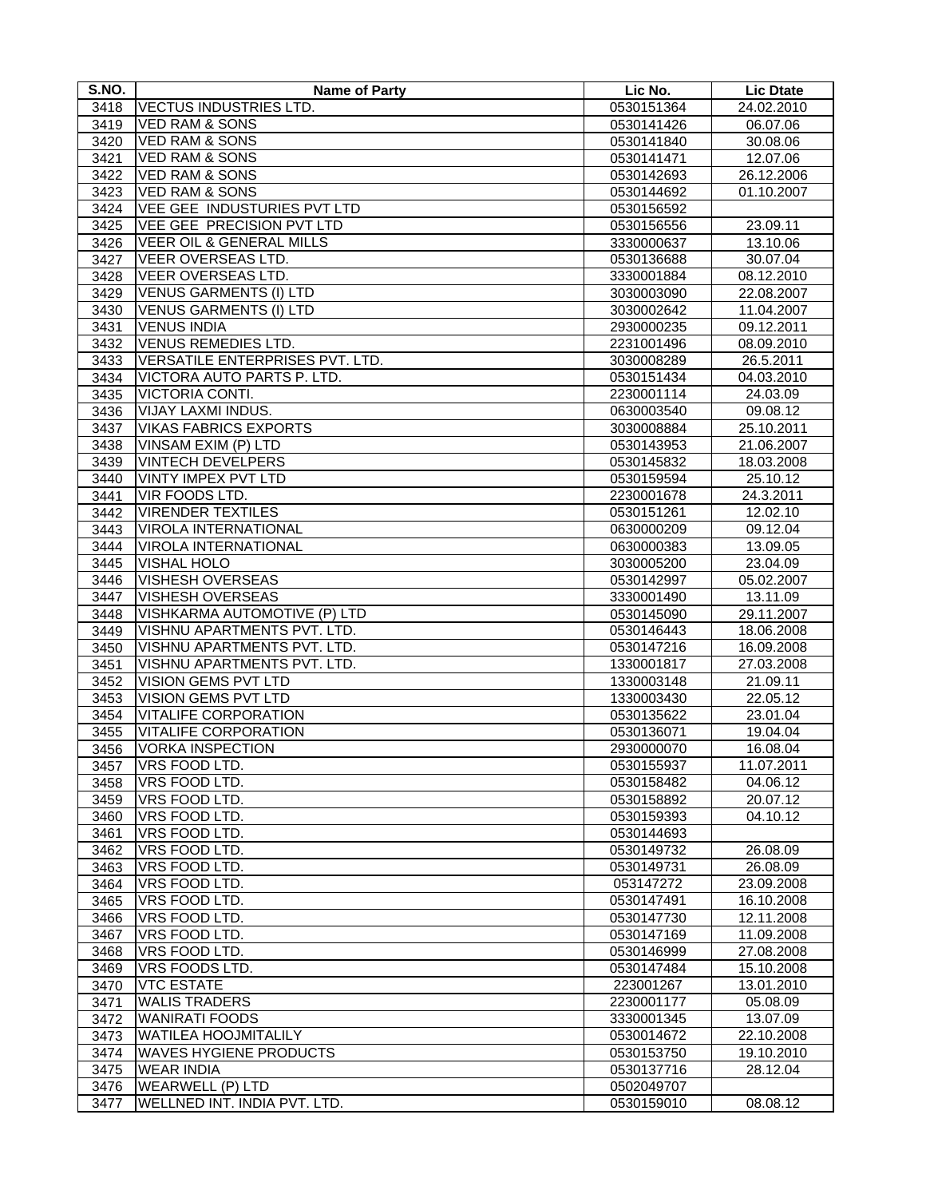| S.NO. | Name of Party | Lic No. | Lic Dtate |
|---|---|---|---|
| 3418 | VECTUS INDUSTRIES LTD. | 0530151364 | 24.02.2010 |
| 3419 | VED RAM & SONS | 0530141426 | 06.07.06 |
| 3420 | VED RAM & SONS | 0530141840 | 30.08.06 |
| 3421 | VED RAM & SONS | 0530141471 | 12.07.06 |
| 3422 | VED RAM & SONS | 0530142693 | 26.12.2006 |
| 3423 | VED RAM & SONS | 0530144692 | 01.10.2007 |
| 3424 | VEE GEE INDUSTURIES PVT LTD | 0530156592 | |
| 3425 | VEE GEE PRECISION PVT LTD | 0530156556 | 23.09.11 |
| 3426 | VEER OIL & GENERAL MILLS | 3330000637 | 13.10.06 |
| 3427 | VEER OVERSEAS LTD. | 0530136688 | 30.07.04 |
| 3428 | VEER OVERSEAS LTD. | 3330001884 | 08.12.2010 |
| 3429 | VENUS GARMENTS (I) LTD | 3030003090 | 22.08.2007 |
| 3430 | VENUS GARMENTS (I) LTD | 3030002642 | 11.04.2007 |
| 3431 | VENUS INDIA | 2930000235 | 09.12.2011 |
| 3432 | VENUS REMEDIES LTD. | 2231001496 | 08.09.2010 |
| 3433 | VERSATILE ENTERPRISES PVT. LTD. | 3030008289 | 26.5.2011 |
| 3434 | VICTORA AUTO PARTS P. LTD. | 0530151434 | 04.03.2010 |
| 3435 | VICTORIA CONTI. | 2230001114 | 24.03.09 |
| 3436 | VIJAY LAXMI INDUS. | 0630003540 | 09.08.12 |
| 3437 | VIKAS FABRICS EXPORTS | 3030008884 | 25.10.2011 |
| 3438 | VINSAM EXIM (P) LTD | 0530143953 | 21.06.2007 |
| 3439 | VINTECH DEVELPERS | 0530145832 | 18.03.2008 |
| 3440 | VINTY IMPEX PVT LTD | 0530159594 | 25.10.12 |
| 3441 | VIR FOODS LTD. | 2230001678 | 24.3.2011 |
| 3442 | VIRENDER TEXTILES | 0530151261 | 12.02.10 |
| 3443 | VIROLA INTERNATIONAL | 0630000209 | 09.12.04 |
| 3444 | VIROLA INTERNATIONAL | 0630000383 | 13.09.05 |
| 3445 | VISHAL HOLO | 3030005200 | 23.04.09 |
| 3446 | VISHESH OVERSEAS | 0530142997 | 05.02.2007 |
| 3447 | VISHESH OVERSEAS | 3330001490 | 13.11.09 |
| 3448 | VISHKARMA AUTOMOTIVE (P) LTD | 0530145090 | 29.11.2007 |
| 3449 | VISHNU APARTMENTS PVT. LTD. | 0530146443 | 18.06.2008 |
| 3450 | VISHNU APARTMENTS PVT. LTD. | 0530147216 | 16.09.2008 |
| 3451 | VISHNU APARTMENTS PVT. LTD. | 1330001817 | 27.03.2008 |
| 3452 | VISION GEMS PVT LTD | 1330003148 | 21.09.11 |
| 3453 | VISION GEMS PVT LTD | 1330003430 | 22.05.12 |
| 3454 | VITALIFE CORPORATION | 0530135622 | 23.01.04 |
| 3455 | VITALIFE CORPORATION | 0530136071 | 19.04.04 |
| 3456 | VORKA INSPECTION | 2930000070 | 16.08.04 |
| 3457 | VRS FOOD LTD. | 0530155937 | 11.07.2011 |
| 3458 | VRS FOOD LTD. | 0530158482 | 04.06.12 |
| 3459 | VRS FOOD LTD. | 0530158892 | 20.07.12 |
| 3460 | VRS FOOD LTD. | 0530159393 | 04.10.12 |
| 3461 | VRS FOOD LTD. | 0530144693 | |
| 3462 | VRS FOOD LTD. | 0530149732 | 26.08.09 |
| 3463 | VRS FOOD LTD. | 0530149731 | 26.08.09 |
| 3464 | VRS FOOD LTD. | 053147272 | 23.09.2008 |
| 3465 | VRS FOOD LTD. | 0530147491 | 16.10.2008 |
| 3466 | VRS FOOD LTD. | 0530147730 | 12.11.2008 |
| 3467 | VRS FOOD LTD. | 0530147169 | 11.09.2008 |
| 3468 | VRS FOOD LTD. | 0530146999 | 27.08.2008 |
| 3469 | VRS FOODS LTD. | 0530147484 | 15.10.2008 |
| 3470 | VTC ESTATE | 223001267 | 13.01.2010 |
| 3471 | WALIS TRADERS | 2230001177 | 05.08.09 |
| 3472 | WANIRATI FOODS | 3330001345 | 13.07.09 |
| 3473 | WATILEA HOOJMITALILY | 0530014672 | 22.10.2008 |
| 3474 | WAVES HYGIENE PRODUCTS | 0530153750 | 19.10.2010 |
| 3475 | WEAR INDIA | 0530137716 | 28.12.04 |
| 3476 | WEARWELL (P) LTD | 0502049707 | |
| 3477 | WELLNED INT. INDIA PVT. LTD. | 0530159010 | 08.08.12 |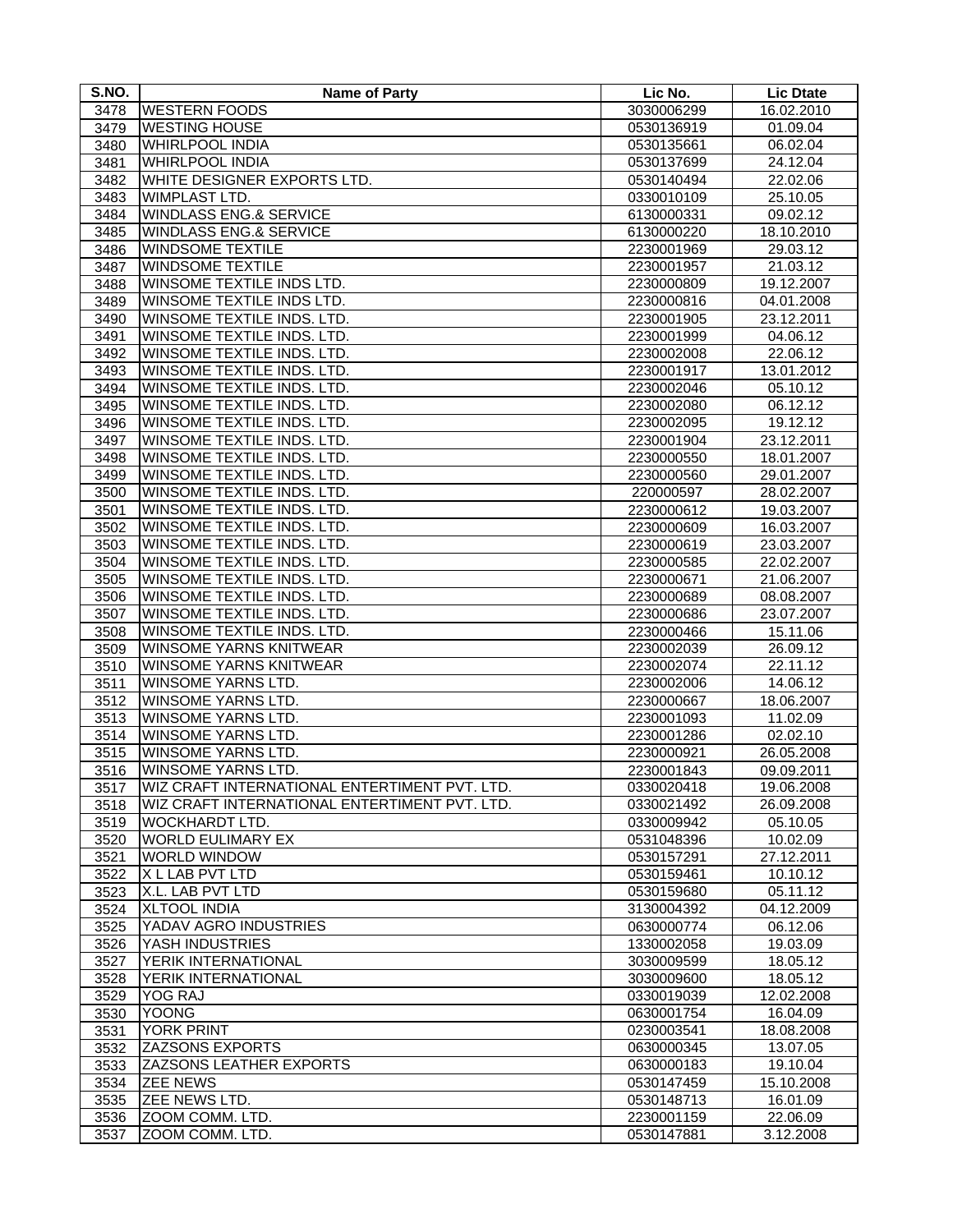| S.NO. | Name of Party | Lic No. | Lic Dtate |
|---|---|---|---|
| 3478 | WESTERN FOODS | 3030006299 | 16.02.2010 |
| 3479 | WESTING HOUSE | 0530136919 | 01.09.04 |
| 3480 | WHIRLPOOL INDIA | 0530135661 | 06.02.04 |
| 3481 | WHIRLPOOL INDIA | 0530137699 | 24.12.04 |
| 3482 | WHITE DESIGNER EXPORTS LTD. | 0530140494 | 22.02.06 |
| 3483 | WIMPLAST LTD. | 0330010109 | 25.10.05 |
| 3484 | WINDLASS ENG.& SERVICE | 6130000331 | 09.02.12 |
| 3485 | WINDLASS ENG.& SERVICE | 6130000220 | 18.10.2010 |
| 3486 | WINDSOME TEXTILE | 2230001969 | 29.03.12 |
| 3487 | WINDSOME TEXTILE | 2230001957 | 21.03.12 |
| 3488 | WINSOME TEXTILE INDS LTD. | 2230000809 | 19.12.2007 |
| 3489 | WINSOME TEXTILE INDS LTD. | 2230000816 | 04.01.2008 |
| 3490 | WINSOME TEXTILE INDS. LTD. | 2230001905 | 23.12.2011 |
| 3491 | WINSOME TEXTILE INDS. LTD. | 2230001999 | 04.06.12 |
| 3492 | WINSOME TEXTILE INDS. LTD. | 2230002008 | 22.06.12 |
| 3493 | WINSOME TEXTILE INDS. LTD. | 2230001917 | 13.01.2012 |
| 3494 | WINSOME TEXTILE INDS. LTD. | 2230002046 | 05.10.12 |
| 3495 | WINSOME TEXTILE INDS. LTD. | 2230002080 | 06.12.12 |
| 3496 | WINSOME TEXTILE INDS. LTD. | 2230002095 | 19.12.12 |
| 3497 | WINSOME TEXTILE INDS. LTD. | 2230001904 | 23.12.2011 |
| 3498 | WINSOME TEXTILE INDS. LTD. | 2230000550 | 18.01.2007 |
| 3499 | WINSOME TEXTILE INDS. LTD. | 2230000560 | 29.01.2007 |
| 3500 | WINSOME TEXTILE INDS. LTD. | 220000597 | 28.02.2007 |
| 3501 | WINSOME TEXTILE INDS. LTD. | 2230000612 | 19.03.2007 |
| 3502 | WINSOME TEXTILE INDS. LTD. | 2230000609 | 16.03.2007 |
| 3503 | WINSOME TEXTILE INDS. LTD. | 2230000619 | 23.03.2007 |
| 3504 | WINSOME TEXTILE INDS. LTD. | 2230000585 | 22.02.2007 |
| 3505 | WINSOME TEXTILE INDS. LTD. | 2230000671 | 21.06.2007 |
| 3506 | WINSOME TEXTILE INDS. LTD. | 2230000689 | 08.08.2007 |
| 3507 | WINSOME TEXTILE INDS. LTD. | 2230000686 | 23.07.2007 |
| 3508 | WINSOME TEXTILE INDS. LTD. | 2230000466 | 15.11.06 |
| 3509 | WINSOME YARNS KNITWEAR | 2230002039 | 26.09.12 |
| 3510 | WINSOME YARNS KNITWEAR | 2230002074 | 22.11.12 |
| 3511 | WINSOME YARNS LTD. | 2230002006 | 14.06.12 |
| 3512 | WINSOME YARNS LTD. | 2230000667 | 18.06.2007 |
| 3513 | WINSOME YARNS LTD. | 2230001093 | 11.02.09 |
| 3514 | WINSOME YARNS LTD. | 2230001286 | 02.02.10 |
| 3515 | WINSOME YARNS LTD. | 2230000921 | 26.05.2008 |
| 3516 | WINSOME YARNS LTD. | 2230001843 | 09.09.2011 |
| 3517 | WIZ CRAFT INTERNATIONAL ENTERTIMENT PVT. LTD. | 0330020418 | 19.06.2008 |
| 3518 | WIZ CRAFT INTERNATIONAL ENTERTIMENT PVT. LTD. | 0330021492 | 26.09.2008 |
| 3519 | WOCKHARDT LTD. | 0330009942 | 05.10.05 |
| 3520 | WORLD EULIMARY EX | 0531048396 | 10.02.09 |
| 3521 | WORLD WINDOW | 0530157291 | 27.12.2011 |
| 3522 | X L LAB PVT LTD | 0530159461 | 10.10.12 |
| 3523 | X.L. LAB PVT LTD | 0530159680 | 05.11.12 |
| 3524 | XLTOOL INDIA | 3130004392 | 04.12.2009 |
| 3525 | YADAV AGRO INDUSTRIES | 0630000774 | 06.12.06 |
| 3526 | YASH INDUSTRIES | 1330002058 | 19.03.09 |
| 3527 | YERIK INTERNATIONAL | 3030009599 | 18.05.12 |
| 3528 | YERIK INTERNATIONAL | 3030009600 | 18.05.12 |
| 3529 | YOG RAJ | 0330019039 | 12.02.2008 |
| 3530 | YOONG | 0630001754 | 16.04.09 |
| 3531 | YORK PRINT | 0230003541 | 18.08.2008 |
| 3532 | ZAZSONS EXPORTS | 0630000345 | 13.07.05 |
| 3533 | ZAZSONS LEATHER EXPORTS | 0630000183 | 19.10.04 |
| 3534 | ZEE NEWS | 0530147459 | 15.10.2008 |
| 3535 | ZEE NEWS LTD. | 0530148713 | 16.01.09 |
| 3536 | ZOOM COMM. LTD. | 2230001159 | 22.06.09 |
| 3537 | ZOOM COMM. LTD. | 0530147881 | 3.12.2008 |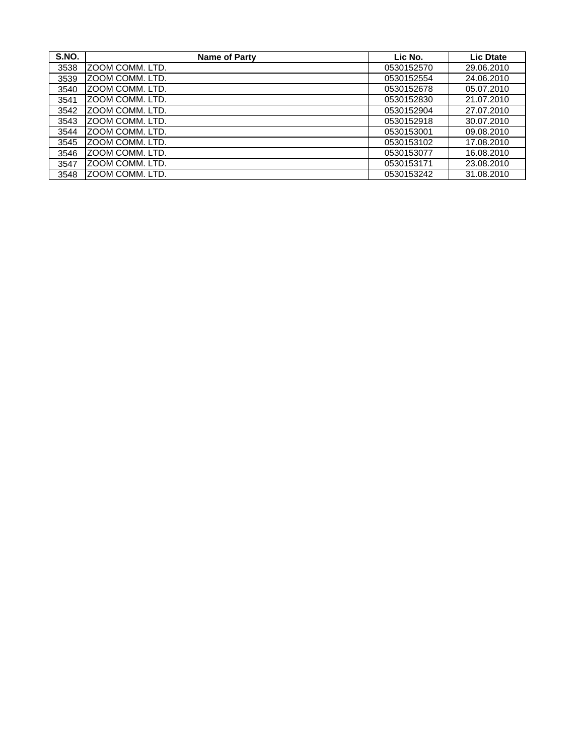| S.NO. | Name of Party | Lic No. | Lic Dtate |
|---|---|---|---|
| 3538 | ZOOM COMM. LTD. | 0530152570 | 29.06.2010 |
| 3539 | ZOOM COMM. LTD. | 0530152554 | 24.06.2010 |
| 3540 | ZOOM COMM. LTD. | 0530152678 | 05.07.2010 |
| 3541 | ZOOM COMM. LTD. | 0530152830 | 21.07.2010 |
| 3542 | ZOOM COMM. LTD. | 0530152904 | 27.07.2010 |
| 3543 | ZOOM COMM. LTD. | 0530152918 | 30.07.2010 |
| 3544 | ZOOM COMM. LTD. | 0530153001 | 09.08.2010 |
| 3545 | ZOOM COMM. LTD. | 0530153102 | 17.08.2010 |
| 3546 | ZOOM COMM. LTD. | 0530153077 | 16.08.2010 |
| 3547 | ZOOM COMM. LTD. | 0530153171 | 23.08.2010 |
| 3548 | ZOOM COMM. LTD. | 0530153242 | 31.08.2010 |